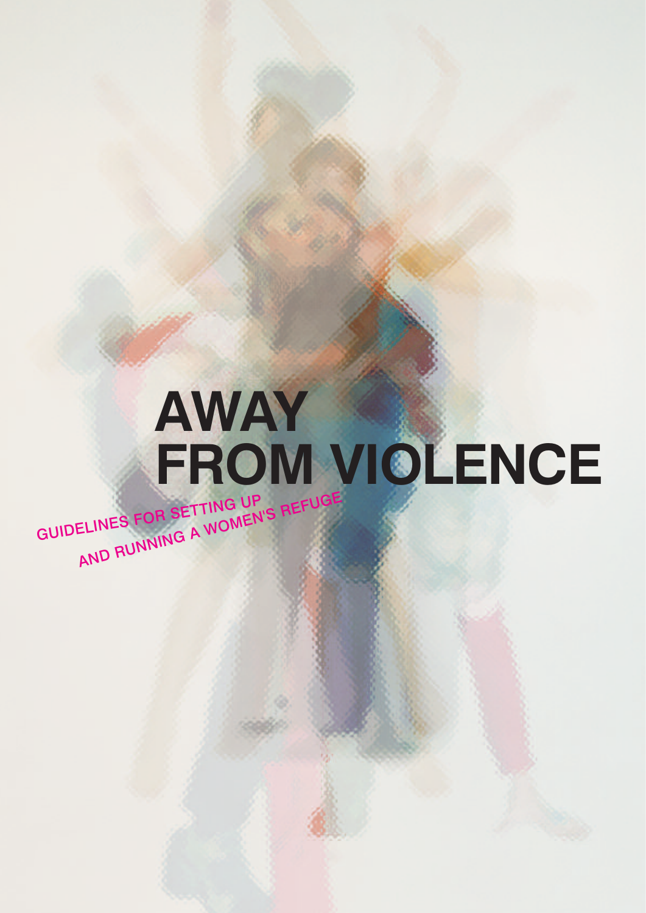# AWAY FROM VIOLENCE

GUIDELINES FOR SETTING UP AND RUNNING A WOMEN'S REFUGE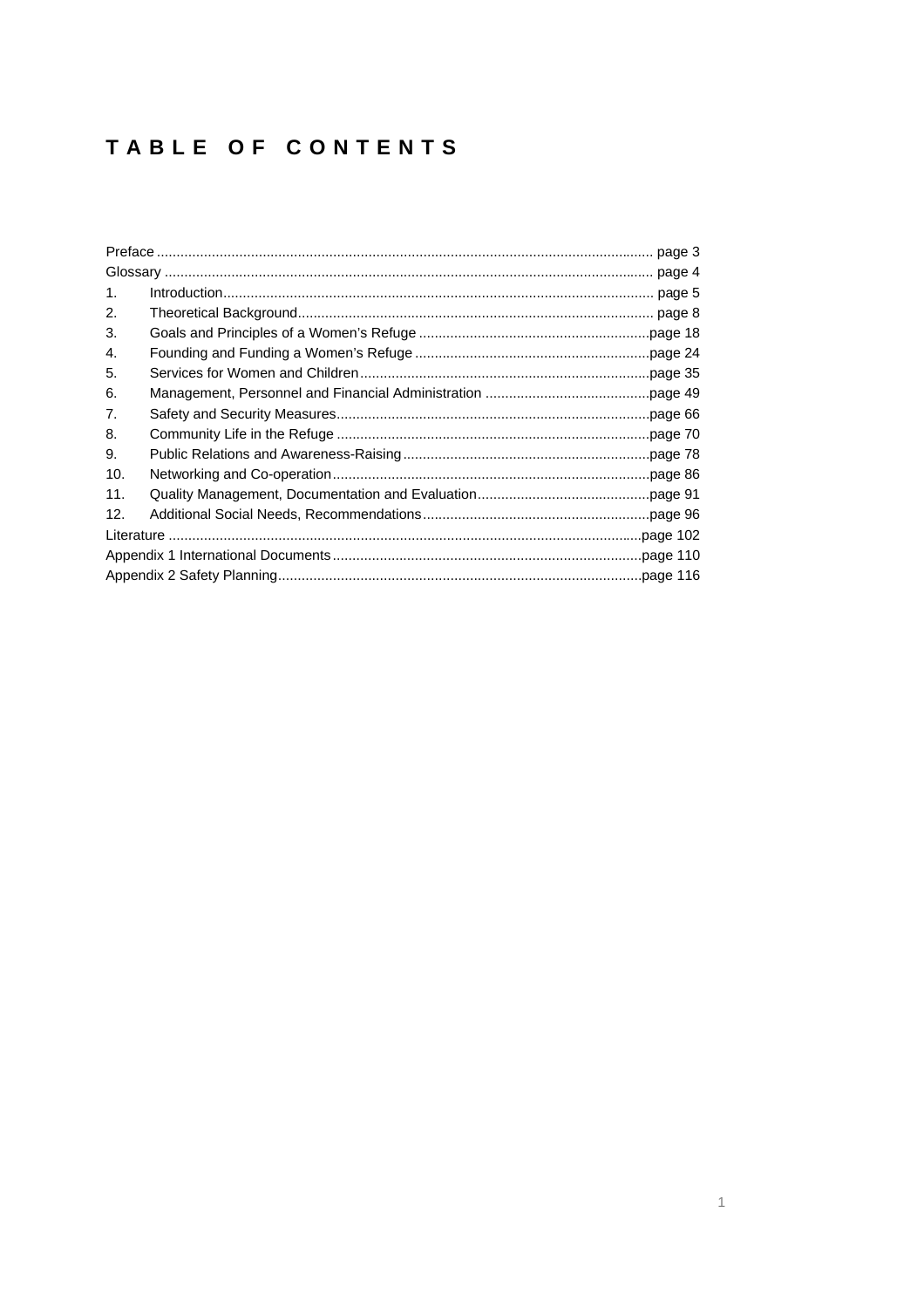# TABLE OF CONTENTS

| | | |
|---|---|---|
| Preface | | page 3 |
| Glossary | | page 4 |
| 1. | Introduction | page 5 |
| 2. | Theoretical Background | page 8 |
| 3. | Goals and Principles of a Women's Refuge | page 18 |
| 4. | Founding and Funding a Women's Refuge | page 24 |
| 5. | Services for Women and Children | page 35 |
| 6. | Management, Personnel and Financial Administration | page 49 |
| 7. | Safety and Security Measures | page 66 |
| 8. | Community Life in the Refuge | page 70 |
| 9. | Public Relations and Awareness-Raising | page 78 |
| 10. | Networking and Co-operation | page 86 |
| 11. | Quality Management, Documentation and Evaluation | page 91 |
| 12. | Additional Social Needs, Recommendations | page 96 |
| Literature | | page 102 |
| Appendix 1 International Documents | | page 110 |
| Appendix 2 Safety Planning | | page 116 |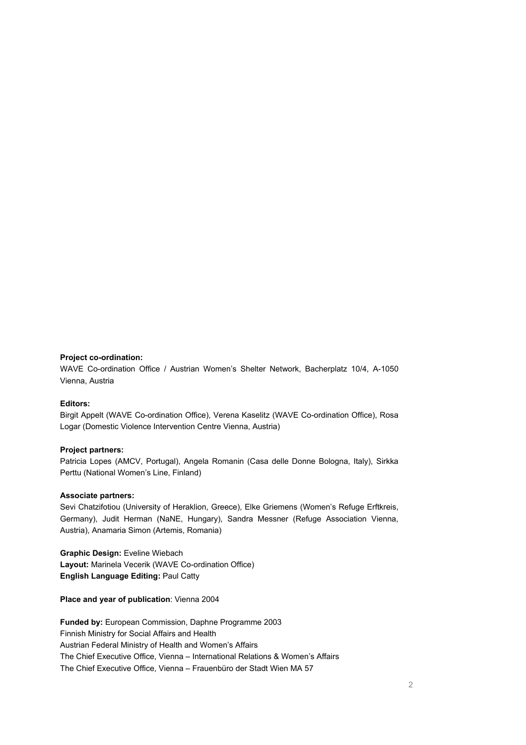**Project co-ordination:**
WAVE Co-ordination Office / Austrian Women's Shelter Network, Bacherplatz 10/4, A-1050 Vienna, Austria

**Editors:**
Birgit Appelt (WAVE Co-ordination Office), Verena Kaselitz (WAVE Co-ordination Office), Rosa Logar (Domestic Violence Intervention Centre Vienna, Austria)

**Project partners:**
Patricia Lopes (AMCV, Portugal), Angela Romanin (Casa delle Donne Bologna, Italy), Sirkka Perttu (National Women's Line, Finland)

**Associate partners:**
Sevi Chatzifotiou (University of Heraklion, Greece), Elke Griemens (Women's Refuge Erftkreis, Germany), Judit Herman (NaNE, Hungary), Sandra Messner (Refuge Association Vienna, Austria), Anamaria Simon (Artemis, Romania)

**Graphic Design:** Eveline Wiebach
**Layout:** Marinela Vecerik (WAVE Co-ordination Office)
**English Language Editing:** Paul Catty

**Place and year of publication**: Vienna 2004

**Funded by:** European Commission, Daphne Programme 2003
Finnish Ministry for Social Affairs and Health
Austrian Federal Ministry of Health and Women's Affairs
The Chief Executive Office, Vienna – International Relations & Women's Affairs
The Chief Executive Office, Vienna – Frauenbüro der Stadt Wien MA 57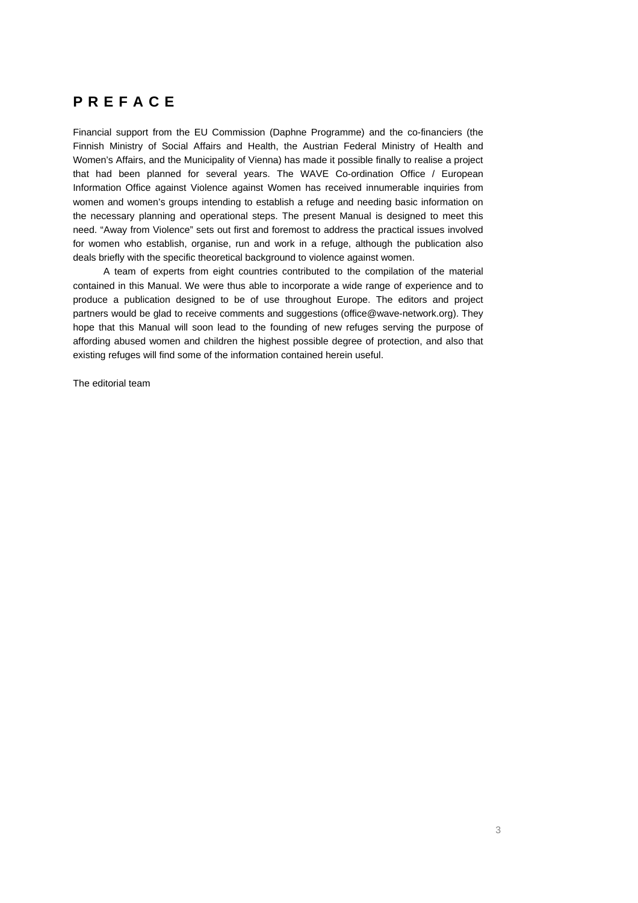# PREFACE

Financial support from the EU Commission (Daphne Programme) and the co-financiers (the Finnish Ministry of Social Affairs and Health, the Austrian Federal Ministry of Health and Women's Affairs, and the Municipality of Vienna) has made it possible finally to realise a project that had been planned for several years. The WAVE Co-ordination Office / European Information Office against Violence against Women has received innumerable inquiries from women and women's groups intending to establish a refuge and needing basic information on the necessary planning and operational steps. The present Manual is designed to meet this need. "Away from Violence" sets out first and foremost to address the practical issues involved for women who establish, organise, run and work in a refuge, although the publication also deals briefly with the specific theoretical background to violence against women.

A team of experts from eight countries contributed to the compilation of the material contained in this Manual. We were thus able to incorporate a wide range of experience and to produce a publication designed to be of use throughout Europe. The editors and project partners would be glad to receive comments and suggestions (office@wave-network.org). They hope that this Manual will soon lead to the founding of new refuges serving the purpose of affording abused women and children the highest possible degree of protection, and also that existing refuges will find some of the information contained herein useful.

The editorial team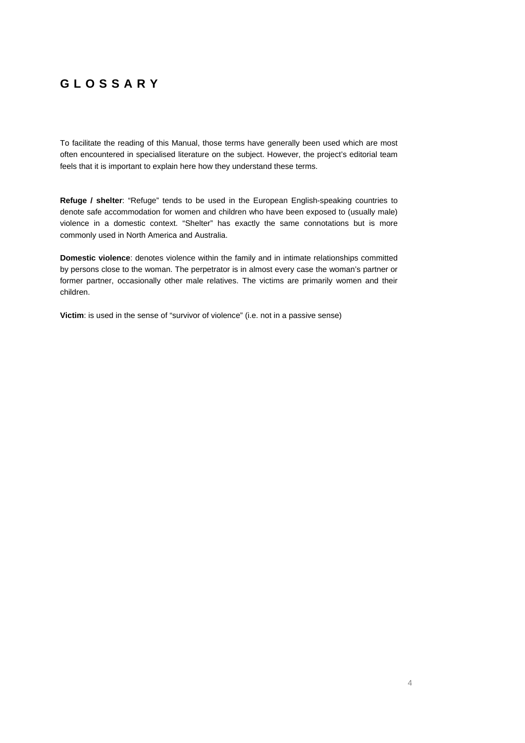# GLOSSARY

To facilitate the reading of this Manual, those terms have generally been used which are most often encountered in specialised literature on the subject. However, the project's editorial team feels that it is important to explain here how they understand these terms.

**Refuge / shelter**: "Refuge" tends to be used in the European English-speaking countries to denote safe accommodation for women and children who have been exposed to (usually male) violence in a domestic context. "Shelter" has exactly the same connotations but is more commonly used in North America and Australia.

**Domestic violence**: denotes violence within the family and in intimate relationships committed by persons close to the woman. The perpetrator is in almost every case the woman's partner or former partner, occasionally other male relatives. The victims are primarily women and their children.

**Victim**: is used in the sense of "survivor of violence" (i.e. not in a passive sense)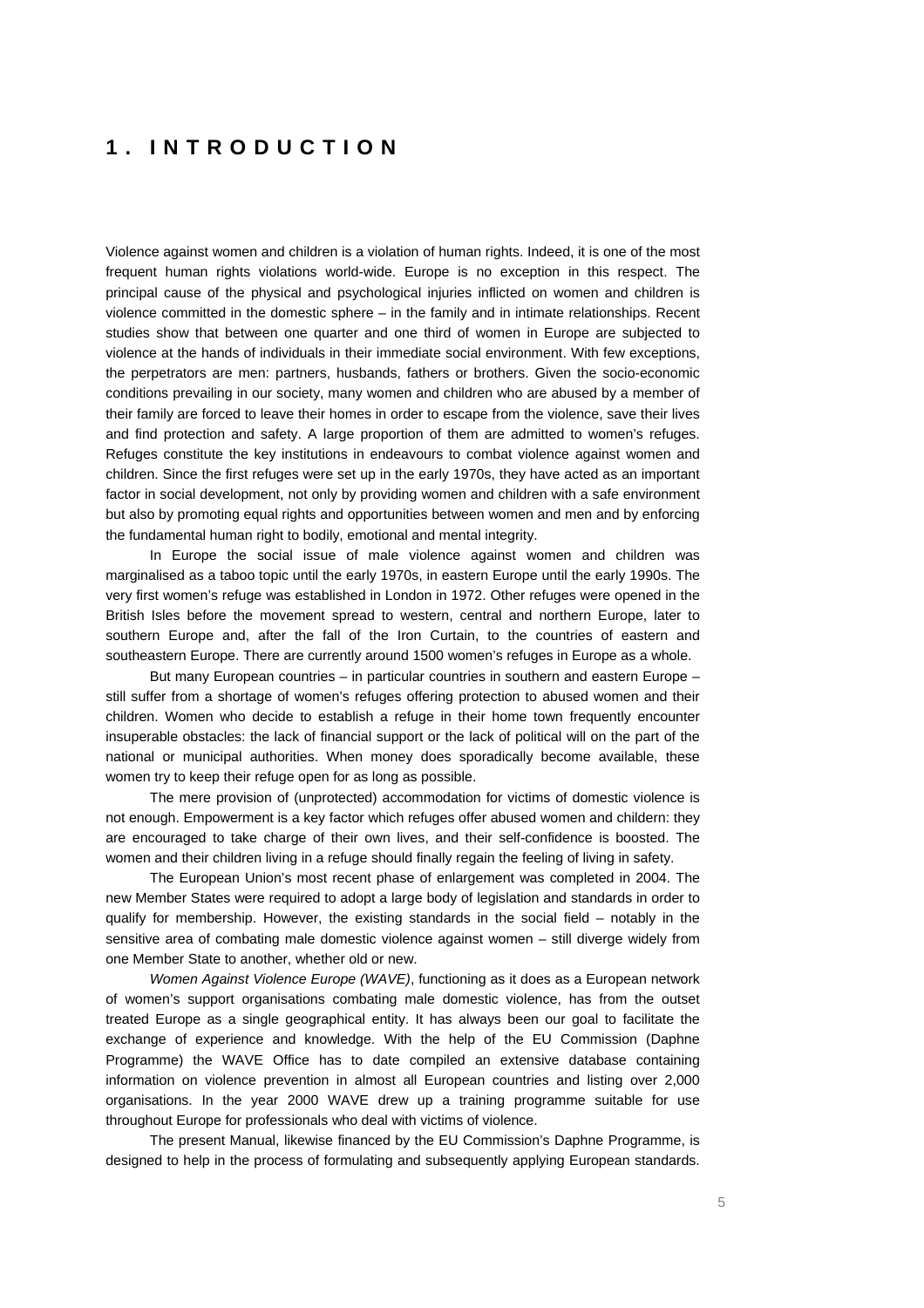# 1. INTRODUCTION

Violence against women and children is a violation of human rights. Indeed, it is one of the most frequent human rights violations world-wide. Europe is no exception in this respect. The principal cause of the physical and psychological injuries inflicted on women and children is violence committed in the domestic sphere – in the family and in intimate relationships. Recent studies show that between one quarter and one third of women in Europe are subjected to violence at the hands of individuals in their immediate social environment. With few exceptions, the perpetrators are men: partners, husbands, fathers or brothers. Given the socio-economic conditions prevailing in our society, many women and children who are abused by a member of their family are forced to leave their homes in order to escape from the violence, save their lives and find protection and safety. A large proportion of them are admitted to women's refuges. Refuges constitute the key institutions in endeavours to combat violence against women and children. Since the first refuges were set up in the early 1970s, they have acted as an important factor in social development, not only by providing women and children with a safe environment but also by promoting equal rights and opportunities between women and men and by enforcing the fundamental human right to bodily, emotional and mental integrity.

In Europe the social issue of male violence against women and children was marginalised as a taboo topic until the early 1970s, in eastern Europe until the early 1990s. The very first women's refuge was established in London in 1972. Other refuges were opened in the British Isles before the movement spread to western, central and northern Europe, later to southern Europe and, after the fall of the Iron Curtain, to the countries of eastern and southeastern Europe. There are currently around 1500 women's refuges in Europe as a whole.

But many European countries – in particular countries in southern and eastern Europe – still suffer from a shortage of women's refuges offering protection to abused women and their children. Women who decide to establish a refuge in their home town frequently encounter insuperable obstacles: the lack of financial support or the lack of political will on the part of the national or municipal authorities. When money does sporadically become available, these women try to keep their refuge open for as long as possible.

The mere provision of (unprotected) accommodation for victims of domestic violence is not enough. Empowerment is a key factor which refuges offer abused women and childern: they are encouraged to take charge of their own lives, and their self-confidence is boosted. The women and their children living in a refuge should finally regain the feeling of living in safety.

The European Union's most recent phase of enlargement was completed in 2004. The new Member States were required to adopt a large body of legislation and standards in order to qualify for membership. However, the existing standards in the social field – notably in the sensitive area of combating male domestic violence against women – still diverge widely from one Member State to another, whether old or new.

*Women Against Violence Europe (WAVE)*, functioning as it does as a European network of women's support organisations combating male domestic violence, has from the outset treated Europe as a single geographical entity. It has always been our goal to facilitate the exchange of experience and knowledge. With the help of the EU Commission (Daphne Programme) the WAVE Office has to date compiled an extensive database containing information on violence prevention in almost all European countries and listing over 2,000 organisations. In the year 2000 WAVE drew up a training programme suitable for use throughout Europe for professionals who deal with victims of violence.

The present Manual, likewise financed by the EU Commission's Daphne Programme, is designed to help in the process of formulating and subsequently applying European standards.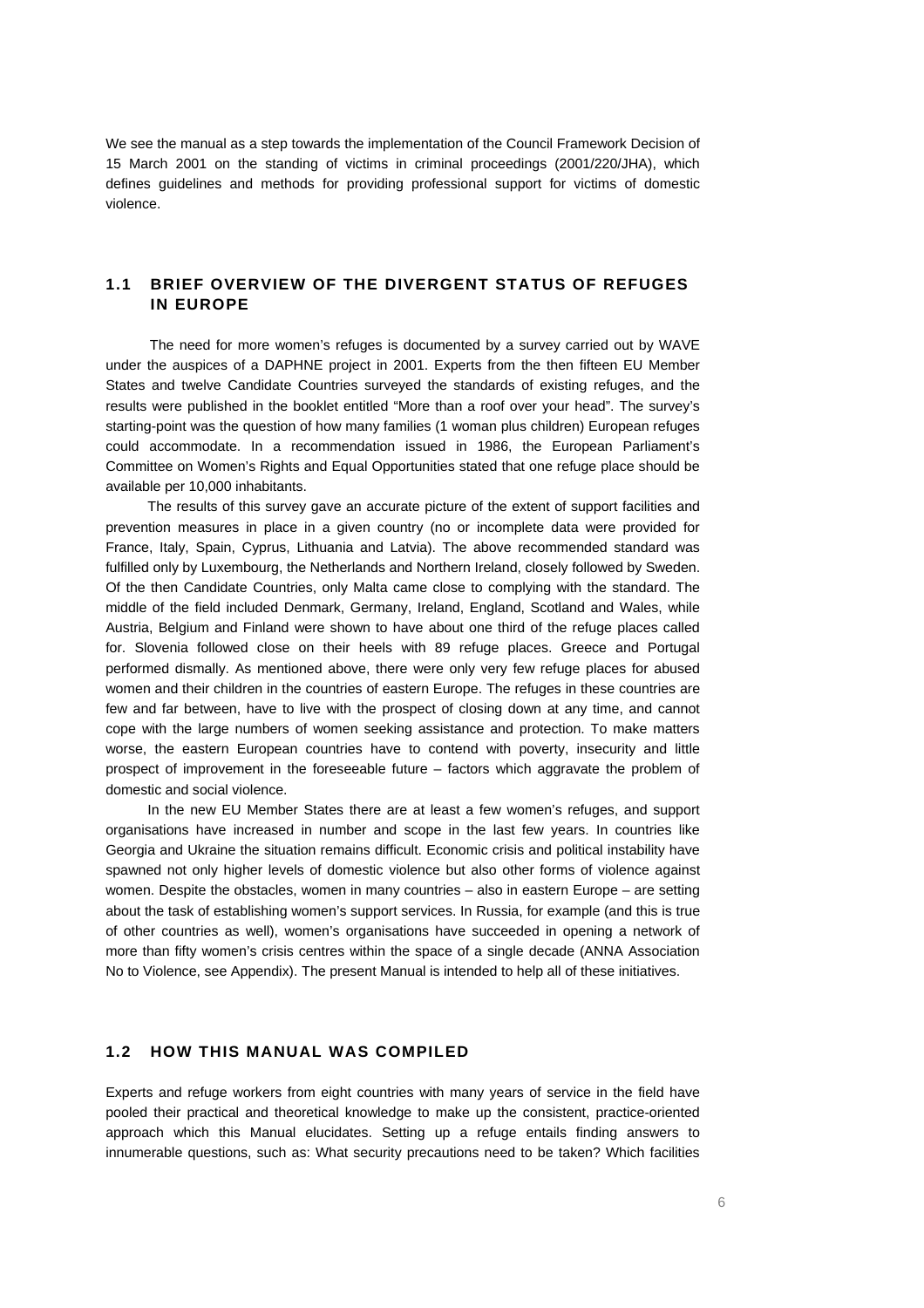We see the manual as a step towards the implementation of the Council Framework Decision of 15 March 2001 on the standing of victims in criminal proceedings (2001/220/JHA), which defines guidelines and methods for providing professional support for victims of domestic violence.

## 1.1 BRIEF OVERVIEW OF THE DIVERGENT STATUS OF REFUGES IN EUROPE

The need for more women's refuges is documented by a survey carried out by WAVE under the auspices of a DAPHNE project in 2001. Experts from the then fifteen EU Member States and twelve Candidate Countries surveyed the standards of existing refuges, and the results were published in the booklet entitled "More than a roof over your head". The survey's starting-point was the question of how many families (1 woman plus children) European refuges could accommodate. In a recommendation issued in 1986, the European Parliament's Committee on Women's Rights and Equal Opportunities stated that one refuge place should be available per 10,000 inhabitants.

The results of this survey gave an accurate picture of the extent of support facilities and prevention measures in place in a given country (no or incomplete data were provided for France, Italy, Spain, Cyprus, Lithuania and Latvia). The above recommended standard was fulfilled only by Luxembourg, the Netherlands and Northern Ireland, closely followed by Sweden. Of the then Candidate Countries, only Malta came close to complying with the standard. The middle of the field included Denmark, Germany, Ireland, England, Scotland and Wales, while Austria, Belgium and Finland were shown to have about one third of the refuge places called for. Slovenia followed close on their heels with 89 refuge places. Greece and Portugal performed dismally. As mentioned above, there were only very few refuge places for abused women and their children in the countries of eastern Europe. The refuges in these countries are few and far between, have to live with the prospect of closing down at any time, and cannot cope with the large numbers of women seeking assistance and protection. To make matters worse, the eastern European countries have to contend with poverty, insecurity and little prospect of improvement in the foreseeable future – factors which aggravate the problem of domestic and social violence.

In the new EU Member States there are at least a few women's refuges, and support organisations have increased in number and scope in the last few years. In countries like Georgia and Ukraine the situation remains difficult. Economic crisis and political instability have spawned not only higher levels of domestic violence but also other forms of violence against women. Despite the obstacles, women in many countries – also in eastern Europe – are setting about the task of establishing women's support services. In Russia, for example (and this is true of other countries as well), women's organisations have succeeded in opening a network of more than fifty women's crisis centres within the space of a single decade (ANNA Association No to Violence, see Appendix). The present Manual is intended to help all of these initiatives.

## 1.2 HOW THIS MANUAL WAS COMPILED

Experts and refuge workers from eight countries with many years of service in the field have pooled their practical and theoretical knowledge to make up the consistent, practice-oriented approach which this Manual elucidates. Setting up a refuge entails finding answers to innumerable questions, such as: What security precautions need to be taken? Which facilities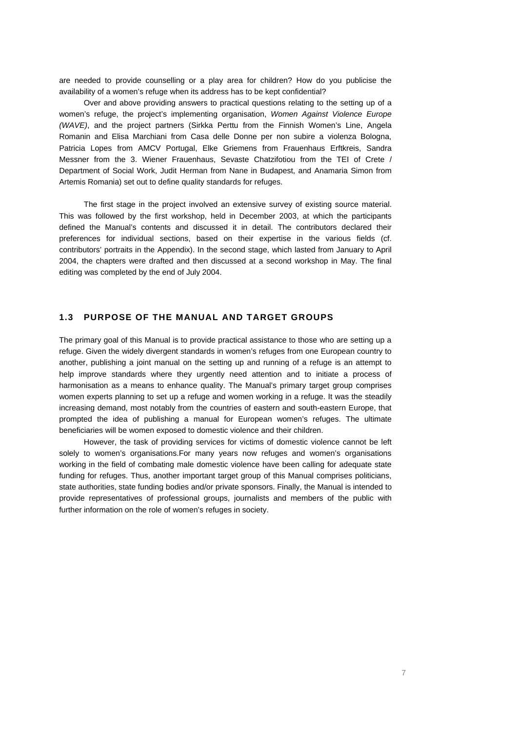are needed to provide counselling or a play area for children? How do you publicise the availability of a women's refuge when its address has to be kept confidential?

Over and above providing answers to practical questions relating to the setting up of a women's refuge, the project's implementing organisation, *Women Against Violence Europe (WAVE)*, and the project partners (Sirkka Perttu from the Finnish Women's Line, Angela Romanin and Elisa Marchiani from Casa delle Donne per non subire a violenza Bologna, Patricia Lopes from AMCV Portugal, Elke Griemens from Frauenhaus Erftkreis, Sandra Messner from the 3. Wiener Frauenhaus, Sevaste Chatzifotiou from the TEI of Crete / Department of Social Work, Judit Herman from Nane in Budapest, and Anamaria Simon from Artemis Romania) set out to define quality standards for refuges.

The first stage in the project involved an extensive survey of existing source material. This was followed by the first workshop, held in December 2003, at which the participants defined the Manual's contents and discussed it in detail. The contributors declared their preferences for individual sections, based on their expertise in the various fields (cf. contributors' portraits in the Appendix). In the second stage, which lasted from January to April 2004, the chapters were drafted and then discussed at a second workshop in May. The final editing was completed by the end of July 2004.

## 1.3 PURPOSE OF THE MANUAL AND TARGET GROUPS

The primary goal of this Manual is to provide practical assistance to those who are setting up a refuge. Given the widely divergent standards in women's refuges from one European country to another, publishing a joint manual on the setting up and running of a refuge is an attempt to help improve standards where they urgently need attention and to initiate a process of harmonisation as a means to enhance quality. The Manual's primary target group comprises women experts planning to set up a refuge and women working in a refuge. It was the steadily increasing demand, most notably from the countries of eastern and south-eastern Europe, that prompted the idea of publishing a manual for European women's refuges. The ultimate beneficiaries will be women exposed to domestic violence and their children.

However, the task of providing services for victims of domestic violence cannot be left solely to women's organisations.For many years now refuges and women's organisations working in the field of combating male domestic violence have been calling for adequate state funding for refuges. Thus, another important target group of this Manual comprises politicians, state authorities, state funding bodies and/or private sponsors. Finally, the Manual is intended to provide representatives of professional groups, journalists and members of the public with further information on the role of women's refuges in society.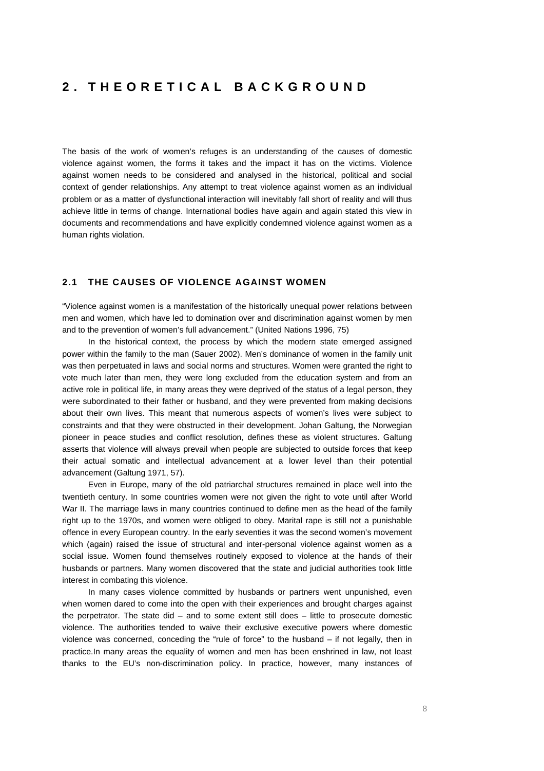# 2. THEORETICAL BACKGROUND

The basis of the work of women's refuges is an understanding of the causes of domestic violence against women, the forms it takes and the impact it has on the victims. Violence against women needs to be considered and analysed in the historical, political and social context of gender relationships. Any attempt to treat violence against women as an individual problem or as a matter of dysfunctional interaction will inevitably fall short of reality and will thus achieve little in terms of change. International bodies have again and again stated this view in documents and recommendations and have explicitly condemned violence against women as a human rights violation.

## 2.1 THE CAUSES OF VIOLENCE AGAINST WOMEN

"Violence against women is a manifestation of the historically unequal power relations between men and women, which have led to domination over and discrimination against women by men and to the prevention of women's full advancement." (United Nations 1996, 75)

In the historical context, the process by which the modern state emerged assigned power within the family to the man (Sauer 2002). Men's dominance of women in the family unit was then perpetuated in laws and social norms and structures. Women were granted the right to vote much later than men, they were long excluded from the education system and from an active role in political life, in many areas they were deprived of the status of a legal person, they were subordinated to their father or husband, and they were prevented from making decisions about their own lives. This meant that numerous aspects of women's lives were subject to constraints and that they were obstructed in their development. Johan Galtung, the Norwegian pioneer in peace studies and conflict resolution, defines these as violent structures. Galtung asserts that violence will always prevail when people are subjected to outside forces that keep their actual somatic and intellectual advancement at a lower level than their potential advancement (Galtung 1971, 57).

Even in Europe, many of the old patriarchal structures remained in place well into the twentieth century. In some countries women were not given the right to vote until after World War II. The marriage laws in many countries continued to define men as the head of the family right up to the 1970s, and women were obliged to obey. Marital rape is still not a punishable offence in every European country. In the early seventies it was the second women's movement which (again) raised the issue of structural and inter-personal violence against women as a social issue. Women found themselves routinely exposed to violence at the hands of their husbands or partners. Many women discovered that the state and judicial authorities took little interest in combating this violence.

In many cases violence committed by husbands or partners went unpunished, even when women dared to come into the open with their experiences and brought charges against the perpetrator. The state did – and to some extent still does – little to prosecute domestic violence. The authorities tended to waive their exclusive executive powers where domestic violence was concerned, conceding the "rule of force" to the husband – if not legally, then in practice.In many areas the equality of women and men has been enshrined in law, not least thanks to the EU's non-discrimination policy. In practice, however, many instances of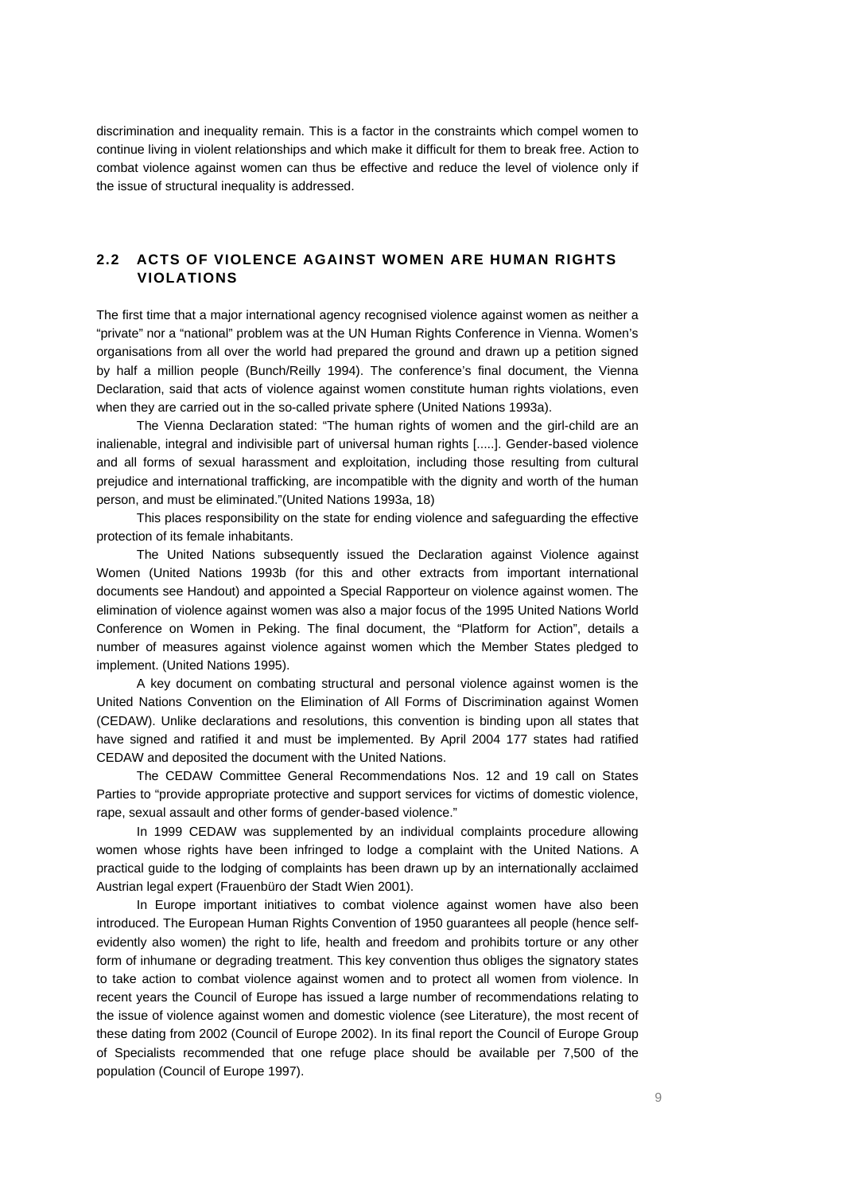discrimination and inequality remain. This is a factor in the constraints which compel women to continue living in violent relationships and which make it difficult for them to break free. Action to combat violence against women can thus be effective and reduce the level of violence only if the issue of structural inequality is addressed.

## 2.2 ACTS OF VIOLENCE AGAINST WOMEN ARE HUMAN RIGHTS VIOLATIONS

The first time that a major international agency recognised violence against women as neither a "private" nor a "national" problem was at the UN Human Rights Conference in Vienna. Women's organisations from all over the world had prepared the ground and drawn up a petition signed by half a million people (Bunch/Reilly 1994). The conference's final document, the Vienna Declaration, said that acts of violence against women constitute human rights violations, even when they are carried out in the so-called private sphere (United Nations 1993a).

The Vienna Declaration stated: "The human rights of women and the girl-child are an inalienable, integral and indivisible part of universal human rights [.....]. Gender-based violence and all forms of sexual harassment and exploitation, including those resulting from cultural prejudice and international trafficking, are incompatible with the dignity and worth of the human person, and must be eliminated."(United Nations 1993a, 18)

This places responsibility on the state for ending violence and safeguarding the effective protection of its female inhabitants.

The United Nations subsequently issued the Declaration against Violence against Women (United Nations 1993b (for this and other extracts from important international documents see Handout) and appointed a Special Rapporteur on violence against women. The elimination of violence against women was also a major focus of the 1995 United Nations World Conference on Women in Peking. The final document, the "Platform for Action", details a number of measures against violence against women which the Member States pledged to implement. (United Nations 1995).

A key document on combating structural and personal violence against women is the United Nations Convention on the Elimination of All Forms of Discrimination against Women (CEDAW). Unlike declarations and resolutions, this convention is binding upon all states that have signed and ratified it and must be implemented. By April 2004 177 states had ratified CEDAW and deposited the document with the United Nations.

The CEDAW Committee General Recommendations Nos. 12 and 19 call on States Parties to "provide appropriate protective and support services for victims of domestic violence, rape, sexual assault and other forms of gender-based violence."

In 1999 CEDAW was supplemented by an individual complaints procedure allowing women whose rights have been infringed to lodge a complaint with the United Nations. A practical guide to the lodging of complaints has been drawn up by an internationally acclaimed Austrian legal expert (Frauenbüro der Stadt Wien 2001).

In Europe important initiatives to combat violence against women have also been introduced. The European Human Rights Convention of 1950 guarantees all people (hence self-evidently also women) the right to life, health and freedom and prohibits torture or any other form of inhumane or degrading treatment. This key convention thus obliges the signatory states to take action to combat violence against women and to protect all women from violence. In recent years the Council of Europe has issued a large number of recommendations relating to the issue of violence against women and domestic violence (see Literature), the most recent of these dating from 2002 (Council of Europe 2002). In its final report the Council of Europe Group of Specialists recommended that one refuge place should be available per 7,500 of the population (Council of Europe 1997).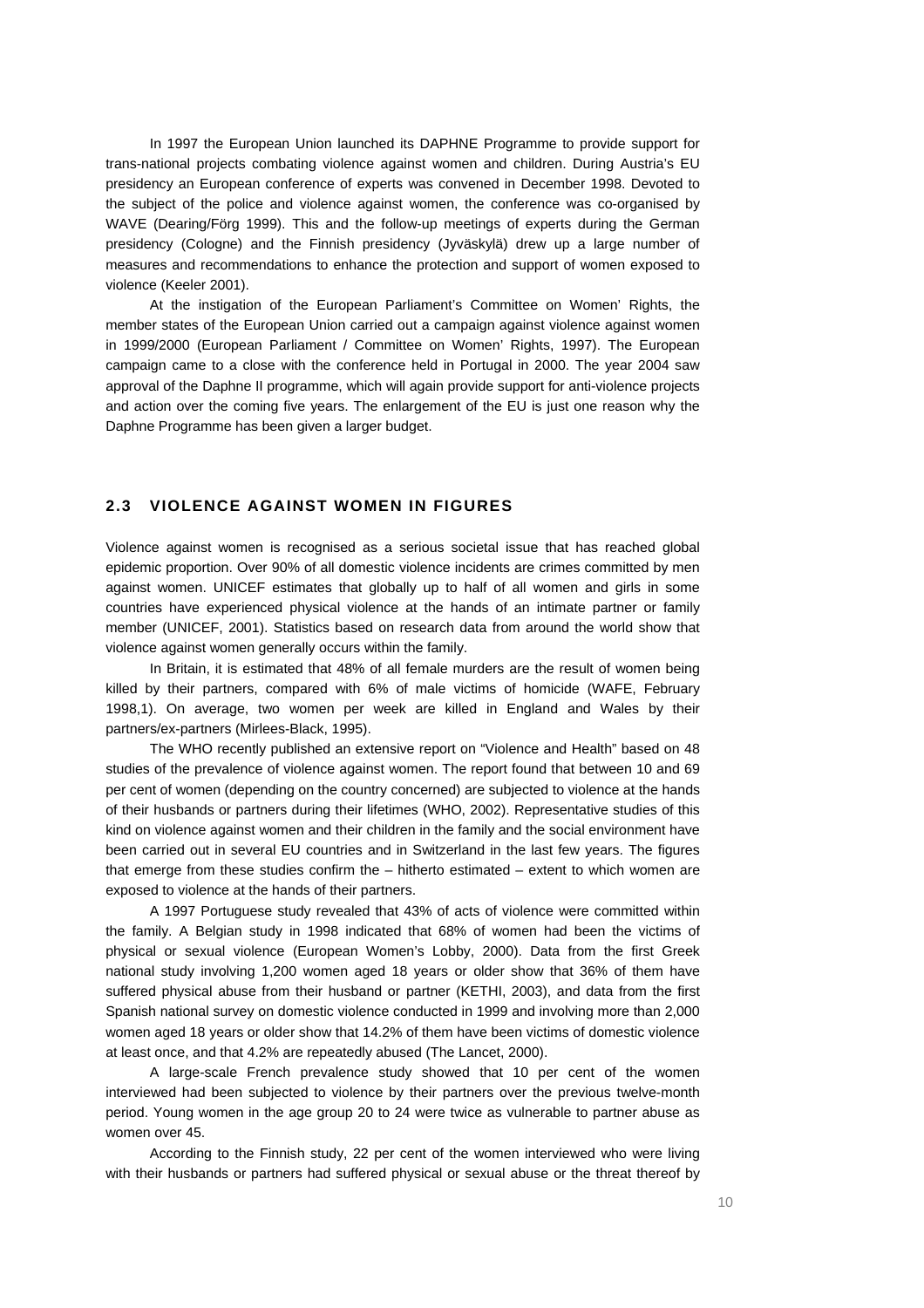In 1997 the European Union launched its DAPHNE Programme to provide support for trans-national projects combating violence against women and children. During Austria's EU presidency an European conference of experts was convened in December 1998. Devoted to the subject of the police and violence against women, the conference was co-organised by WAVE (Dearing/Förg 1999). This and the follow-up meetings of experts during the German presidency (Cologne) and the Finnish presidency (Jyväskylä) drew up a large number of measures and recommendations to enhance the protection and support of women exposed to violence (Keeler 2001).

At the instigation of the European Parliament's Committee on Women' Rights, the member states of the European Union carried out a campaign against violence against women in 1999/2000 (European Parliament / Committee on Women' Rights, 1997). The European campaign came to a close with the conference held in Portugal in 2000. The year 2004 saw approval of the Daphne II programme, which will again provide support for anti-violence projects and action over the coming five years. The enlargement of the EU is just one reason why the Daphne Programme has been given a larger budget.

## 2.3 VIOLENCE AGAINST WOMEN IN FIGURES

Violence against women is recognised as a serious societal issue that has reached global epidemic proportion. Over 90% of all domestic violence incidents are crimes committed by men against women. UNICEF estimates that globally up to half of all women and girls in some countries have experienced physical violence at the hands of an intimate partner or family member (UNICEF, 2001). Statistics based on research data from around the world show that violence against women generally occurs within the family.

In Britain, it is estimated that 48% of all female murders are the result of women being killed by their partners, compared with 6% of male victims of homicide (WAFE, February 1998,1). On average, two women per week are killed in England and Wales by their partners/ex-partners (Mirlees-Black, 1995).

The WHO recently published an extensive report on "Violence and Health" based on 48 studies of the prevalence of violence against women. The report found that between 10 and 69 per cent of women (depending on the country concerned) are subjected to violence at the hands of their husbands or partners during their lifetimes (WHO, 2002). Representative studies of this kind on violence against women and their children in the family and the social environment have been carried out in several EU countries and in Switzerland in the last few years. The figures that emerge from these studies confirm the – hitherto estimated – extent to which women are exposed to violence at the hands of their partners.

A 1997 Portuguese study revealed that 43% of acts of violence were committed within the family. A Belgian study in 1998 indicated that 68% of women had been the victims of physical or sexual violence (European Women's Lobby, 2000). Data from the first Greek national study involving 1,200 women aged 18 years or older show that 36% of them have suffered physical abuse from their husband or partner (KETHI, 2003), and data from the first Spanish national survey on domestic violence conducted in 1999 and involving more than 2,000 women aged 18 years or older show that 14.2% of them have been victims of domestic violence at least once, and that 4.2% are repeatedly abused (The Lancet, 2000).

A large-scale French prevalence study showed that 10 per cent of the women interviewed had been subjected to violence by their partners over the previous twelve-month period. Young women in the age group 20 to 24 were twice as vulnerable to partner abuse as women over 45.

According to the Finnish study, 22 per cent of the women interviewed who were living with their husbands or partners had suffered physical or sexual abuse or the threat thereof by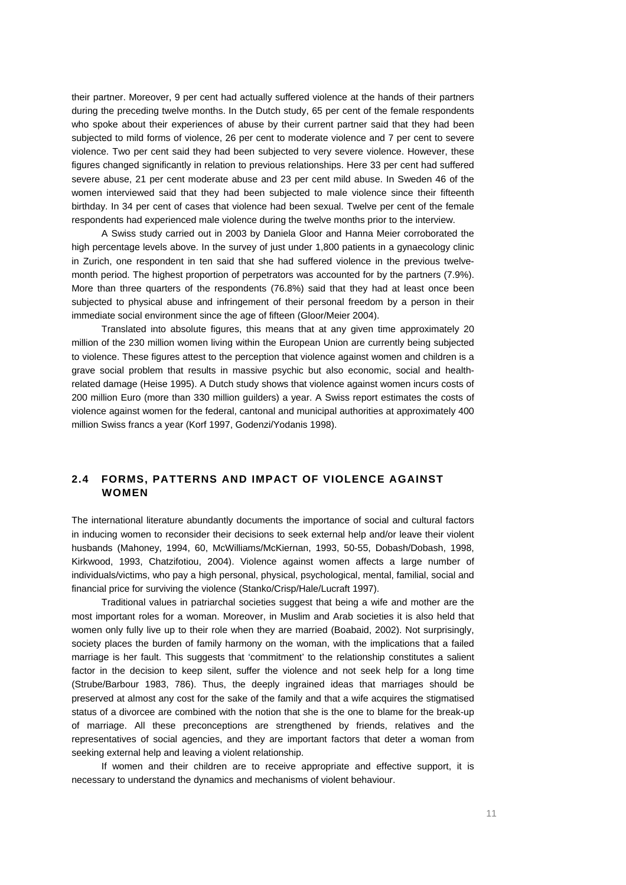their partner. Moreover, 9 per cent had actually suffered violence at the hands of their partners during the preceding twelve months. In the Dutch study, 65 per cent of the female respondents who spoke about their experiences of abuse by their current partner said that they had been subjected to mild forms of violence, 26 per cent to moderate violence and 7 per cent to severe violence. Two per cent said they had been subjected to very severe violence. However, these figures changed significantly in relation to previous relationships. Here 33 per cent had suffered severe abuse, 21 per cent moderate abuse and 23 per cent mild abuse. In Sweden 46 of the women interviewed said that they had been subjected to male violence since their fifteenth birthday. In 34 per cent of cases that violence had been sexual. Twelve per cent of the female respondents had experienced male violence during the twelve months prior to the interview.

A Swiss study carried out in 2003 by Daniela Gloor and Hanna Meier corroborated the high percentage levels above. In the survey of just under 1,800 patients in a gynaecology clinic in Zurich, one respondent in ten said that she had suffered violence in the previous twelve-month period. The highest proportion of perpetrators was accounted for by the partners (7.9%). More than three quarters of the respondents (76.8%) said that they had at least once been subjected to physical abuse and infringement of their personal freedom by a person in their immediate social environment since the age of fifteen (Gloor/Meier 2004).

Translated into absolute figures, this means that at any given time approximately 20 million of the 230 million women living within the European Union are currently being subjected to violence. These figures attest to the perception that violence against women and children is a grave social problem that results in massive psychic but also economic, social and health-related damage (Heise 1995). A Dutch study shows that violence against women incurs costs of 200 million Euro (more than 330 million guilders) a year. A Swiss report estimates the costs of violence against women for the federal, cantonal and municipal authorities at approximately 400 million Swiss francs a year (Korf 1997, Godenzi/Yodanis 1998).

## 2.4 FORMS, PATTERNS AND IMPACT OF VIOLENCE AGAINST WOMEN

The international literature abundantly documents the importance of social and cultural factors in inducing women to reconsider their decisions to seek external help and/or leave their violent husbands (Mahoney, 1994, 60, McWilliams/McKiernan, 1993, 50-55, Dobash/Dobash, 1998, Kirkwood, 1993, Chatzifotiou, 2004). Violence against women affects a large number of individuals/victims, who pay a high personal, physical, psychological, mental, familial, social and financial price for surviving the violence (Stanko/Crisp/Hale/Lucraft 1997).

Traditional values in patriarchal societies suggest that being a wife and mother are the most important roles for a woman. Moreover, in Muslim and Arab societies it is also held that women only fully live up to their role when they are married (Boabaid, 2002). Not surprisingly, society places the burden of family harmony on the woman, with the implications that a failed marriage is her fault. This suggests that 'commitment' to the relationship constitutes a salient factor in the decision to keep silent, suffer the violence and not seek help for a long time (Strube/Barbour 1983, 786). Thus, the deeply ingrained ideas that marriages should be preserved at almost any cost for the sake of the family and that a wife acquires the stigmatised status of a divorcee are combined with the notion that she is the one to blame for the break-up of marriage. All these preconceptions are strengthened by friends, relatives and the representatives of social agencies, and they are important factors that deter a woman from seeking external help and leaving a violent relationship.

If women and their children are to receive appropriate and effective support, it is necessary to understand the dynamics and mechanisms of violent behaviour.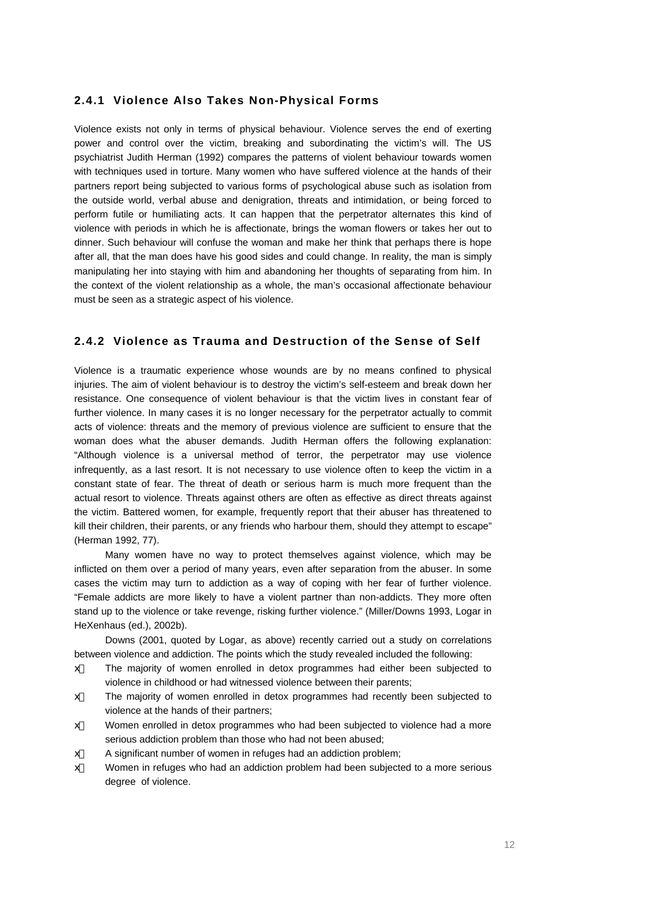### 2.4.1 Violence Also Takes Non-Physical Forms

Violence exists not only in terms of physical behaviour. Violence serves the end of exerting power and control over the victim, breaking and subordinating the victim's will. The US psychiatrist Judith Herman (1992) compares the patterns of violent behaviour towards women with techniques used in torture. Many women who have suffered violence at the hands of their partners report being subjected to various forms of psychological abuse such as isolation from the outside world, verbal abuse and denigration, threats and intimidation, or being forced to perform futile or humiliating acts. It can happen that the perpetrator alternates this kind of violence with periods in which he is affectionate, brings the woman flowers or takes her out to dinner. Such behaviour will confuse the woman and make her think that perhaps there is hope after all, that the man does have his good sides and could change. In reality, the man is simply manipulating her into staying with him and abandoning her thoughts of separating from him. In the context of the violent relationship as a whole, the man's occasional affectionate behaviour must be seen as a strategic aspect of his violence.

### 2.4.2 Violence as Trauma and Destruction of the Sense of Self

Violence is a traumatic experience whose wounds are by no means confined to physical injuries. The aim of violent behaviour is to destroy the victim's self-esteem and break down her resistance. One consequence of violent behaviour is that the victim lives in constant fear of further violence. In many cases it is no longer necessary for the perpetrator actually to commit acts of violence: threats and the memory of previous violence are sufficient to ensure that the woman does what the abuser demands. Judith Herman offers the following explanation: "Although violence is a universal method of terror, the perpetrator may use violence infrequently, as a last resort. It is not necessary to use violence often to keep the victim in a constant state of fear. The threat of death or serious harm is much more frequent than the actual resort to violence. Threats against others are often as effective as direct threats against the victim. Battered women, for example, frequently report that their abuser has threatened to kill their children, their parents, or any friends who harbour them, should they attempt to escape" (Herman 1992, 77).

Many women have no way to protect themselves against violence, which may be inflicted on them over a period of many years, even after separation from the abuser. In some cases the victim may turn to addiction as a way of coping with her fear of further violence. "Female addicts are more likely to have a violent partner than non-addicts. They more often stand up to the violence or take revenge, risking further violence." (Miller/Downs 1993, Logar in HeXenhaus (ed.), 2002b).

Downs (2001, quoted by Logar, as above) recently carried out a study on correlations between violence and addiction. The points which the study revealed included the following:

- The majority of women enrolled in detox programmes had either been subjected to violence in childhood or had witnessed violence between their parents;
- The majority of women enrolled in detox programmes had recently been subjected to violence at the hands of their partners;
- Women enrolled in detox programmes who had been subjected to violence had a more serious addiction problem than those who had not been abused;
- A significant number of women in refuges had an addiction problem;
- Women in refuges who had an addiction problem had been subjected to a more serious degree of violence.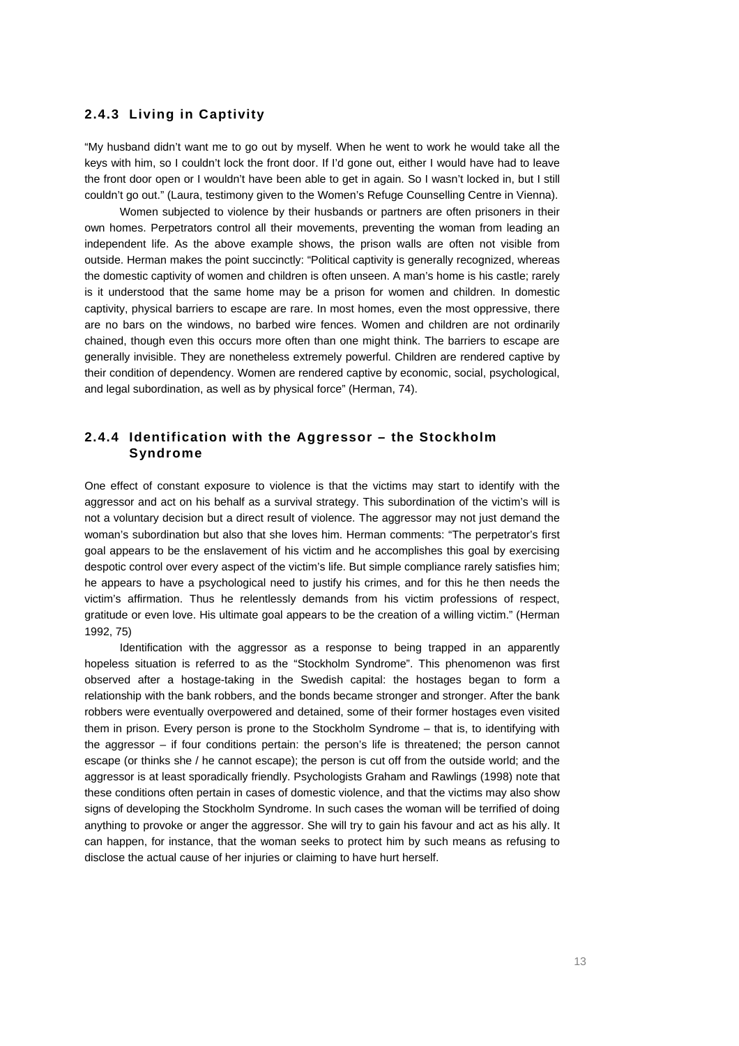### 2.4.3 Living in Captivity

"My husband didn't want me to go out by myself. When he went to work he would take all the keys with him, so I couldn't lock the front door. If I'd gone out, either I would have had to leave the front door open or I wouldn't have been able to get in again. So I wasn't locked in, but I still couldn't go out." (Laura, testimony given to the Women's Refuge Counselling Centre in Vienna).

Women subjected to violence by their husbands or partners are often prisoners in their own homes. Perpetrators control all their movements, preventing the woman from leading an independent life. As the above example shows, the prison walls are often not visible from outside. Herman makes the point succinctly: "Political captivity is generally recognized, whereas the domestic captivity of women and children is often unseen. A man's home is his castle; rarely is it understood that the same home may be a prison for women and children. In domestic captivity, physical barriers to escape are rare. In most homes, even the most oppressive, there are no bars on the windows, no barbed wire fences. Women and children are not ordinarily chained, though even this occurs more often than one might think. The barriers to escape are generally invisible. They are nonetheless extremely powerful. Children are rendered captive by their condition of dependency. Women are rendered captive by economic, social, psychological, and legal subordination, as well as by physical force" (Herman, 74).

### 2.4.4 Identification with the Aggressor – the Stockholm Syndrome

One effect of constant exposure to violence is that the victims may start to identify with the aggressor and act on his behalf as a survival strategy. This subordination of the victim's will is not a voluntary decision but a direct result of violence. The aggressor may not just demand the woman's subordination but also that she loves him. Herman comments: "The perpetrator's first goal appears to be the enslavement of his victim and he accomplishes this goal by exercising despotic control over every aspect of the victim's life. But simple compliance rarely satisfies him; he appears to have a psychological need to justify his crimes, and for this he then needs the victim's affirmation. Thus he relentlessly demands from his victim professions of respect, gratitude or even love. His ultimate goal appears to be the creation of a willing victim." (Herman 1992, 75)

Identification with the aggressor as a response to being trapped in an apparently hopeless situation is referred to as the "Stockholm Syndrome". This phenomenon was first observed after a hostage-taking in the Swedish capital: the hostages began to form a relationship with the bank robbers, and the bonds became stronger and stronger. After the bank robbers were eventually overpowered and detained, some of their former hostages even visited them in prison. Every person is prone to the Stockholm Syndrome – that is, to identifying with the aggressor – if four conditions pertain: the person's life is threatened; the person cannot escape (or thinks she / he cannot escape); the person is cut off from the outside world; and the aggressor is at least sporadically friendly. Psychologists Graham and Rawlings (1998) note that these conditions often pertain in cases of domestic violence, and that the victims may also show signs of developing the Stockholm Syndrome. In such cases the woman will be terrified of doing anything to provoke or anger the aggressor. She will try to gain his favour and act as his ally. It can happen, for instance, that the woman seeks to protect him by such means as refusing to disclose the actual cause of her injuries or claiming to have hurt herself.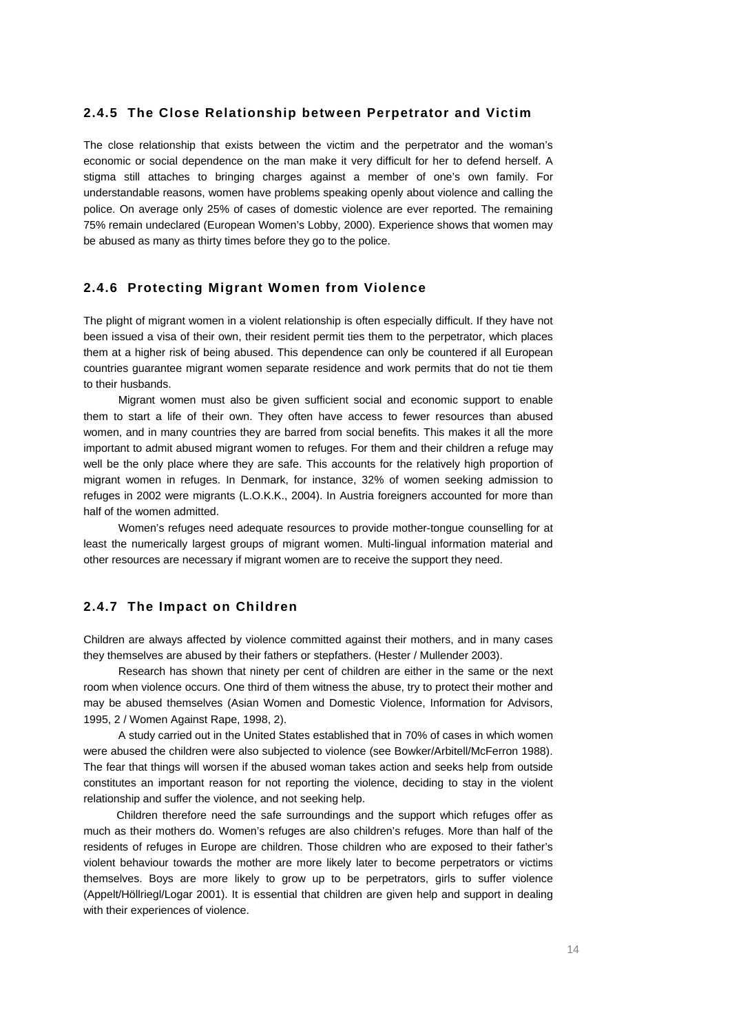### 2.4.5 The Close Relationship between Perpetrator and Victim

The close relationship that exists between the victim and the perpetrator and the woman's economic or social dependence on the man make it very difficult for her to defend herself. A stigma still attaches to bringing charges against a member of one's own family. For understandable reasons, women have problems speaking openly about violence and calling the police. On average only 25% of cases of domestic violence are ever reported. The remaining 75% remain undeclared (European Women's Lobby, 2000). Experience shows that women may be abused as many as thirty times before they go to the police.

### 2.4.6 Protecting Migrant Women from Violence

The plight of migrant women in a violent relationship is often especially difficult. If they have not been issued a visa of their own, their resident permit ties them to the perpetrator, which places them at a higher risk of being abused. This dependence can only be countered if all European countries guarantee migrant women separate residence and work permits that do not tie them to their husbands.

Migrant women must also be given sufficient social and economic support to enable them to start a life of their own. They often have access to fewer resources than abused women, and in many countries they are barred from social benefits. This makes it all the more important to admit abused migrant women to refuges. For them and their children a refuge may well be the only place where they are safe. This accounts for the relatively high proportion of migrant women in refuges. In Denmark, for instance, 32% of women seeking admission to refuges in 2002 were migrants (L.O.K.K., 2004). In Austria foreigners accounted for more than half of the women admitted.

Women's refuges need adequate resources to provide mother-tongue counselling for at least the numerically largest groups of migrant women. Multi-lingual information material and other resources are necessary if migrant women are to receive the support they need.

### 2.4.7 The Impact on Children

Children are always affected by violence committed against their mothers, and in many cases they themselves are abused by their fathers or stepfathers. (Hester / Mullender 2003).

Research has shown that ninety per cent of children are either in the same or the next room when violence occurs. One third of them witness the abuse, try to protect their mother and may be abused themselves (Asian Women and Domestic Violence, Information for Advisors, 1995, 2 / Women Against Rape, 1998, 2).

A study carried out in the United States established that in 70% of cases in which women were abused the children were also subjected to violence (see Bowker/Arbitell/McFerron 1988). The fear that things will worsen if the abused woman takes action and seeks help from outside constitutes an important reason for not reporting the violence, deciding to stay in the violent relationship and suffer the violence, and not seeking help.

Children therefore need the safe surroundings and the support which refuges offer as much as their mothers do. Women's refuges are also children's refuges. More than half of the residents of refuges in Europe are children. Those children who are exposed to their father's violent behaviour towards the mother are more likely later to become perpetrators or victims themselves. Boys are more likely to grow up to be perpetrators, girls to suffer violence (Appelt/Höllriegl/Logar 2001). It is essential that children are given help and support in dealing with their experiences of violence.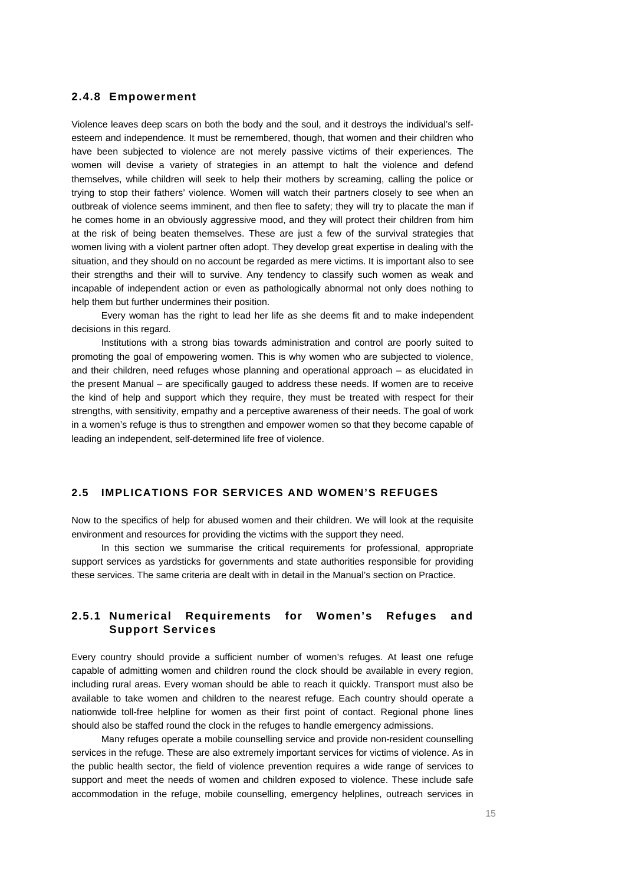### 2.4.8 Empowerment

Violence leaves deep scars on both the body and the soul, and it destroys the individual's self-esteem and independence. It must be remembered, though, that women and their children who have been subjected to violence are not merely passive victims of their experiences. The women will devise a variety of strategies in an attempt to halt the violence and defend themselves, while children will seek to help their mothers by screaming, calling the police or trying to stop their fathers' violence. Women will watch their partners closely to see when an outbreak of violence seems imminent, and then flee to safety; they will try to placate the man if he comes home in an obviously aggressive mood, and they will protect their children from him at the risk of being beaten themselves. These are just a few of the survival strategies that women living with a violent partner often adopt. They develop great expertise in dealing with the situation, and they should on no account be regarded as mere victims. It is important also to see their strengths and their will to survive. Any tendency to classify such women as weak and incapable of independent action or even as pathologically abnormal not only does nothing to help them but further undermines their position.

Every woman has the right to lead her life as she deems fit and to make independent decisions in this regard.

Institutions with a strong bias towards administration and control are poorly suited to promoting the goal of empowering women. This is why women who are subjected to violence, and their children, need refuges whose planning and operational approach – as elucidated in the present Manual – are specifically gauged to address these needs. If women are to receive the kind of help and support which they require, they must be treated with respect for their strengths, with sensitivity, empathy and a perceptive awareness of their needs. The goal of work in a women's refuge is thus to strengthen and empower women so that they become capable of leading an independent, self-determined life free of violence.

## 2.5 IMPLICATIONS FOR SERVICES AND WOMEN'S REFUGES

Now to the specifics of help for abused women and their children. We will look at the requisite environment and resources for providing the victims with the support they need.

In this section we summarise the critical requirements for professional, appropriate support services as yardsticks for governments and state authorities responsible for providing these services. The same criteria are dealt with in detail in the Manual's section on Practice.

### 2.5.1 Numerical Requirements for Women's Refuges and Support Services

Every country should provide a sufficient number of women's refuges. At least one refuge capable of admitting women and children round the clock should be available in every region, including rural areas. Every woman should be able to reach it quickly. Transport must also be available to take women and children to the nearest refuge. Each country should operate a nationwide toll-free helpline for women as their first point of contact. Regional phone lines should also be staffed round the clock in the refuges to handle emergency admissions.

Many refuges operate a mobile counselling service and provide non-resident counselling services in the refuge. These are also extremely important services for victims of violence. As in the public health sector, the field of violence prevention requires a wide range of services to support and meet the needs of women and children exposed to violence. These include safe accommodation in the refuge, mobile counselling, emergency helplines, outreach services in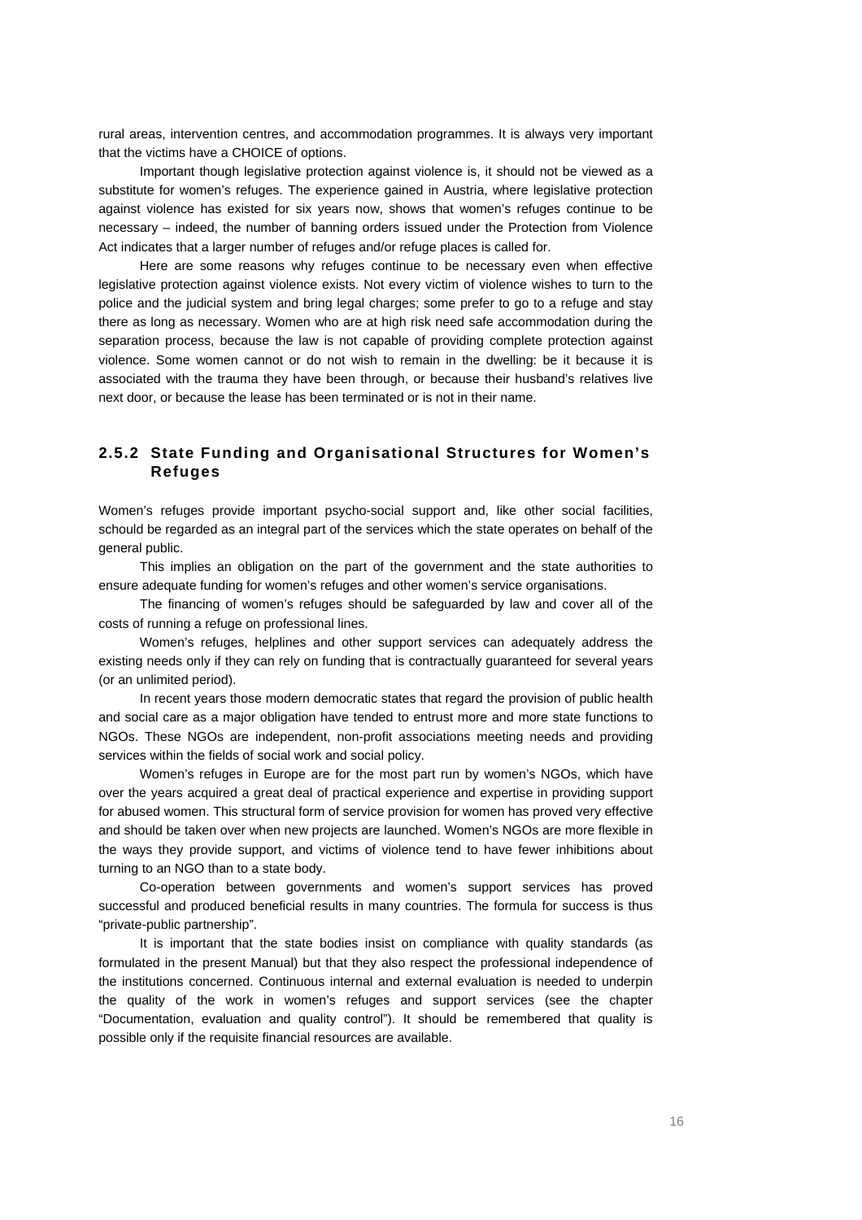rural areas, intervention centres, and accommodation programmes. It is always very important that the victims have a CHOICE of options.

Important though legislative protection against violence is, it should not be viewed as a substitute for women's refuges. The experience gained in Austria, where legislative protection against violence has existed for six years now, shows that women's refuges continue to be necessary – indeed, the number of banning orders issued under the Protection from Violence Act indicates that a larger number of refuges and/or refuge places is called for.

Here are some reasons why refuges continue to be necessary even when effective legislative protection against violence exists. Not every victim of violence wishes to turn to the police and the judicial system and bring legal charges; some prefer to go to a refuge and stay there as long as necessary. Women who are at high risk need safe accommodation during the separation process, because the law is not capable of providing complete protection against violence. Some women cannot or do not wish to remain in the dwelling: be it because it is associated with the trauma they have been through, or because their husband's relatives live next door, or because the lease has been terminated or is not in their name.

### 2.5.2 State Funding and Organisational Structures for Women's Refuges

Women's refuges provide important psycho-social support and, like other social facilities, schould be regarded as an integral part of the services which the state operates on behalf of the general public.

This implies an obligation on the part of the government and the state authorities to ensure adequate funding for women's refuges and other women's service organisations.

The financing of women's refuges should be safeguarded by law and cover all of the costs of running a refuge on professional lines.

Women's refuges, helplines and other support services can adequately address the existing needs only if they can rely on funding that is contractually guaranteed for several years (or an unlimited period).

In recent years those modern democratic states that regard the provision of public health and social care as a major obligation have tended to entrust more and more state functions to NGOs. These NGOs are independent, non-profit associations meeting needs and providing services within the fields of social work and social policy.

Women's refuges in Europe are for the most part run by women's NGOs, which have over the years acquired a great deal of practical experience and expertise in providing support for abused women. This structural form of service provision for women has proved very effective and should be taken over when new projects are launched. Women's NGOs are more flexible in the ways they provide support, and victims of violence tend to have fewer inhibitions about turning to an NGO than to a state body.

Co-operation between governments and women's support services has proved successful and produced beneficial results in many countries. The formula for success is thus "private-public partnership".

It is important that the state bodies insist on compliance with quality standards (as formulated in the present Manual) but that they also respect the professional independence of the institutions concerned. Continuous internal and external evaluation is needed to underpin the quality of the work in women's refuges and support services (see the chapter "Documentation, evaluation and quality control"). It should be remembered that quality is possible only if the requisite financial resources are available.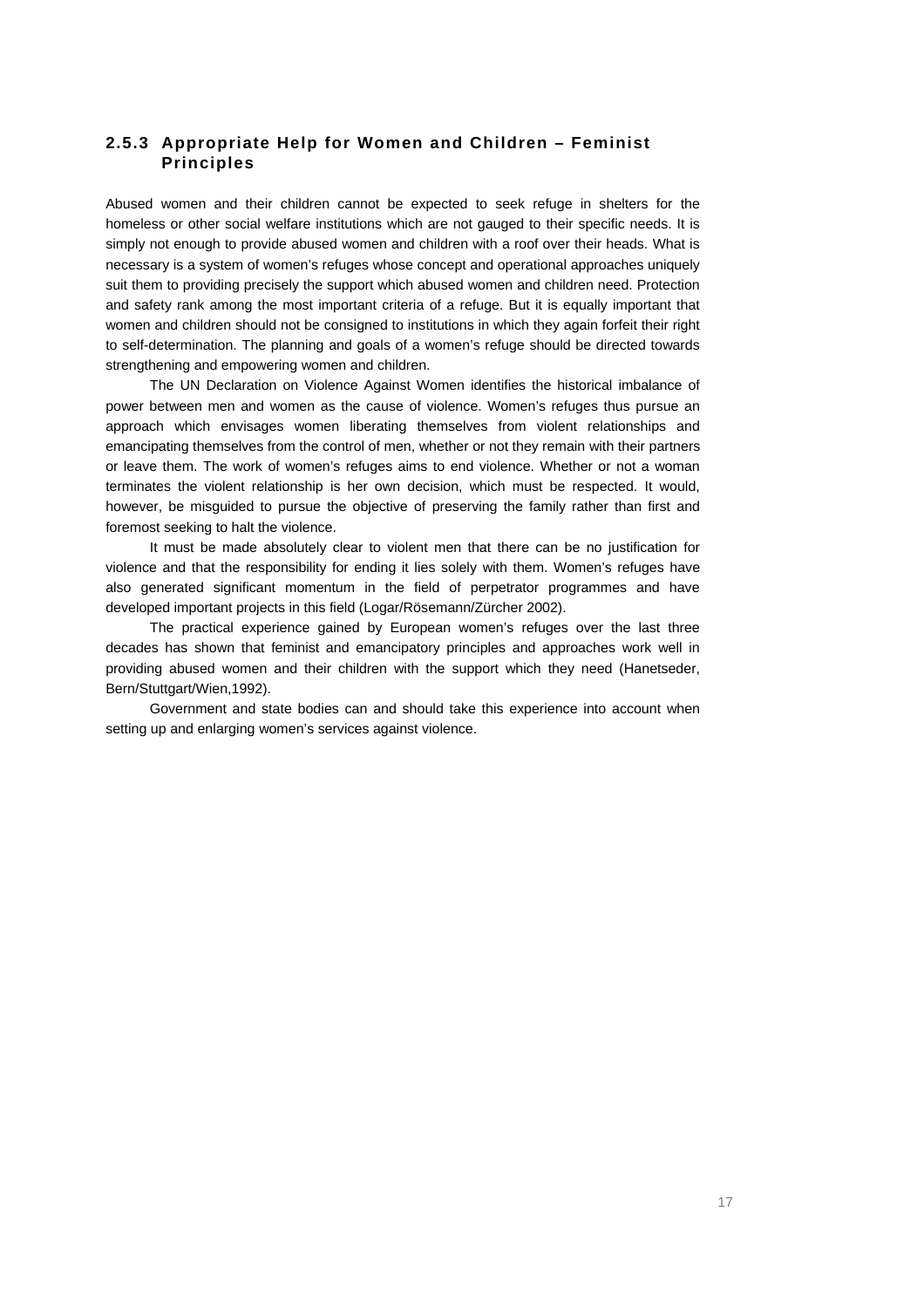### 2.5.3 Appropriate Help for Women and Children – Feminist Principles

Abused women and their children cannot be expected to seek refuge in shelters for the homeless or other social welfare institutions which are not gauged to their specific needs. It is simply not enough to provide abused women and children with a roof over their heads. What is necessary is a system of women's refuges whose concept and operational approaches uniquely suit them to providing precisely the support which abused women and children need. Protection and safety rank among the most important criteria of a refuge. But it is equally important that women and children should not be consigned to institutions in which they again forfeit their right to self-determination. The planning and goals of a women's refuge should be directed towards strengthening and empowering women and children.

The UN Declaration on Violence Against Women identifies the historical imbalance of power between men and women as the cause of violence. Women's refuges thus pursue an approach which envisages women liberating themselves from violent relationships and emancipating themselves from the control of men, whether or not they remain with their partners or leave them. The work of women's refuges aims to end violence. Whether or not a woman terminates the violent relationship is her own decision, which must be respected. It would, however, be misguided to pursue the objective of preserving the family rather than first and foremost seeking to halt the violence.

It must be made absolutely clear to violent men that there can be no justification for violence and that the responsibility for ending it lies solely with them. Women's refuges have also generated significant momentum in the field of perpetrator programmes and have developed important projects in this field (Logar/Rösemann/Zürcher 2002).

The practical experience gained by European women's refuges over the last three decades has shown that feminist and emancipatory principles and approaches work well in providing abused women and their children with the support which they need (Hanetseder, Bern/Stuttgart/Wien,1992).

Government and state bodies can and should take this experience into account when setting up and enlarging women's services against violence.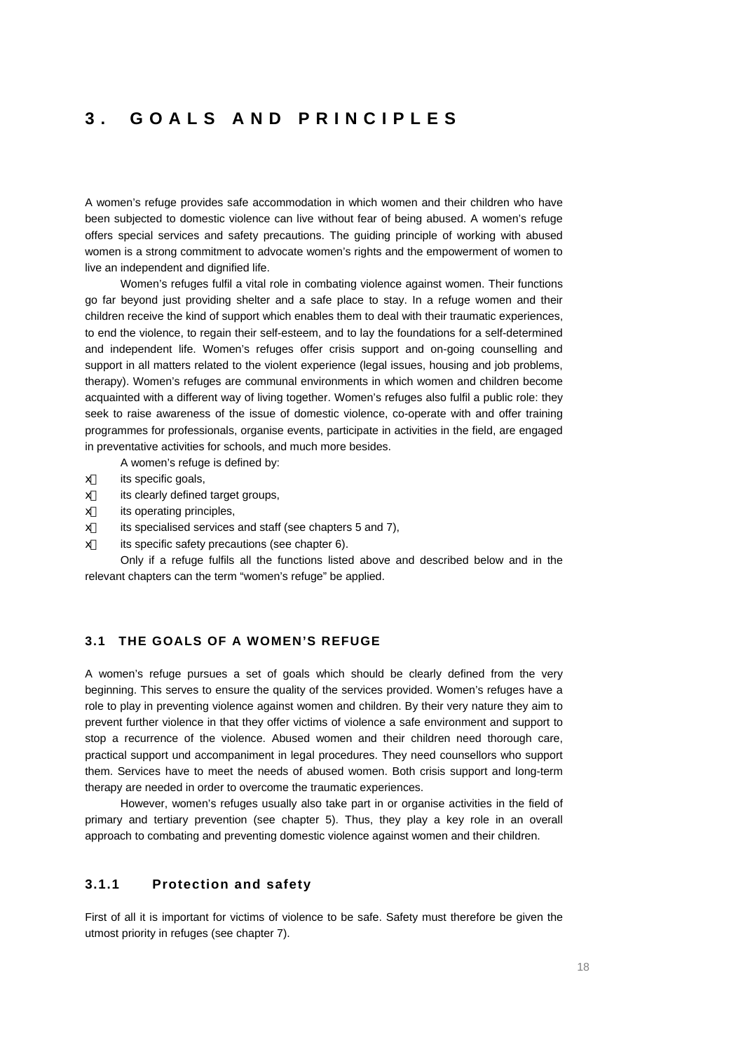# 3. GOALS AND PRINCIPLES

A women's refuge provides safe accommodation in which women and their children who have been subjected to domestic violence can live without fear of being abused. A women's refuge offers special services and safety precautions. The guiding principle of working with abused women is a strong commitment to advocate women's rights and the empowerment of women to live an independent and dignified life.

Women's refuges fulfil a vital role in combating violence against women. Their functions go far beyond just providing shelter and a safe place to stay. In a refuge women and their children receive the kind of support which enables them to deal with their traumatic experiences, to end the violence, to regain their self-esteem, and to lay the foundations for a self-determined and independent life. Women's refuges offer crisis support and on-going counselling and support in all matters related to the violent experience (legal issues, housing and job problems, therapy). Women's refuges are communal environments in which women and children become acquainted with a different way of living together. Women's refuges also fulfil a public role: they seek to raise awareness of the issue of domestic violence, co-operate with and offer training programmes for professionals, organise events, participate in activities in the field, are engaged in preventative activities for schools, and much more besides.

A women's refuge is defined by:

- its specific goals,
- its clearly defined target groups,
- its operating principles,
- its specialised services and staff (see chapters 5 and 7),
- its specific safety precautions (see chapter 6).

Only if a refuge fulfils all the functions listed above and described below and in the relevant chapters can the term "women's refuge" be applied.

## 3.1 THE GOALS OF A WOMEN'S REFUGE

A women's refuge pursues a set of goals which should be clearly defined from the very beginning. This serves to ensure the quality of the services provided. Women's refuges have a role to play in preventing violence against women and children. By their very nature they aim to prevent further violence in that they offer victims of violence a safe environment and support to stop a recurrence of the violence. Abused women and their children need thorough care, practical support und accompaniment in legal procedures. They need counsellors who support them. Services have to meet the needs of abused women. Both crisis support and long-term therapy are needed in order to overcome the traumatic experiences.

However, women's refuges usually also take part in or organise activities in the field of primary and tertiary prevention (see chapter 5). Thus, they play a key role in an overall approach to combating and preventing domestic violence against women and their children.

### 3.1.1 Protection and safety

First of all it is important for victims of violence to be safe. Safety must therefore be given the utmost priority in refuges (see chapter 7).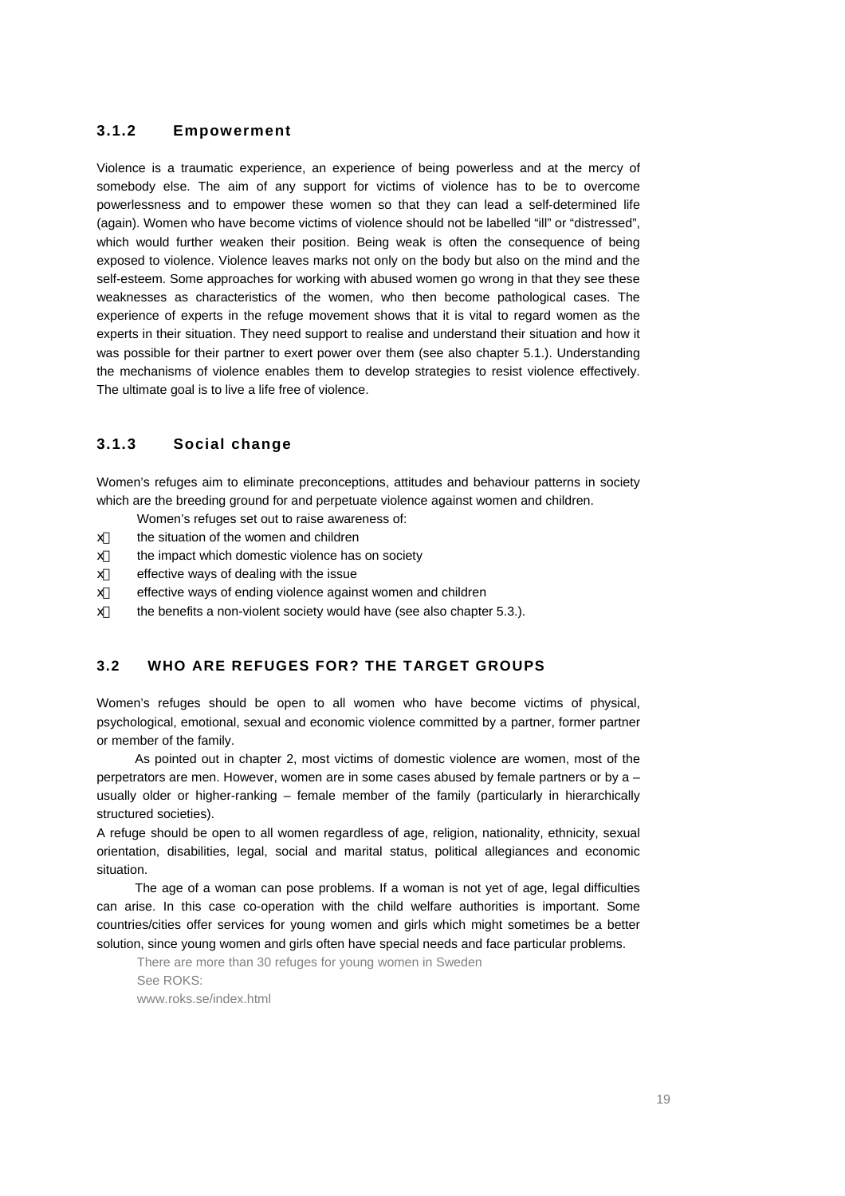### 3.1.2 Empowerment

Violence is a traumatic experience, an experience of being powerless and at the mercy of somebody else. The aim of any support for victims of violence has to be to overcome powerlessness and to empower these women so that they can lead a self-determined life (again). Women who have become victims of violence should not be labelled "ill" or "distressed", which would further weaken their position. Being weak is often the consequence of being exposed to violence. Violence leaves marks not only on the body but also on the mind and the self-esteem. Some approaches for working with abused women go wrong in that they see these weaknesses as characteristics of the women, who then become pathological cases. The experience of experts in the refuge movement shows that it is vital to regard women as the experts in their situation. They need support to realise and understand their situation and how it was possible for their partner to exert power over them (see also chapter 5.1.). Understanding the mechanisms of violence enables them to develop strategies to resist violence effectively. The ultimate goal is to live a life free of violence.

### 3.1.3 Social change

Women's refuges aim to eliminate preconceptions, attitudes and behaviour patterns in society which are the breeding ground for and perpetuate violence against women and children.

Women's refuges set out to raise awareness of:

- the situation of the women and children
- the impact which domestic violence has on society
- effective ways of dealing with the issue
- effective ways of ending violence against women and children
- the benefits a non-violent society would have (see also chapter 5.3.).

## 3.2 WHO ARE REFUGES FOR? THE TARGET GROUPS

Women's refuges should be open to all women who have become victims of physical, psychological, emotional, sexual and economic violence committed by a partner, former partner or member of the family.

As pointed out in chapter 2, most victims of domestic violence are women, most of the perpetrators are men. However, women are in some cases abused by female partners or by a – usually older or higher-ranking – female member of the family (particularly in hierarchically structured societies).

A refuge should be open to all women regardless of age, religion, nationality, ethnicity, sexual orientation, disabilities, legal, social and marital status, political allegiances and economic situation.

The age of a woman can pose problems. If a woman is not yet of age, legal difficulties can arise. In this case co-operation with the child welfare authorities is important. Some countries/cities offer services for young women and girls which might sometimes be a better solution, since young women and girls often have special needs and face particular problems.

There are more than 30 refuges for young women in Sweden
See ROKS:
www.roks.se/index.html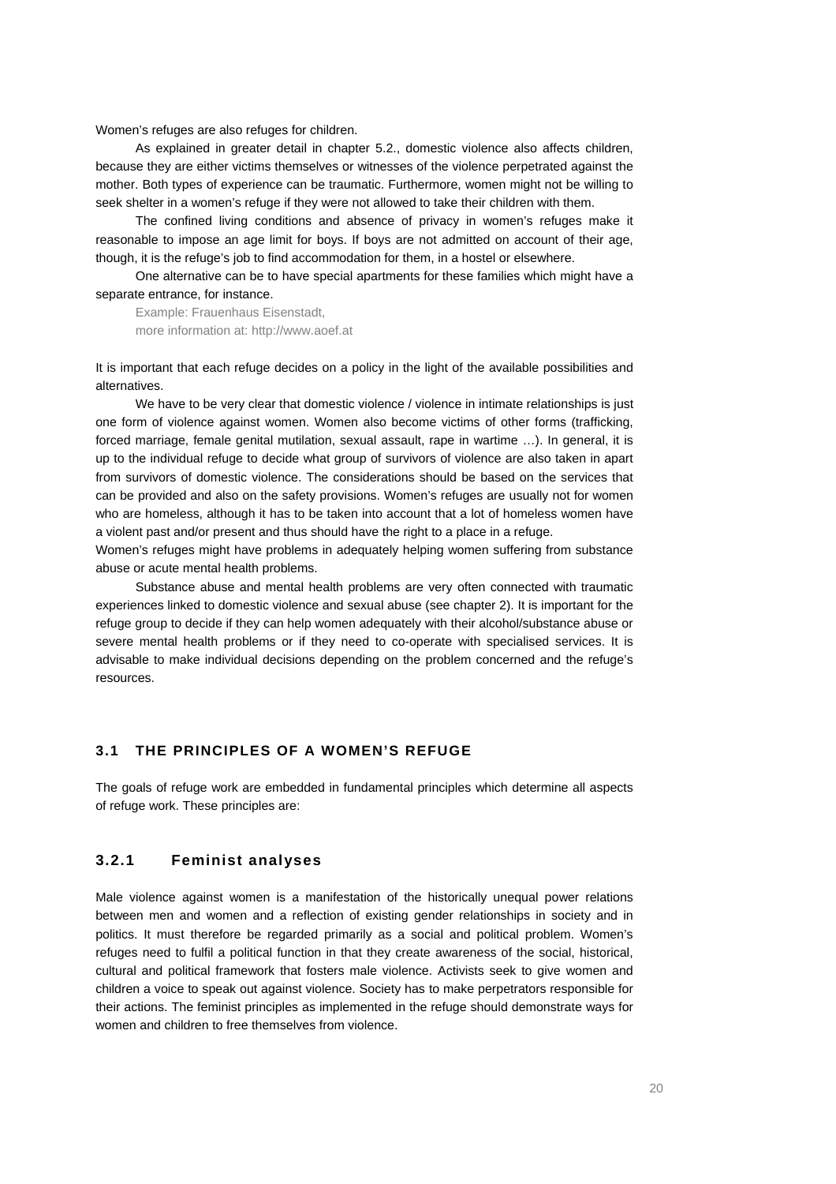Women's refuges are also refuges for children.

As explained in greater detail in chapter 5.2., domestic violence also affects children, because they are either victims themselves or witnesses of the violence perpetrated against the mother. Both types of experience can be traumatic. Furthermore, women might not be willing to seek shelter in a women's refuge if they were not allowed to take their children with them.

The confined living conditions and absence of privacy in women's refuges make it reasonable to impose an age limit for boys. If boys are not admitted on account of their age, though, it is the refuge's job to find accommodation for them, in a hostel or elsewhere.

One alternative can be to have special apartments for these families which might have a separate entrance, for instance.

Example: Frauenhaus Eisenstadt,
more information at: http://www.aoef.at

It is important that each refuge decides on a policy in the light of the available possibilities and alternatives.

We have to be very clear that domestic violence / violence in intimate relationships is just one form of violence against women. Women also become victims of other forms (trafficking, forced marriage, female genital mutilation, sexual assault, rape in wartime …). In general, it is up to the individual refuge to decide what group of survivors of violence are also taken in apart from survivors of domestic violence. The considerations should be based on the services that can be provided and also on the safety provisions. Women's refuges are usually not for women who are homeless, although it has to be taken into account that a lot of homeless women have a violent past and/or present and thus should have the right to a place in a refuge.

Women's refuges might have problems in adequately helping women suffering from substance abuse or acute mental health problems.

Substance abuse and mental health problems are very often connected with traumatic experiences linked to domestic violence and sexual abuse (see chapter 2). It is important for the refuge group to decide if they can help women adequately with their alcohol/substance abuse or severe mental health problems or if they need to co-operate with specialised services. It is advisable to make individual decisions depending on the problem concerned and the refuge's resources.

## 3.1 THE PRINCIPLES OF A WOMEN'S REFUGE

The goals of refuge work are embedded in fundamental principles which determine all aspects of refuge work. These principles are:

### 3.2.1 Feminist analyses

Male violence against women is a manifestation of the historically unequal power relations between men and women and a reflection of existing gender relationships in society and in politics. It must therefore be regarded primarily as a social and political problem. Women's refuges need to fulfil a political function in that they create awareness of the social, historical, cultural and political framework that fosters male violence. Activists seek to give women and children a voice to speak out against violence. Society has to make perpetrators responsible for their actions. The feminist principles as implemented in the refuge should demonstrate ways for women and children to free themselves from violence.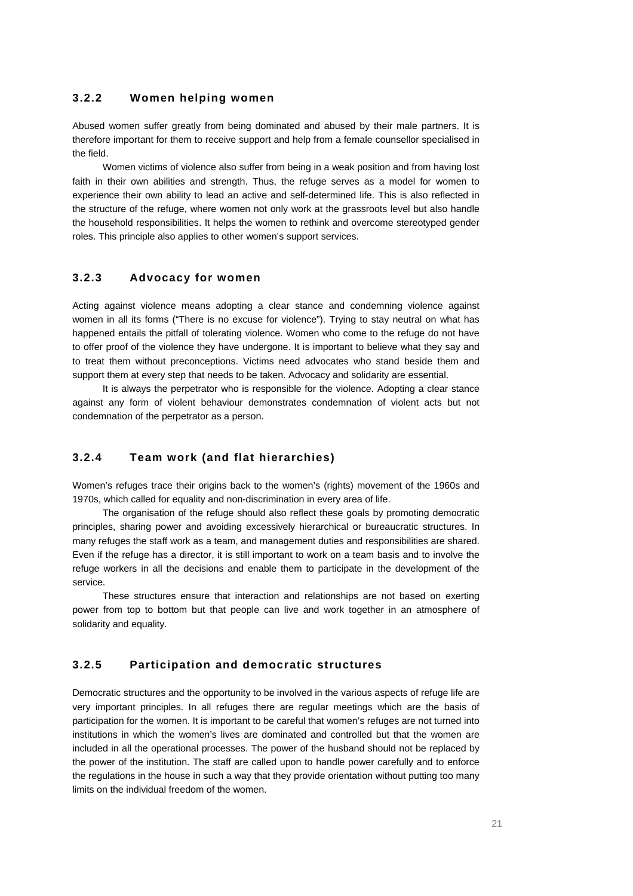### 3.2.2 Women helping women

Abused women suffer greatly from being dominated and abused by their male partners. It is therefore important for them to receive support and help from a female counsellor specialised in the field.

Women victims of violence also suffer from being in a weak position and from having lost faith in their own abilities and strength. Thus, the refuge serves as a model for women to experience their own ability to lead an active and self-determined life. This is also reflected in the structure of the refuge, where women not only work at the grassroots level but also handle the household responsibilities. It helps the women to rethink and overcome stereotyped gender roles. This principle also applies to other women's support services.

### 3.2.3 Advocacy for women

Acting against violence means adopting a clear stance and condemning violence against women in all its forms ("There is no excuse for violence"). Trying to stay neutral on what has happened entails the pitfall of tolerating violence. Women who come to the refuge do not have to offer proof of the violence they have undergone. It is important to believe what they say and to treat them without preconceptions. Victims need advocates who stand beside them and support them at every step that needs to be taken. Advocacy and solidarity are essential.

It is always the perpetrator who is responsible for the violence. Adopting a clear stance against any form of violent behaviour demonstrates condemnation of violent acts but not condemnation of the perpetrator as a person.

### 3.2.4 Team work (and flat hierarchies)

Women's refuges trace their origins back to the women's (rights) movement of the 1960s and 1970s, which called for equality and non-discrimination in every area of life.

The organisation of the refuge should also reflect these goals by promoting democratic principles, sharing power and avoiding excessively hierarchical or bureaucratic structures. In many refuges the staff work as a team, and management duties and responsibilities are shared. Even if the refuge has a director, it is still important to work on a team basis and to involve the refuge workers in all the decisions and enable them to participate in the development of the service.

These structures ensure that interaction and relationships are not based on exerting power from top to bottom but that people can live and work together in an atmosphere of solidarity and equality.

### 3.2.5 Participation and democratic structures

Democratic structures and the opportunity to be involved in the various aspects of refuge life are very important principles. In all refuges there are regular meetings which are the basis of participation for the women. It is important to be careful that women's refuges are not turned into institutions in which the women's lives are dominated and controlled but that the women are included in all the operational processes. The power of the husband should not be replaced by the power of the institution. The staff are called upon to handle power carefully and to enforce the regulations in the house in such a way that they provide orientation without putting too many limits on the individual freedom of the women.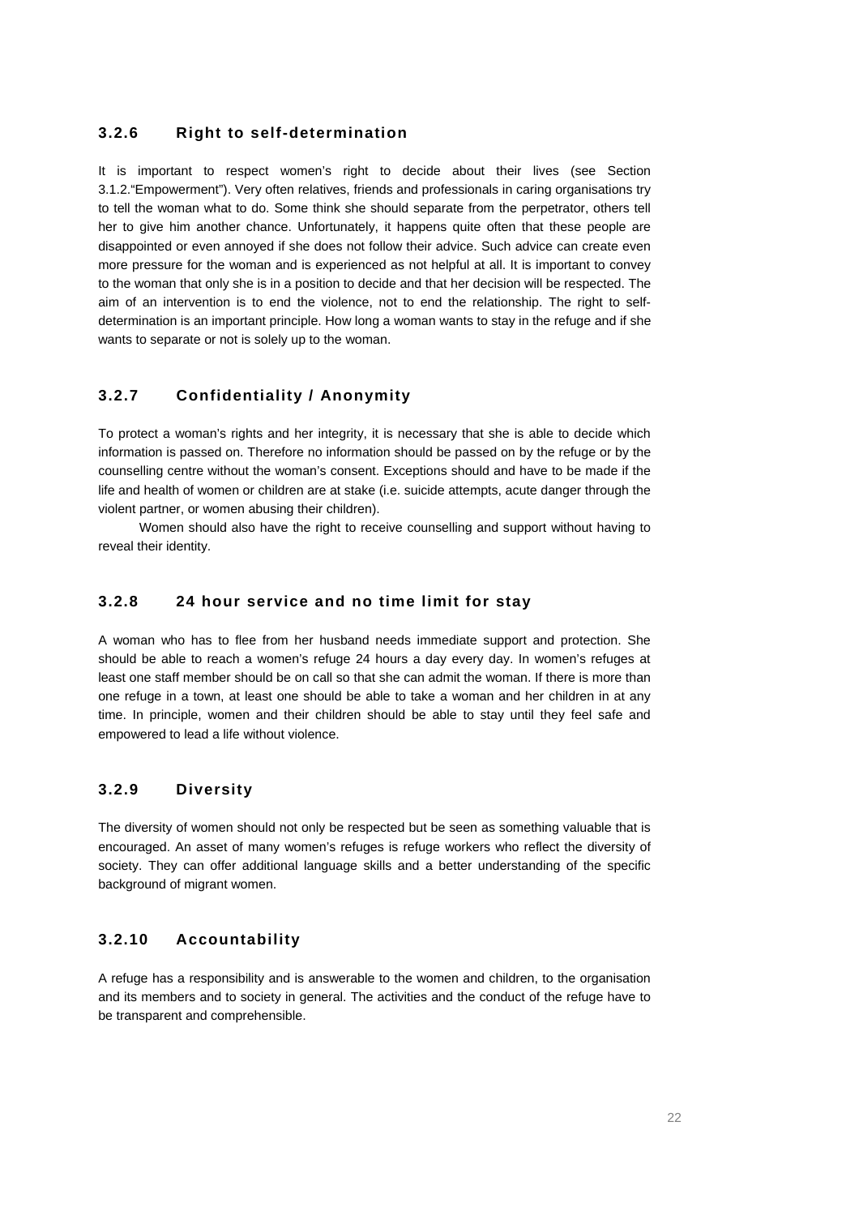### 3.2.6 Right to self-determination

It is important to respect women's right to decide about their lives (see Section 3.1.2."Empowerment"). Very often relatives, friends and professionals in caring organisations try to tell the woman what to do. Some think she should separate from the perpetrator, others tell her to give him another chance. Unfortunately, it happens quite often that these people are disappointed or even annoyed if she does not follow their advice. Such advice can create even more pressure for the woman and is experienced as not helpful at all. It is important to convey to the woman that only she is in a position to decide and that her decision will be respected. The aim of an intervention is to end the violence, not to end the relationship. The right to self-determination is an important principle. How long a woman wants to stay in the refuge and if she wants to separate or not is solely up to the woman.

### 3.2.7 Confidentiality / Anonymity

To protect a woman's rights and her integrity, it is necessary that she is able to decide which information is passed on. Therefore no information should be passed on by the refuge or by the counselling centre without the woman's consent. Exceptions should and have to be made if the life and health of women or children are at stake (i.e. suicide attempts, acute danger through the violent partner, or women abusing their children).

Women should also have the right to receive counselling and support without having to reveal their identity.

### 3.2.8 24 hour service and no time limit for stay

A woman who has to flee from her husband needs immediate support and protection. She should be able to reach a women's refuge 24 hours a day every day. In women's refuges at least one staff member should be on call so that she can admit the woman. If there is more than one refuge in a town, at least one should be able to take a woman and her children in at any time. In principle, women and their children should be able to stay until they feel safe and empowered to lead a life without violence.

### 3.2.9 Diversity

The diversity of women should not only be respected but be seen as something valuable that is encouraged. An asset of many women's refuges is refuge workers who reflect the diversity of society. They can offer additional language skills and a better understanding of the specific background of migrant women.

### 3.2.10 Accountability

A refuge has a responsibility and is answerable to the women and children, to the organisation and its members and to society in general. The activities and the conduct of the refuge have to be transparent and comprehensible.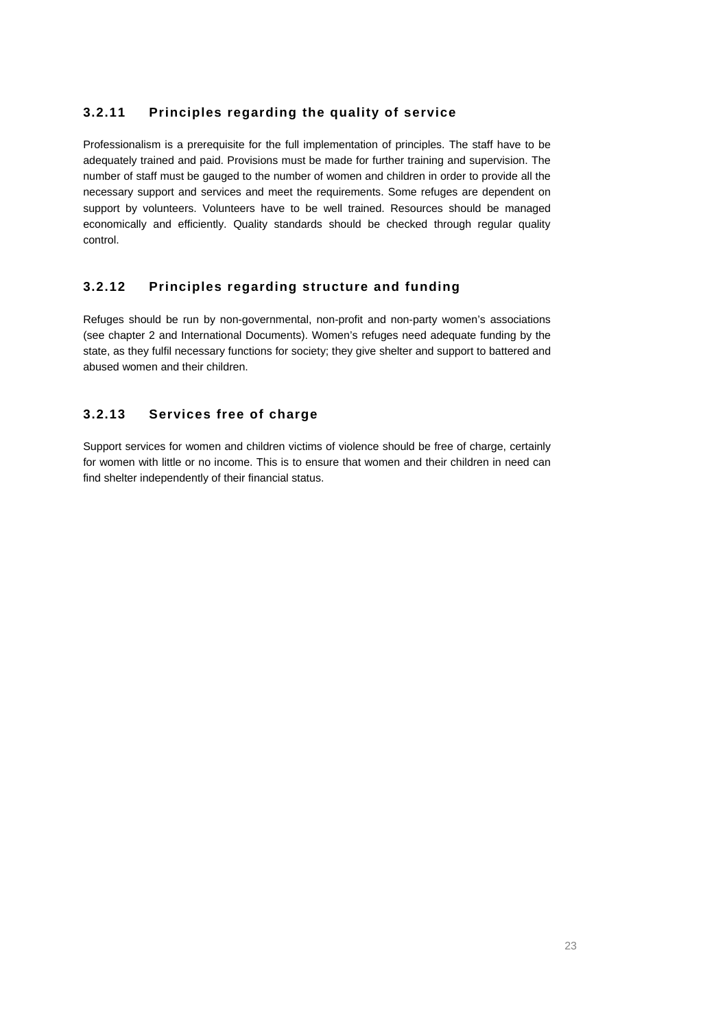### 3.2.11 Principles regarding the quality of service

Professionalism is a prerequisite for the full implementation of principles. The staff have to be adequately trained and paid. Provisions must be made for further training and supervision. The number of staff must be gauged to the number of women and children in order to provide all the necessary support and services and meet the requirements. Some refuges are dependent on support by volunteers. Volunteers have to be well trained. Resources should be managed economically and efficiently. Quality standards should be checked through regular quality control.

### 3.2.12 Principles regarding structure and funding

Refuges should be run by non-governmental, non-profit and non-party women's associations (see chapter 2 and International Documents). Women's refuges need adequate funding by the state, as they fulfil necessary functions for society; they give shelter and support to battered and abused women and their children.

### 3.2.13 Services free of charge

Support services for women and children victims of violence should be free of charge, certainly for women with little or no income. This is to ensure that women and their children in need can find shelter independently of their financial status.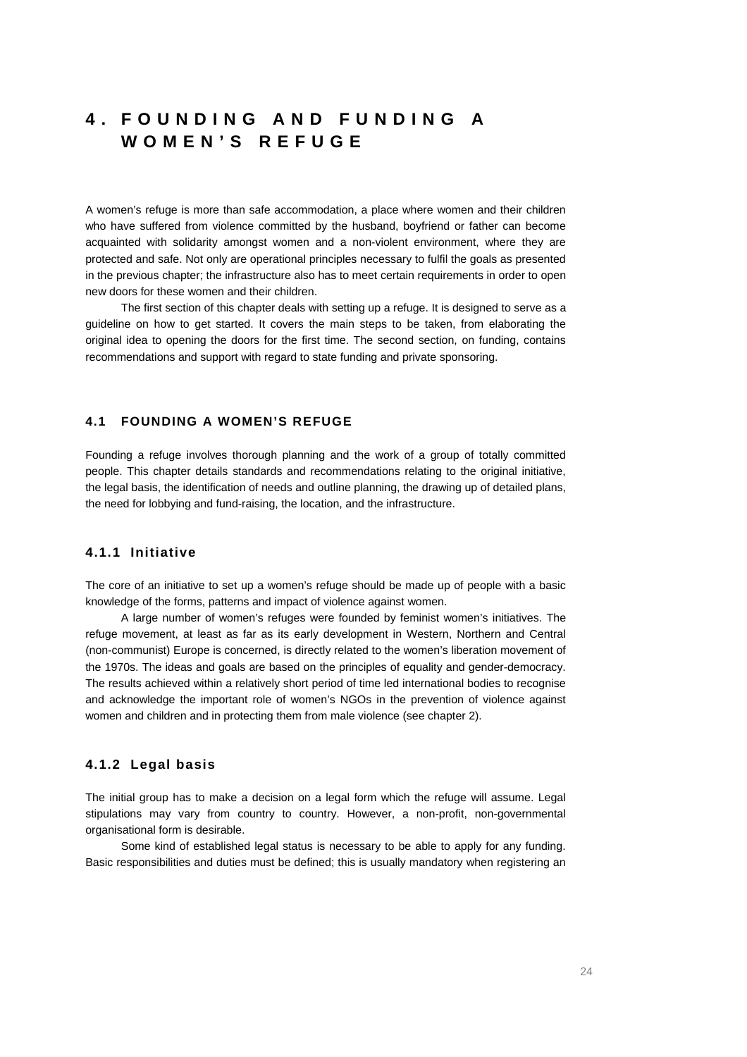# 4. FOUNDING AND FUNDING A WOMEN'S REFUGE

A women's refuge is more than safe accommodation, a place where women and their children who have suffered from violence committed by the husband, boyfriend or father can become acquainted with solidarity amongst women and a non-violent environment, where they are protected and safe. Not only are operational principles necessary to fulfil the goals as presented in the previous chapter; the infrastructure also has to meet certain requirements in order to open new doors for these women and their children.

The first section of this chapter deals with setting up a refuge. It is designed to serve as a guideline on how to get started. It covers the main steps to be taken, from elaborating the original idea to opening the doors for the first time. The second section, on funding, contains recommendations and support with regard to state funding and private sponsoring.

## 4.1 FOUNDING A WOMEN'S REFUGE

Founding a refuge involves thorough planning and the work of a group of totally committed people. This chapter details standards and recommendations relating to the original initiative, the legal basis, the identification of needs and outline planning, the drawing up of detailed plans, the need for lobbying and fund-raising, the location, and the infrastructure.

### 4.1.1 Initiative

The core of an initiative to set up a women's refuge should be made up of people with a basic knowledge of the forms, patterns and impact of violence against women.

A large number of women's refuges were founded by feminist women's initiatives. The refuge movement, at least as far as its early development in Western, Northern and Central (non-communist) Europe is concerned, is directly related to the women's liberation movement of the 1970s. The ideas and goals are based on the principles of equality and gender-democracy. The results achieved within a relatively short period of time led international bodies to recognise and acknowledge the important role of women's NGOs in the prevention of violence against women and children and in protecting them from male violence (see chapter 2).

### 4.1.2 Legal basis

The initial group has to make a decision on a legal form which the refuge will assume. Legal stipulations may vary from country to country. However, a non-profit, non-governmental organisational form is desirable.

Some kind of established legal status is necessary to be able to apply for any funding. Basic responsibilities and duties must be defined; this is usually mandatory when registering an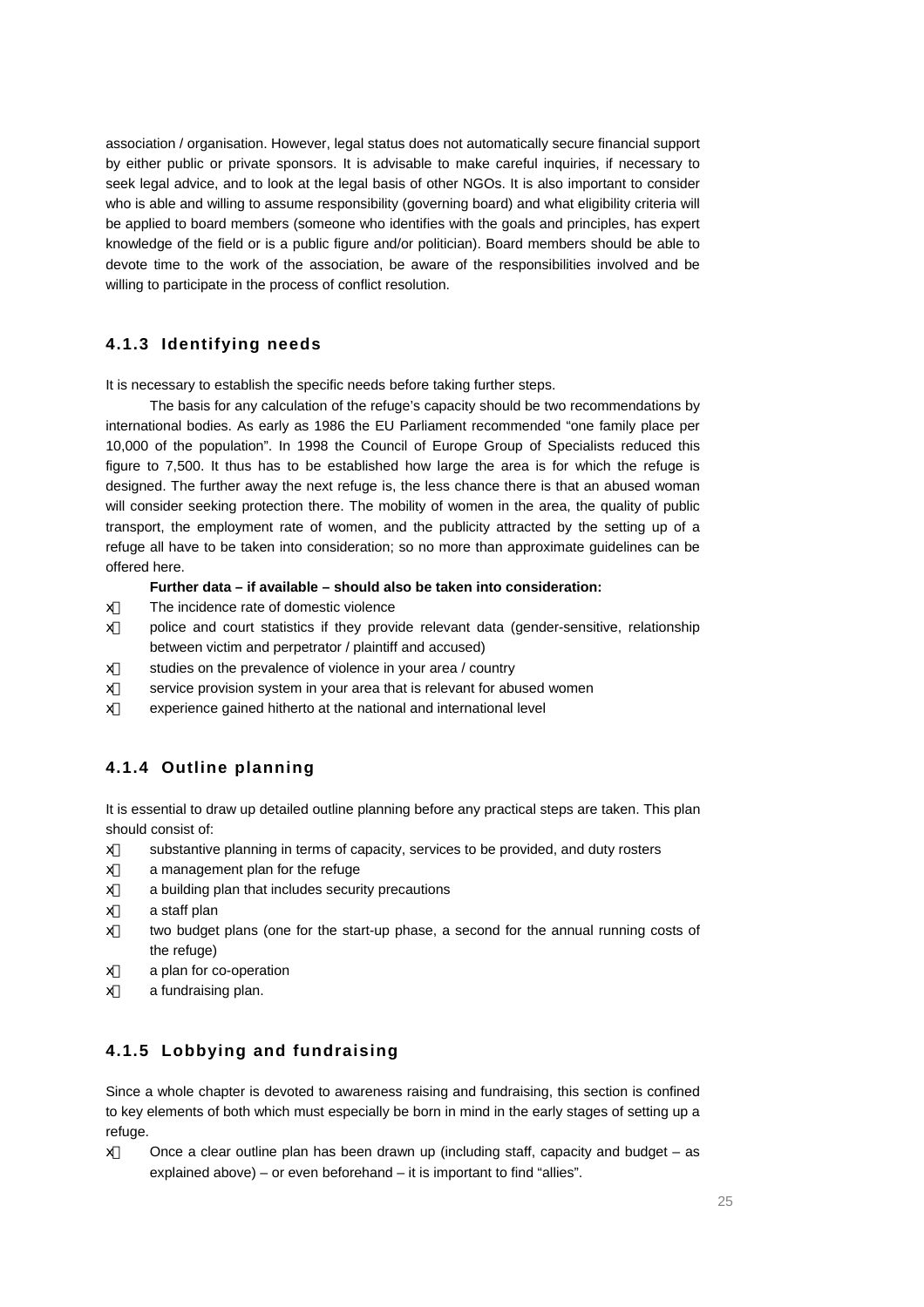association / organisation. However, legal status does not automatically secure financial support by either public or private sponsors. It is advisable to make careful inquiries, if necessary to seek legal advice, and to look at the legal basis of other NGOs. It is also important to consider who is able and willing to assume responsibility (governing board) and what eligibility criteria will be applied to board members (someone who identifies with the goals and principles, has expert knowledge of the field or is a public figure and/or politician). Board members should be able to devote time to the work of the association, be aware of the responsibilities involved and be willing to participate in the process of conflict resolution.

### 4.1.3 Identifying needs

It is necessary to establish the specific needs before taking further steps.

The basis for any calculation of the refuge's capacity should be two recommendations by international bodies. As early as 1986 the EU Parliament recommended "one family place per 10,000 of the population". In 1998 the Council of Europe Group of Specialists reduced this figure to 7,500. It thus has to be established how large the area is for which the refuge is designed. The further away the next refuge is, the less chance there is that an abused woman will consider seeking protection there. The mobility of women in the area, the quality of public transport, the employment rate of women, and the publicity attracted by the setting up of a refuge all have to be taken into consideration; so no more than approximate guidelines can be offered here.

**Further data – if available – should also be taken into consideration:**

- The incidence rate of domestic violence
- police and court statistics if they provide relevant data (gender-sensitive, relationship between victim and perpetrator / plaintiff and accused)
- studies on the prevalence of violence in your area / country
- service provision system in your area that is relevant for abused women
- experience gained hitherto at the national and international level

### 4.1.4 Outline planning

It is essential to draw up detailed outline planning before any practical steps are taken. This plan should consist of:

- substantive planning in terms of capacity, services to be provided, and duty rosters
- a management plan for the refuge
- a building plan that includes security precautions
- a staff plan
- two budget plans (one for the start-up phase, a second for the annual running costs of the refuge)
- a plan for co-operation
- a fundraising plan.

### 4.1.5 Lobbying and fundraising

Since a whole chapter is devoted to awareness raising and fundraising, this section is confined to key elements of both which must especially be born in mind in the early stages of setting up a refuge.

- Once a clear outline plan has been drawn up (including staff, capacity and budget – as explained above) – or even beforehand – it is important to find "allies".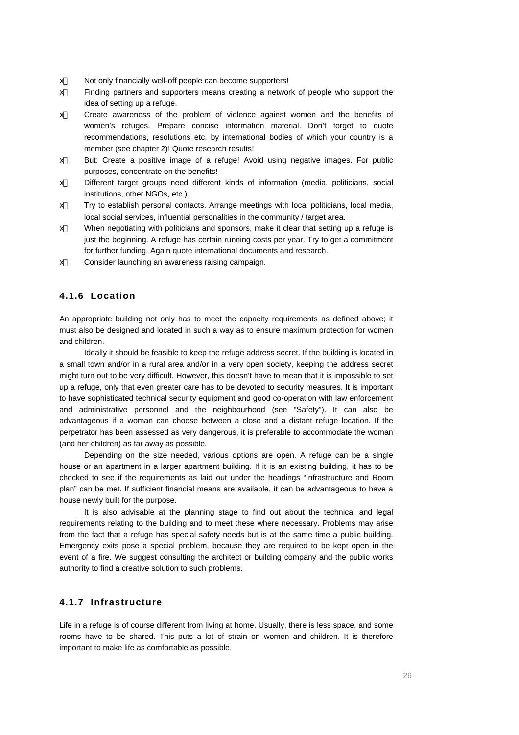- Not only financially well-off people can become supporters!
- Finding partners and supporters means creating a network of people who support the idea of setting up a refuge.
- Create awareness of the problem of violence against women and the benefits of women's refuges. Prepare concise information material. Don't forget to quote recommendations, resolutions etc. by international bodies of which your country is a member (see chapter 2)! Quote research results!
- But: Create a positive image of a refuge! Avoid using negative images. For public purposes, concentrate on the benefits!
- Different target groups need different kinds of information (media, politicians, social institutions, other NGOs, etc.).
- Try to establish personal contacts. Arrange meetings with local politicians, local media, local social services, influential personalities in the community / target area.
- When negotiating with politicians and sponsors, make it clear that setting up a refuge is just the beginning. A refuge has certain running costs per year. Try to get a commitment for further funding. Again quote international documents and research.
- Consider launching an awareness raising campaign.

### 4.1.6 Location

An appropriate building not only has to meet the capacity requirements as defined above; it must also be designed and located in such a way as to ensure maximum protection for women and children.

Ideally it should be feasible to keep the refuge address secret. If the building is located in a small town and/or in a rural area and/or in a very open society, keeping the address secret might turn out to be very difficult. However, this doesn't have to mean that it is impossible to set up a refuge, only that even greater care has to be devoted to security measures. It is important to have sophisticated technical security equipment and good co-operation with law enforcement and administrative personnel and the neighbourhood (see "Safety"). It can also be advantageous if a woman can choose between a close and a distant refuge location. If the perpetrator has been assessed as very dangerous, it is preferable to accommodate the woman (and her children) as far away as possible.

Depending on the size needed, various options are open. A refuge can be a single house or an apartment in a larger apartment building. If it is an existing building, it has to be checked to see if the requirements as laid out under the headings "Infrastructure and Room plan" can be met. If sufficient financial means are available, it can be advantageous to have a house newly built for the purpose.

It is also advisable at the planning stage to find out about the technical and legal requirements relating to the building and to meet these where necessary. Problems may arise from the fact that a refuge has special safety needs but is at the same time a public building. Emergency exits pose a special problem, because they are required to be kept open in the event of a fire. We suggest consulting the architect or building company and the public works authority to find a creative solution to such problems.

### 4.1.7 Infrastructure

Life in a refuge is of course different from living at home. Usually, there is less space, and some rooms have to be shared. This puts a lot of strain on women and children. It is therefore important to make life as comfortable as possible.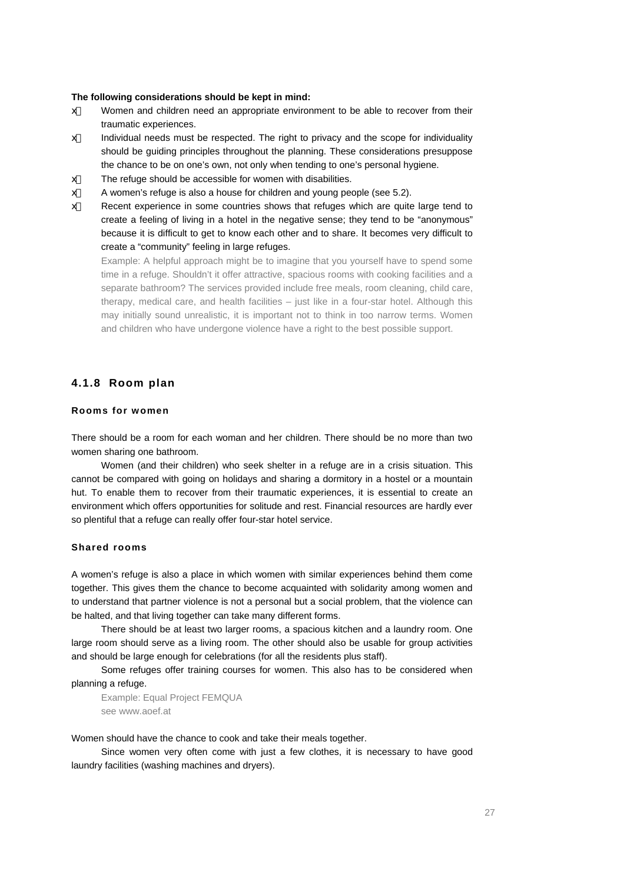**The following considerations should be kept in mind:**

- Women and children need an appropriate environment to be able to recover from their traumatic experiences.
- Individual needs must be respected. The right to privacy and the scope for individuality should be guiding principles throughout the planning. These considerations presuppose the chance to be on one's own, not only when tending to one's personal hygiene.
- The refuge should be accessible for women with disabilities.
- A women's refuge is also a house for children and young people (see 5.2).
- Recent experience in some countries shows that refuges which are quite large tend to create a feeling of living in a hotel in the negative sense; they tend to be "anonymous" because it is difficult to get to know each other and to share. It becomes very difficult to create a "community" feeling in large refuges.

  Example: A helpful approach might be to imagine that you yourself have to spend some time in a refuge. Shouldn't it offer attractive, spacious rooms with cooking facilities and a separate bathroom? The services provided include free meals, room cleaning, child care, therapy, medical care, and health facilities – just like in a four-star hotel. Although this may initially sound unrealistic, it is important not to think in too narrow terms. Women and children who have undergone violence have a right to the best possible support.

### 4.1.8 Room plan

#### Rooms for women

There should be a room for each woman and her children. There should be no more than two women sharing one bathroom.

Women (and their children) who seek shelter in a refuge are in a crisis situation. This cannot be compared with going on holidays and sharing a dormitory in a hostel or a mountain hut. To enable them to recover from their traumatic experiences, it is essential to create an environment which offers opportunities for solitude and rest. Financial resources are hardly ever so plentiful that a refuge can really offer four-star hotel service.

#### Shared rooms

A women's refuge is also a place in which women with similar experiences behind them come together. This gives them the chance to become acquainted with solidarity among women and to understand that partner violence is not a personal but a social problem, that the violence can be halted, and that living together can take many different forms.

There should be at least two larger rooms, a spacious kitchen and a laundry room. One large room should serve as a living room. The other should also be usable for group activities and should be large enough for celebrations (for all the residents plus staff).

Some refuges offer training courses for women. This also has to be considered when planning a refuge.

Example: Equal Project FEMQUA
see www.aoef.at

Women should have the chance to cook and take their meals together.

Since women very often come with just a few clothes, it is necessary to have good laundry facilities (washing machines and dryers).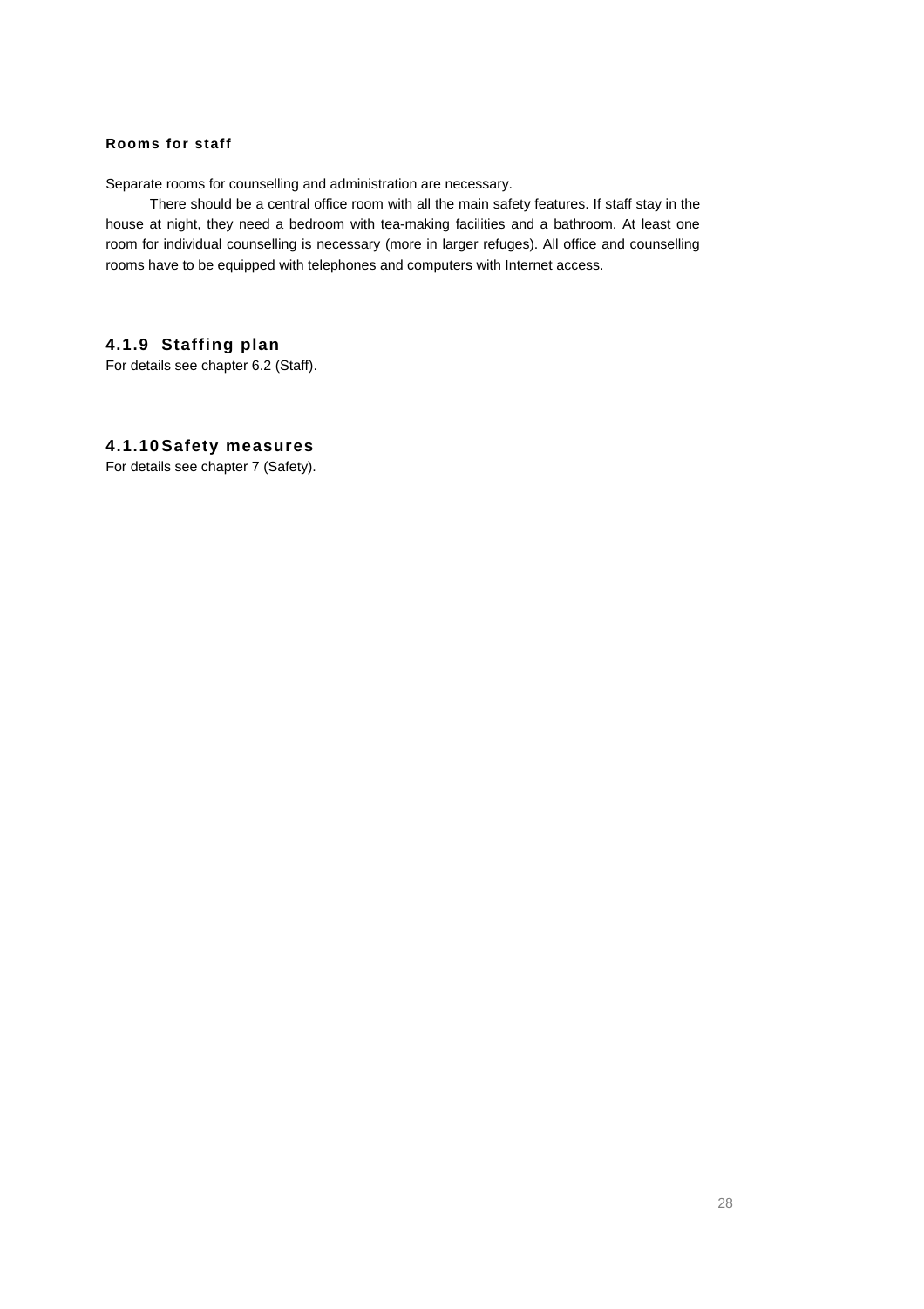**Rooms for staff**

Separate rooms for counselling and administration are necessary.

There should be a central office room with all the main safety features. If staff stay in the house at night, they need a bedroom with tea-making facilities and a bathroom. At least one room for individual counselling is necessary (more in larger refuges). All office and counselling rooms have to be equipped with telephones and computers with Internet access.

### 4.1.9 Staffing plan

For details see chapter 6.2 (Staff).

### 4.1.10 Safety measures

For details see chapter 7 (Safety).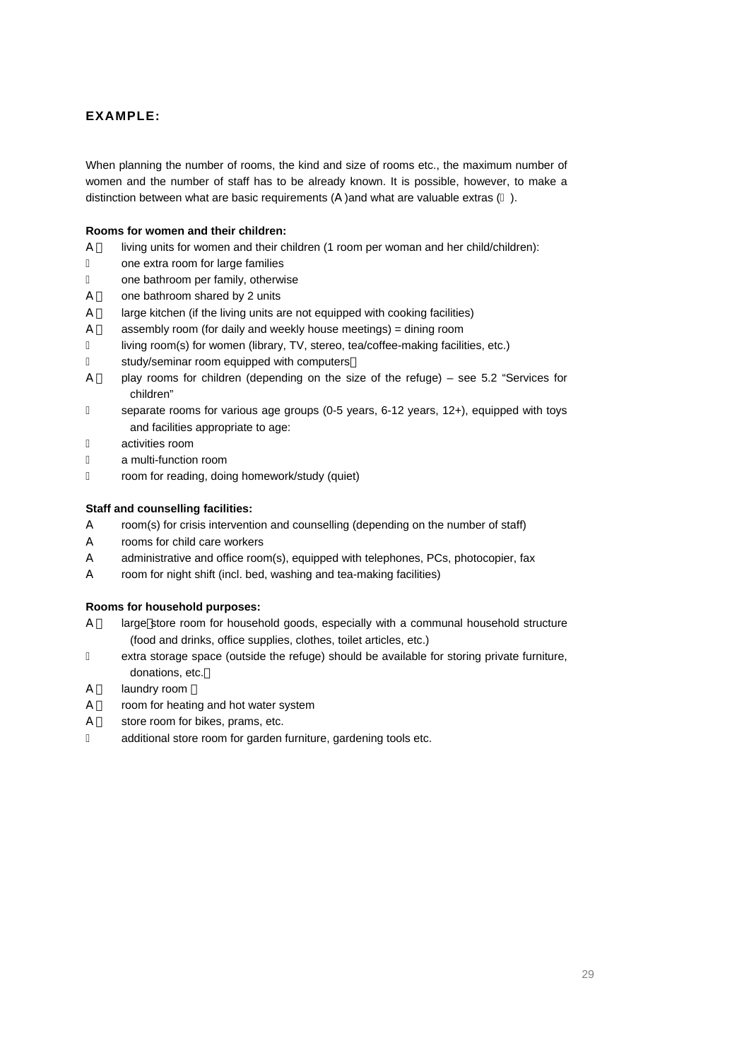## EXAMPLE:

When planning the number of rooms, the kind and size of rooms etc., the maximum number of women and the number of staff has to be already known. It is possible, however, to make a distinction between what are basic requirements (A )and what are valuable extras ( ).

**Rooms for women and their children:**

- A  living units for women and their children (1 room per woman and her child/children):
-  one extra room for large families
-  one bathroom per family, otherwise
- A  one bathroom shared by 2 units
- A  large kitchen (if the living units are not equipped with cooking facilities)
- A  assembly room (for daily and weekly house meetings) = dining room
-  living room(s) for women (library, TV, stereo, tea/coffee-making facilities, etc.)
-  study/seminar room equipped with computers
- A  play rooms for children (depending on the size of the refuge) – see 5.2 "Services for children"
-  separate rooms for various age groups (0-5 years, 6-12 years, 12+), equipped with toys and facilities appropriate to age:
-  activities room
-  a multi-function room
-  room for reading, doing homework/study (quiet)

**Staff and counselling facilities:**

- A room(s) for crisis intervention and counselling (depending on the number of staff)
- A rooms for child care workers
- A administrative and office room(s), equipped with telephones, PCs, photocopier, fax
- A room for night shift (incl. bed, washing and tea-making facilities)

**Rooms for household purposes:**

- A  large store room for household goods, especially with a communal household structure (food and drinks, office supplies, clothes, toilet articles, etc.)
-  extra storage space (outside the refuge) should be available for storing private furniture, donations, etc.
- A  laundry room
- A  room for heating and hot water system
- A  store room for bikes, prams, etc.
-  additional store room for garden furniture, gardening tools etc.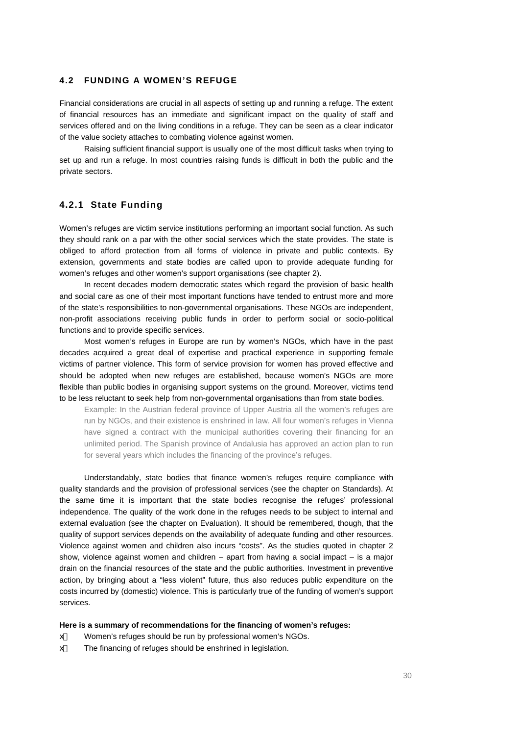## 4.2 FUNDING A WOMEN'S REFUGE

Financial considerations are crucial in all aspects of setting up and running a refuge. The extent of financial resources has an immediate and significant impact on the quality of staff and services offered and on the living conditions in a refuge. They can be seen as a clear indicator of the value society attaches to combating violence against women.

Raising sufficient financial support is usually one of the most difficult tasks when trying to set up and run a refuge. In most countries raising funds is difficult in both the public and the private sectors.

### 4.2.1 State Funding

Women's refuges are victim service institutions performing an important social function. As such they should rank on a par with the other social services which the state provides. The state is obliged to afford protection from all forms of violence in private and public contexts. By extension, governments and state bodies are called upon to provide adequate funding for women's refuges and other women's support organisations (see chapter 2).

In recent decades modern democratic states which regard the provision of basic health and social care as one of their most important functions have tended to entrust more and more of the state's responsibilities to non-governmental organisations. These NGOs are independent, non-profit associations receiving public funds in order to perform social or socio-political functions and to provide specific services.

Most women's refuges in Europe are run by women's NGOs, which have in the past decades acquired a great deal of expertise and practical experience in supporting female victims of partner violence. This form of service provision for women has proved effective and should be adopted when new refuges are established, because women's NGOs are more flexible than public bodies in organising support systems on the ground. Moreover, victims tend to be less reluctant to seek help from non-governmental organisations than from state bodies.

> Example: In the Austrian federal province of Upper Austria all the women's refuges are run by NGOs, and their existence is enshrined in law. All four women's refuges in Vienna have signed a contract with the municipal authorities covering their financing for an unlimited period. The Spanish province of Andalusia has approved an action plan to run for several years which includes the financing of the province's refuges.

Understandably, state bodies that finance women's refuges require compliance with quality standards and the provision of professional services (see the chapter on Standards). At the same time it is important that the state bodies recognise the refuges' professional independence. The quality of the work done in the refuges needs to be subject to internal and external evaluation (see the chapter on Evaluation). It should be remembered, though, that the quality of support services depends on the availability of adequate funding and other resources. Violence against women and children also incurs "costs". As the studies quoted in chapter 2 show, violence against women and children – apart from having a social impact – is a major drain on the financial resources of the state and the public authorities. Investment in preventive action, by bringing about a "less violent" future, thus also reduces public expenditure on the costs incurred by (domestic) violence. This is particularly true of the funding of women's support services.

**Here is a summary of recommendations for the financing of women's refuges:**

- Women's refuges should be run by professional women's NGOs.
- The financing of refuges should be enshrined in legislation.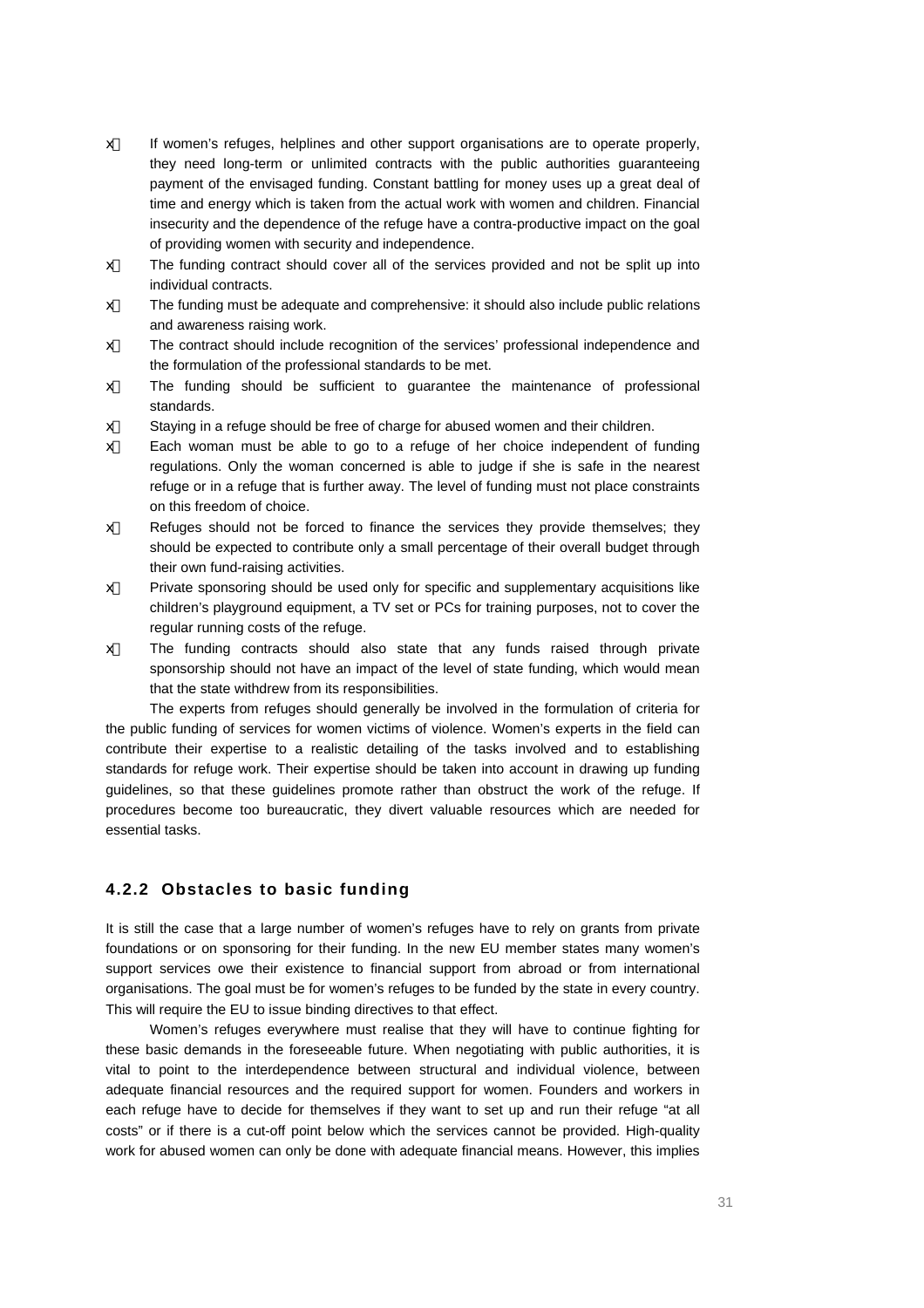- If women's refuges, helplines and other support organisations are to operate properly, they need long-term or unlimited contracts with the public authorities guaranteeing payment of the envisaged funding. Constant battling for money uses up a great deal of time and energy which is taken from the actual work with women and children. Financial insecurity and the dependence of the refuge have a contra-productive impact on the goal of providing women with security and independence.
- The funding contract should cover all of the services provided and not be split up into individual contracts.
- The funding must be adequate and comprehensive: it should also include public relations and awareness raising work.
- The contract should include recognition of the services' professional independence and the formulation of the professional standards to be met.
- The funding should be sufficient to guarantee the maintenance of professional standards.
- Staying in a refuge should be free of charge for abused women and their children.
- Each woman must be able to go to a refuge of her choice independent of funding regulations. Only the woman concerned is able to judge if she is safe in the nearest refuge or in a refuge that is further away. The level of funding must not place constraints on this freedom of choice.
- Refuges should not be forced to finance the services they provide themselves; they should be expected to contribute only a small percentage of their overall budget through their own fund-raising activities.
- Private sponsoring should be used only for specific and supplementary acquisitions like children's playground equipment, a TV set or PCs for training purposes, not to cover the regular running costs of the refuge.
- The funding contracts should also state that any funds raised through private sponsorship should not have an impact of the level of state funding, which would mean that the state withdrew from its responsibilities.

The experts from refuges should generally be involved in the formulation of criteria for the public funding of services for women victims of violence. Women's experts in the field can contribute their expertise to a realistic detailing of the tasks involved and to establishing standards for refuge work. Their expertise should be taken into account in drawing up funding guidelines, so that these guidelines promote rather than obstruct the work of the refuge. If procedures become too bureaucratic, they divert valuable resources which are needed for essential tasks.

### 4.2.2 Obstacles to basic funding

It is still the case that a large number of women's refuges have to rely on grants from private foundations or on sponsoring for their funding. In the new EU member states many women's support services owe their existence to financial support from abroad or from international organisations. The goal must be for women's refuges to be funded by the state in every country. This will require the EU to issue binding directives to that effect.

Women's refuges everywhere must realise that they will have to continue fighting for these basic demands in the foreseeable future. When negotiating with public authorities, it is vital to point to the interdependence between structural and individual violence, between adequate financial resources and the required support for women. Founders and workers in each refuge have to decide for themselves if they want to set up and run their refuge "at all costs" or if there is a cut-off point below which the services cannot be provided. High-quality work for abused women can only be done with adequate financial means. However, this implies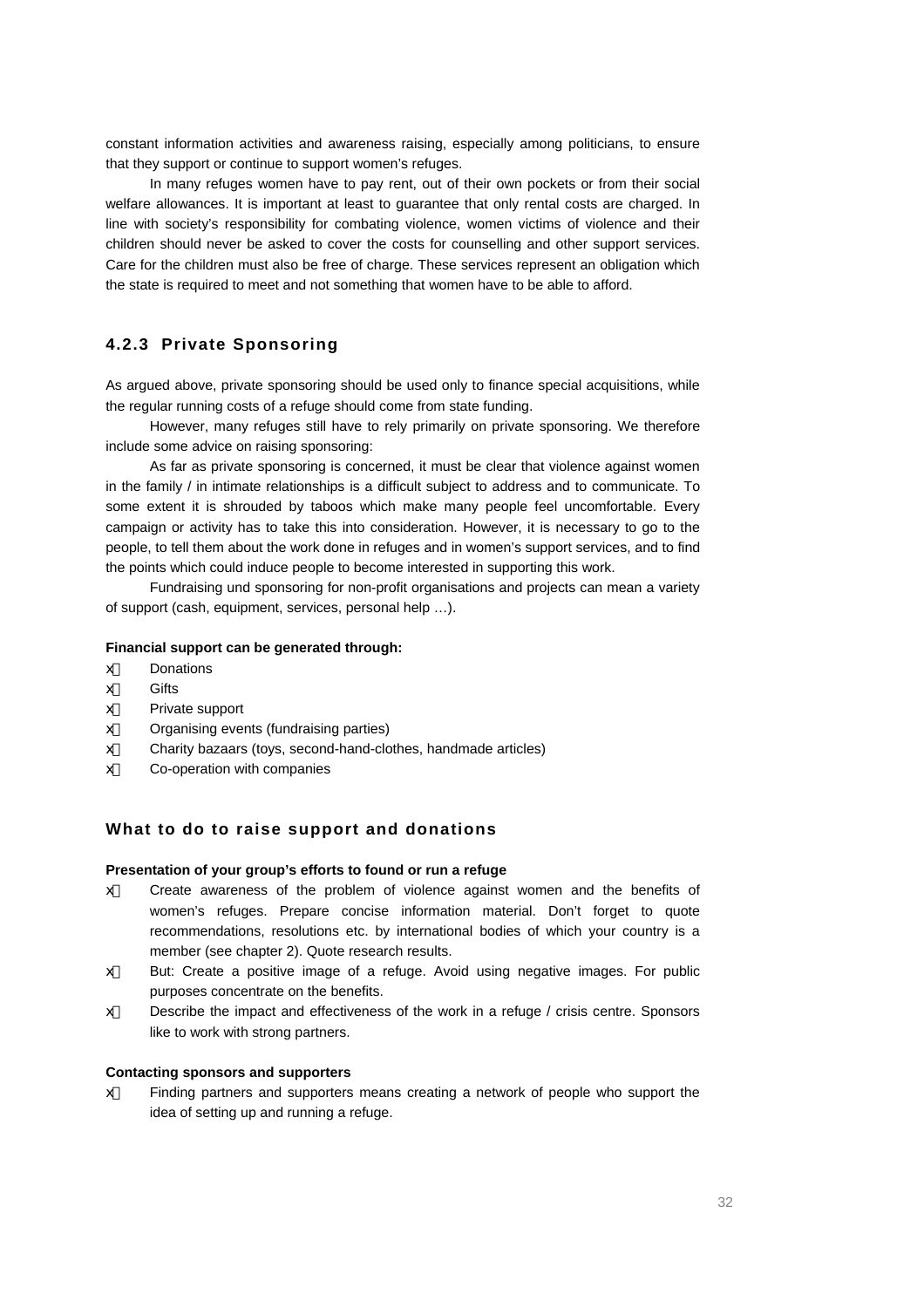constant information activities and awareness raising, especially among politicians, to ensure that they support or continue to support women's refuges.

In many refuges women have to pay rent, out of their own pockets or from their social welfare allowances. It is important at least to guarantee that only rental costs are charged. In line with society's responsibility for combating violence, women victims of violence and their children should never be asked to cover the costs for counselling and other support services. Care for the children must also be free of charge. These services represent an obligation which the state is required to meet and not something that women have to be able to afford.

### 4.2.3 Private Sponsoring

As argued above, private sponsoring should be used only to finance special acquisitions, while the regular running costs of a refuge should come from state funding.

However, many refuges still have to rely primarily on private sponsoring. We therefore include some advice on raising sponsoring:

As far as private sponsoring is concerned, it must be clear that violence against women in the family / in intimate relationships is a difficult subject to address and to communicate. To some extent it is shrouded by taboos which make many people feel uncomfortable. Every campaign or activity has to take this into consideration. However, it is necessary to go to the people, to tell them about the work done in refuges and in women's support services, and to find the points which could induce people to become interested in supporting this work.

Fundraising und sponsoring for non-profit organisations and projects can mean a variety of support (cash, equipment, services, personal help …).

**Financial support can be generated through:**

- Donations
- Gifts
- Private support
- Organising events (fundraising parties)
- Charity bazaars (toys, second-hand-clothes, handmade articles)
- Co-operation with companies

### What to do to raise support and donations

**Presentation of your group's efforts to found or run a refuge**

- Create awareness of the problem of violence against women and the benefits of women's refuges. Prepare concise information material. Don't forget to quote recommendations, resolutions etc. by international bodies of which your country is a member (see chapter 2). Quote research results.
- But: Create a positive image of a refuge. Avoid using negative images. For public purposes concentrate on the benefits.
- Describe the impact and effectiveness of the work in a refuge / crisis centre. Sponsors like to work with strong partners.

**Contacting sponsors and supporters**

- Finding partners and supporters means creating a network of people who support the idea of setting up and running a refuge.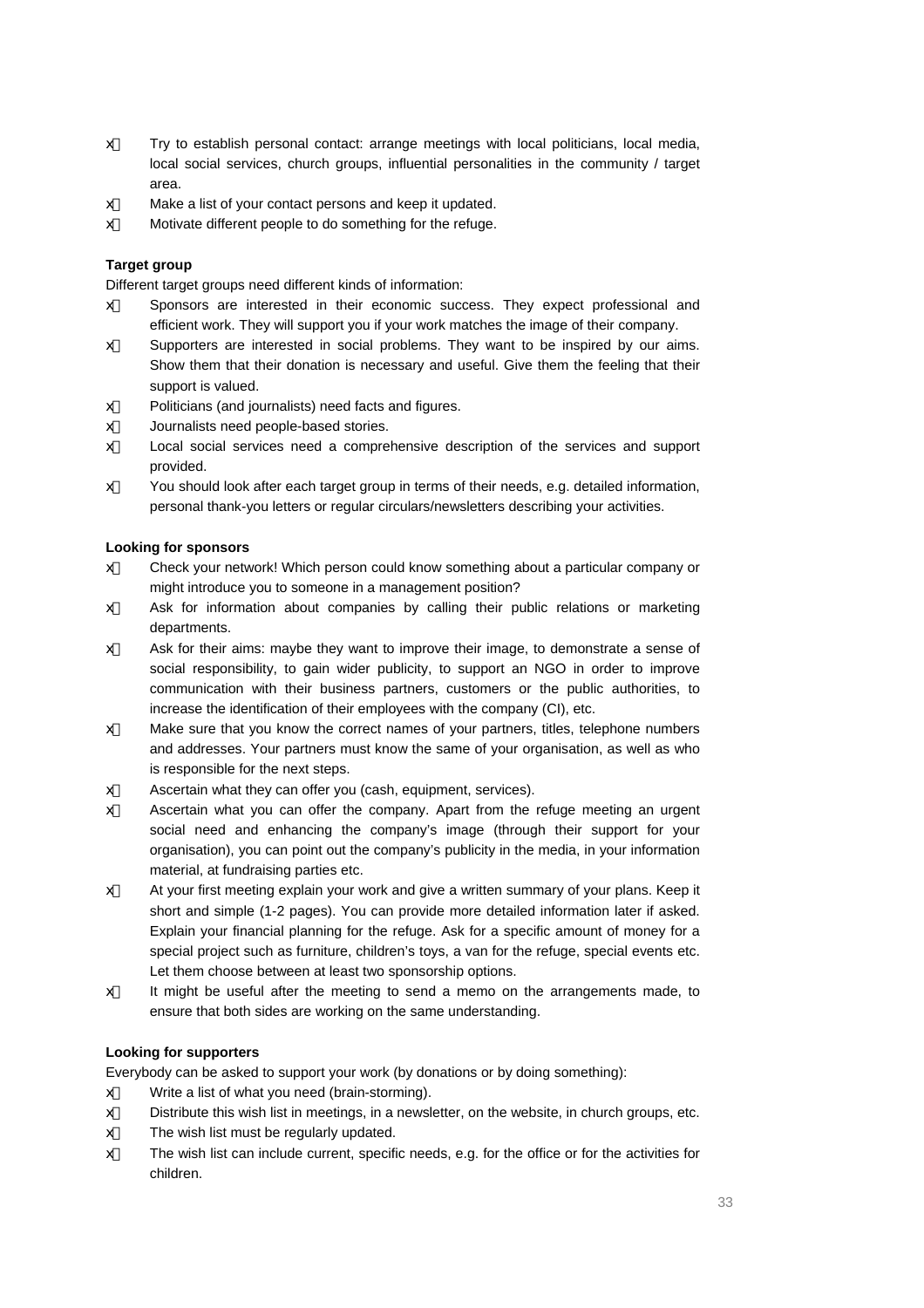- Try to establish personal contact: arrange meetings with local politicians, local media, local social services, church groups, influential personalities in the community / target area.
- Make a list of your contact persons and keep it updated.
- Motivate different people to do something for the refuge.

**Target group**

Different target groups need different kinds of information:

- Sponsors are interested in their economic success. They expect professional and efficient work. They will support you if your work matches the image of their company.
- Supporters are interested in social problems. They want to be inspired by our aims. Show them that their donation is necessary and useful. Give them the feeling that their support is valued.
- Politicians (and journalists) need facts and figures.
- Journalists need people-based stories.
- Local social services need a comprehensive description of the services and support provided.
- You should look after each target group in terms of their needs, e.g. detailed information, personal thank-you letters or regular circulars/newsletters describing your activities.

**Looking for sponsors**

- Check your network! Which person could know something about a particular company or might introduce you to someone in a management position?
- Ask for information about companies by calling their public relations or marketing departments.
- Ask for their aims: maybe they want to improve their image, to demonstrate a sense of social responsibility, to gain wider publicity, to support an NGO in order to improve communication with their business partners, customers or the public authorities, to increase the identification of their employees with the company (CI), etc.
- Make sure that you know the correct names of your partners, titles, telephone numbers and addresses. Your partners must know the same of your organisation, as well as who is responsible for the next steps.
- Ascertain what they can offer you (cash, equipment, services).
- Ascertain what you can offer the company. Apart from the refuge meeting an urgent social need and enhancing the company's image (through their support for your organisation), you can point out the company's publicity in the media, in your information material, at fundraising parties etc.
- At your first meeting explain your work and give a written summary of your plans. Keep it short and simple (1-2 pages). You can provide more detailed information later if asked. Explain your financial planning for the refuge. Ask for a specific amount of money for a special project such as furniture, children's toys, a van for the refuge, special events etc. Let them choose between at least two sponsorship options.
- It might be useful after the meeting to send a memo on the arrangements made, to ensure that both sides are working on the same understanding.

**Looking for supporters**

Everybody can be asked to support your work (by donations or by doing something):

- Write a list of what you need (brain-storming).
- Distribute this wish list in meetings, in a newsletter, on the website, in church groups, etc.
- The wish list must be regularly updated.
- The wish list can include current, specific needs, e.g. for the office or for the activities for children.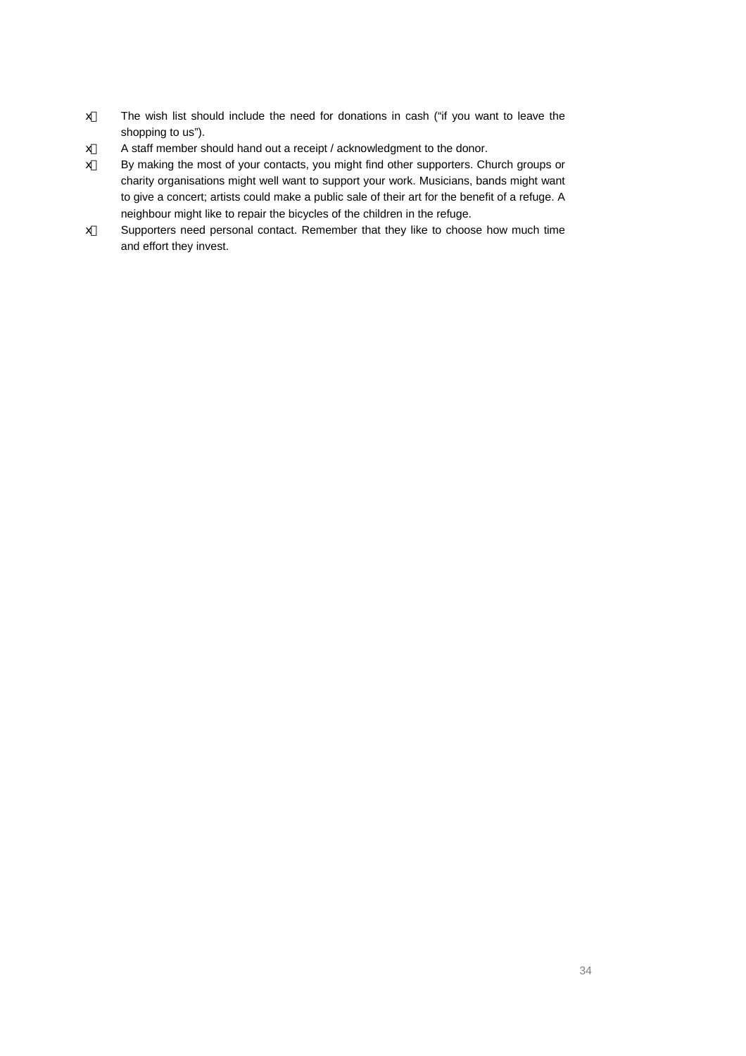- The wish list should include the need for donations in cash ("if you want to leave the shopping to us").
- A staff member should hand out a receipt / acknowledgment to the donor.
- By making the most of your contacts, you might find other supporters. Church groups or charity organisations might well want to support your work. Musicians, bands might want to give a concert; artists could make a public sale of their art for the benefit of a refuge. A neighbour might like to repair the bicycles of the children in the refuge.
- Supporters need personal contact. Remember that they like to choose how much time and effort they invest.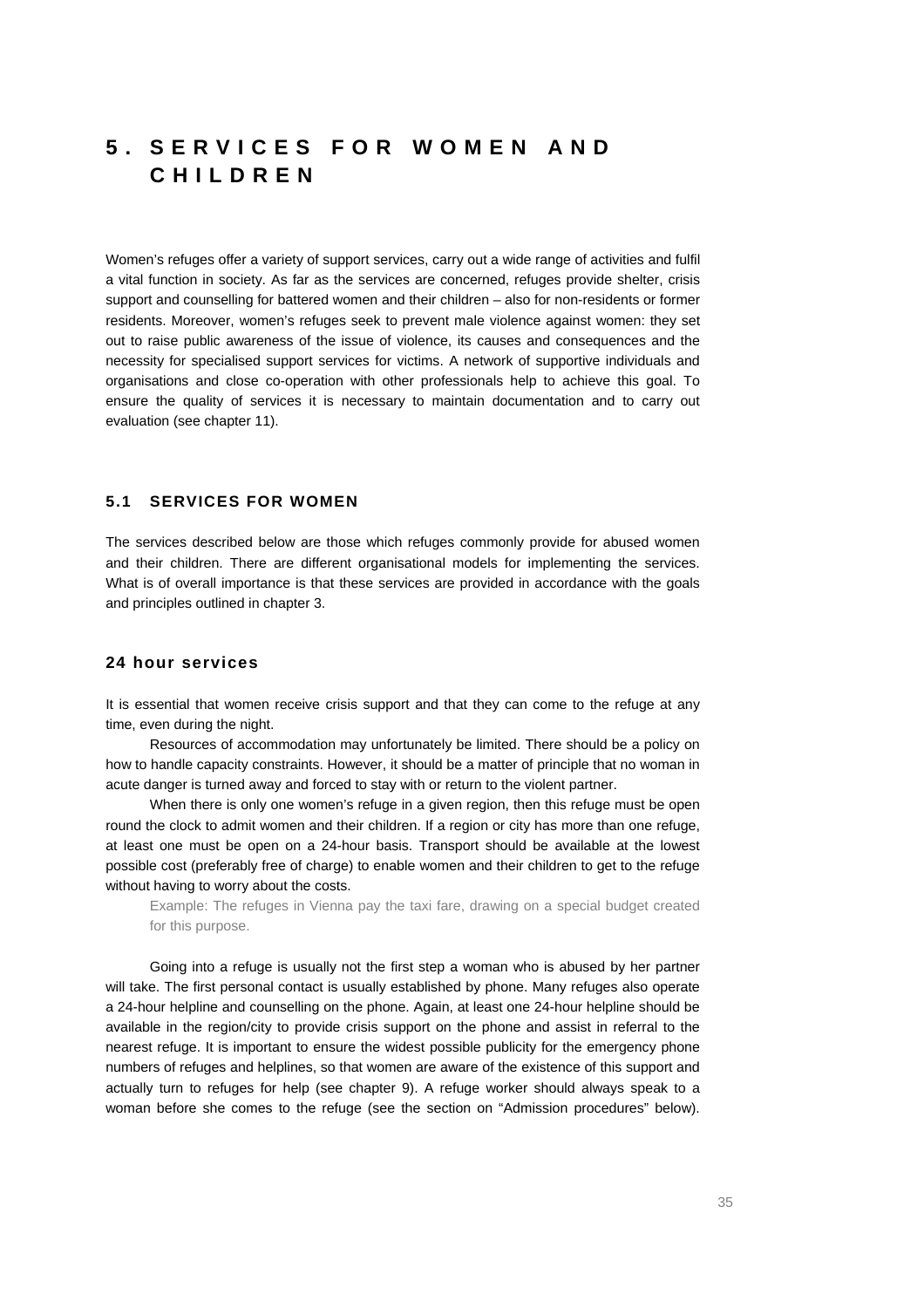# 5. SERVICES FOR WOMEN AND CHILDREN

Women's refuges offer a variety of support services, carry out a wide range of activities and fulfil a vital function in society. As far as the services are concerned, refuges provide shelter, crisis support and counselling for battered women and their children – also for non-residents or former residents. Moreover, women's refuges seek to prevent male violence against women: they set out to raise public awareness of the issue of violence, its causes and consequences and the necessity for specialised support services for victims. A network of supportive individuals and organisations and close co-operation with other professionals help to achieve this goal. To ensure the quality of services it is necessary to maintain documentation and to carry out evaluation (see chapter 11).

## 5.1 SERVICES FOR WOMEN

The services described below are those which refuges commonly provide for abused women and their children. There are different organisational models for implementing the services. What is of overall importance is that these services are provided in accordance with the goals and principles outlined in chapter 3.

### 24 hour services

It is essential that women receive crisis support and that they can come to the refuge at any time, even during the night.

Resources of accommodation may unfortunately be limited. There should be a policy on how to handle capacity constraints. However, it should be a matter of principle that no woman in acute danger is turned away and forced to stay with or return to the violent partner.

When there is only one women's refuge in a given region, then this refuge must be open round the clock to admit women and their children. If a region or city has more than one refuge, at least one must be open on a 24-hour basis. Transport should be available at the lowest possible cost (preferably free of charge) to enable women and their children to get to the refuge without having to worry about the costs.

> Example: The refuges in Vienna pay the taxi fare, drawing on a special budget created for this purpose.

Going into a refuge is usually not the first step a woman who is abused by her partner will take. The first personal contact is usually established by phone. Many refuges also operate a 24-hour helpline and counselling on the phone. Again, at least one 24-hour helpline should be available in the region/city to provide crisis support on the phone and assist in referral to the nearest refuge. It is important to ensure the widest possible publicity for the emergency phone numbers of refuges and helplines, so that women are aware of the existence of this support and actually turn to refuges for help (see chapter 9). A refuge worker should always speak to a woman before she comes to the refuge (see the section on "Admission procedures" below).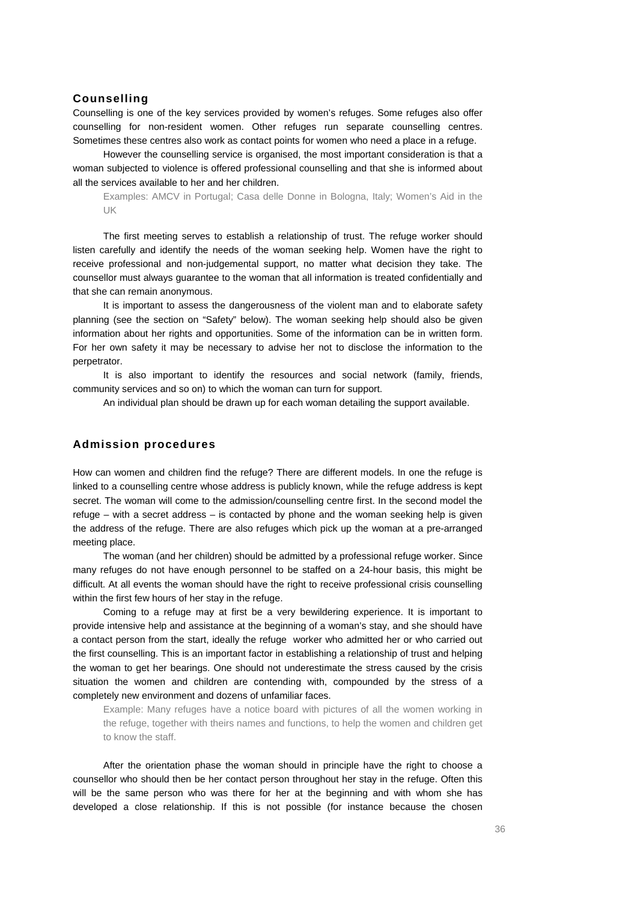## Counselling

Counselling is one of the key services provided by women's refuges. Some refuges also offer counselling for non-resident women. Other refuges run separate counselling centres. Sometimes these centres also work as contact points for women who need a place in a refuge.

However the counselling service is organised, the most important consideration is that a woman subjected to violence is offered professional counselling and that she is informed about all the services available to her and her children.

> Examples: AMCV in Portugal; Casa delle Donne in Bologna, Italy; Women's Aid in the UK

The first meeting serves to establish a relationship of trust. The refuge worker should listen carefully and identify the needs of the woman seeking help. Women have the right to receive professional and non-judgemental support, no matter what decision they take. The counsellor must always guarantee to the woman that all information is treated confidentially and that she can remain anonymous.

It is important to assess the dangerousness of the violent man and to elaborate safety planning (see the section on "Safety" below). The woman seeking help should also be given information about her rights and opportunities. Some of the information can be in written form. For her own safety it may be necessary to advise her not to disclose the information to the perpetrator.

It is also important to identify the resources and social network (family, friends, community services and so on) to which the woman can turn for support.

An individual plan should be drawn up for each woman detailing the support available.

## Admission procedures

How can women and children find the refuge? There are different models. In one the refuge is linked to a counselling centre whose address is publicly known, while the refuge address is kept secret. The woman will come to the admission/counselling centre first. In the second model the refuge – with a secret address – is contacted by phone and the woman seeking help is given the address of the refuge. There are also refuges which pick up the woman at a pre-arranged meeting place.

The woman (and her children) should be admitted by a professional refuge worker. Since many refuges do not have enough personnel to be staffed on a 24-hour basis, this might be difficult. At all events the woman should have the right to receive professional crisis counselling within the first few hours of her stay in the refuge.

Coming to a refuge may at first be a very bewildering experience. It is important to provide intensive help and assistance at the beginning of a woman's stay, and she should have a contact person from the start, ideally the refuge worker who admitted her or who carried out the first counselling. This is an important factor in establishing a relationship of trust and helping the woman to get her bearings. One should not underestimate the stress caused by the crisis situation the women and children are contending with, compounded by the stress of a completely new environment and dozens of unfamiliar faces.

> Example: Many refuges have a notice board with pictures of all the women working in the refuge, together with theirs names and functions, to help the women and children get to know the staff.

After the orientation phase the woman should in principle have the right to choose a counsellor who should then be her contact person throughout her stay in the refuge. Often this will be the same person who was there for her at the beginning and with whom she has developed a close relationship. If this is not possible (for instance because the chosen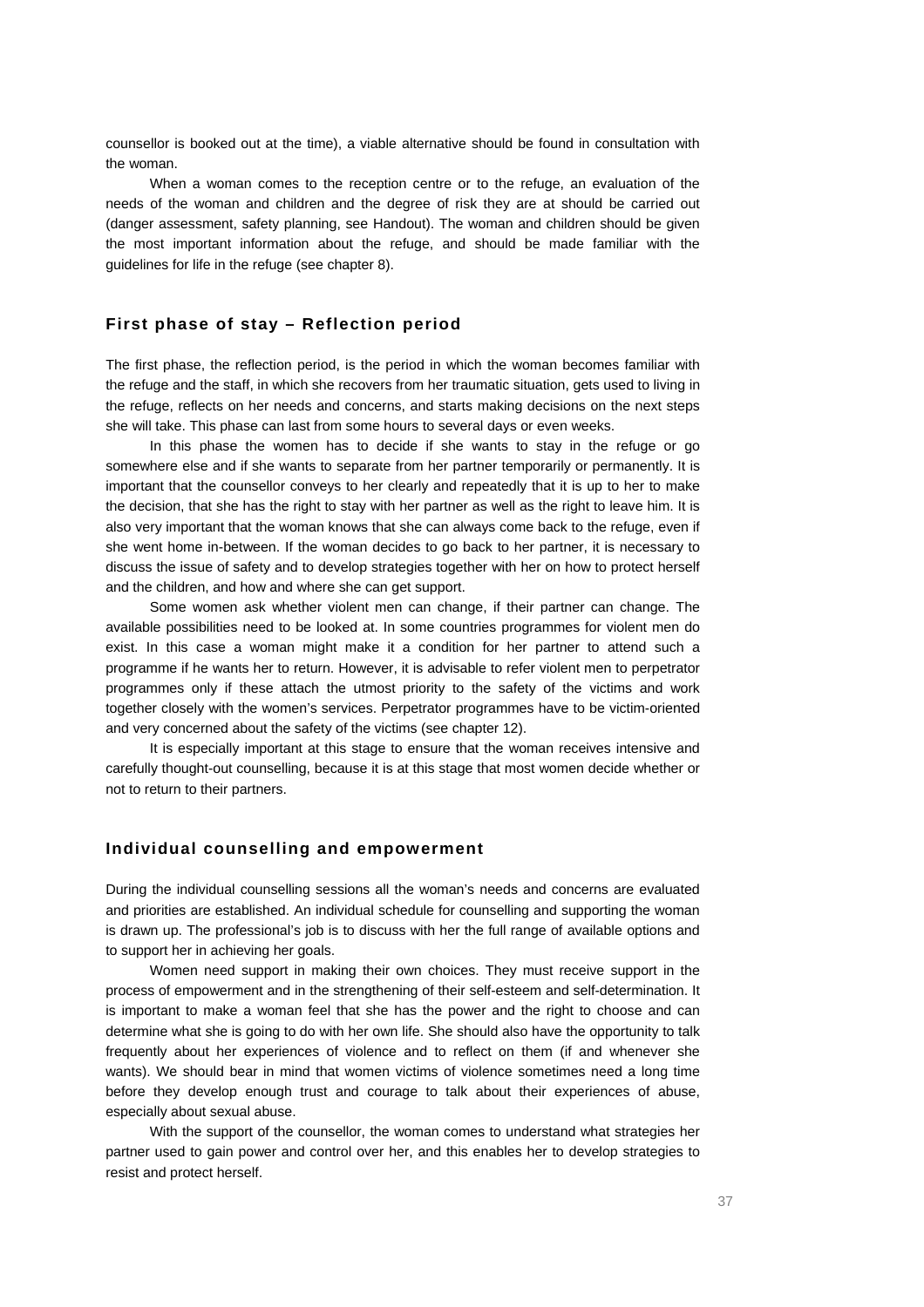counsellor is booked out at the time), a viable alternative should be found in consultation with the woman.

When a woman comes to the reception centre or to the refuge, an evaluation of the needs of the woman and children and the degree of risk they are at should be carried out (danger assessment, safety planning, see Handout). The woman and children should be given the most important information about the refuge, and should be made familiar with the guidelines for life in the refuge (see chapter 8).

### First phase of stay – Reflection period

The first phase, the reflection period, is the period in which the woman becomes familiar with the refuge and the staff, in which she recovers from her traumatic situation, gets used to living in the refuge, reflects on her needs and concerns, and starts making decisions on the next steps she will take. This phase can last from some hours to several days or even weeks.

In this phase the women has to decide if she wants to stay in the refuge or go somewhere else and if she wants to separate from her partner temporarily or permanently. It is important that the counsellor conveys to her clearly and repeatedly that it is up to her to make the decision, that she has the right to stay with her partner as well as the right to leave him. It is also very important that the woman knows that she can always come back to the refuge, even if she went home in-between. If the woman decides to go back to her partner, it is necessary to discuss the issue of safety and to develop strategies together with her on how to protect herself and the children, and how and where she can get support.

Some women ask whether violent men can change, if their partner can change. The available possibilities need to be looked at. In some countries programmes for violent men do exist. In this case a woman might make it a condition for her partner to attend such a programme if he wants her to return. However, it is advisable to refer violent men to perpetrator programmes only if these attach the utmost priority to the safety of the victims and work together closely with the women's services. Perpetrator programmes have to be victim-oriented and very concerned about the safety of the victims (see chapter 12).

It is especially important at this stage to ensure that the woman receives intensive and carefully thought-out counselling, because it is at this stage that most women decide whether or not to return to their partners.

### Individual counselling and empowerment

During the individual counselling sessions all the woman's needs and concerns are evaluated and priorities are established. An individual schedule for counselling and supporting the woman is drawn up. The professional's job is to discuss with her the full range of available options and to support her in achieving her goals.

Women need support in making their own choices. They must receive support in the process of empowerment and in the strengthening of their self-esteem and self-determination. It is important to make a woman feel that she has the power and the right to choose and can determine what she is going to do with her own life. She should also have the opportunity to talk frequently about her experiences of violence and to reflect on them (if and whenever she wants). We should bear in mind that women victims of violence sometimes need a long time before they develop enough trust and courage to talk about their experiences of abuse, especially about sexual abuse.

With the support of the counsellor, the woman comes to understand what strategies her partner used to gain power and control over her, and this enables her to develop strategies to resist and protect herself.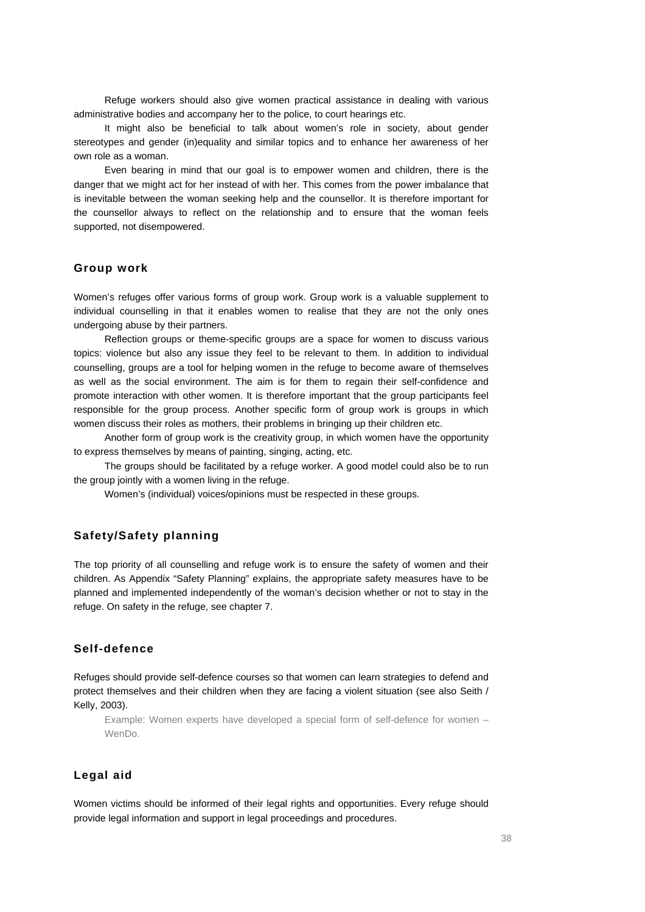Refuge workers should also give women practical assistance in dealing with various administrative bodies and accompany her to the police, to court hearings etc.

It might also be beneficial to talk about women's role in society, about gender stereotypes and gender (in)equality and similar topics and to enhance her awareness of her own role as a woman.

Even bearing in mind that our goal is to empower women and children, there is the danger that we might act for her instead of with her. This comes from the power imbalance that is inevitable between the woman seeking help and the counsellor. It is therefore important for the counsellor always to reflect on the relationship and to ensure that the woman feels supported, not disempowered.

## Group work

Women's refuges offer various forms of group work. Group work is a valuable supplement to individual counselling in that it enables women to realise that they are not the only ones undergoing abuse by their partners.

Reflection groups or theme-specific groups are a space for women to discuss various topics: violence but also any issue they feel to be relevant to them. In addition to individual counselling, groups are a tool for helping women in the refuge to become aware of themselves as well as the social environment. The aim is for them to regain their self-confidence and promote interaction with other women. It is therefore important that the group participants feel responsible for the group process. Another specific form of group work is groups in which women discuss their roles as mothers, their problems in bringing up their children etc.

Another form of group work is the creativity group, in which women have the opportunity to express themselves by means of painting, singing, acting, etc.

The groups should be facilitated by a refuge worker. A good model could also be to run the group jointly with a women living in the refuge.

Women's (individual) voices/opinions must be respected in these groups.

## Safety/Safety planning

The top priority of all counselling and refuge work is to ensure the safety of women and their children. As Appendix "Safety Planning" explains, the appropriate safety measures have to be planned and implemented independently of the woman's decision whether or not to stay in the refuge. On safety in the refuge, see chapter 7.

## Self-defence

Refuges should provide self-defence courses so that women can learn strategies to defend and protect themselves and their children when they are facing a violent situation (see also Seith / Kelly, 2003).

> Example: Women experts have developed a special form of self-defence for women – WenDo.

## Legal aid

Women victims should be informed of their legal rights and opportunities. Every refuge should provide legal information and support in legal proceedings and procedures.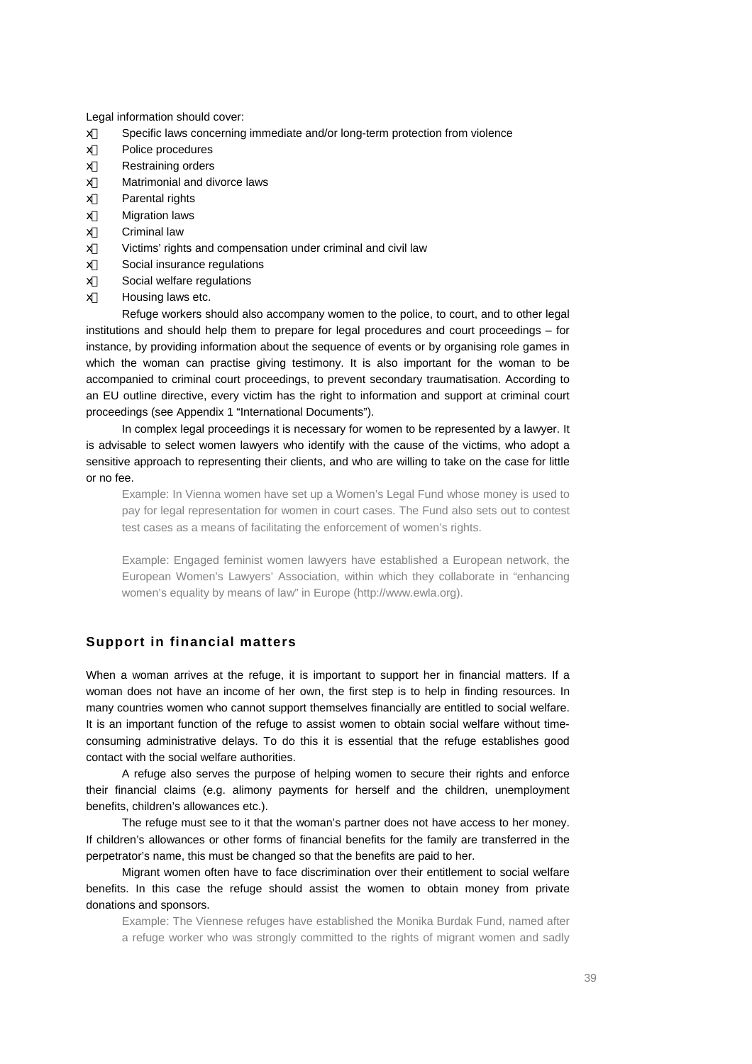Legal information should cover:

- Specific laws concerning immediate and/or long-term protection from violence
- Police procedures
- Restraining orders
- Matrimonial and divorce laws
- Parental rights
- Migration laws
- Criminal law
- Victims' rights and compensation under criminal and civil law
- Social insurance regulations
- Social welfare regulations
- Housing laws etc.

Refuge workers should also accompany women to the police, to court, and to other legal institutions and should help them to prepare for legal procedures and court proceedings – for instance, by providing information about the sequence of events or by organising role games in which the woman can practise giving testimony. It is also important for the woman to be accompanied to criminal court proceedings, to prevent secondary traumatisation. According to an EU outline directive, every victim has the right to information and support at criminal court proceedings (see Appendix 1 "International Documents").

In complex legal proceedings it is necessary for women to be represented by a lawyer. It is advisable to select women lawyers who identify with the cause of the victims, who adopt a sensitive approach to representing their clients, and who are willing to take on the case for little or no fee.

> Example: In Vienna women have set up a Women's Legal Fund whose money is used to pay for legal representation for women in court cases. The Fund also sets out to contest test cases as a means of facilitating the enforcement of women's rights.

> Example: Engaged feminist women lawyers have established a European network, the European Women's Lawyers' Association, within which they collaborate in "enhancing women's equality by means of law" in Europe (http://www.ewla.org).

## Support in financial matters

When a woman arrives at the refuge, it is important to support her in financial matters. If a woman does not have an income of her own, the first step is to help in finding resources. In many countries women who cannot support themselves financially are entitled to social welfare. It is an important function of the refuge to assist women to obtain social welfare without time-consuming administrative delays. To do this it is essential that the refuge establishes good contact with the social welfare authorities.

A refuge also serves the purpose of helping women to secure their rights and enforce their financial claims (e.g. alimony payments for herself and the children, unemployment benefits, children's allowances etc.).

The refuge must see to it that the woman's partner does not have access to her money. If children's allowances or other forms of financial benefits for the family are transferred in the perpetrator's name, this must be changed so that the benefits are paid to her.

Migrant women often have to face discrimination over their entitlement to social welfare benefits. In this case the refuge should assist the women to obtain money from private donations and sponsors.

> Example: The Viennese refuges have established the Monika Burdak Fund, named after a refuge worker who was strongly committed to the rights of migrant women and sadly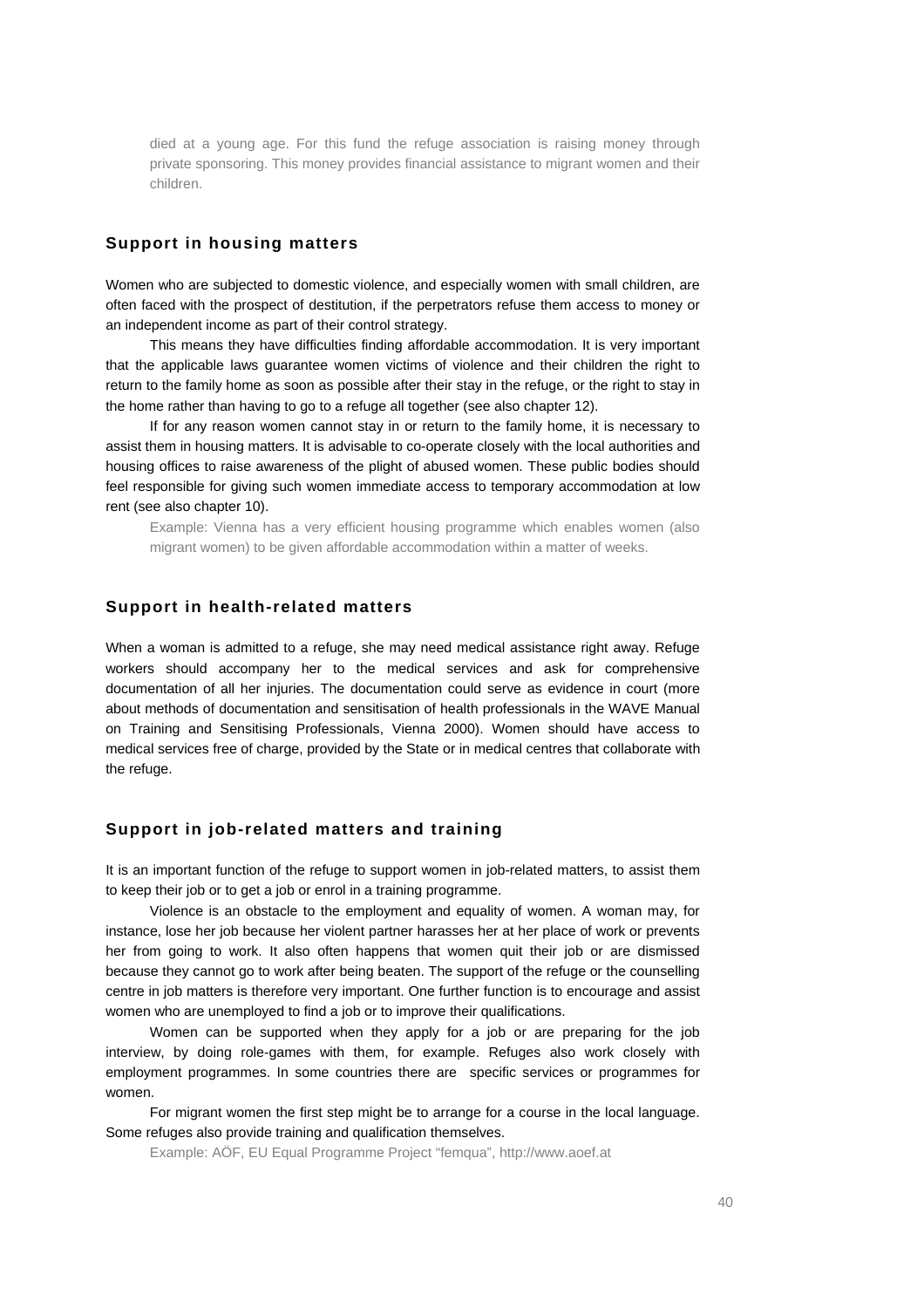died at a young age. For this fund the refuge association is raising money through private sponsoring. This money provides financial assistance to migrant women and their children.

### Support in housing matters

Women who are subjected to domestic violence, and especially women with small children, are often faced with the prospect of destitution, if the perpetrators refuse them access to money or an independent income as part of their control strategy.

This means they have difficulties finding affordable accommodation. It is very important that the applicable laws guarantee women victims of violence and their children the right to return to the family home as soon as possible after their stay in the refuge, or the right to stay in the home rather than having to go to a refuge all together (see also chapter 12).

If for any reason women cannot stay in or return to the family home, it is necessary to assist them in housing matters. It is advisable to co-operate closely with the local authorities and housing offices to raise awareness of the plight of abused women. These public bodies should feel responsible for giving such women immediate access to temporary accommodation at low rent (see also chapter 10).

Example: Vienna has a very efficient housing programme which enables women (also migrant women) to be given affordable accommodation within a matter of weeks.

### Support in health-related matters

When a woman is admitted to a refuge, she may need medical assistance right away. Refuge workers should accompany her to the medical services and ask for comprehensive documentation of all her injuries. The documentation could serve as evidence in court (more about methods of documentation and sensitisation of health professionals in the WAVE Manual on Training and Sensitising Professionals, Vienna 2000). Women should have access to medical services free of charge, provided by the State or in medical centres that collaborate with the refuge.

### Support in job-related matters and training

It is an important function of the refuge to support women in job-related matters, to assist them to keep their job or to get a job or enrol in a training programme.

Violence is an obstacle to the employment and equality of women. A woman may, for instance, lose her job because her violent partner harasses her at her place of work or prevents her from going to work. It also often happens that women quit their job or are dismissed because they cannot go to work after being beaten. The support of the refuge or the counselling centre in job matters is therefore very important. One further function is to encourage and assist women who are unemployed to find a job or to improve their qualifications.

Women can be supported when they apply for a job or are preparing for the job interview, by doing role-games with them, for example. Refuges also work closely with employment programmes. In some countries there are specific services or programmes for women.

For migrant women the first step might be to arrange for a course in the local language. Some refuges also provide training and qualification themselves.

Example: AÖF, EU Equal Programme Project "femqua", http://www.aoef.at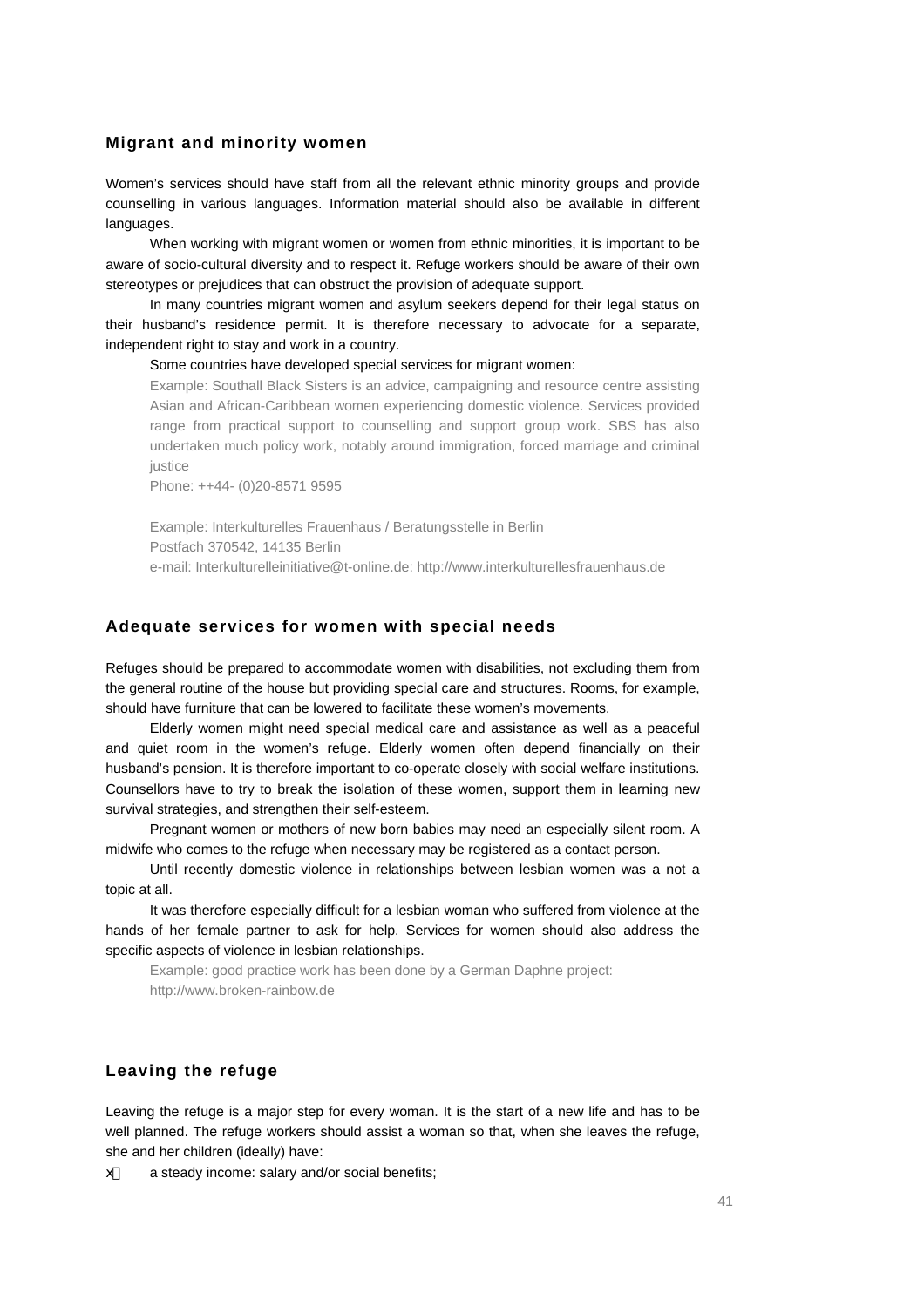## Migrant and minority women

Women's services should have staff from all the relevant ethnic minority groups and provide counselling in various languages. Information material should also be available in different languages.

When working with migrant women or women from ethnic minorities, it is important to be aware of socio-cultural diversity and to respect it. Refuge workers should be aware of their own stereotypes or prejudices that can obstruct the provision of adequate support.

In many countries migrant women and asylum seekers depend for their legal status on their husband's residence permit. It is therefore necessary to advocate for a separate, independent right to stay and work in a country.

Some countries have developed special services for migrant women:

> Example: Southall Black Sisters is an advice, campaigning and resource centre assisting Asian and African-Caribbean women experiencing domestic violence. Services provided range from practical support to counselling and support group work. SBS has also undertaken much policy work, notably around immigration, forced marriage and criminal justice
> Phone: ++44- (0)20-8571 9595
>
> Example: Interkulturelles Frauenhaus / Beratungsstelle in Berlin
> Postfach 370542, 14135 Berlin
> e-mail: Interkulturelleinitiative@t-online.de: http://www.interkulturellesfrauenhaus.de

## Adequate services for women with special needs

Refuges should be prepared to accommodate women with disabilities, not excluding them from the general routine of the house but providing special care and structures. Rooms, for example, should have furniture that can be lowered to facilitate these women's movements.

Elderly women might need special medical care and assistance as well as a peaceful and quiet room in the women's refuge. Elderly women often depend financially on their husband's pension. It is therefore important to co-operate closely with social welfare institutions. Counsellors have to try to break the isolation of these women, support them in learning new survival strategies, and strengthen their self-esteem.

Pregnant women or mothers of new born babies may need an especially silent room. A midwife who comes to the refuge when necessary may be registered as a contact person.

Until recently domestic violence in relationships between lesbian women was a not a topic at all.

It was therefore especially difficult for a lesbian woman who suffered from violence at the hands of her female partner to ask for help. Services for women should also address the specific aspects of violence in lesbian relationships.

> Example: good practice work has been done by a German Daphne project:
> http://www.broken-rainbow.de

## Leaving the refuge

Leaving the refuge is a major step for every woman. It is the start of a new life and has to be well planned. The refuge workers should assist a woman so that, when she leaves the refuge, she and her children (ideally) have:

- a steady income: salary and/or social benefits;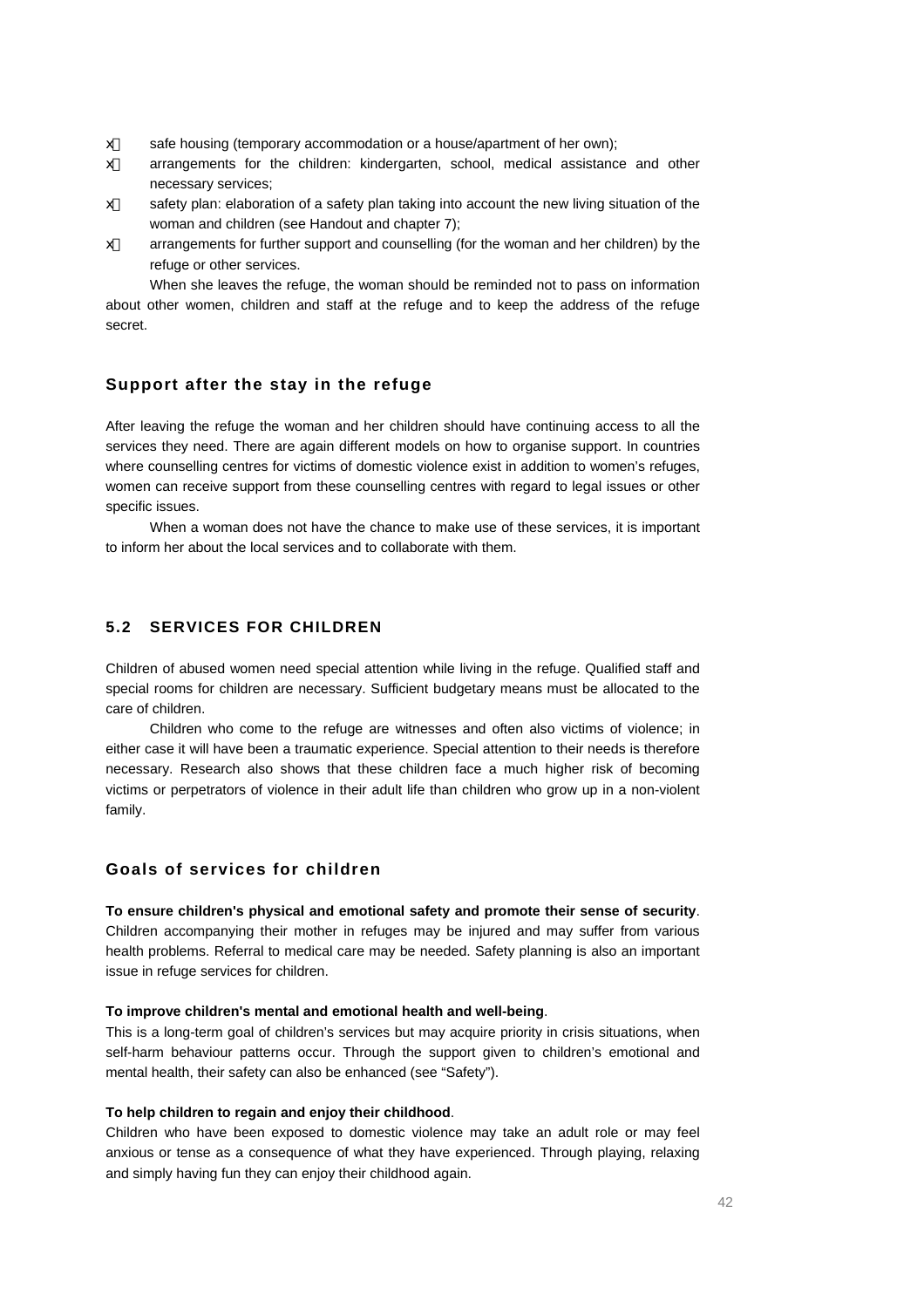- safe housing (temporary accommodation or a house/apartment of her own);
- arrangements for the children: kindergarten, school, medical assistance and other necessary services;
- safety plan: elaboration of a safety plan taking into account the new living situation of the woman and children (see Handout and chapter 7);
- arrangements for further support and counselling (for the woman and her children) by the refuge or other services.

When she leaves the refuge, the woman should be reminded not to pass on information about other women, children and staff at the refuge and to keep the address of the refuge secret.

### Support after the stay in the refuge

After leaving the refuge the woman and her children should have continuing access to all the services they need. There are again different models on how to organise support. In countries where counselling centres for victims of domestic violence exist in addition to women's refuges, women can receive support from these counselling centres with regard to legal issues or other specific issues.

When a woman does not have the chance to make use of these services, it is important to inform her about the local services and to collaborate with them.

## 5.2 SERVICES FOR CHILDREN

Children of abused women need special attention while living in the refuge. Qualified staff and special rooms for children are necessary. Sufficient budgetary means must be allocated to the care of children.

Children who come to the refuge are witnesses and often also victims of violence; in either case it will have been a traumatic experience. Special attention to their needs is therefore necessary. Research also shows that these children face a much higher risk of becoming victims or perpetrators of violence in their adult life than children who grow up in a non-violent family.

### Goals of services for children

**To ensure children's physical and emotional safety and promote their sense of security**. Children accompanying their mother in refuges may be injured and may suffer from various health problems. Referral to medical care may be needed. Safety planning is also an important issue in refuge services for children.

**To improve children's mental and emotional health and well-being**.
This is a long-term goal of children's services but may acquire priority in crisis situations, when self-harm behaviour patterns occur. Through the support given to children's emotional and mental health, their safety can also be enhanced (see "Safety").

**To help children to regain and enjoy their childhood**.
Children who have been exposed to domestic violence may take an adult role or may feel anxious or tense as a consequence of what they have experienced. Through playing, relaxing and simply having fun they can enjoy their childhood again.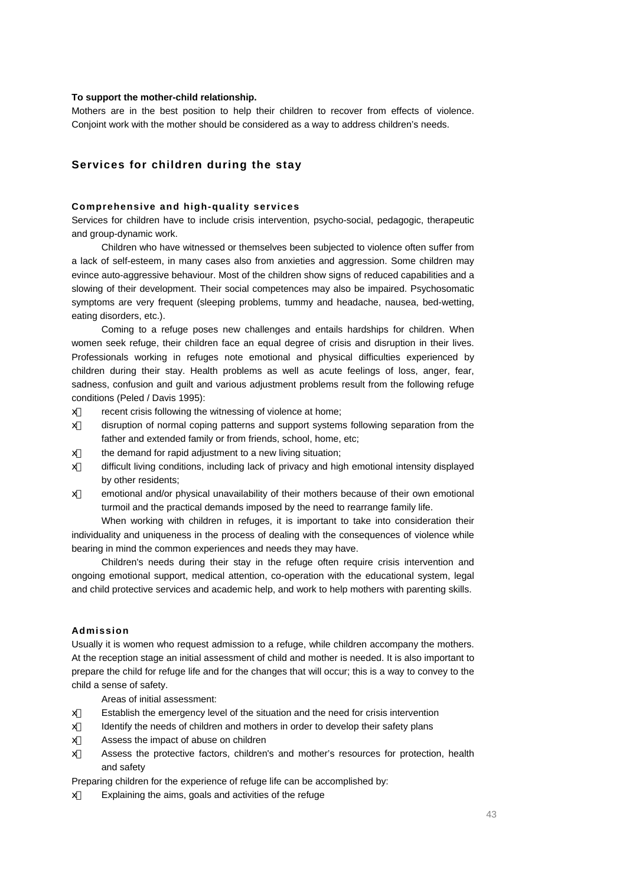**To support the mother-child relationship.**

Mothers are in the best position to help their children to recover from effects of violence. Conjoint work with the mother should be considered as a way to address children's needs.

## Services for children during the stay

### Comprehensive and high-quality services

Services for children have to include crisis intervention, psycho-social, pedagogic, therapeutic and group-dynamic work.

Children who have witnessed or themselves been subjected to violence often suffer from a lack of self-esteem, in many cases also from anxieties and aggression. Some children may evince auto-aggressive behaviour. Most of the children show signs of reduced capabilities and a slowing of their development. Their social competences may also be impaired. Psychosomatic symptoms are very frequent (sleeping problems, tummy and headache, nausea, bed-wetting, eating disorders, etc.).

Coming to a refuge poses new challenges and entails hardships for children. When women seek refuge, their children face an equal degree of crisis and disruption in their lives. Professionals working in refuges note emotional and physical difficulties experienced by children during their stay. Health problems as well as acute feelings of loss, anger, fear, sadness, confusion and guilt and various adjustment problems result from the following refuge conditions (Peled / Davis 1995):

- recent crisis following the witnessing of violence at home;
- disruption of normal coping patterns and support systems following separation from the father and extended family or from friends, school, home, etc;
- the demand for rapid adjustment to a new living situation;
- difficult living conditions, including lack of privacy and high emotional intensity displayed by other residents;
- emotional and/or physical unavailability of their mothers because of their own emotional turmoil and the practical demands imposed by the need to rearrange family life.

When working with children in refuges, it is important to take into consideration their individuality and uniqueness in the process of dealing with the consequences of violence while bearing in mind the common experiences and needs they may have.

Children's needs during their stay in the refuge often require crisis intervention and ongoing emotional support, medical attention, co-operation with the educational system, legal and child protective services and academic help, and work to help mothers with parenting skills.

### Admission

Usually it is women who request admission to a refuge, while children accompany the mothers. At the reception stage an initial assessment of child and mother is needed. It is also important to prepare the child for refuge life and for the changes that will occur; this is a way to convey to the child a sense of safety.

Areas of initial assessment:

- Establish the emergency level of the situation and the need for crisis intervention
- Identify the needs of children and mothers in order to develop their safety plans
- Assess the impact of abuse on children
- Assess the protective factors, children's and mother's resources for protection, health and safety

Preparing children for the experience of refuge life can be accomplished by:

- Explaining the aims, goals and activities of the refuge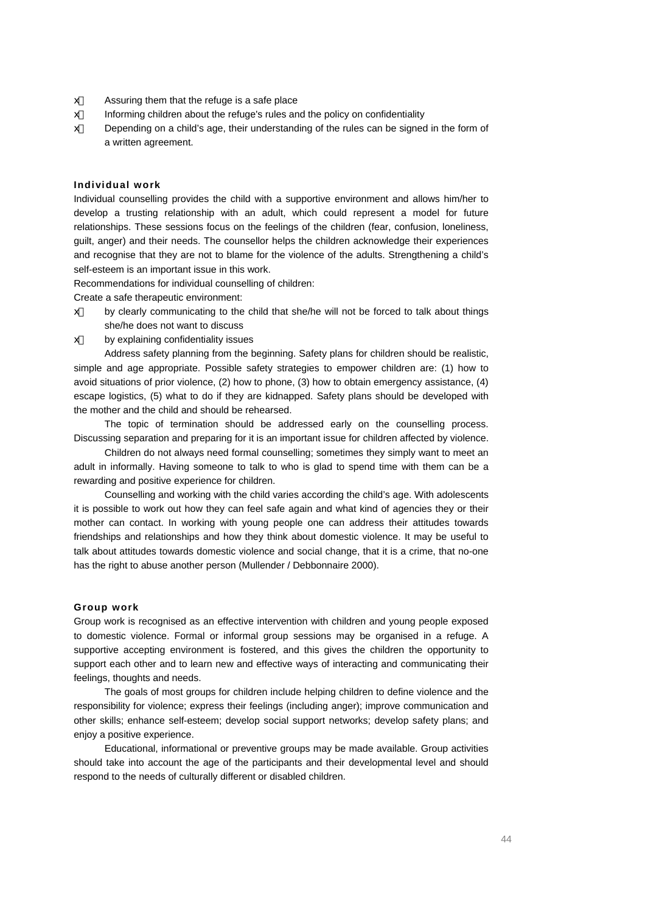- Assuring them that the refuge is a safe place
- Informing children about the refuge's rules and the policy on confidentiality
- Depending on a child's age, their understanding of the rules can be signed in the form of a written agreement.

#### Individual work

Individual counselling provides the child with a supportive environment and allows him/her to develop a trusting relationship with an adult, which could represent a model for future relationships. These sessions focus on the feelings of the children (fear, confusion, loneliness, guilt, anger) and their needs. The counsellor helps the children acknowledge their experiences and recognise that they are not to blame for the violence of the adults. Strengthening a child's self-esteem is an important issue in this work.

Recommendations for individual counselling of children:

Create a safe therapeutic environment:

- by clearly communicating to the child that she/he will not be forced to talk about things she/he does not want to discuss
- by explaining confidentiality issues

Address safety planning from the beginning. Safety plans for children should be realistic, simple and age appropriate. Possible safety strategies to empower children are: (1) how to avoid situations of prior violence, (2) how to phone, (3) how to obtain emergency assistance, (4) escape logistics, (5) what to do if they are kidnapped. Safety plans should be developed with the mother and the child and should be rehearsed.

The topic of termination should be addressed early on the counselling process. Discussing separation and preparing for it is an important issue for children affected by violence.

Children do not always need formal counselling; sometimes they simply want to meet an adult in informally. Having someone to talk to who is glad to spend time with them can be a rewarding and positive experience for children.

Counselling and working with the child varies according the child's age. With adolescents it is possible to work out how they can feel safe again and what kind of agencies they or their mother can contact. In working with young people one can address their attitudes towards friendships and relationships and how they think about domestic violence. It may be useful to talk about attitudes towards domestic violence and social change, that it is a crime, that no-one has the right to abuse another person (Mullender / Debbonnaire 2000).

#### Group work

Group work is recognised as an effective intervention with children and young people exposed to domestic violence. Formal or informal group sessions may be organised in a refuge. A supportive accepting environment is fostered, and this gives the children the opportunity to support each other and to learn new and effective ways of interacting and communicating their feelings, thoughts and needs.

The goals of most groups for children include helping children to define violence and the responsibility for violence; express their feelings (including anger); improve communication and other skills; enhance self-esteem; develop social support networks; develop safety plans; and enjoy a positive experience.

Educational, informational or preventive groups may be made available. Group activities should take into account the age of the participants and their developmental level and should respond to the needs of culturally different or disabled children.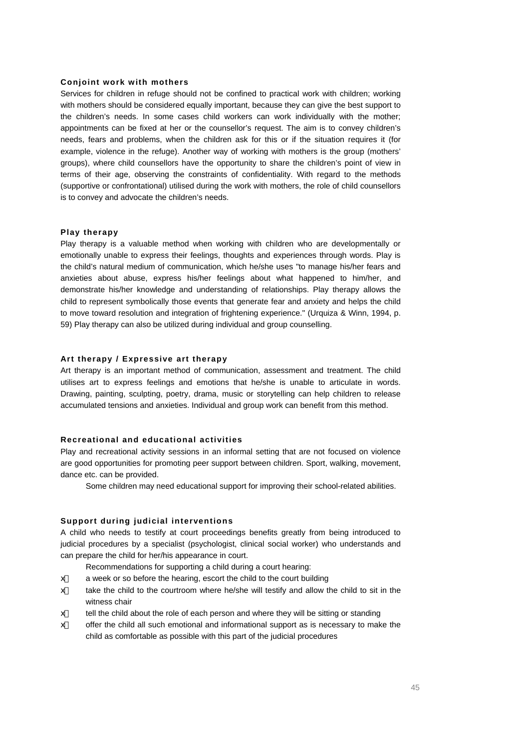### Conjoint work with mothers

Services for children in refuge should not be confined to practical work with children; working with mothers should be considered equally important, because they can give the best support to the children's needs. In some cases child workers can work individually with the mother; appointments can be fixed at her or the counsellor's request. The aim is to convey children's needs, fears and problems, when the children ask for this or if the situation requires it (for example, violence in the refuge). Another way of working with mothers is the group (mothers' groups), where child counsellors have the opportunity to share the children's point of view in terms of their age, observing the constraints of confidentiality. With regard to the methods (supportive or confrontational) utilised during the work with mothers, the role of child counsellors is to convey and advocate the children's needs.

### Play therapy

Play therapy is a valuable method when working with children who are developmentally or emotionally unable to express their feelings, thoughts and experiences through words. Play is the child's natural medium of communication, which he/she uses "to manage his/her fears and anxieties about abuse, express his/her feelings about what happened to him/her, and demonstrate his/her knowledge and understanding of relationships. Play therapy allows the child to represent symbolically those events that generate fear and anxiety and helps the child to move toward resolution and integration of frightening experience." (Urquiza & Winn, 1994, p. 59) Play therapy can also be utilized during individual and group counselling.

### Art therapy / Expressive art therapy

Art therapy is an important method of communication, assessment and treatment. The child utilises art to express feelings and emotions that he/she is unable to articulate in words. Drawing, painting, sculpting, poetry, drama, music or storytelling can help children to release accumulated tensions and anxieties. Individual and group work can benefit from this method.

### Recreational and educational activities

Play and recreational activity sessions in an informal setting that are not focused on violence are good opportunities for promoting peer support between children. Sport, walking, movement, dance etc. can be provided.

Some children may need educational support for improving their school-related abilities.

### Support during judicial interventions

A child who needs to testify at court proceedings benefits greatly from being introduced to judicial procedures by a specialist (psychologist, clinical social worker) who understands and can prepare the child for her/his appearance in court.

Recommendations for supporting a child during a court hearing:

- a week or so before the hearing, escort the child to the court building
- take the child to the courtroom where he/she will testify and allow the child to sit in the witness chair
- tell the child about the role of each person and where they will be sitting or standing
- offer the child all such emotional and informational support as is necessary to make the child as comfortable as possible with this part of the judicial procedures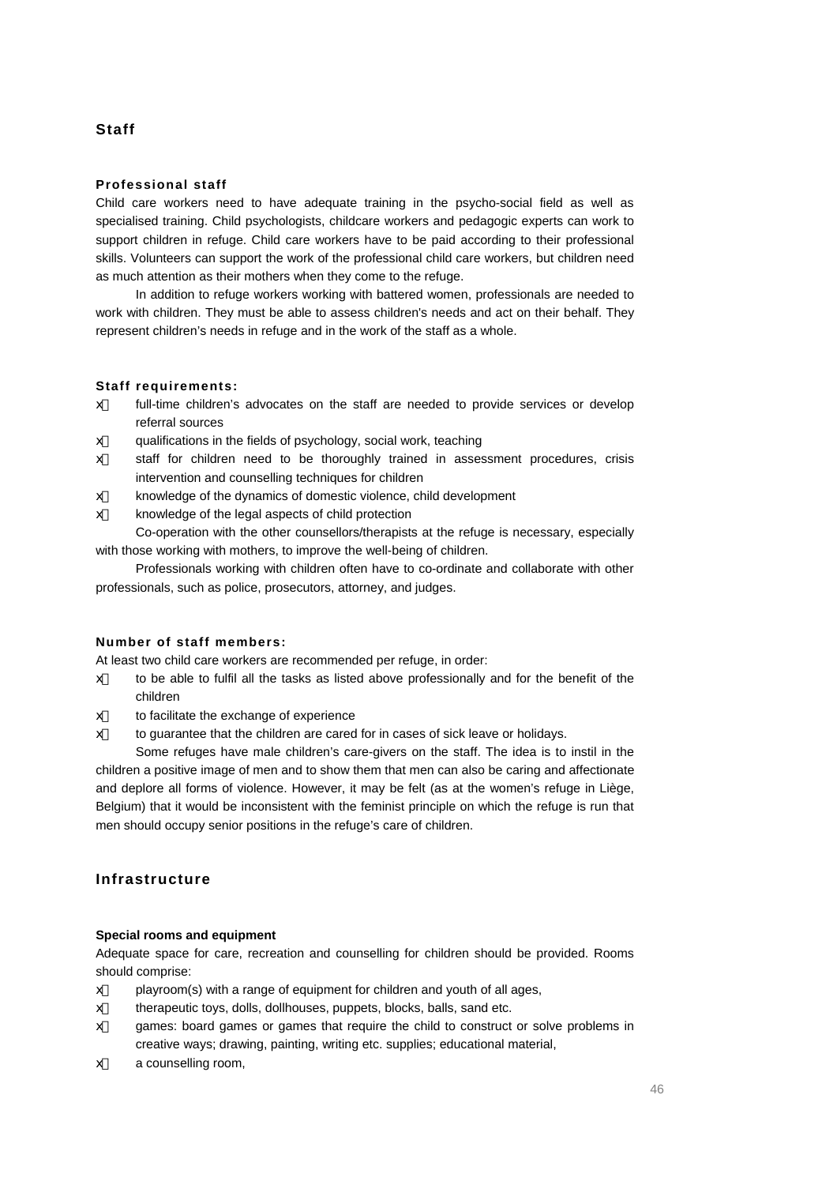## Staff

### Professional staff

Child care workers need to have adequate training in the psycho-social field as well as specialised training. Child psychologists, childcare workers and pedagogic experts can work to support children in refuge. Child care workers have to be paid according to their professional skills. Volunteers can support the work of the professional child care workers, but children need as much attention as their mothers when they come to the refuge.

In addition to refuge workers working with battered women, professionals are needed to work with children. They must be able to assess children's needs and act on their behalf. They represent children's needs in refuge and in the work of the staff as a whole.

### Staff requirements:

- full-time children's advocates on the staff are needed to provide services or develop referral sources
- qualifications in the fields of psychology, social work, teaching
- staff for children need to be thoroughly trained in assessment procedures, crisis intervention and counselling techniques for children
- knowledge of the dynamics of domestic violence, child development
- knowledge of the legal aspects of child protection

Co-operation with the other counsellors/therapists at the refuge is necessary, especially with those working with mothers, to improve the well-being of children.

Professionals working with children often have to co-ordinate and collaborate with other professionals, such as police, prosecutors, attorney, and judges.

### Number of staff members:

At least two child care workers are recommended per refuge, in order:

- to be able to fulfil all the tasks as listed above professionally and for the benefit of the children
- to facilitate the exchange of experience
- to guarantee that the children are cared for in cases of sick leave or holidays.

Some refuges have male children's care-givers on the staff. The idea is to instil in the children a positive image of men and to show them that men can also be caring and affectionate and deplore all forms of violence. However, it may be felt (as at the women's refuge in Liège, Belgium) that it would be inconsistent with the feminist principle on which the refuge is run that men should occupy senior positions in the refuge's care of children.

## Infrastructure

### Special rooms and equipment

Adequate space for care, recreation and counselling for children should be provided. Rooms should comprise:

- playroom(s) with a range of equipment for children and youth of all ages,
- therapeutic toys, dolls, dollhouses, puppets, blocks, balls, sand etc.
- games: board games or games that require the child to construct or solve problems in creative ways; drawing, painting, writing etc. supplies; educational material,
- a counselling room,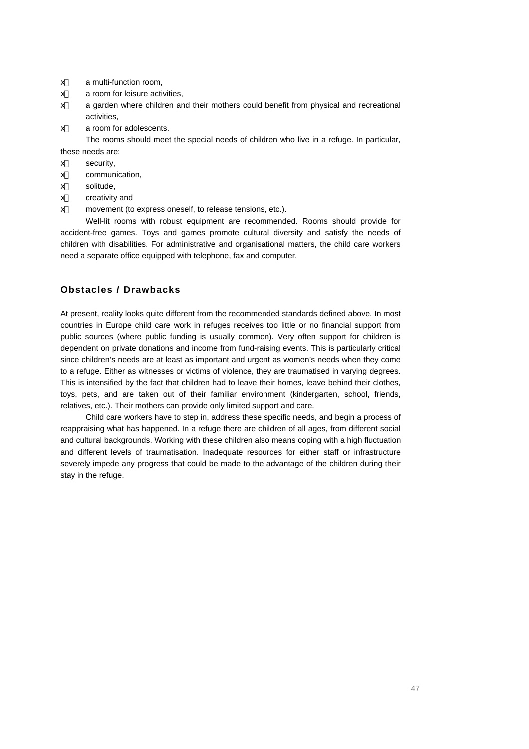- a multi-function room,
- a room for leisure activities,
- a garden where children and their mothers could benefit from physical and recreational activities,
- a room for adolescents.

The rooms should meet the special needs of children who live in a refuge. In particular, these needs are:

- security,
- communication,
- solitude,
- creativity and
- movement (to express oneself, to release tensions, etc.).

Well-lit rooms with robust equipment are recommended. Rooms should provide for accident-free games. Toys and games promote cultural diversity and satisfy the needs of children with disabilities. For administrative and organisational matters, the child care workers need a separate office equipped with telephone, fax and computer.

### Obstacles / Drawbacks

At present, reality looks quite different from the recommended standards defined above. In most countries in Europe child care work in refuges receives too little or no financial support from public sources (where public funding is usually common). Very often support for children is dependent on private donations and income from fund-raising events. This is particularly critical since children's needs are at least as important and urgent as women's needs when they come to a refuge. Either as witnesses or victims of violence, they are traumatised in varying degrees. This is intensified by the fact that children had to leave their homes, leave behind their clothes, toys, pets, and are taken out of their familiar environment (kindergarten, school, friends, relatives, etc.). Their mothers can provide only limited support and care.

Child care workers have to step in, address these specific needs, and begin a process of reappraising what has happened. In a refuge there are children of all ages, from different social and cultural backgrounds. Working with these children also means coping with a high fluctuation and different levels of traumatisation. Inadequate resources for either staff or infrastructure severely impede any progress that could be made to the advantage of the children during their stay in the refuge.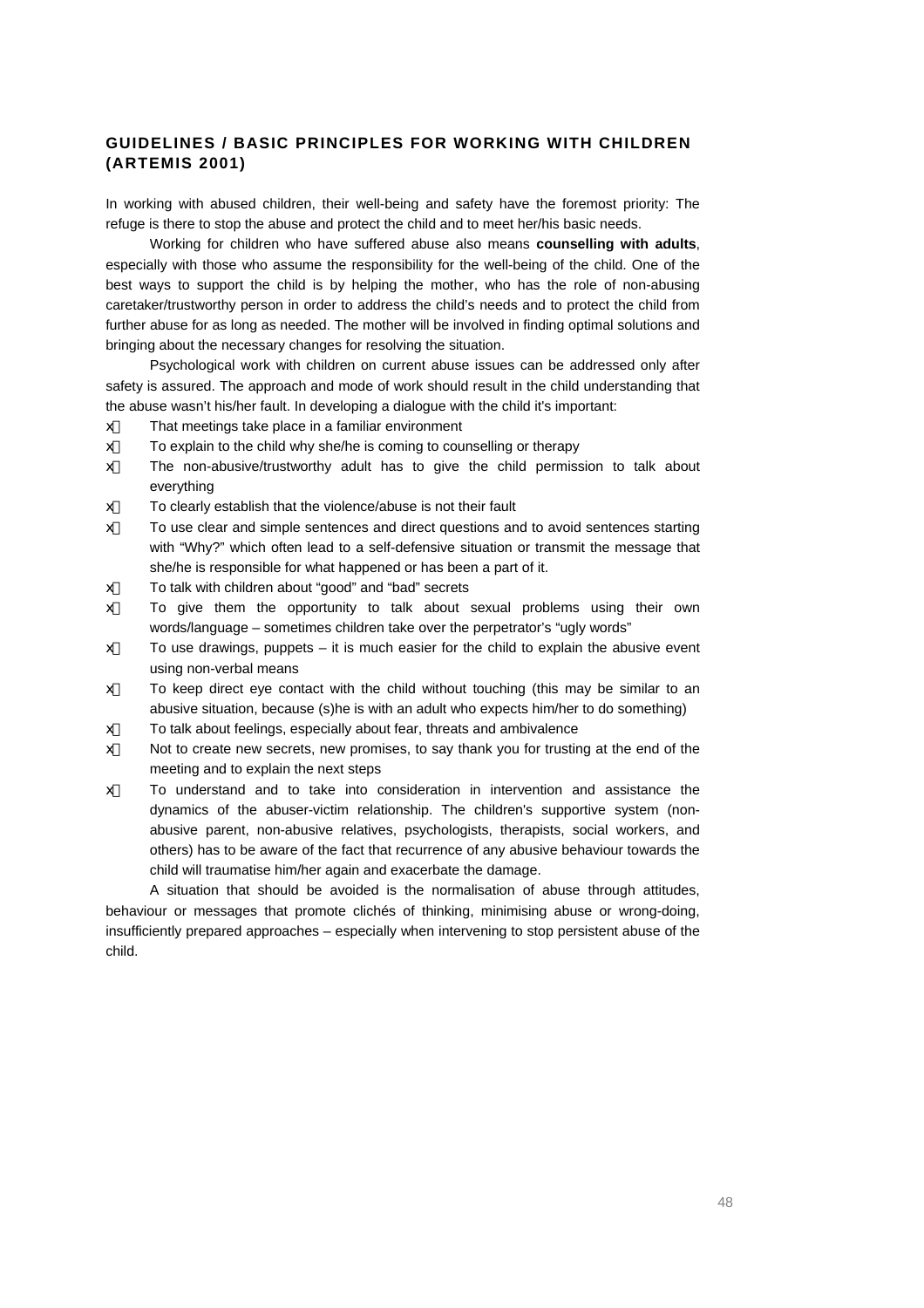## GUIDELINES / BASIC PRINCIPLES FOR WORKING WITH CHILDREN (ARTEMIS 2001)

In working with abused children, their well-being and safety have the foremost priority: The refuge is there to stop the abuse and protect the child and to meet her/his basic needs.

Working for children who have suffered abuse also means **counselling with adults**, especially with those who assume the responsibility for the well-being of the child. One of the best ways to support the child is by helping the mother, who has the role of non-abusing caretaker/trustworthy person in order to address the child's needs and to protect the child from further abuse for as long as needed. The mother will be involved in finding optimal solutions and bringing about the necessary changes for resolving the situation.

Psychological work with children on current abuse issues can be addressed only after safety is assured. The approach and mode of work should result in the child understanding that the abuse wasn't his/her fault. In developing a dialogue with the child it's important:

- That meetings take place in a familiar environment
- To explain to the child why she/he is coming to counselling or therapy
- The non-abusive/trustworthy adult has to give the child permission to talk about everything
- To clearly establish that the violence/abuse is not their fault
- To use clear and simple sentences and direct questions and to avoid sentences starting with "Why?" which often lead to a self-defensive situation or transmit the message that she/he is responsible for what happened or has been a part of it.
- To talk with children about "good" and "bad" secrets
- To give them the opportunity to talk about sexual problems using their own words/language – sometimes children take over the perpetrator's "ugly words"
- To use drawings, puppets – it is much easier for the child to explain the abusive event using non-verbal means
- To keep direct eye contact with the child without touching (this may be similar to an abusive situation, because (s)he is with an adult who expects him/her to do something)
- To talk about feelings, especially about fear, threats and ambivalence
- Not to create new secrets, new promises, to say thank you for trusting at the end of the meeting and to explain the next steps
- To understand and to take into consideration in intervention and assistance the dynamics of the abuser-victim relationship. The children's supportive system (non-abusive parent, non-abusive relatives, psychologists, therapists, social workers, and others) has to be aware of the fact that recurrence of any abusive behaviour towards the child will traumatise him/her again and exacerbate the damage.

A situation that should be avoided is the normalisation of abuse through attitudes, behaviour or messages that promote clichés of thinking, minimising abuse or wrong-doing, insufficiently prepared approaches – especially when intervening to stop persistent abuse of the child.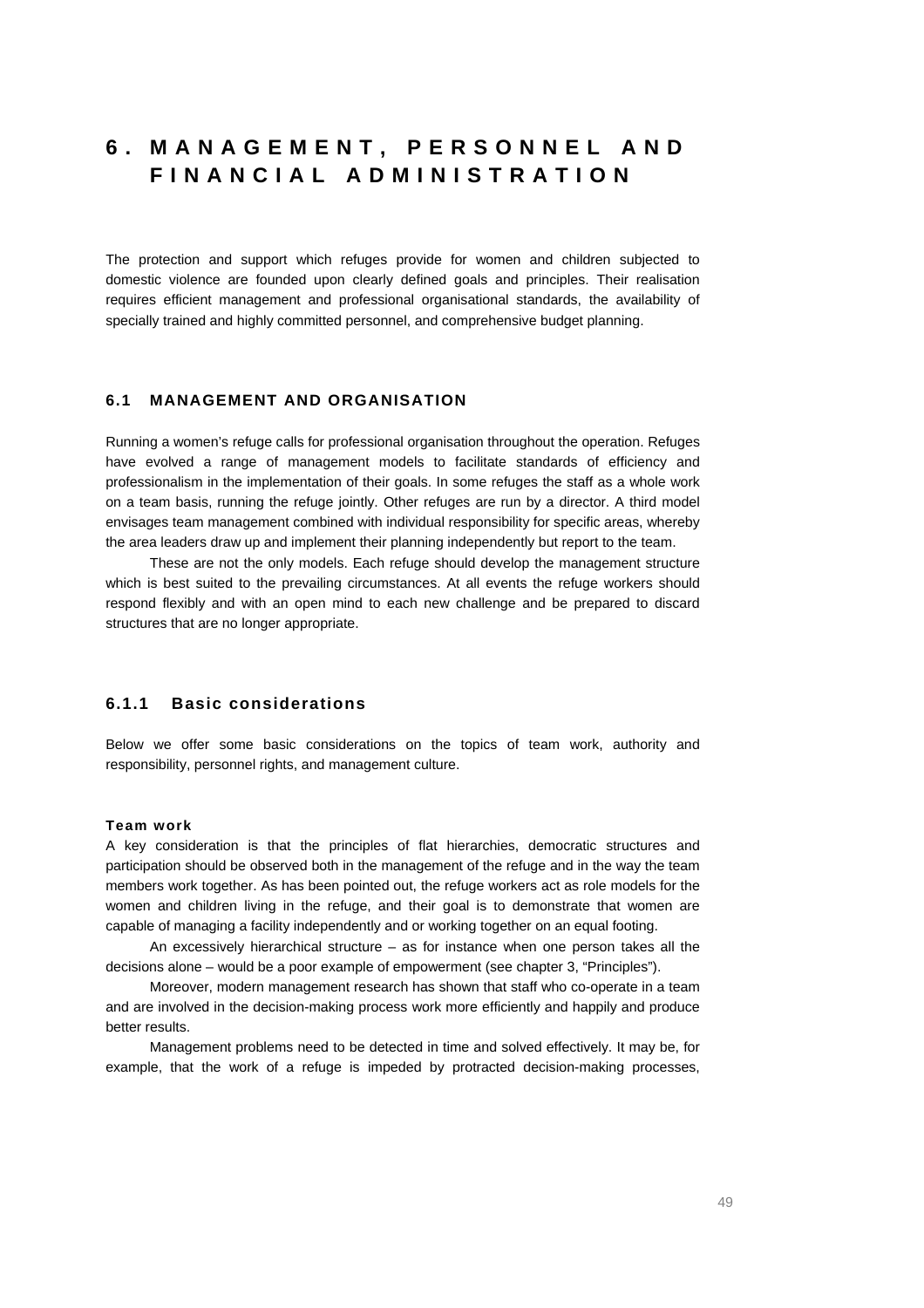# 6. MANAGEMENT, PERSONNEL AND FINANCIAL ADMINISTRATION

The protection and support which refuges provide for women and children subjected to domestic violence are founded upon clearly defined goals and principles. Their realisation requires efficient management and professional organisational standards, the availability of specially trained and highly committed personnel, and comprehensive budget planning.

## 6.1 MANAGEMENT AND ORGANISATION

Running a women's refuge calls for professional organisation throughout the operation. Refuges have evolved a range of management models to facilitate standards of efficiency and professionalism in the implementation of their goals. In some refuges the staff as a whole work on a team basis, running the refuge jointly. Other refuges are run by a director. A third model envisages team management combined with individual responsibility for specific areas, whereby the area leaders draw up and implement their planning independently but report to the team.

These are not the only models. Each refuge should develop the management structure which is best suited to the prevailing circumstances. At all events the refuge workers should respond flexibly and with an open mind to each new challenge and be prepared to discard structures that are no longer appropriate.

### 6.1.1 Basic considerations

Below we offer some basic considerations on the topics of team work, authority and responsibility, personnel rights, and management culture.

#### Team work

A key consideration is that the principles of flat hierarchies, democratic structures and participation should be observed both in the management of the refuge and in the way the team members work together. As has been pointed out, the refuge workers act as role models for the women and children living in the refuge, and their goal is to demonstrate that women are capable of managing a facility independently and or working together on an equal footing.

An excessively hierarchical structure – as for instance when one person takes all the decisions alone – would be a poor example of empowerment (see chapter 3, "Principles").

Moreover, modern management research has shown that staff who co-operate in a team and are involved in the decision-making process work more efficiently and happily and produce better results.

Management problems need to be detected in time and solved effectively. It may be, for example, that the work of a refuge is impeded by protracted decision-making processes,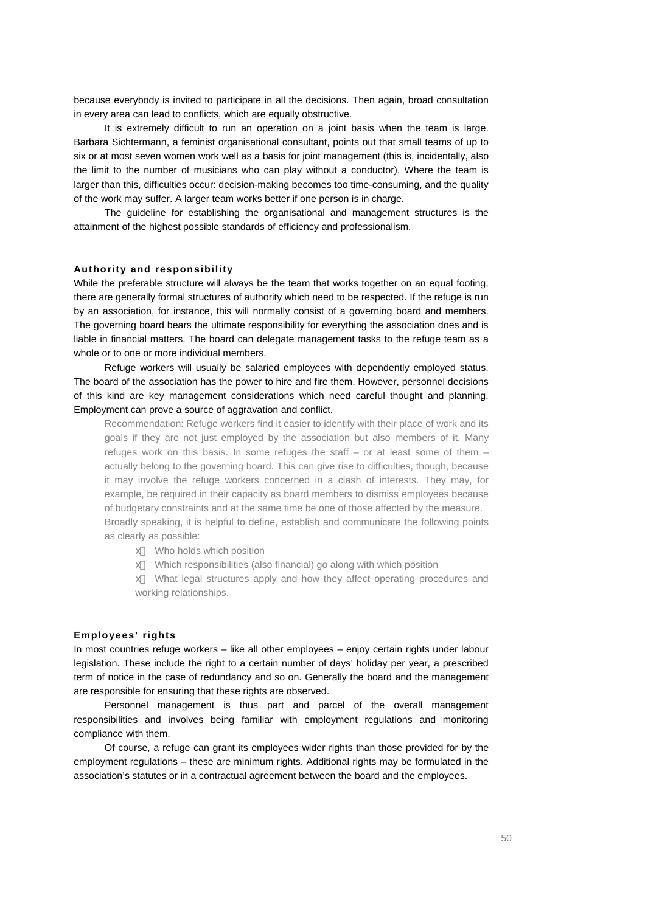because everybody is invited to participate in all the decisions. Then again, broad consultation in every area can lead to conflicts, which are equally obstructive.

It is extremely difficult to run an operation on a joint basis when the team is large. Barbara Sichtermann, a feminist organisational consultant, points out that small teams of up to six or at most seven women work well as a basis for joint management (this is, incidentally, also the limit to the number of musicians who can play without a conductor). Where the team is larger than this, difficulties occur: decision-making becomes too time-consuming, and the quality of the work may suffer. A larger team works better if one person is in charge.

The guideline for establishing the organisational and management structures is the attainment of the highest possible standards of efficiency and professionalism.

### Authority and responsibility

While the preferable structure will always be the team that works together on an equal footing, there are generally formal structures of authority which need to be respected. If the refuge is run by an association, for instance, this will normally consist of a governing board and members. The governing board bears the ultimate responsibility for everything the association does and is liable in financial matters. The board can delegate management tasks to the refuge team as a whole or to one or more individual members.

Refuge workers will usually be salaried employees with dependently employed status. The board of the association has the power to hire and fire them. However, personnel decisions of this kind are key management considerations which need careful thought and planning. Employment can prove a source of aggravation and conflict.

> Recommendation: Refuge workers find it easier to identify with their place of work and its goals if they are not just employed by the association but also members of it. Many refuges work on this basis. In some refuges the staff – or at least some of them – actually belong to the governing board. This can give rise to difficulties, though, because it may involve the refuge workers concerned in a clash of interests. They may, for example, be required in their capacity as board members to dismiss employees because of budgetary constraints and at the same time be one of those affected by the measure.
>
> Broadly speaking, it is helpful to define, establish and communicate the following points as clearly as possible:
>
> - Who holds which position
> - Which responsibilities (also financial) go along with which position
> - What legal structures apply and how they affect operating procedures and working relationships.

### Employees' rights

In most countries refuge workers – like all other employees – enjoy certain rights under labour legislation. These include the right to a certain number of days' holiday per year, a prescribed term of notice in the case of redundancy and so on. Generally the board and the management are responsible for ensuring that these rights are observed.

Personnel management is thus part and parcel of the overall management responsibilities and involves being familiar with employment regulations and monitoring compliance with them.

Of course, a refuge can grant its employees wider rights than those provided for by the employment regulations – these are minimum rights. Additional rights may be formulated in the association's statutes or in a contractual agreement between the board and the employees.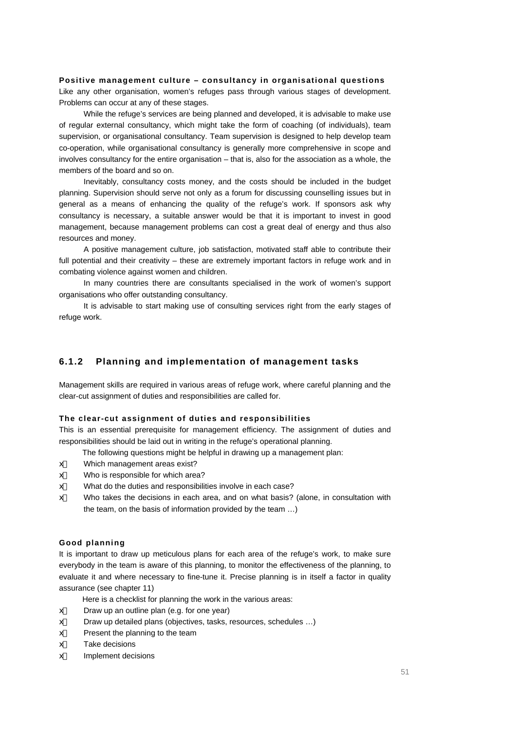**Positive management culture – consultancy in organisational questions**

Like any other organisation, women's refuges pass through various stages of development. Problems can occur at any of these stages.

While the refuge's services are being planned and developed, it is advisable to make use of regular external consultancy, which might take the form of coaching (of individuals), team supervision, or organisational consultancy. Team supervision is designed to help develop team co-operation, while organisational consultancy is generally more comprehensive in scope and involves consultancy for the entire organisation – that is, also for the association as a whole, the members of the board and so on.

Inevitably, consultancy costs money, and the costs should be included in the budget planning. Supervision should serve not only as a forum for discussing counselling issues but in general as a means of enhancing the quality of the refuge's work. If sponsors ask why consultancy is necessary, a suitable answer would be that it is important to invest in good management, because management problems can cost a great deal of energy and thus also resources and money.

A positive management culture, job satisfaction, motivated staff able to contribute their full potential and their creativity – these are extremely important factors in refuge work and in combating violence against women and children.

In many countries there are consultants specialised in the work of women's support organisations who offer outstanding consultancy.

It is advisable to start making use of consulting services right from the early stages of refuge work.

### 6.1.2 Planning and implementation of management tasks

Management skills are required in various areas of refuge work, where careful planning and the clear-cut assignment of duties and responsibilities are called for.

**The clear-cut assignment of duties and responsibilities**

This is an essential prerequisite for management efficiency. The assignment of duties and responsibilities should be laid out in writing in the refuge's operational planning.

The following questions might be helpful in drawing up a management plan:

- Which management areas exist?
- Who is responsible for which area?
- What do the duties and responsibilities involve in each case?
- Who takes the decisions in each area, and on what basis? (alone, in consultation with the team, on the basis of information provided by the team …)

**Good planning**

It is important to draw up meticulous plans for each area of the refuge's work, to make sure everybody in the team is aware of this planning, to monitor the effectiveness of the planning, to evaluate it and where necessary to fine-tune it. Precise planning is in itself a factor in quality assurance (see chapter 11)

Here is a checklist for planning the work in the various areas:

- Draw up an outline plan (e.g. for one year)
- Draw up detailed plans (objectives, tasks, resources, schedules …)
- Present the planning to the team
- Take decisions
- Implement decisions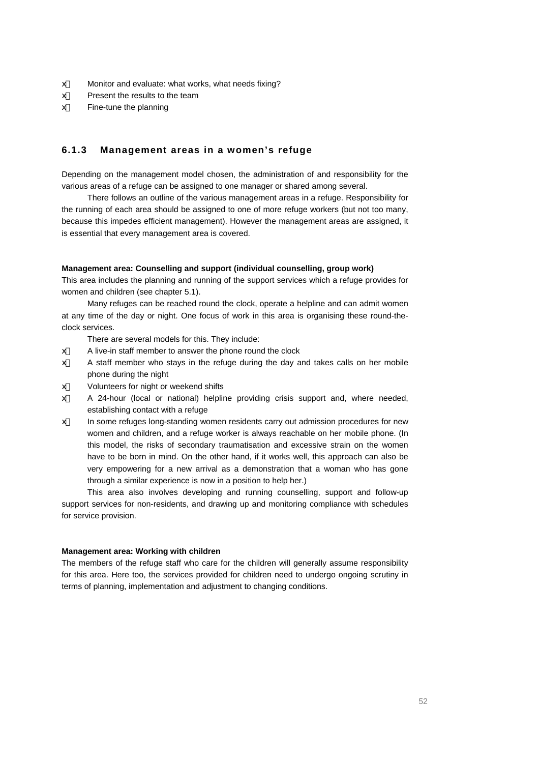- Monitor and evaluate: what works, what needs fixing?
- Present the results to the team
- Fine-tune the planning

### 6.1.3 Management areas in a women's refuge

Depending on the management model chosen, the administration of and responsibility for the various areas of a refuge can be assigned to one manager or shared among several.

There follows an outline of the various management areas in a refuge. Responsibility for the running of each area should be assigned to one of more refuge workers (but not too many, because this impedes efficient management). However the management areas are assigned, it is essential that every management area is covered.

**Management area: Counselling and support (individual counselling, group work)**

This area includes the planning and running of the support services which a refuge provides for women and children (see chapter 5.1).

Many refuges can be reached round the clock, operate a helpline and can admit women at any time of the day or night. One focus of work in this area is organising these round-the-clock services.

There are several models for this. They include:

- A live-in staff member to answer the phone round the clock
- A staff member who stays in the refuge during the day and takes calls on her mobile phone during the night
- Volunteers for night or weekend shifts
- A 24-hour (local or national) helpline providing crisis support and, where needed, establishing contact with a refuge
- In some refuges long-standing women residents carry out admission procedures for new women and children, and a refuge worker is always reachable on her mobile phone. (In this model, the risks of secondary traumatisation and excessive strain on the women have to be born in mind. On the other hand, if it works well, this approach can also be very empowering for a new arrival as a demonstration that a woman who has gone through a similar experience is now in a position to help her.)

This area also involves developing and running counselling, support and follow-up support services for non-residents, and drawing up and monitoring compliance with schedules for service provision.

**Management area: Working with children**

The members of the refuge staff who care for the children will generally assume responsibility for this area. Here too, the services provided for children need to undergo ongoing scrutiny in terms of planning, implementation and adjustment to changing conditions.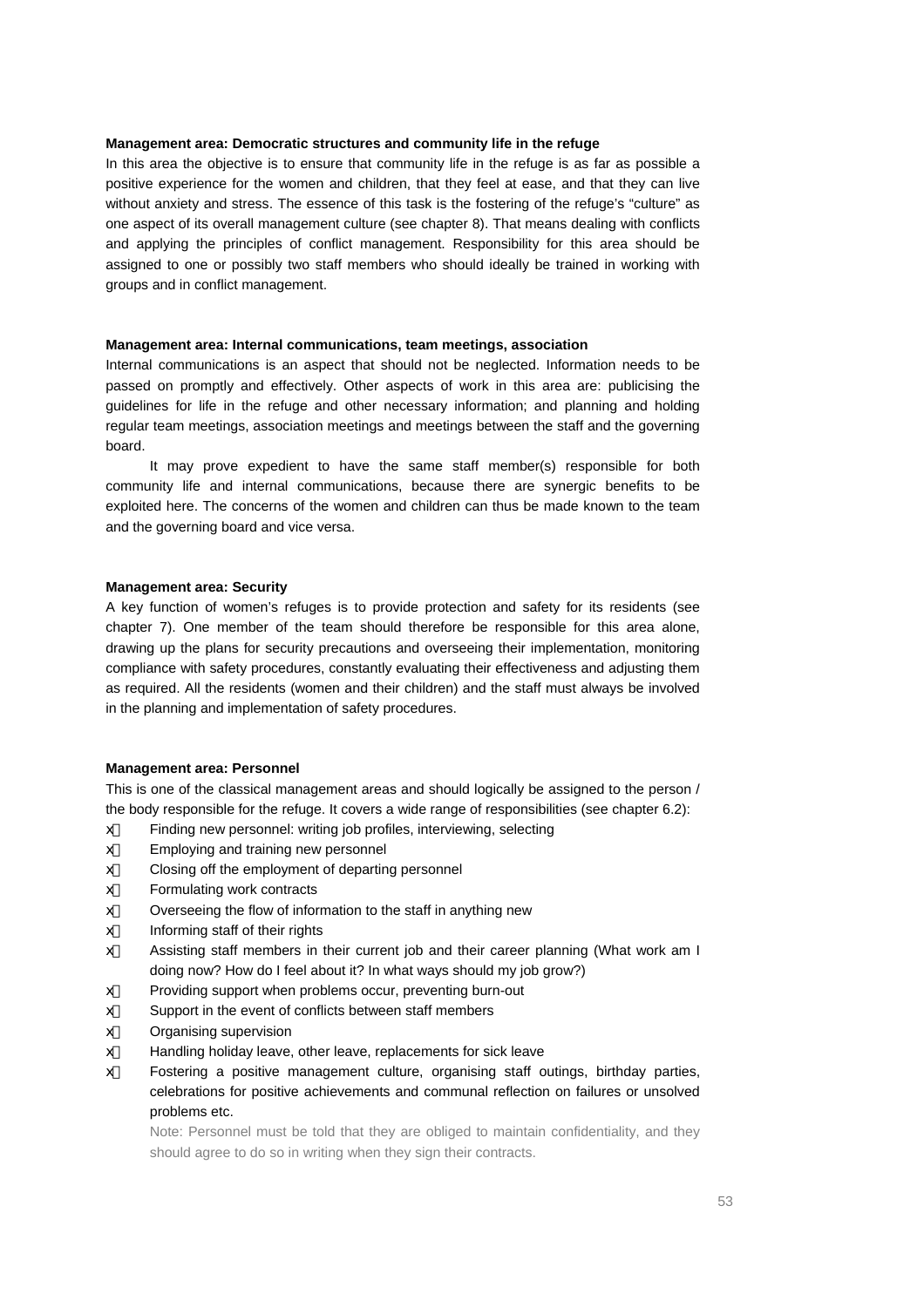**Management area: Democratic structures and community life in the refuge**

In this area the objective is to ensure that community life in the refuge is as far as possible a positive experience for the women and children, that they feel at ease, and that they can live without anxiety and stress. The essence of this task is the fostering of the refuge's "culture" as one aspect of its overall management culture (see chapter 8). That means dealing with conflicts and applying the principles of conflict management. Responsibility for this area should be assigned to one or possibly two staff members who should ideally be trained in working with groups and in conflict management.

**Management area: Internal communications, team meetings, association**

Internal communications is an aspect that should not be neglected. Information needs to be passed on promptly and effectively. Other aspects of work in this area are: publicising the guidelines for life in the refuge and other necessary information; and planning and holding regular team meetings, association meetings and meetings between the staff and the governing board.

It may prove expedient to have the same staff member(s) responsible for both community life and internal communications, because there are synergic benefits to be exploited here. The concerns of the women and children can thus be made known to the team and the governing board and vice versa.

**Management area: Security**

A key function of women's refuges is to provide protection and safety for its residents (see chapter 7). One member of the team should therefore be responsible for this area alone, drawing up the plans for security precautions and overseeing their implementation, monitoring compliance with safety procedures, constantly evaluating their effectiveness and adjusting them as required. All the residents (women and their children) and the staff must always be involved in the planning and implementation of safety procedures.

**Management area: Personnel**

This is one of the classical management areas and should logically be assigned to the person / the body responsible for the refuge. It covers a wide range of responsibilities (see chapter 6.2):

- Finding new personnel: writing job profiles, interviewing, selecting
- Employing and training new personnel
- Closing off the employment of departing personnel
- Formulating work contracts
- Overseeing the flow of information to the staff in anything new
- Informing staff of their rights
- Assisting staff members in their current job and their career planning (What work am I doing now? How do I feel about it? In ways should my job grow?)
- Providing support when problems occur, preventing burn-out
- Support in the event of conflicts between staff members
- Organising supervision
- Handling holiday leave, other leave, replacements for sick leave
- Fostering a positive management culture, organising staff outings, birthday parties, celebrations for positive achievements and communal reflection on failures or unsolved problems etc.

  Note: Personnel must be told that they are obliged to maintain confidentiality, and they should agree to do so in writing when they sign their contracts.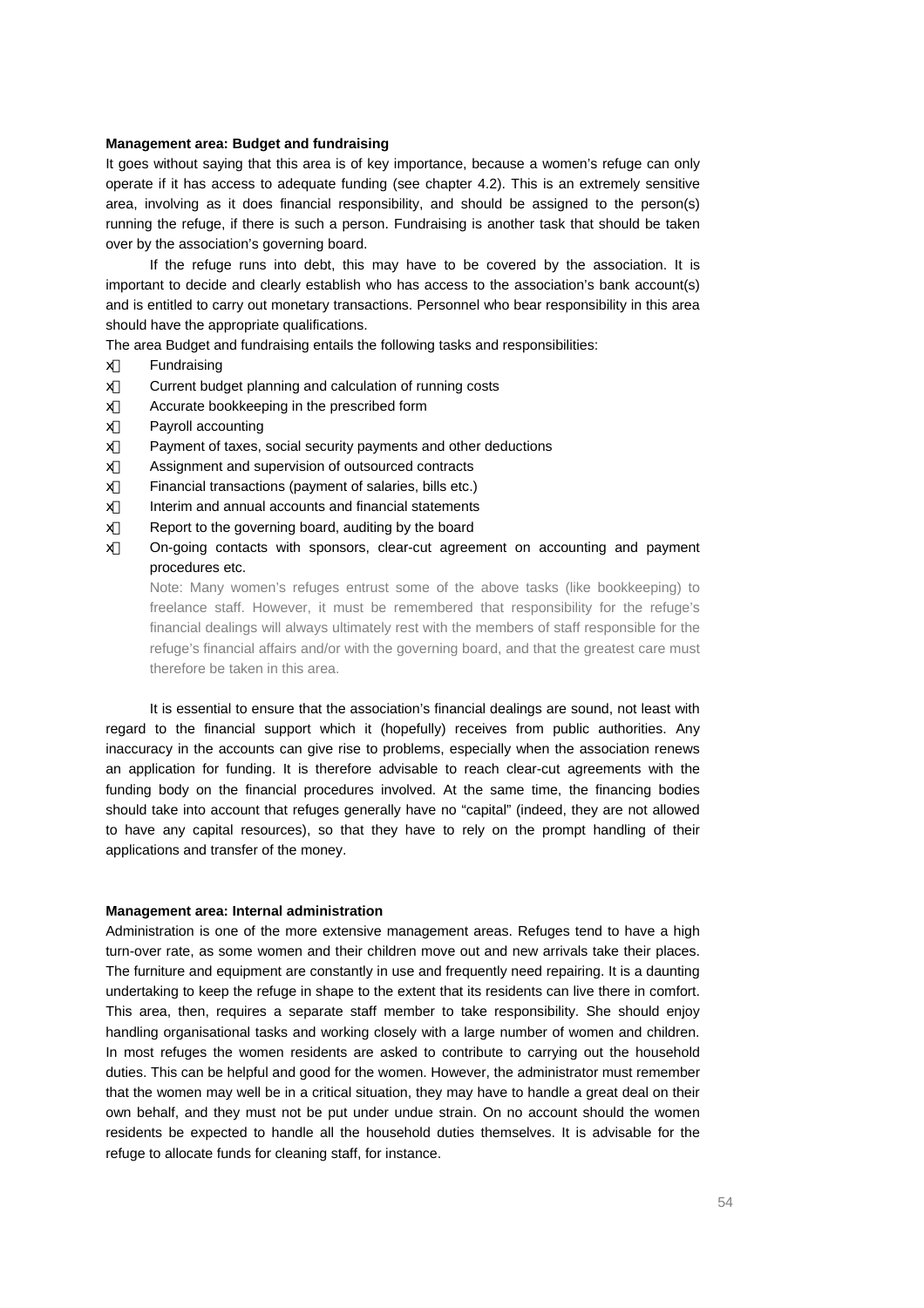**Management area: Budget and fundraising**

It goes without saying that this area is of key importance, because a women's refuge can only operate if it has access to adequate funding (see chapter 4.2). This is an extremely sensitive area, involving as it does financial responsibility, and should be assigned to the person(s) running the refuge, if there is such a person. Fundraising is another task that should be taken over by the association's governing board.

If the refuge runs into debt, this may have to be covered by the association. It is important to decide and clearly establish who has access to the association's bank account(s) and is entitled to carry out monetary transactions. Personnel who bear responsibility in this area should have the appropriate qualifications.

The area Budget and fundraising entails the following tasks and responsibilities:

- Fundraising
- Current budget planning and calculation of running costs
- Accurate bookkeeping in the prescribed form
- Payroll accounting
- Payment of taxes, social security payments and other deductions
- Assignment and supervision of outsourced contracts
- Financial transactions (payment of salaries, bills etc.)
- Interim and annual accounts and financial statements
- Report to the governing board, auditing by the board
- On-going contacts with sponsors, clear-cut agreement on accounting and payment procedures etc.

  Note: Many women's refuges entrust some of the above tasks (like bookkeeping) to freelance staff. However, it must be remembered that responsibility for the refuge's financial dealings will always ultimately rest with the members of staff responsible for the refuge's financial affairs and/or with the governing board, and that the greatest care must therefore be taken in this area.

It is essential to ensure that the association's financial dealings are sound, not least with regard to the financial support which it (hopefully) receives from public authorities. Any inaccuracy in the accounts can give rise to problems, especially when the association renews an application for funding. It is therefore advisable to reach clear-cut agreements with the funding body on the financial procedures involved. At the same time, the financing bodies should take into account that refuges generally have no "capital" (indeed, they are not allowed to have any capital resources), so that they have to rely on the prompt handling of their applications and transfer of the money.

**Management area: Internal administration**

Administration is one of the more extensive management areas. Refuges tend to have a high turn-over rate, as some women and their children move out and new arrivals take their places. The furniture and equipment are constantly in use and frequently need repairing. It is a daunting undertaking to keep the refuge in shape to the extent that its residents can live there in comfort. This area, then, requires a separate staff member to take responsibility. She should enjoy handling organisational tasks and working closely with a large number of women and children. In most refuges the women residents are asked to contribute to carrying out the household duties. This can be helpful and good for the women. However, the administrator must remember that the women may well be in a critical situation, they may have to handle a great deal on their own behalf, and they must not be put under undue strain. On no account should the women residents be expected to handle all the household duties themselves. It is advisable for the refuge to allocate funds for cleaning staff, for instance.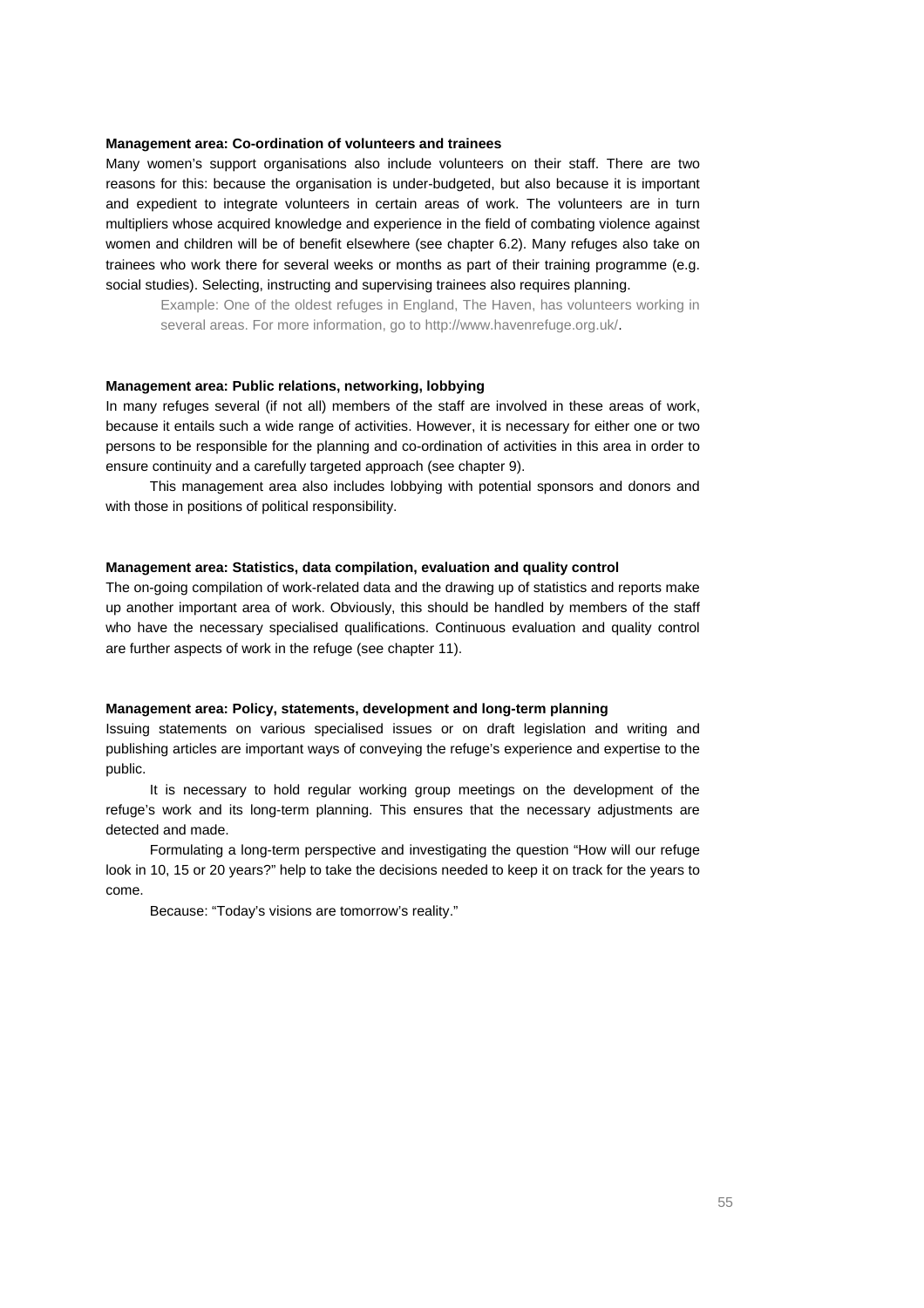**Management area: Co-ordination of volunteers and trainees**

Many women's support organisations also include volunteers on their staff. There are two reasons for this: because the organisation is under-budgeted, but also because it is important and expedient to integrate volunteers in certain areas of work. The volunteers are in turn multipliers whose acquired knowledge and experience in the field of combating violence against women and children will be of benefit elsewhere (see chapter 6.2). Many refuges also take on trainees who work there for several weeks or months as part of their training programme (e.g. social studies). Selecting, instructing and supervising trainees also requires planning.

> Example: One of the oldest refuges in England, The Haven, has volunteers working in several areas. For more information, go to http://www.havenrefuge.org.uk/.

**Management area: Public relations, networking, lobbying**

In many refuges several (if not all) members of the staff are involved in these areas of work, because it entails such a wide range of activities. However, it is necessary for either one or two persons to be responsible for the planning and co-ordination of activities in this area in order to ensure continuity and a carefully targeted approach (see chapter 9).

This management area also includes lobbying with potential sponsors and donors and with those in positions of political responsibility.

**Management area: Statistics, data compilation, evaluation and quality control**

The on-going compilation of work-related data and the drawing up of statistics and reports make up another important area of work. Obviously, this should be handled by members of the staff who have the necessary specialised qualifications. Continuous evaluation and quality control are further aspects of work in the refuge (see chapter 11).

**Management area: Policy, statements, development and long-term planning**

Issuing statements on various specialised issues or on draft legislation and writing and publishing articles are important ways of conveying the refuge's experience and expertise to the public.

It is necessary to hold regular working group meetings on the development of the refuge's work and its long-term planning. This ensures that the necessary adjustments are detected and made.

Formulating a long-term perspective and investigating the question "How will our refuge look in 10, 15 or 20 years?" help to take the decisions needed to keep it on track for the years to come.

Because: "Today's visions are tomorrow's reality."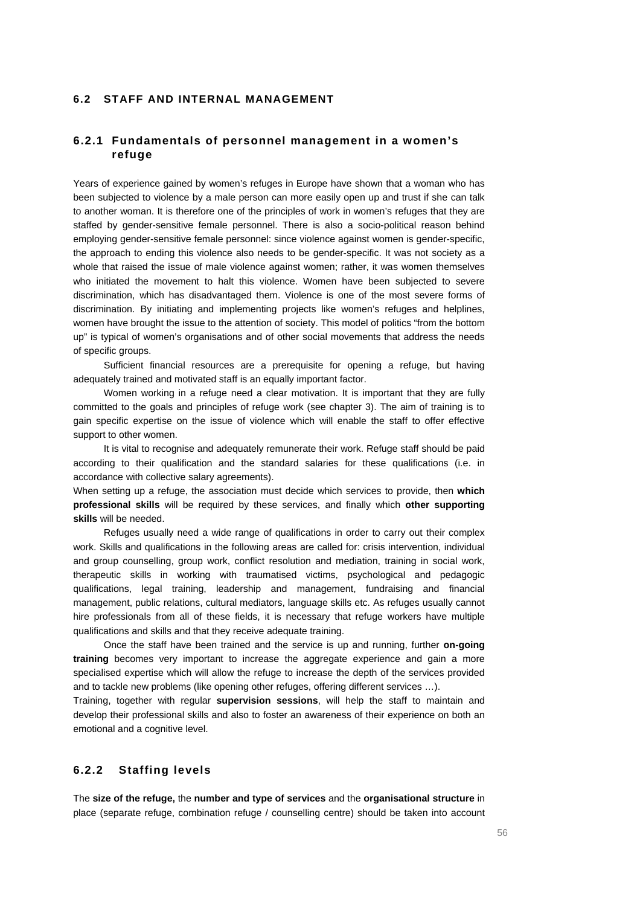## 6.2 STAFF AND INTERNAL MANAGEMENT

### 6.2.1 Fundamentals of personnel management in a women's refuge

Years of experience gained by women's refuges in Europe have shown that a woman who has been subjected to violence by a male person can more easily open up and trust if she can talk to another woman. It is therefore one of the principles of work in women's refuges that they are staffed by gender-sensitive female personnel. There is also a socio-political reason behind employing gender-sensitive female personnel: since violence against women is gender-specific, the approach to ending this violence also needs to be gender-specific. It was not society as a whole that raised the issue of male violence against women; rather, it was women themselves who initiated the movement to halt this violence. Women have been subjected to severe discrimination, which has disadvantaged them. Violence is one of the most severe forms of discrimination. By initiating and implementing projects like women's refuges and helplines, women have brought the issue to the attention of society. This model of politics "from the bottom up" is typical of women's organisations and of other social movements that address the needs of specific groups.

Sufficient financial resources are a prerequisite for opening a refuge, but having adequately trained and motivated staff is an equally important factor.

Women working in a refuge need a clear motivation. It is important that they are fully committed to the goals and principles of refuge work (see chapter 3). The aim of training is to gain specific expertise on the issue of violence which will enable the staff to offer effective support to other women.

It is vital to recognise and adequately remunerate their work. Refuge staff should be paid according to their qualification and the standard salaries for these qualifications (i.e. in accordance with collective salary agreements).

When setting up a refuge, the association must decide which services to provide, then **which professional skills** will be required by these services, and finally which **other supporting skills** will be needed.

Refuges usually need a wide range of qualifications in order to carry out their complex work. Skills and qualifications in the following areas are called for: crisis intervention, individual and group counselling, group work, conflict resolution and mediation, training in social work, therapeutic skills in working with traumatised victims, psychological and pedagogic qualifications, legal training, leadership and management, fundraising and financial management, public relations, cultural mediators, language skills etc. As refuges usually cannot hire professionals from all of these fields, it is necessary that refuge workers have multiple qualifications and skills and that they receive adequate training.

Once the staff have been trained and the service is up and running, further **on-going training** becomes very important to increase the aggregate experience and gain a more specialised expertise which will allow the refuge to increase the depth of the services provided and to tackle new problems (like opening other refuges, offering different services …).

Training, together with regular **supervision sessions**, will help the staff to maintain and develop their professional skills and also to foster an awareness of their experience on both an emotional and a cognitive level.

### 6.2.2 Staffing levels

The **size of the refuge,** the **number and type of services** and the **organisational structure** in place (separate refuge, combination refuge / counselling centre) should be taken into account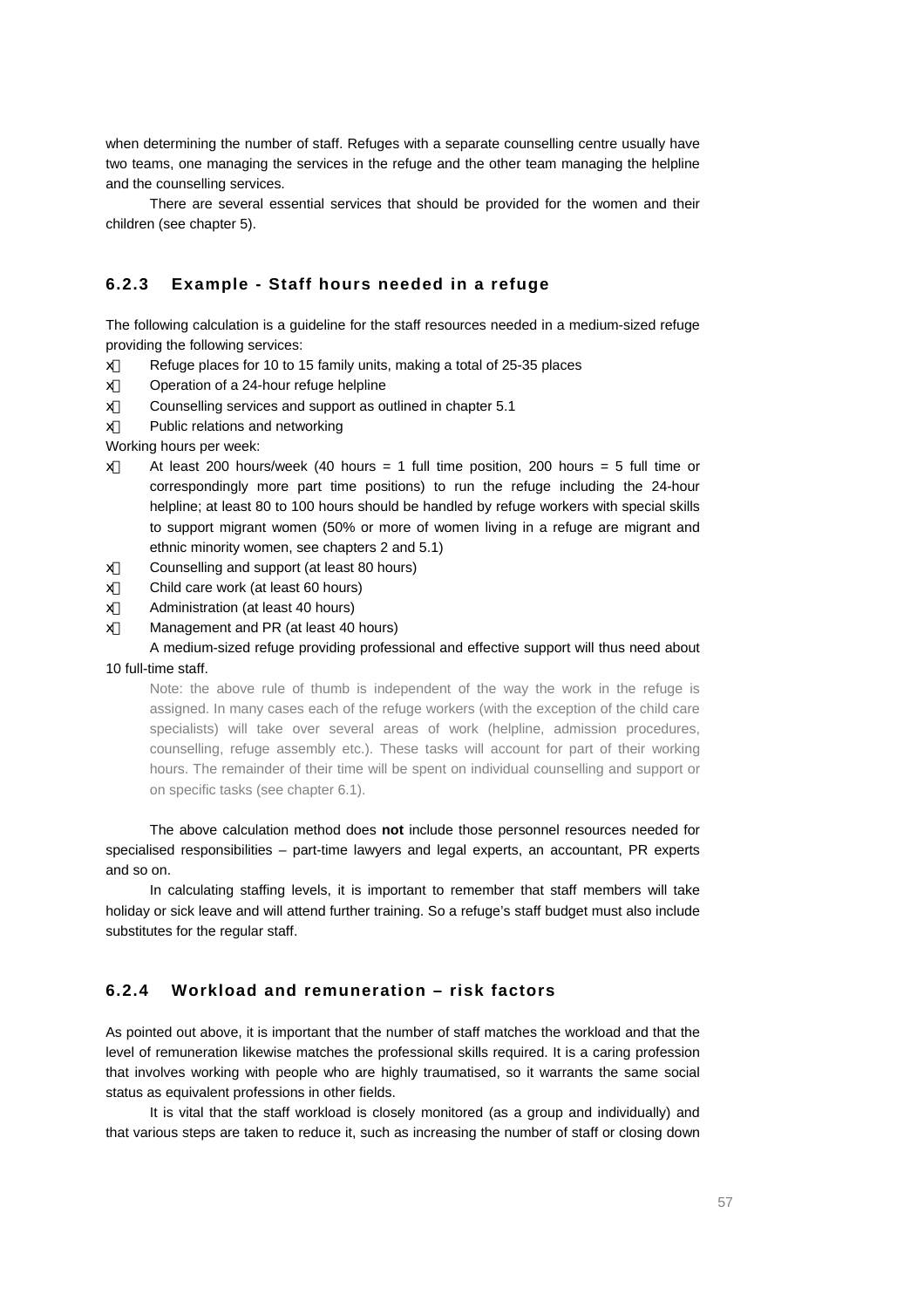when determining the number of staff. Refuges with a separate counselling centre usually have two teams, one managing the services in the refuge and the other team managing the helpline and the counselling services.

There are several essential services that should be provided for the women and their children (see chapter 5).

### 6.2.3 Example - Staff hours needed in a refuge

The following calculation is a guideline for the staff resources needed in a medium-sized refuge providing the following services:

- Refuge places for 10 to 15 family units, making a total of 25-35 places
- Operation of a 24-hour refuge helpline
- Counselling services and support as outlined in chapter 5.1
- Public relations and networking

Working hours per week:

- At least 200 hours/week (40 hours = 1 full time position, 200 hours = 5 full time or correspondingly more part time positions) to run the refuge including the 24-hour helpline; at least 80 to 100 hours should be handled by refuge workers with special skills to support migrant women (50% or more of women living in a refuge are migrant and ethnic minority women, see chapters 2 and 5.1)
- Counselling and support (at least 80 hours)
- Child care work (at least 60 hours)
- Administration (at least 40 hours)
- Management and PR (at least 40 hours)

A medium-sized refuge providing professional and effective support will thus need about 10 full-time staff.

> Note: the above rule of thumb is independent of the way the work in the refuge is assigned. In many cases each of the refuge workers (with the exception of the child care specialists) will take over several areas of work (helpline, admission procedures, counselling, refuge assembly etc.). These tasks will account for part of their working hours. The remainder of their time will be spent on individual counselling and support or on specific tasks (see chapter 6.1).

The above calculation method does **not** include those personnel resources needed for specialised responsibilities – part-time lawyers and legal experts, an accountant, PR experts and so on.

In calculating staffing levels, it is important to remember that staff members will take holiday or sick leave and will attend further training. So a refuge's staff budget must also include substitutes for the regular staff.

### 6.2.4 Workload and remuneration – risk factors

As pointed out above, it is important that the number of staff matches the workload and that the level of remuneration likewise matches the professional skills required. It is a caring profession that involves working with people who are highly traumatised, so it warrants the same social status as equivalent professions in other fields.

It is vital that the staff workload is closely monitored (as a group and individually) and that various steps are taken to reduce it, such as increasing the number of staff or closing down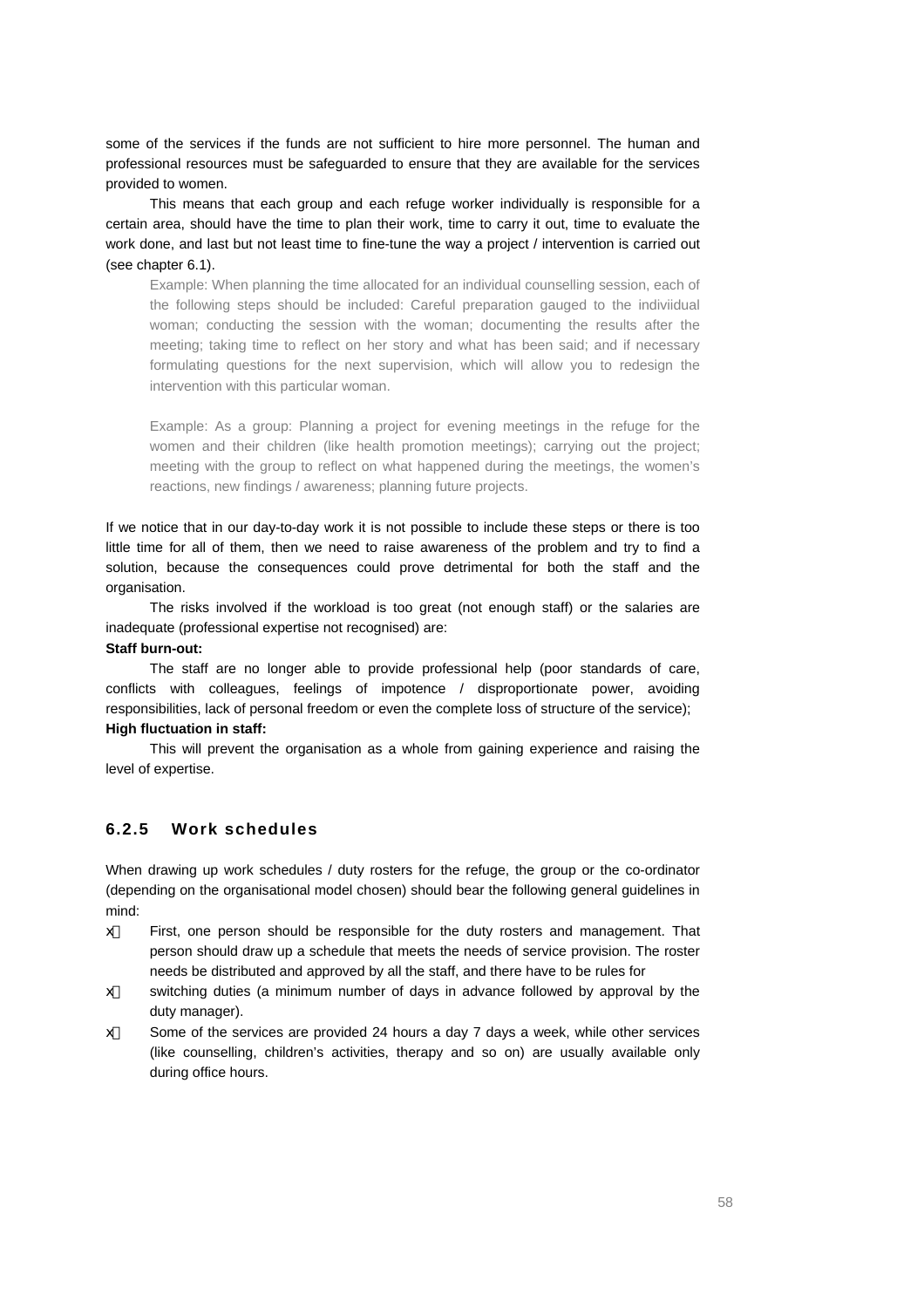some of the services if the funds are not sufficient to hire more personnel. The human and professional resources must be safeguarded to ensure that they are available for the services provided to women.

This means that each group and each refuge worker individually is responsible for a certain area, should have the time to plan their work, time to carry it out, time to evaluate the work done, and last but not least time to fine-tune the way a project / intervention is carried out (see chapter 6.1).

> Example: When planning the time allocated for an individual counselling session, each of the following steps should be included: Careful preparation gauged to the indiviidual woman; conducting the session with the woman; documenting the results after the meeting; taking time to reflect on her story and what has been said; and if necessary formulating questions for the next supervision, which will allow you to redesign the intervention with this particular woman.
>
> Example: As a group: Planning a project for evening meetings in the refuge for the women and their children (like health promotion meetings); carrying out the project; meeting with the group to reflect on what happened during the meetings, the women's reactions, new findings / awareness; planning future projects.

If we notice that in our day-to-day work it is not possible to include these steps or there is too little time for all of them, then we need to raise awareness of the problem and try to find a solution, because the consequences could prove detrimental for both the staff and the organisation.

The risks involved if the workload is too great (not enough staff) or the salaries are inadequate (professional expertise not recognised) are:

**Staff burn-out:**

The staff are no longer able to provide professional help (poor standards of care, conflicts with colleagues, feelings of impotence / disproportionate power, avoiding responsibilities, lack of personal freedom or even the complete loss of structure of the service);

**High fluctuation in staff:**

This will prevent the organisation as a whole from gaining experience and raising the level of expertise.

### 6.2.5 Work schedules

When drawing up work schedules / duty rosters for the refuge, the group or the co-ordinator (depending on the organisational model chosen) should bear the following general guidelines in mind:

- First, one person should be responsible for the duty rosters and management. That person should draw up a schedule that meets the needs of service provision. The roster needs be distributed and approved by all the staff, and there have to be rules for
- switching duties (a minimum number of days in advance followed by approval by the duty manager).
- Some of the services are provided 24 hours a day 7 days a week, while other services (like counselling, children's activities, therapy and so on) are usually available only during office hours.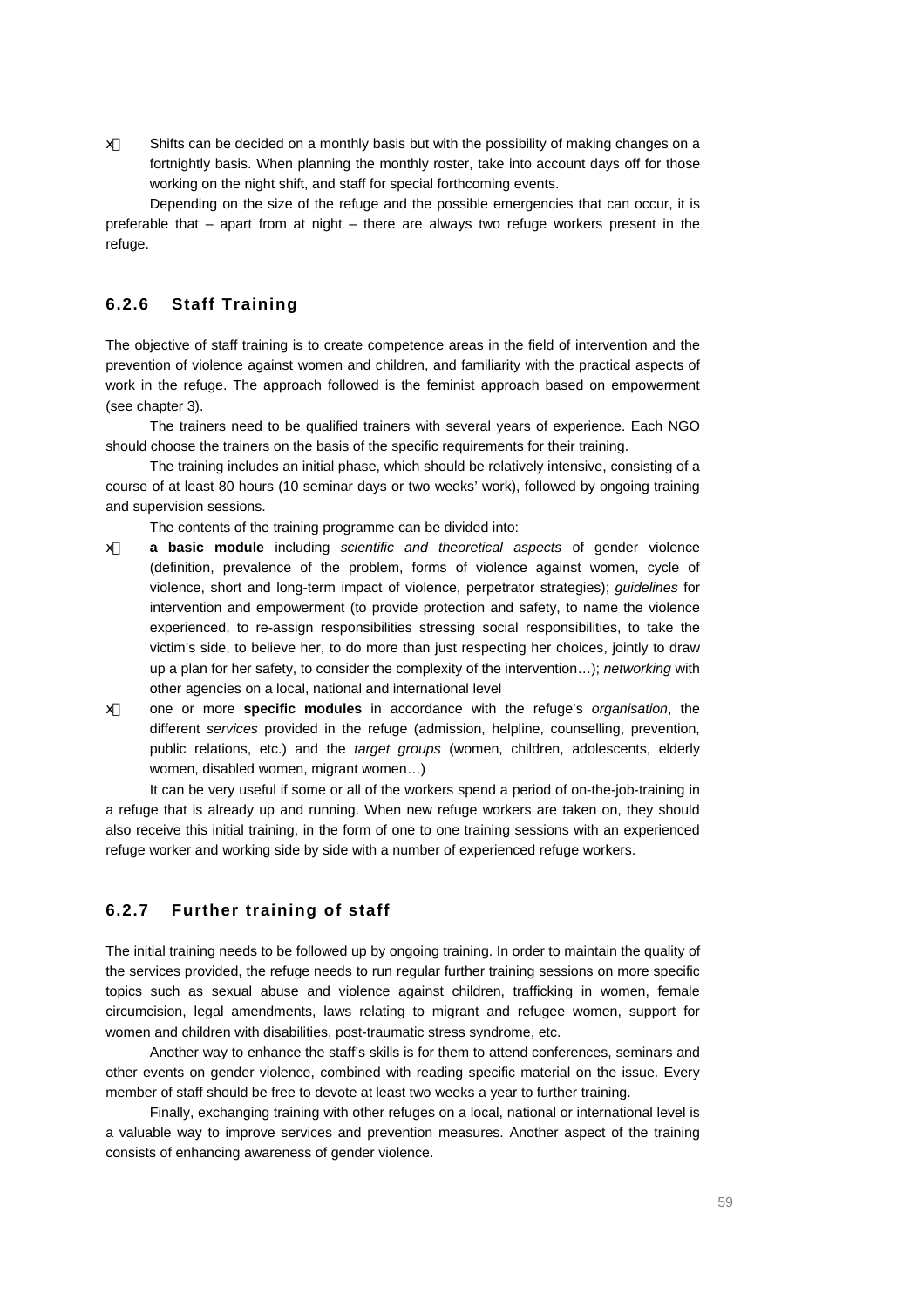- Shifts can be decided on a monthly basis but with the possibility of making changes on a fortnightly basis. When planning the monthly roster, take into account days off for those working on the night shift, and staff for special forthcoming events.

Depending on the size of the refuge and the possible emergencies that can occur, it is preferable that – apart from at night – there are always two refuge workers present in the refuge.

### 6.2.6 Staff Training

The objective of staff training is to create competence areas in the field of intervention and the prevention of violence against women and children, and familiarity with the practical aspects of work in the refuge. The approach followed is the feminist approach based on empowerment (see chapter 3).

The trainers need to be qualified trainers with several years of experience. Each NGO should choose the trainers on the basis of the specific requirements for their training.

The training includes an initial phase, which should be relatively intensive, consisting of a course of at least 80 hours (10 seminar days or two weeks' work), followed by ongoing training and supervision sessions.

The contents of the training programme can be divided into:

- **a basic module** including *scientific and theoretical aspects* of gender violence (definition, prevalence of the problem, forms of violence against women, cycle of violence, short and long-term impact of violence, perpetrator strategies); *guidelines* for intervention and empowerment (to provide protection and safety, to name the violence experienced, to re-assign responsibilities stressing social responsibilities, to take the victim's side, to believe her, to do more than just respecting her choices, jointly to draw up a plan for her safety, to consider the complexity of the intervention…); *networking* with other agencies on a local, national and international level
- one or more **specific modules** in accordance with the refuge's *organisation*, the different *services* provided in the refuge (admission, helpline, counselling, prevention, public relations, etc.) and the *target groups* (women, children, adolescents, elderly women, disabled women, migrant women…)

It can be very useful if some or all of the workers spend a period of on-the-job-training in a refuge that is already up and running. When new refuge workers are taken on, they should also receive this initial training, in the form of one to one training sessions with an experienced refuge worker and working side by side with a number of experienced refuge workers.

### 6.2.7 Further training of staff

The initial training needs to be followed up by ongoing training. In order to maintain the quality of the services provided, the refuge needs to run regular further training sessions on more specific topics such as sexual abuse and violence against children, trafficking in women, female circumcision, legal amendments, laws relating to migrant and refugee women, support for women and children with disabilities, post-traumatic stress syndrome, etc.

Another way to enhance the staff's skills is for them to attend conferences, seminars and other events on gender violence, combined with reading specific material on the issue. Every member of staff should be free to devote at least two weeks a year to further training.

Finally, exchanging training with other refuges on a local, national or international level is a valuable way to improve services and prevention measures. Another aspect of the training consists of enhancing awareness of gender violence.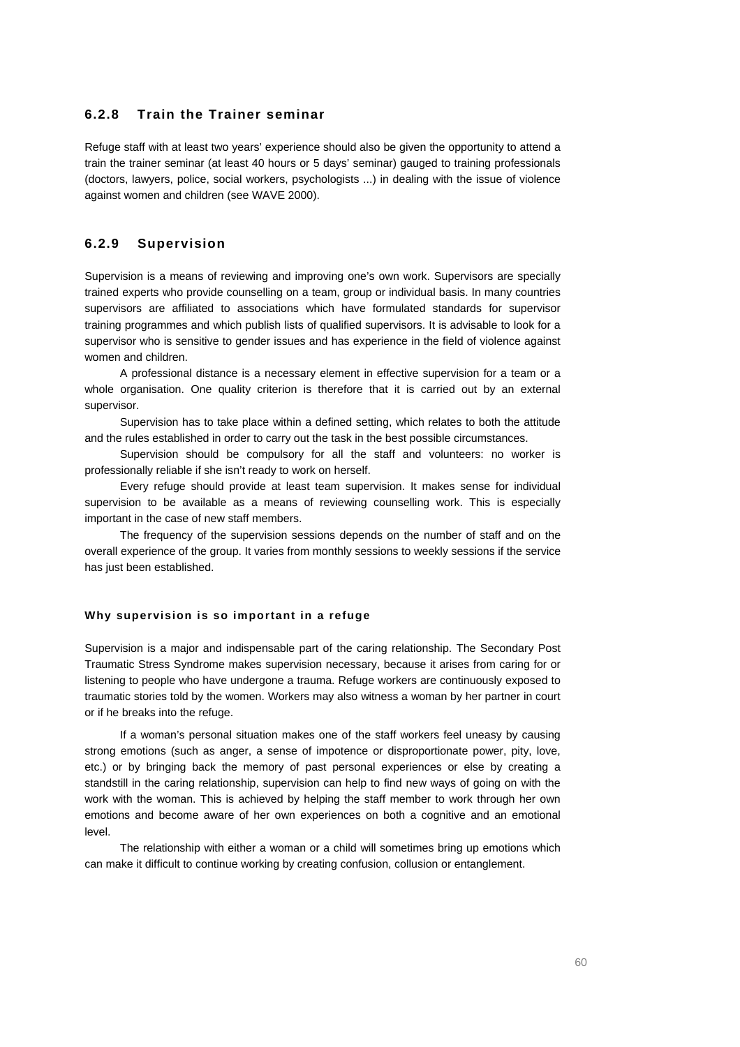### 6.2.8 Train the Trainer seminar

Refuge staff with at least two years' experience should also be given the opportunity to attend a train the trainer seminar (at least 40 hours or 5 days' seminar) gauged to training professionals (doctors, lawyers, police, social workers, psychologists ...) in dealing with the issue of violence against women and children (see WAVE 2000).

### 6.2.9 Supervision

Supervision is a means of reviewing and improving one's own work. Supervisors are specially trained experts who provide counselling on a team, group or individual basis. In many countries supervisors are affiliated to associations which have formulated standards for supervisor training programmes and which publish lists of qualified supervisors. It is advisable to look for a supervisor who is sensitive to gender issues and has experience in the field of violence against women and children.

A professional distance is a necessary element in effective supervision for a team or a whole organisation. One quality criterion is therefore that it is carried out by an external supervisor.

Supervision has to take place within a defined setting, which relates to both the attitude and the rules established in order to carry out the task in the best possible circumstances.

Supervision should be compulsory for all the staff and volunteers: no worker is professionally reliable if she isn't ready to work on herself.

Every refuge should provide at least team supervision. It makes sense for individual supervision to be available as a means of reviewing counselling work. This is especially important in the case of new staff members.

The frequency of the supervision sessions depends on the number of staff and on the overall experience of the group. It varies from monthly sessions to weekly sessions if the service has just been established.

#### Why supervision is so important in a refuge

Supervision is a major and indispensable part of the caring relationship. The Secondary Post Traumatic Stress Syndrome makes supervision necessary, because it arises from caring for or listening to people who have undergone a trauma. Refuge workers are continuously exposed to traumatic stories told by the women. Workers may also witness a woman by her partner in court or if he breaks into the refuge.

If a woman's personal situation makes one of the staff workers feel uneasy by causing strong emotions (such as anger, a sense of impotence or disproportionate power, pity, love, etc.) or by bringing back the memory of past personal experiences or else by creating a standstill in the caring relationship, supervision can help to find new ways of going on with the work with the woman. This is achieved by helping the staff member to work through her own emotions and become aware of her own experiences on both a cognitive and an emotional level.

The relationship with either a woman or a child will sometimes bring up emotions which can make it difficult to continue working by creating confusion, collusion or entanglement.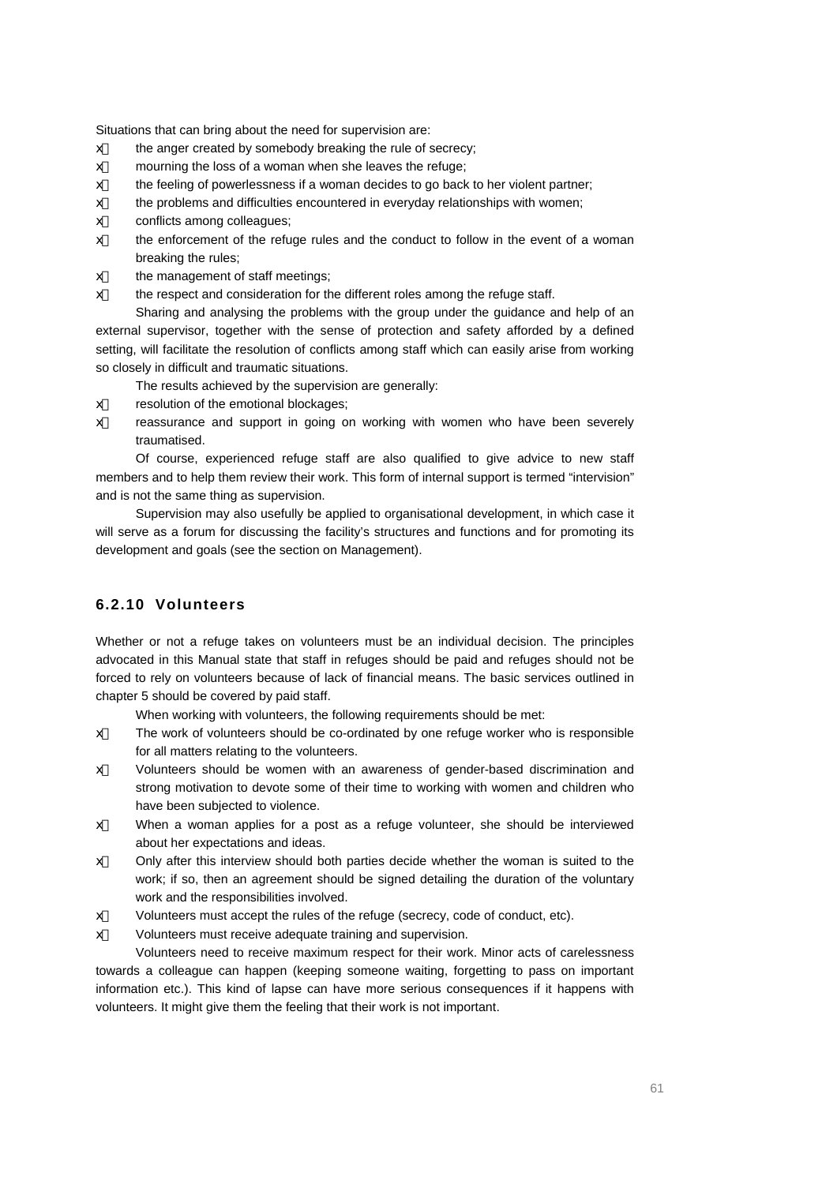Situations that can bring about the need for supervision are:

- the anger created by somebody breaking the rule of secrecy;
- mourning the loss of a woman when she leaves the refuge;
- the feeling of powerlessness if a woman decides to go back to her violent partner;
- the problems and difficulties encountered in everyday relationships with women;
- conflicts among colleagues;
- the enforcement of the refuge rules and the conduct to follow in the event of a woman breaking the rules;
- the management of staff meetings;
- the respect and consideration for the different roles among the refuge staff.

Sharing and analysing the problems with the group under the guidance and help of an external supervisor, together with the sense of protection and safety afforded by a defined setting, will facilitate the resolution of conflicts among staff which can easily arise from working so closely in difficult and traumatic situations.

The results achieved by the supervision are generally:

- resolution of the emotional blockages;
- reassurance and support in going on working with women who have been severely traumatised.

Of course, experienced refuge staff are also qualified to give advice to new staff members and to help them review their work. This form of internal support is termed "intervision" and is not the same thing as supervision.

Supervision may also usefully be applied to organisational development, in which case it will serve as a forum for discussing the facility's structures and functions and for promoting its development and goals (see the section on Management).

### 6.2.10 Volunteers

Whether or not a refuge takes on volunteers must be an individual decision. The principles advocated in this Manual state that staff in refuges should be paid and refuges should not be forced to rely on volunteers because of lack of financial means. The basic services outlined in chapter 5 should be covered by paid staff.

When working with volunteers, the following requirements should be met:

- The work of volunteers should be co-ordinated by one refuge worker who is responsible for all matters relating to the volunteers.
- Volunteers should be women with an awareness of gender-based discrimination and strong motivation to devote some of their time to working with women and children who have been subjected to violence.
- When a woman applies for a post as a refuge volunteer, she should be interviewed about her expectations and ideas.
- Only after this interview should both parties decide whether the woman is suited to the work; if so, then an agreement should be signed detailing the duration of the voluntary work and the responsibilities involved.
- Volunteers must accept the rules of the refuge (secrecy, code of conduct, etc).
- Volunteers must receive adequate training and supervision.

Volunteers need to receive maximum respect for their work. Minor acts of carelessness towards a colleague can happen (keeping someone waiting, forgetting to pass on important information etc.). This kind of lapse can have more serious consequences if it happens with volunteers. It might give them the feeling that their work is not important.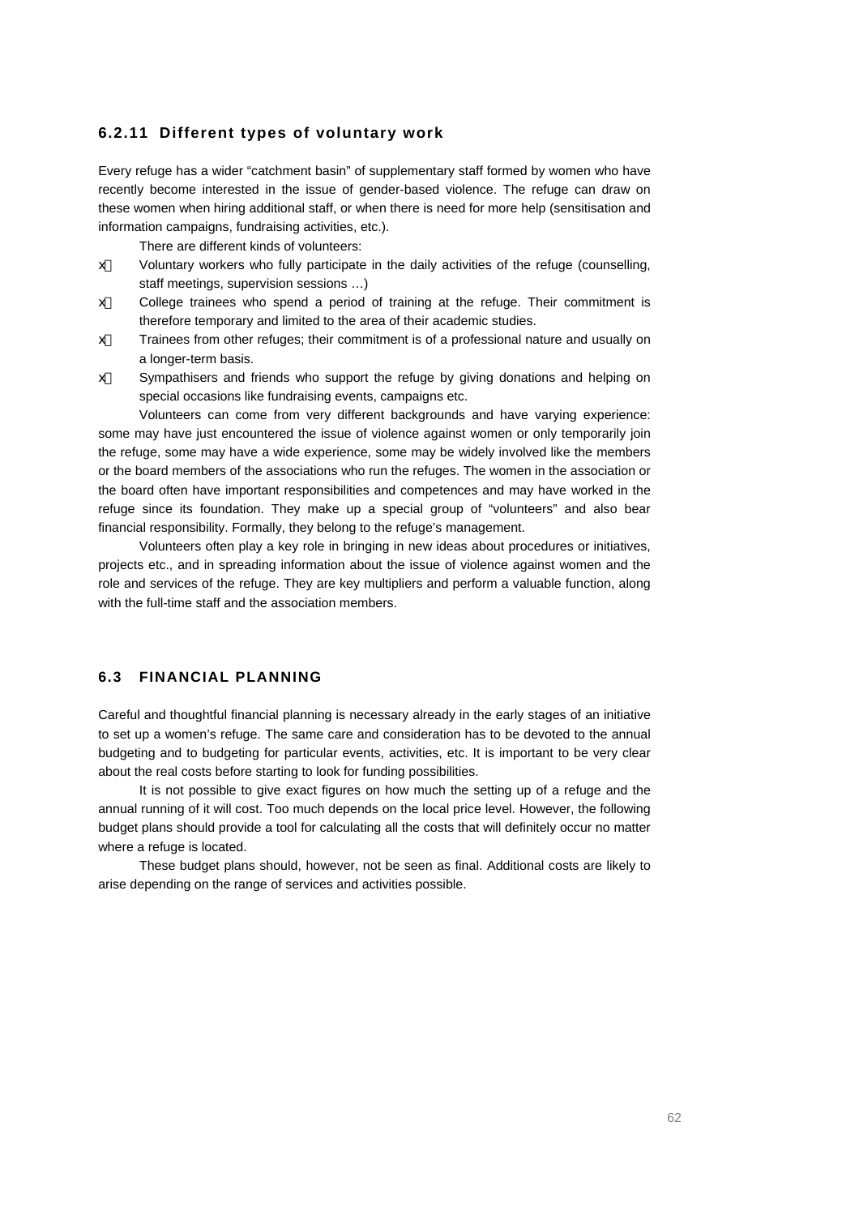### 6.2.11 Different types of voluntary work

Every refuge has a wider "catchment basin" of supplementary staff formed by women who have recently become interested in the issue of gender-based violence. The refuge can draw on these women when hiring additional staff, or when there is need for more help (sensitisation and information campaigns, fundraising activities, etc.).

There are different kinds of volunteers:

- Voluntary workers who fully participate in the daily activities of the refuge (counselling, staff meetings, supervision sessions …)
- College trainees who spend a period of training at the refuge. Their commitment is therefore temporary and limited to the area of their academic studies.
- Trainees from other refuges; their commitment is of a professional nature and usually on a longer-term basis.
- Sympathisers and friends who support the refuge by giving donations and helping on special occasions like fundraising events, campaigns etc.

Volunteers can come from very different backgrounds and have varying experience: some may have just encountered the issue of violence against women or only temporarily join the refuge, some may have a wide experience, some may be widely involved like the members or the board members of the associations who run the refuges. The women in the association or the board often have important responsibilities and competences and may have worked in the refuge since its foundation. They make up a special group of "volunteers" and also bear financial responsibility. Formally, they belong to the refuge's management.

Volunteers often play a key role in bringing in new ideas about procedures or initiatives, projects etc., and in spreading information about the issue of violence against women and the role and services of the refuge. They are key multipliers and perform a valuable function, along with the full-time staff and the association members.

## 6.3 FINANCIAL PLANNING

Careful and thoughtful financial planning is necessary already in the early stages of an initiative to set up a women's refuge. The same care and consideration has to be devoted to the annual budgeting and to budgeting for particular events, activities, etc. It is important to be very clear about the real costs before starting to look for funding possibilities.

It is not possible to give exact figures on how much the setting up of a refuge and the annual running of it will cost. Too much depends on the local price level. However, the following budget plans should provide a tool for calculating all the costs that will definitely occur no matter where a refuge is located.

These budget plans should, however, not be seen as final. Additional costs are likely to arise depending on the range of services and activities possible.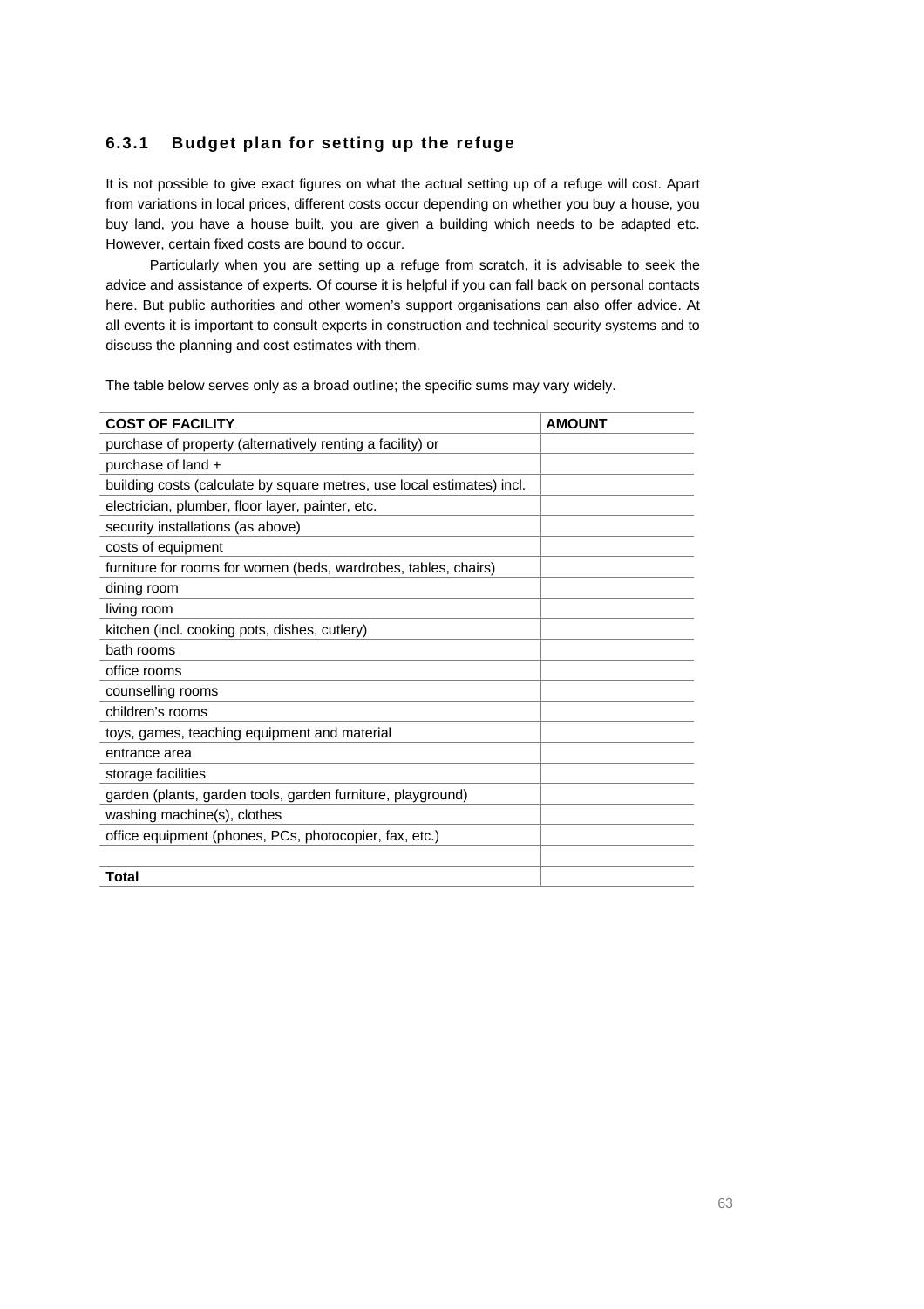### 6.3.1 Budget plan for setting up the refuge

It is not possible to give exact figures on what the actual setting up of a refuge will cost. Apart from variations in local prices, different costs occur depending on whether you buy a house, you buy land, you have a house built, you are given a building which needs to be adapted etc. However, certain fixed costs are bound to occur.

Particularly when you are setting up a refuge from scratch, it is advisable to seek the advice and assistance of experts. Of course it is helpful if you can fall back on personal contacts here. But public authorities and other women's support organisations can also offer advice. At all events it is important to consult experts in construction and technical security systems and to discuss the planning and cost estimates with them.

The table below serves only as a broad outline; the specific sums may vary widely.

| COST OF FACILITY | AMOUNT |
|---|---|
| purchase of property (alternatively renting a facility) or | |
| purchase of land + | |
| building costs (calculate by square metres, use local estimates) incl. | |
| electrician, plumber, floor layer, painter, etc. | |
| security installations (as above) | |
| costs of equipment | |
| furniture for rooms for women (beds, wardrobes, tables, chairs) | |
| dining room | |
| living room | |
| kitchen (incl. cooking pots, dishes, cutlery) | |
| bath rooms | |
| office rooms | |
| counselling rooms | |
| children's rooms | |
| toys, games, teaching equipment and material | |
| entrance area | |
| storage facilities | |
| garden (plants, garden tools, garden furniture, playground) | |
| washing machine(s), clothes | |
| office equipment (phones, PCs, photocopier, fax, etc.) | |
| | |
| **Total** | |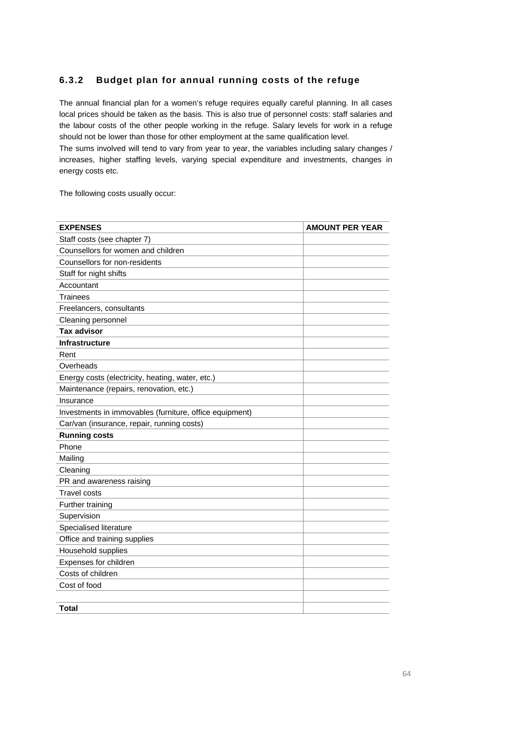### 6.3.2 Budget plan for annual running costs of the refuge

The annual financial plan for a women's refuge requires equally careful planning. In all cases local prices should be taken as the basis. This is also true of personnel costs: staff salaries and the labour costs of the other people working in the refuge. Salary levels for work in a refuge should not be lower than those for other employment at the same qualification level.
The sums involved will tend to vary from year to year, the variables including salary changes / increases, higher staffing levels, varying special expenditure and investments, changes in energy costs etc.

The following costs usually occur:

| **EXPENSES** | **AMOUNT PER YEAR** |
|---|---|
| Staff costs (see chapter 7) | |
| Counsellors for women and children | |
| Counsellors for non-residents | |
| Staff for night shifts | |
| Accountant | |
| Trainees | |
| Freelancers, consultants | |
| Cleaning personnel | |
| **Tax advisor** | |
| **Infrastructure** | |
| Rent | |
| Overheads | |
| Energy costs (electricity, heating, water, etc.) | |
| Maintenance (repairs, renovation, etc.) | |
| Insurance | |
| Investments in immovables (furniture, office equipment) | |
| Car/van (insurance, repair, running costs) | |
| **Running costs** | |
| Phone | |
| Mailing | |
| Cleaning | |
| PR and awareness raising | |
| Travel costs | |
| Further training | |
| Supervision | |
| Specialised literature | |
| Office and training supplies | |
| Household supplies | |
| Expenses for children | |
| Costs of children | |
| Cost of food | |
| | |
| **Total** | |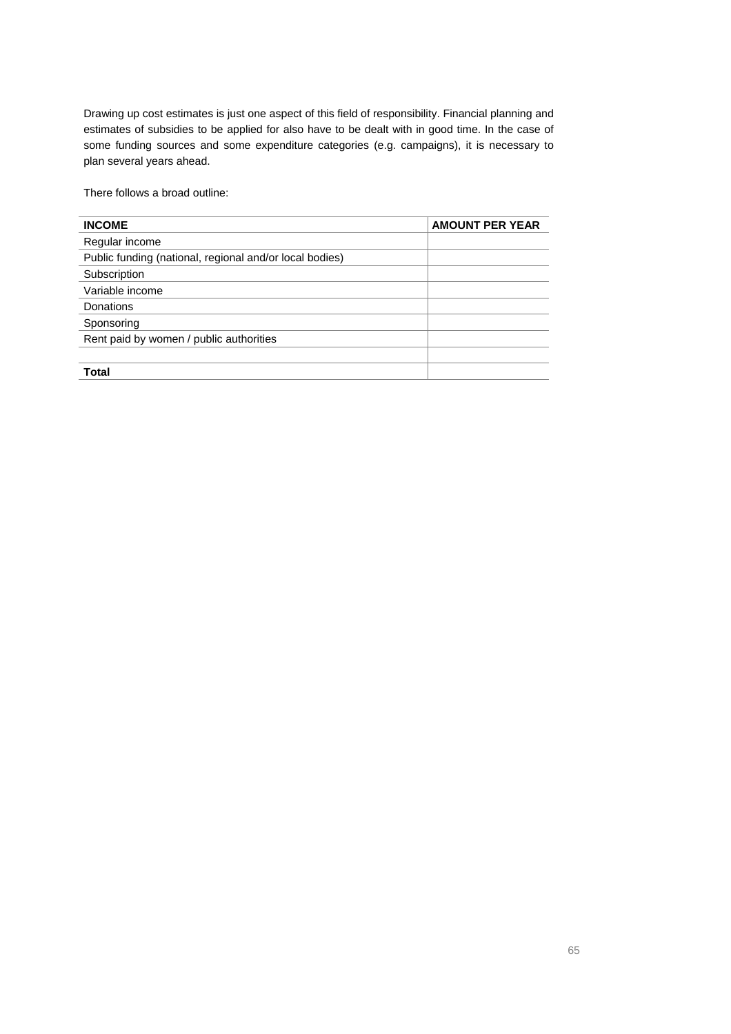Drawing up cost estimates is just one aspect of this field of responsibility. Financial planning and estimates of subsidies to be applied for also have to be dealt with in good time. In the case of some funding sources and some expenditure categories (e.g. campaigns), it is necessary to plan several years ahead.

There follows a broad outline:

| **INCOME** | **AMOUNT PER YEAR** |
|---|---|
| Regular income | |
| Public funding (national, regional and/or local bodies) | |
| Subscription | |
| Variable income | |
| Donations | |
| Sponsoring | |
| Rent paid by women / public authorities | |
| | |
| **Total** | |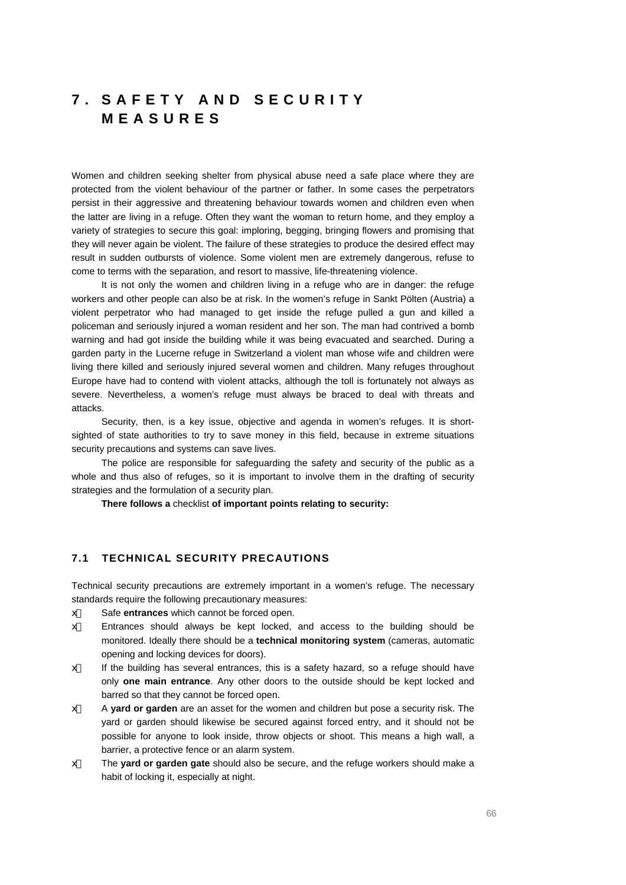# 7. SAFETY AND SECURITY MEASURES

Women and children seeking shelter from physical abuse need a safe place where they are protected from the violent behaviour of the partner or father. In some cases the perpetrators persist in their aggressive and threatening behaviour towards women and children even when the latter are living in a refuge. Often they want the woman to return home, and they employ a variety of strategies to secure this goal: imploring, begging, bringing flowers and promising that they will never again be violent. The failure of these strategies to produce the desired effect may result in sudden outbursts of violence. Some violent men are extremely dangerous, refuse to come to terms with the separation, and resort to massive, life-threatening violence.

It is not only the women and children living in a refuge who are in danger: the refuge workers and other people can also be at risk. In the women's refuge in Sankt Pölten (Austria) a violent perpetrator who had managed to get inside the refuge pulled a gun and killed a policeman and seriously injured a woman resident and her son. The man had contrived a bomb warning and had got inside the building while it was being evacuated and searched. During a garden party in the Lucerne refuge in Switzerland a violent man whose wife and children were living there killed and seriously injured several women and children. Many refuges throughout Europe have had to contend with violent attacks, although the toll is fortunately not always as severe. Nevertheless, a women's refuge must always be braced to deal with threats and attacks.

Security, then, is a key issue, objective and agenda in women's refuges. It is short-sighted of state authorities to try to save money in this field, because in extreme situations security precautions and systems can save lives.

The police are responsible for safeguarding the safety and security of the public as a whole and thus also of refuges, so it is important to involve them in the drafting of security strategies and the formulation of a security plan.

**There follows a** checklist **of important points relating to security:**

## 7.1 TECHNICAL SECURITY PRECAUTIONS

Technical security precautions are extremely important in a women's refuge. The necessary standards require the following precautionary measures:

- Safe **entrances** which cannot be forced open.
- Entrances should always be kept locked, and access to the building should be monitored. Ideally there should be a **technical monitoring system** (cameras, automatic opening and locking devices for doors).
- If the building has several entrances, this is a safety hazard, so a refuge should have only **one main entrance**. Any other doors to the outside should be kept locked and barred so that they cannot be forced open.
- A **yard or garden** are an asset for the women and children but pose a security risk. The yard or garden should likewise be secured against forced entry, and it should not be possible for anyone to look inside, throw objects or shoot. This means a high wall, a barrier, a protective fence or an alarm system.
- The **yard or garden gate** should also be secure, and the refuge workers should make a habit of locking it, especially at night.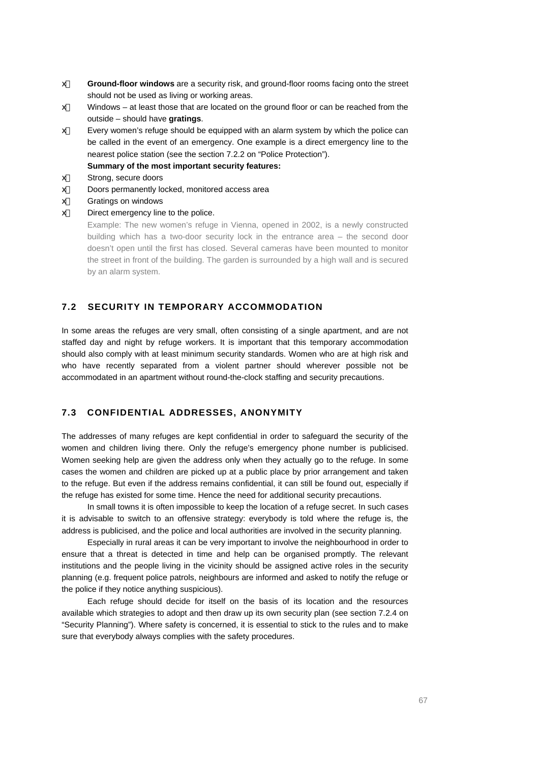- **Ground-floor windows** are a security risk, and ground-floor rooms facing onto the street should not be used as living or working areas.
- Windows – at least those that are located on the ground floor or can be reached from the outside – should have **gratings**.
- Every women's refuge should be equipped with an alarm system by which the police can be called in the event of an emergency. One example is a direct emergency line to the nearest police station (see the section 7.2.2 on "Police Protection").

**Summary of the most important security features:**

- Strong, secure doors
- Doors permanently locked, monitored access area
- Gratings on windows
- Direct emergency line to the police.

Example: The new women's refuge in Vienna, opened in 2002, is a newly constructed building which has a two-door security lock in the entrance area – the second door doesn't open until the first has closed. Several cameras have been mounted to monitor the street in front of the building. The garden is surrounded by a high wall and is secured by an alarm system.

## 7.2 SECURITY IN TEMPORARY ACCOMMODATION

In some areas the refuges are very small, often consisting of a single apartment, and are not staffed day and night by refuge workers. It is important that this temporary accommodation should also comply with at least minimum security standards. Women who are at high risk and who have recently separated from a violent partner should wherever possible not be accommodated in an apartment without round-the-clock staffing and security precautions.

## 7.3 CONFIDENTIAL ADDRESSES, ANONYMITY

The addresses of many refuges are kept confidential in order to safeguard the security of the women and children living there. Only the refuge's emergency phone number is publicised. Women seeking help are given the address only when they actually go to the refuge. In some cases the women and children are picked up at a public place by prior arrangement and taken to the refuge. But even if the address remains confidential, it can still be found out, especially if the refuge has existed for some time. Hence the need for additional security precautions.

In small towns it is often impossible to keep the location of a refuge secret. In such cases it is advisable to switch to an offensive strategy: everybody is told where the refuge is, the address is publicised, and the police and local authorities are involved in the security planning.

Especially in rural areas it can be very important to involve the neighbourhood in order to ensure that a threat is detected in time and help can be organised promptly. The relevant institutions and the people living in the vicinity should be assigned active roles in the security planning (e.g. frequent police patrols, neighbours are informed and asked to notify the refuge or the police if they notice anything suspicious).

Each refuge should decide for itself on the basis of its location and the resources available which strategies to adopt and then draw up its own security plan (see section 7.2.4 on "Security Planning"). Where safety is concerned, it is essential to stick to the rules and to make sure that everybody always complies with the safety procedures.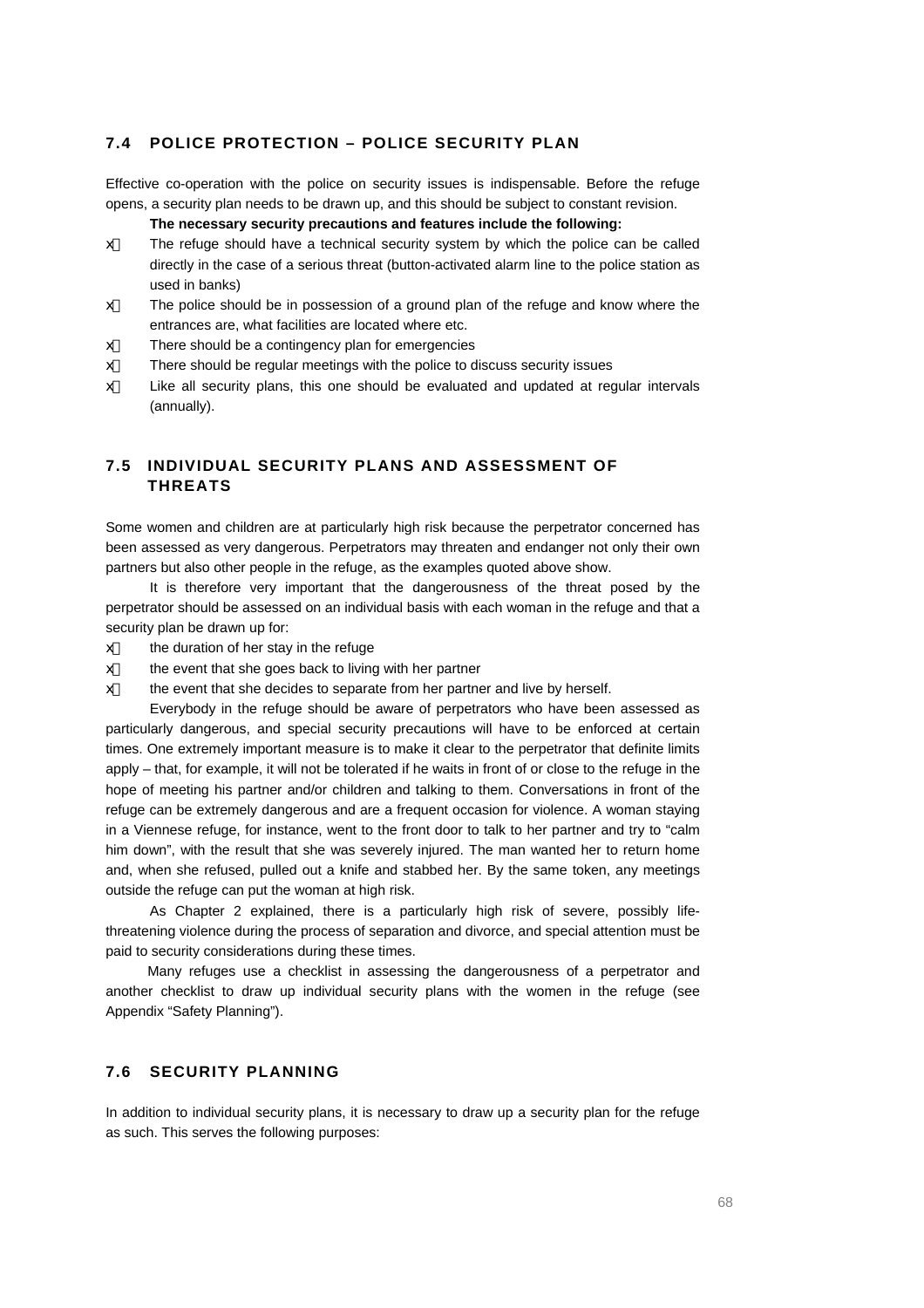## 7.4 POLICE PROTECTION – POLICE SECURITY PLAN

Effective co-operation with the police on security issues is indispensable. Before the refuge opens, a security plan needs to be drawn up, and this should be subject to constant revision.

**The necessary security precautions and features include the following:**

- The refuge should have a technical security system by which the police can be called directly in the case of a serious threat (button-activated alarm line to the police station as used in banks)
- The police should be in possession of a ground plan of the refuge and know where the entrances are, what facilities are located where etc.
- There should be a contingency plan for emergencies
- There should be regular meetings with the police to discuss security issues
- Like all security plans, this one should be evaluated and updated at regular intervals (annually).

## 7.5 INDIVIDUAL SECURITY PLANS AND ASSESSMENT OF THREATS

Some women and children are at particularly high risk because the perpetrator concerned has been assessed as very dangerous. Perpetrators may threaten and endanger not only their own partners but also other people in the refuge, as the examples quoted above show.

It is therefore very important that the dangerousness of the threat posed by the perpetrator should be assessed on an individual basis with each woman in the refuge and that a security plan be drawn up for:

- the duration of her stay in the refuge
- the event that she goes back to living with her partner
- the event that she decides to separate from her partner and live by herself.

Everybody in the refuge should be aware of perpetrators who have been assessed as particularly dangerous, and special security precautions will have to be enforced at certain times. One extremely important measure is to make it clear to the perpetrator that definite limits apply – that, for example, it will not be tolerated if he waits in front of or close to the refuge in the hope of meeting his partner and/or children and talking to them. Conversations in front of the refuge can be extremely dangerous and are a frequent occasion for violence. A woman staying in a Viennese refuge, for instance, went to the front door to talk to her partner and try to "calm him down", with the result that she was severely injured. The man wanted her to return home and, when she refused, pulled out a knife and stabbed her. By the same token, any meetings outside the refuge can put the woman at high risk.

As Chapter 2 explained, there is a particularly high risk of severe, possibly life-threatening violence during the process of separation and divorce, and special attention must be paid to security considerations during these times.

Many refuges use a checklist in assessing the dangerousness of a perpetrator and another checklist to draw up individual security plans with the women in the refuge (see Appendix "Safety Planning").

## 7.6 SECURITY PLANNING

In addition to individual security plans, it is necessary to draw up a security plan for the refuge as such. This serves the following purposes: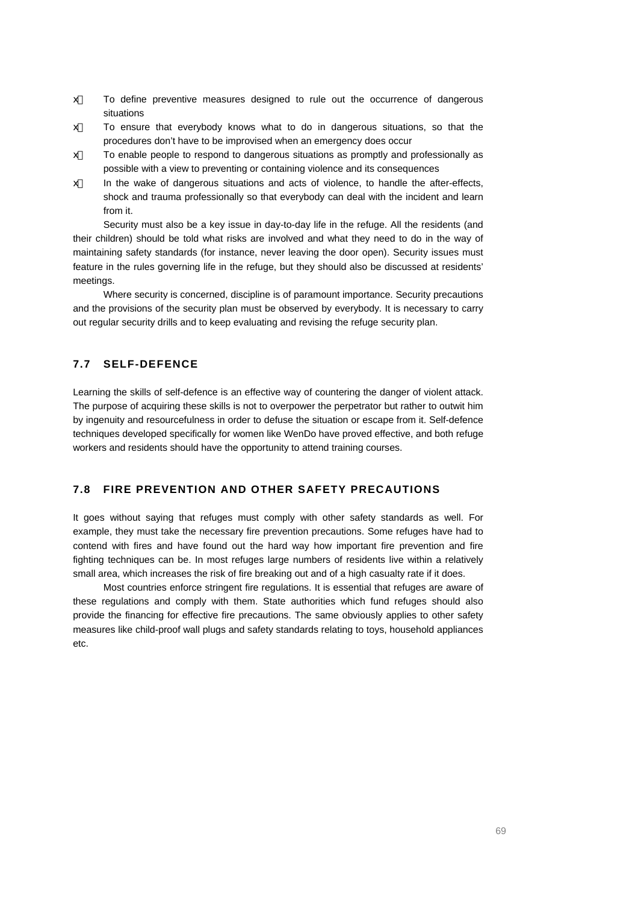- To define preventive measures designed to rule out the occurrence of dangerous situations
- To ensure that everybody knows what to do in dangerous situations, so that the procedures don't have to be improvised when an emergency does occur
- To enable people to respond to dangerous situations as promptly and professionally as possible with a view to preventing or containing violence and its consequences
- In the wake of dangerous situations and acts of violence, to handle the after-effects, shock and trauma professionally so that everybody can deal with the incident and learn from it.

Security must also be a key issue in day-to-day life in the refuge. All the residents (and their children) should be told what risks are involved and what they need to do in the way of maintaining safety standards (for instance, never leaving the door open). Security issues must feature in the rules governing life in the refuge, but they should also be discussed at residents' meetings.

Where security is concerned, discipline is of paramount importance. Security precautions and the provisions of the security plan must be observed by everybody. It is necessary to carry out regular security drills and to keep evaluating and revising the refuge security plan.

## 7.7 SELF-DEFENCE

Learning the skills of self-defence is an effective way of countering the danger of violent attack. The purpose of acquiring these skills is not to overpower the perpetrator but rather to outwit him by ingenuity and resourcefulness in order to defuse the situation or escape from it. Self-defence techniques developed specifically for women like WenDo have proved effective, and both refuge workers and residents should have the opportunity to attend training courses.

## 7.8 FIRE PREVENTION AND OTHER SAFETY PRECAUTIONS

It goes without saying that refuges must comply with other safety standards as well. For example, they must take the necessary fire prevention precautions. Some refuges have had to contend with fires and have found out the hard way how important fire prevention and fire fighting techniques can be. In most refuges large numbers of residents live within a relatively small area, which increases the risk of fire breaking out and of a high casualty rate if it does.

Most countries enforce stringent fire regulations. It is essential that refuges are aware of these regulations and comply with them. State authorities which fund refuges should also provide the financing for effective fire precautions. The same obviously applies to other safety measures like child-proof wall plugs and safety standards relating to toys, household appliances etc.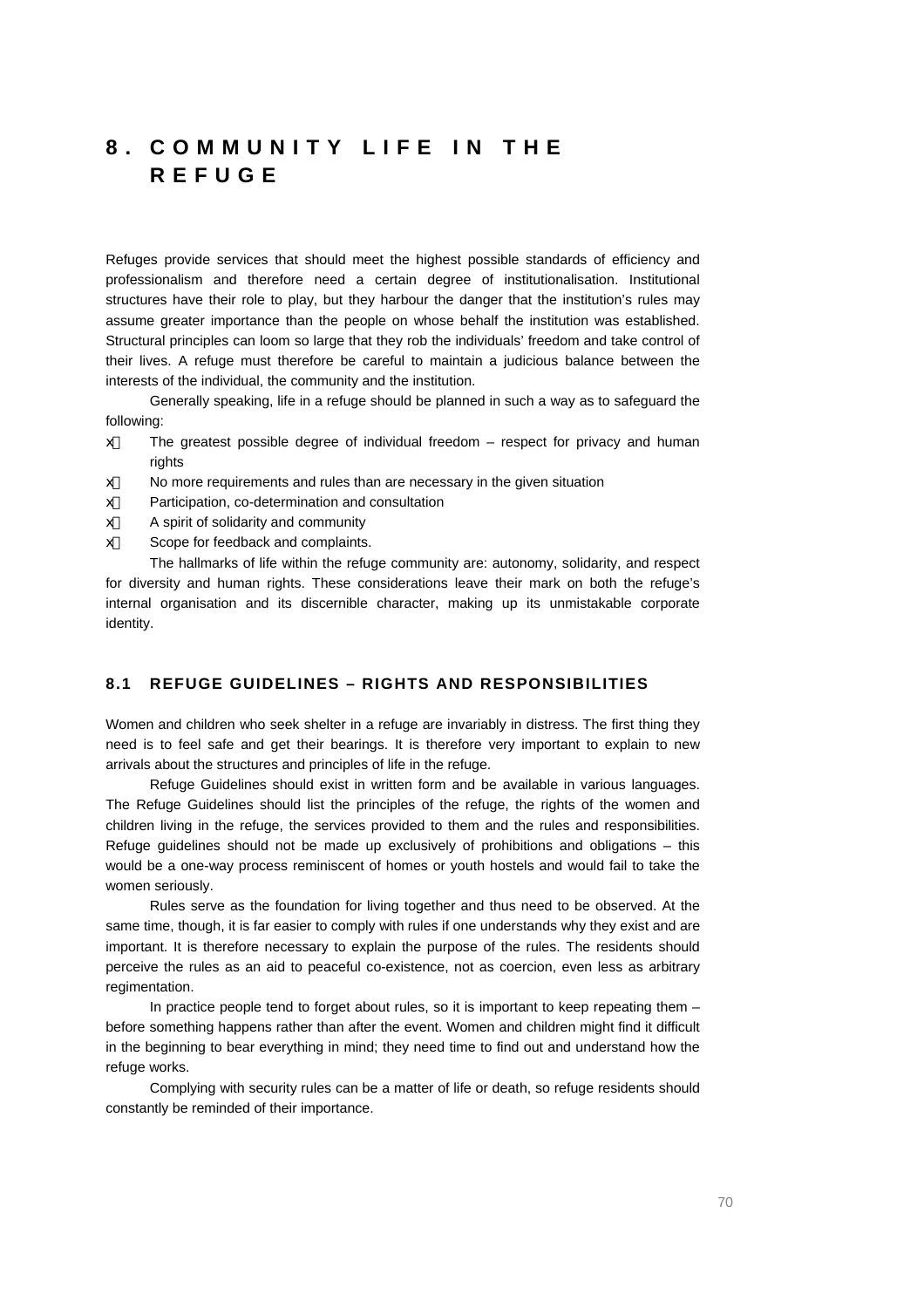# 8. COMMUNITY LIFE IN THE REFUGE

Refuges provide services that should meet the highest possible standards of efficiency and professionalism and therefore need a certain degree of institutionalisation. Institutional structures have their role to play, but they harbour the danger that the institution's rules may assume greater importance than the people on whose behalf the institution was established. Structural principles can loom so large that they rob the individuals' freedom and take control of their lives. A refuge must therefore be careful to maintain a judicious balance between the interests of the individual, the community and the institution.

Generally speaking, life in a refuge should be planned in such a way as to safeguard the following:

- The greatest possible degree of individual freedom – respect for privacy and human rights
- No more requirements and rules than are necessary in the given situation
- Participation, co-determination and consultation
- A spirit of solidarity and community
- Scope for feedback and complaints.

The hallmarks of life within the refuge community are: autonomy, solidarity, and respect for diversity and human rights. These considerations leave their mark on both the refuge's internal organisation and its discernible character, making up its unmistakable corporate identity.

## 8.1 REFUGE GUIDELINES – RIGHTS AND RESPONSIBILITIES

Women and children who seek shelter in a refuge are invariably in distress. The first thing they need is to feel safe and get their bearings. It is therefore very important to explain to new arrivals about the structures and principles of life in the refuge.

Refuge Guidelines should exist in written form and be available in various languages. The Refuge Guidelines should list the principles of the refuge, the rights of the women and children living in the refuge, the services provided to them and the rules and responsibilities. Refuge guidelines should not be made up exclusively of prohibitions and obligations – this would be a one-way process reminiscent of homes or youth hostels and would fail to take the women seriously.

Rules serve as the foundation for living together and thus need to be observed. At the same time, though, it is far easier to comply with rules if one understands why they exist and are important. It is therefore necessary to explain the purpose of the rules. The residents should perceive the rules as an aid to peaceful co-existence, not as coercion, even less as arbitrary regimentation.

In practice people tend to forget about rules, so it is important to keep repeating them – before something happens rather than after the event. Women and children might find it difficult in the beginning to bear everything in mind; they need time to find out and understand how the refuge works.

Complying with security rules can be a matter of life or death, so refuge residents should constantly be reminded of their importance.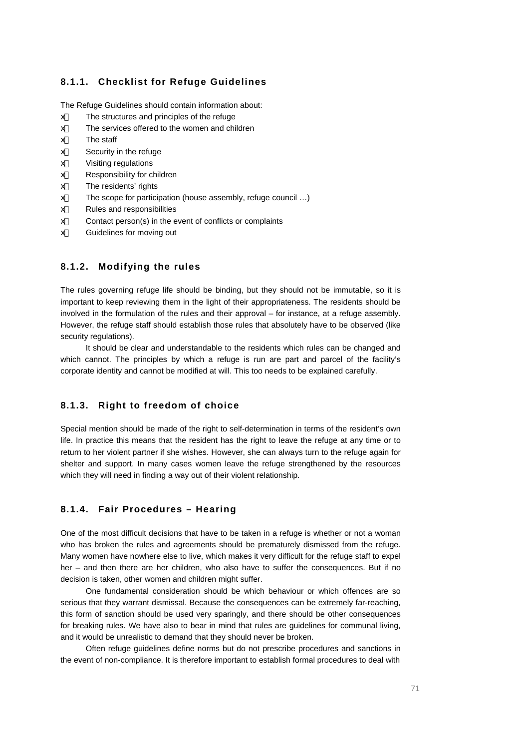### 8.1.1. Checklist for Refuge Guidelines

The Refuge Guidelines should contain information about:

- The structures and principles of the refuge
- The services offered to the women and children
- The staff
- Security in the refuge
- Visiting regulations
- Responsibility for children
- The residents' rights
- The scope for participation (house assembly, refuge council …)
- Rules and responsibilities
- Contact person(s) in the event of conflicts or complaints
- Guidelines for moving out

### 8.1.2. Modifying the rules

The rules governing refuge life should be binding, but they should not be immutable, so it is important to keep reviewing them in the light of their appropriateness. The residents should be involved in the formulation of the rules and their approval – for instance, at a refuge assembly. However, the refuge staff should establish those rules that absolutely have to be observed (like security regulations).

It should be clear and understandable to the residents which rules can be changed and which cannot. The principles by which a refuge is run are part and parcel of the facility's corporate identity and cannot be modified at will. This too needs to be explained carefully.

### 8.1.3. Right to freedom of choice

Special mention should be made of the right to self-determination in terms of the resident's own life. In practice this means that the resident has the right to leave the refuge at any time or to return to her violent partner if she wishes. However, she can always turn to the refuge again for shelter and support. In many cases women leave the refuge strengthened by the resources which they will need in finding a way out of their violent relationship.

### 8.1.4. Fair Procedures – Hearing

One of the most difficult decisions that have to be taken in a refuge is whether or not a woman who has broken the rules and agreements should be prematurely dismissed from the refuge. Many women have nowhere else to live, which makes it very difficult for the refuge staff to expel her – and then there are her children, who also have to suffer the consequences. But if no decision is taken, other women and children might suffer.

One fundamental consideration should be which behaviour or which offences are so serious that they warrant dismissal. Because the consequences can be extremely far-reaching, this form of sanction should be used very sparingly, and there should be other consequences for breaking rules. We have also to bear in mind that rules are guidelines for communal living, and it would be unrealistic to demand that they should never be broken.

Often refuge guidelines define norms but do not prescribe procedures and sanctions in the event of non-compliance. It is therefore important to establish formal procedures to deal with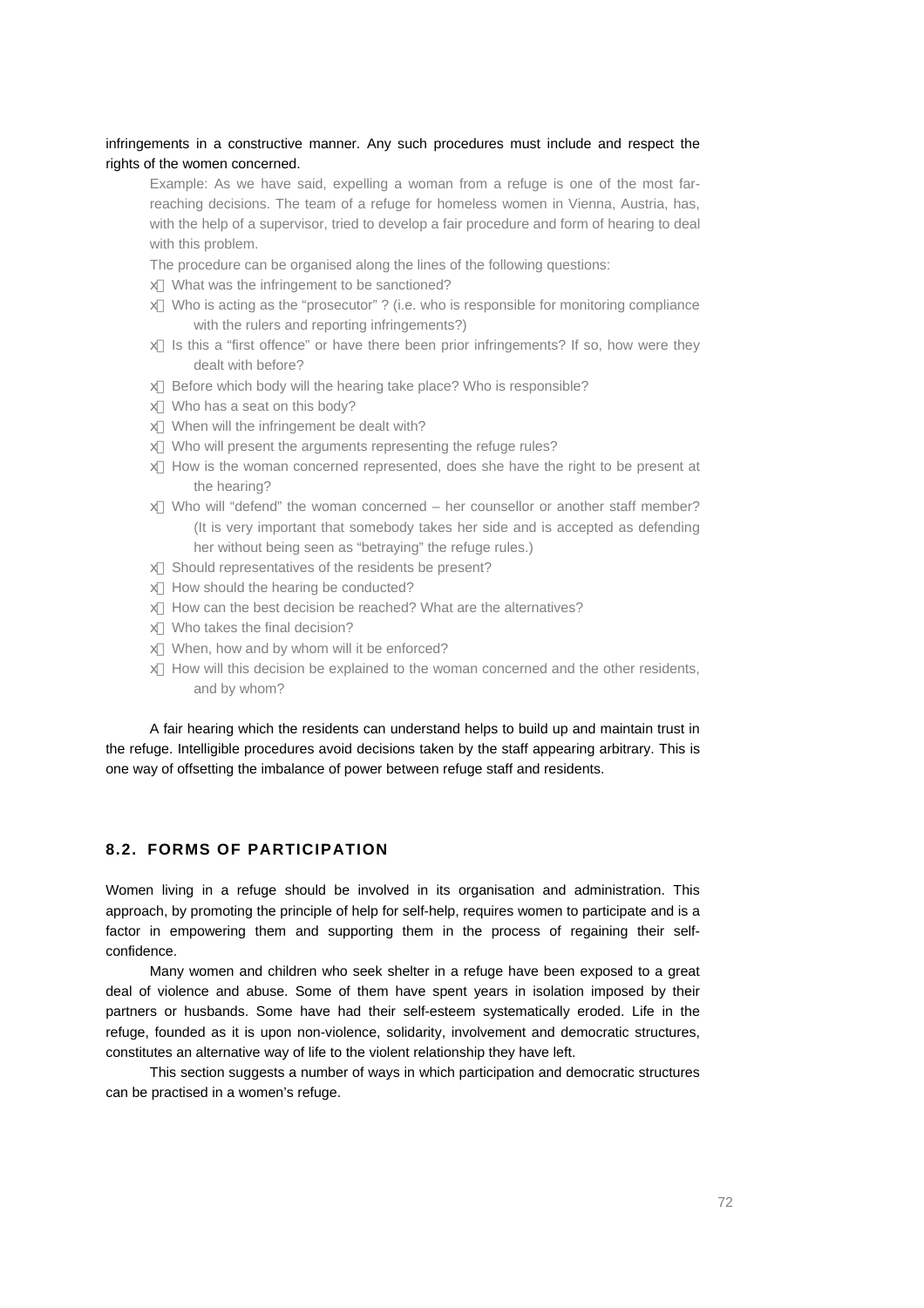infringements in a constructive manner. Any such procedures must include and respect the rights of the women concerned.

> Example: As we have said, expelling a woman from a refuge is one of the most far-reaching decisions. The team of a refuge for homeless women in Vienna, Austria, has, with the help of a supervisor, tried to develop a fair procedure and form of hearing to deal with this problem.
>
> The procedure can be organised along the lines of the following questions:
>
> - What was the infringement to be sanctioned?
> - Who is acting as the "prosecutor" ? (i.e. who is responsible for monitoring compliance with the rulers and reporting infringements?)
> - Is this a "first offence" or have there been prior infringements? If so, how were they dealt with before?
> - Before which body will the hearing take place? Who is responsible?
> - Who has a seat on this body?
> - When will the infringement be dealt with?
> - Who will present the arguments representing the refuge rules?
> - How is the woman concerned represented, does she have the right to be present at the hearing?
> - Who will "defend" the woman concerned – her counsellor or another staff member? (It is very important that somebody takes her side and is accepted as defending her without being seen as "betraying" the refuge rules.)
> - Should representatives of the residents be present?
> - How should the hearing be conducted?
> - How can the best decision be reached? What are the alternatives?
> - Who takes the final decision?
> - When, how and by whom will it be enforced?
> - How will this decision be explained to the woman concerned and the other residents, and by whom?

A fair hearing which the residents can understand helps to build up and maintain trust in the refuge. Intelligible procedures avoid decisions taken by the staff appearing arbitrary. This is one way of offsetting the imbalance of power between refuge staff and residents.

## 8.2. FORMS OF PARTICIPATION

Women living in a refuge should be involved in its organisation and administration. This approach, by promoting the principle of help for self-help, requires women to participate and is a factor in empowering them and supporting them in the process of regaining their self-confidence.

Many women and children who seek shelter in a refuge have been exposed to a great deal of violence and abuse. Some of them have spent years in isolation imposed by their partners or husbands. Some have had their self-esteem systematically eroded. Life in the refuge, founded as it is upon non-violence, solidarity, involvement and democratic structures, constitutes an alternative way of life to the violent relationship they have left.

This section suggests a number of ways in which participation and democratic structures can be practised in a women's refuge.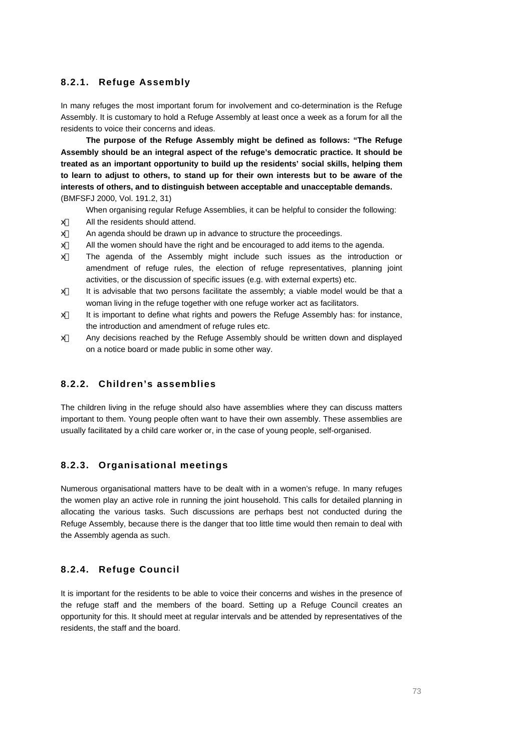### 8.2.1. Refuge Assembly

In many refuges the most important forum for involvement and co-determination is the Refuge Assembly. It is customary to hold a Refuge Assembly at least once a week as a forum for all the residents to voice their concerns and ideas.

**The purpose of the Refuge Assembly might be defined as follows: "The Refuge Assembly should be an integral aspect of the refuge's democratic practice. It should be treated as an important opportunity to build up the residents' social skills, helping them to learn to adjust to others, to stand up for their own interests but to be aware of the interests of others, and to distinguish between acceptable and unacceptable demands.** (BMFSFJ 2000, Vol. 191.2, 31)

When organising regular Refuge Assemblies, it can be helpful to consider the following:

- All the residents should attend.
- An agenda should be drawn up in advance to structure the proceedings.
- All the women should have the right and be encouraged to add items to the agenda.
- The agenda of the Assembly might include such issues as the introduction or amendment of refuge rules, the election of refuge representatives, planning joint activities, or the discussion of specific issues (e.g. with external experts) etc.
- It is advisable that two persons facilitate the assembly; a viable model would be that a woman living in the refuge together with one refuge worker act as facilitators.
- It is important to define what rights and powers the Refuge Assembly has: for instance, the introduction and amendment of refuge rules etc.
- Any decisions reached by the Refuge Assembly should be written down and displayed on a notice board or made public in some other way.

### 8.2.2. Children's assemblies

The children living in the refuge should also have assemblies where they can discuss matters important to them. Young people often want to have their own assembly. These assemblies are usually facilitated by a child care worker or, in the case of young people, self-organised.

### 8.2.3. Organisational meetings

Numerous organisational matters have to be dealt with in a women's refuge. In many refuges the women play an active role in running the joint household. This calls for detailed planning in allocating the various tasks. Such discussions are perhaps best not conducted during the Refuge Assembly, because there is the danger that too little time would then remain to deal with the Assembly agenda as such.

### 8.2.4. Refuge Council

It is important for the residents to be able to voice their concerns and wishes in the presence of the refuge staff and the members of the board. Setting up a Refuge Council creates an opportunity for this. It should meet at regular intervals and be attended by representatives of the residents, the staff and the board.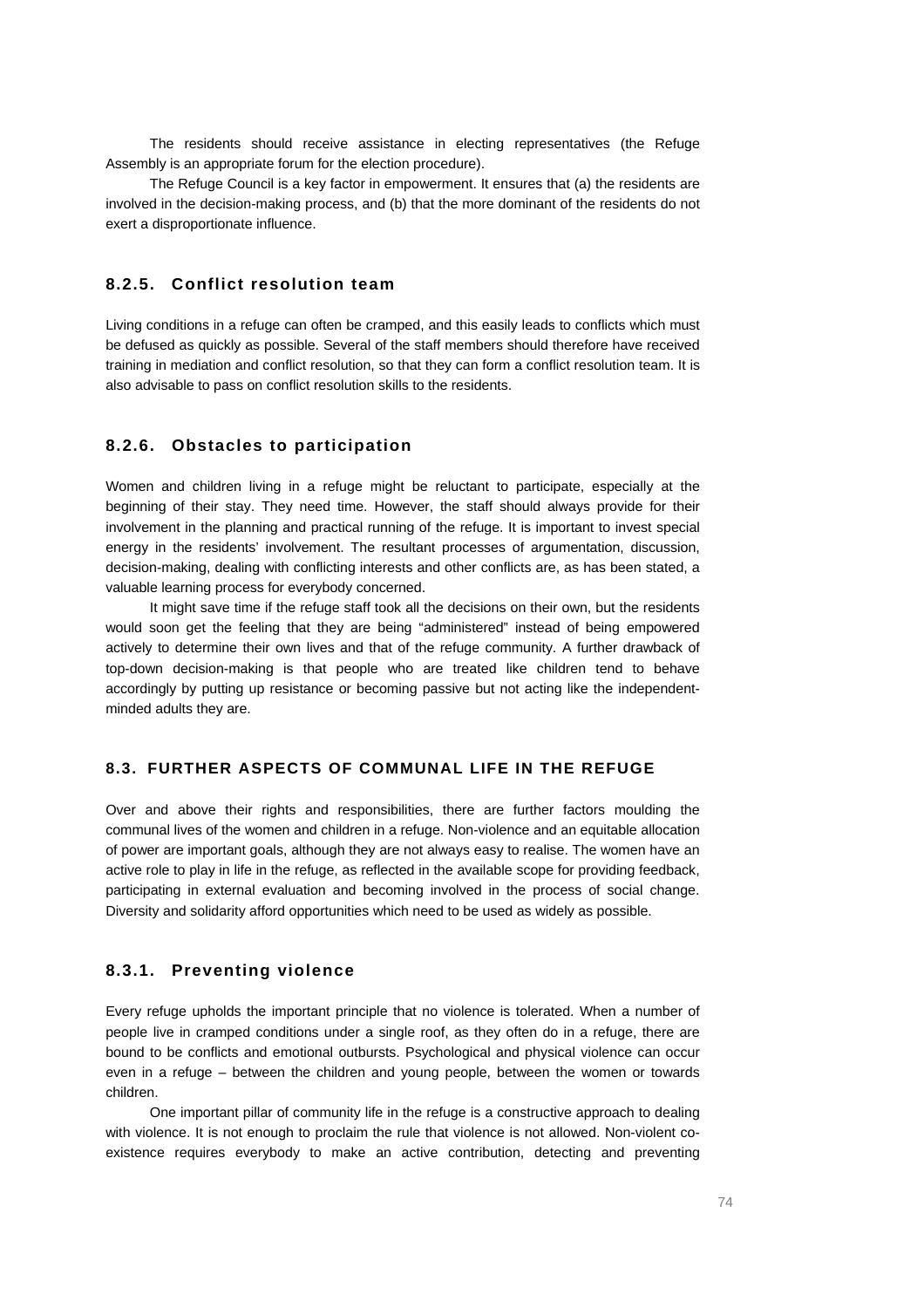The residents should receive assistance in electing representatives (the Refuge Assembly is an appropriate forum for the election procedure).

The Refuge Council is a key factor in empowerment. It ensures that (a) the residents are involved in the decision-making process, and (b) that the more dominant of the residents do not exert a disproportionate influence.

### 8.2.5. Conflict resolution team

Living conditions in a refuge can often be cramped, and this easily leads to conflicts which must be defused as quickly as possible. Several of the staff members should therefore have received training in mediation and conflict resolution, so that they can form a conflict resolution team. It is also advisable to pass on conflict resolution skills to the residents.

### 8.2.6. Obstacles to participation

Women and children living in a refuge might be reluctant to participate, especially at the beginning of their stay. They need time. However, the staff should always provide for their involvement in the planning and practical running of the refuge. It is important to invest special energy in the residents' involvement. The resultant processes of argumentation, discussion, decision-making, dealing with conflicting interests and other conflicts are, as has been stated, a valuable learning process for everybody concerned.

It might save time if the refuge staff took all the decisions on their own, but the residents would soon get the feeling that they are being "administered" instead of being empowered actively to determine their own lives and that of the refuge community. A further drawback of top-down decision-making is that people who are treated like children tend to behave accordingly by putting up resistance or becoming passive but not acting like the independent-minded adults they are.

## 8.3. FURTHER ASPECTS OF COMMUNAL LIFE IN THE REFUGE

Over and above their rights and responsibilities, there are further factors moulding the communal lives of the women and children in a refuge. Non-violence and an equitable allocation of power are important goals, although they are not always easy to realise. The women have an active role to play in life in the refuge, as reflected in the available scope for providing feedback, participating in external evaluation and becoming involved in the process of social change. Diversity and solidarity afford opportunities which need to be used as widely as possible.

### 8.3.1. Preventing violence

Every refuge upholds the important principle that no violence is tolerated. When a number of people live in cramped conditions under a single roof, as they often do in a refuge, there are bound to be conflicts and emotional outbursts. Psychological and physical violence can occur even in a refuge – between the children and young people, between the women or towards children.

One important pillar of community life in the refuge is a constructive approach to dealing with violence. It is not enough to proclaim the rule that violence is not allowed. Non-violent co-existence requires everybody to make an active contribution, detecting and preventing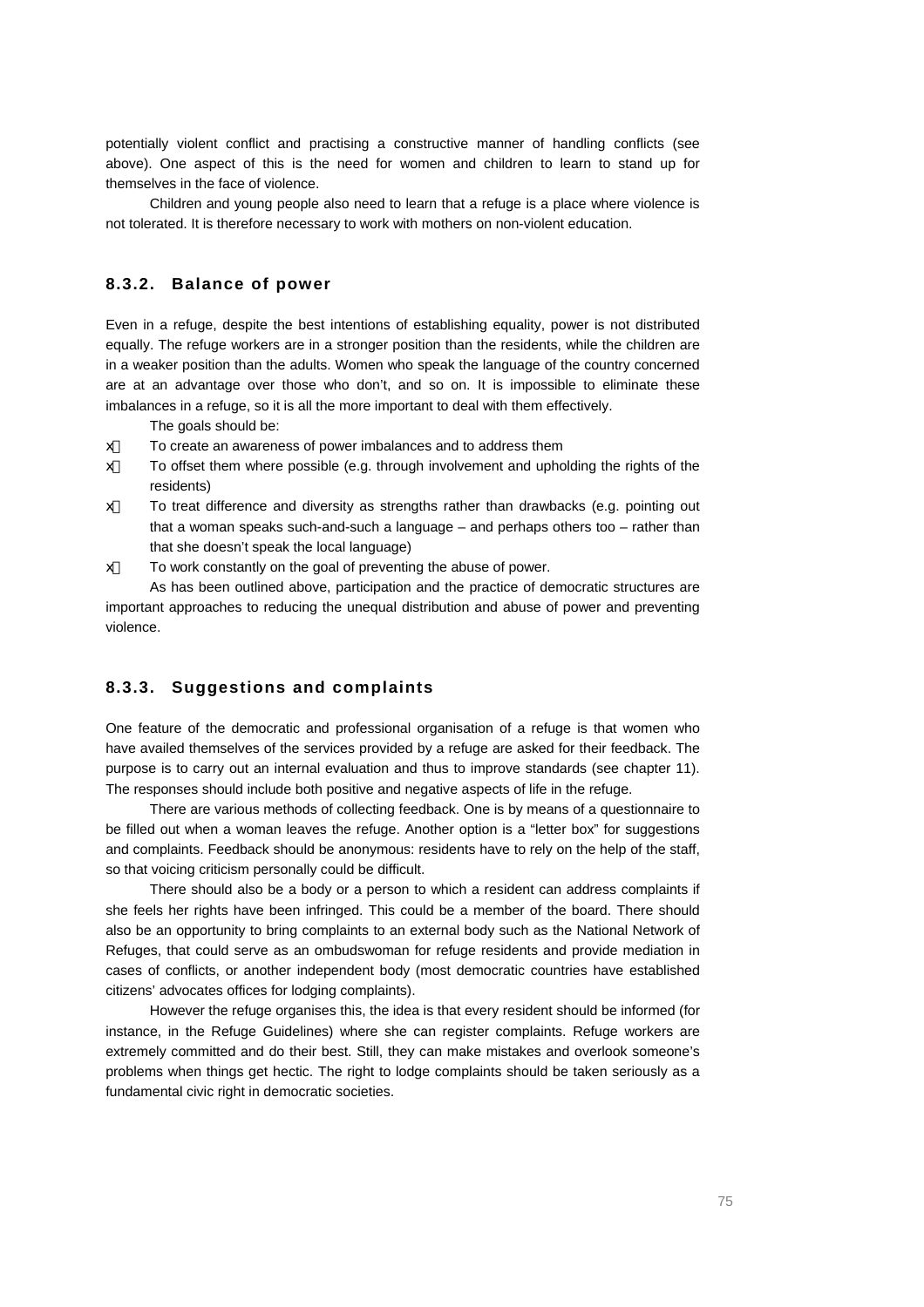potentially violent conflict and practising a constructive manner of handling conflicts (see above). One aspect of this is the need for women and children to learn to stand up for themselves in the face of violence.

Children and young people also need to learn that a refuge is a place where violence is not tolerated. It is therefore necessary to work with mothers on non-violent education.

### 8.3.2. Balance of power

Even in a refuge, despite the best intentions of establishing equality, power is not distributed equally. The refuge workers are in a stronger position than the residents, while the children are in a weaker position than the adults. Women who speak the language of the country concerned are at an advantage over those who don't, and so on. It is impossible to eliminate these imbalances in a refuge, so it is all the more important to deal with them effectively.

The goals should be:

- To create an awareness of power imbalances and to address them
- To offset them where possible (e.g. through involvement and upholding the rights of the residents)
- To treat difference and diversity as strengths rather than drawbacks (e.g. pointing out that a woman speaks such-and-such a language – and perhaps others too – rather than that she doesn't speak the local language)
- To work constantly on the goal of preventing the abuse of power.

As has been outlined above, participation and the practice of democratic structures are important approaches to reducing the unequal distribution and abuse of power and preventing violence.

### 8.3.3. Suggestions and complaints

One feature of the democratic and professional organisation of a refuge is that women who have availed themselves of the services provided by a refuge are asked for their feedback. The purpose is to carry out an internal evaluation and thus to improve standards (see chapter 11). The responses should include both positive and negative aspects of life in the refuge.

There are various methods of collecting feedback. One is by means of a questionnaire to be filled out when a woman leaves the refuge. Another option is a "letter box" for suggestions and complaints. Feedback should be anonymous: residents have to rely on the help of the staff, so that voicing criticism personally could be difficult.

There should also be a body or a person to which a resident can address complaints if she feels her rights have been infringed. This could be a member of the board. There should also be an opportunity to bring complaints to an external body such as the National Network of Refuges, that could serve as an ombudswoman for refuge residents and provide mediation in cases of conflicts, or another independent body (most democratic countries have established citizens' advocates offices for lodging complaints).

However the refuge organises this, the idea is that every resident should be informed (for instance, in the Refuge Guidelines) where she can register complaints. Refuge workers are extremely committed and do their best. Still, they can make mistakes and overlook someone's problems when things get hectic. The right to lodge complaints should be taken seriously as a fundamental civic right in democratic societies.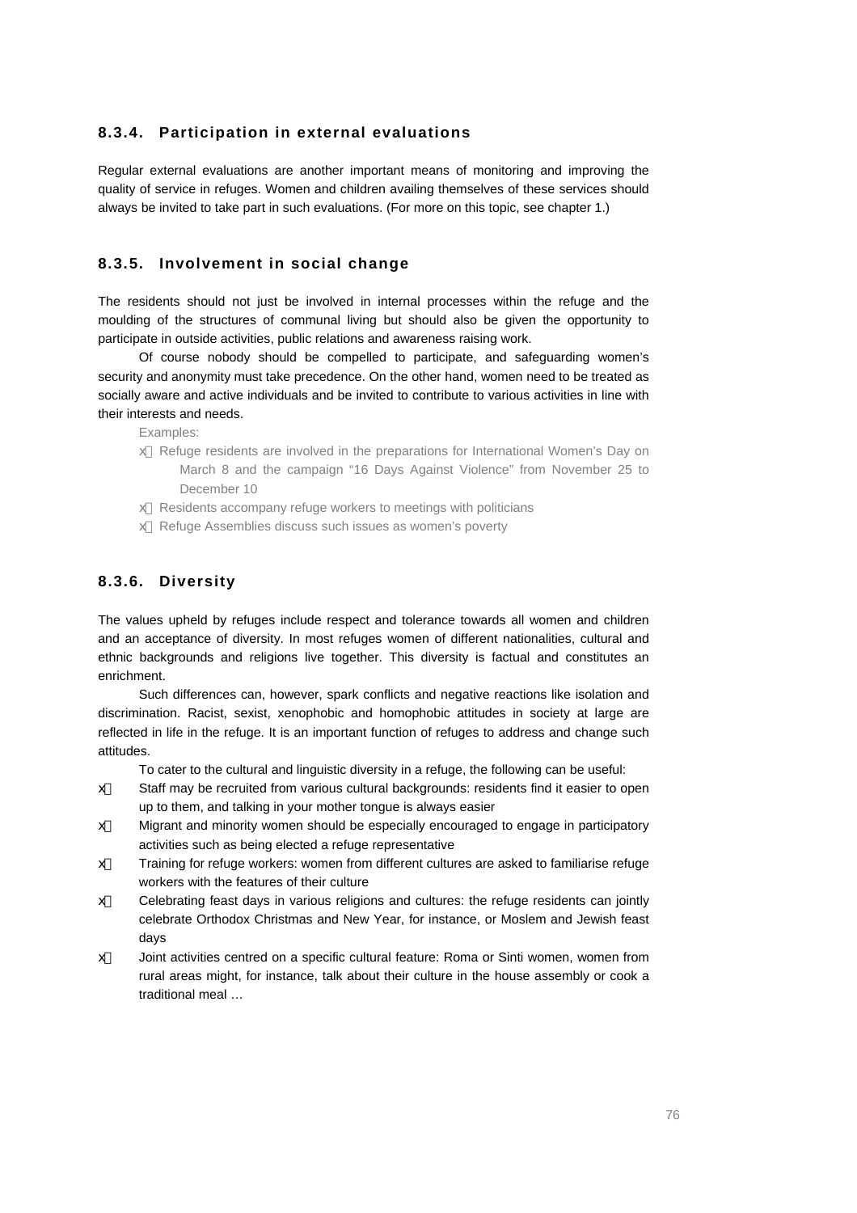### 8.3.4. Participation in external evaluations

Regular external evaluations are another important means of monitoring and improving the quality of service in refuges. Women and children availing themselves of these services should always be invited to take part in such evaluations. (For more on this topic, see chapter 1.)

### 8.3.5. Involvement in social change

The residents should not just be involved in internal processes within the refuge and the moulding of the structures of communal living but should also be given the opportunity to participate in outside activities, public relations and awareness raising work.

Of course nobody should be compelled to participate, and safeguarding women's security and anonymity must take precedence. On the other hand, women need to be treated as socially aware and active individuals and be invited to contribute to various activities in line with their interests and needs.

Examples:

- Refuge residents are involved in the preparations for International Women's Day on March 8 and the campaign "16 Days Against Violence" from November 25 to December 10
- Residents accompany refuge workers to meetings with politicians
- Refuge Assemblies discuss such issues as women's poverty

### 8.3.6. Diversity

The values upheld by refuges include respect and tolerance towards all women and children and an acceptance of diversity. In most refuges women of different nationalities, cultural and ethnic backgrounds and religions live together. This diversity is factual and constitutes an enrichment.

Such differences can, however, spark conflicts and negative reactions like isolation and discrimination. Racist, sexist, xenophobic and homophobic attitudes in society at large are reflected in life in the refuge. It is an important function of refuges to address and change such attitudes.

To cater to the cultural and linguistic diversity in a refuge, the following can be useful:

- Staff may be recruited from various cultural backgrounds: residents find it easier to open up to them, and talking in your mother tongue is always easier
- Migrant and minority women should be especially encouraged to engage in participatory activities such as being elected a refuge representative
- Training for refuge workers: women from different cultures are asked to familiarise refuge workers with the features of their culture
- Celebrating feast days in various religions and cultures: the refuge residents can jointly celebrate Orthodox Christmas and New Year, for instance, or Moslem and Jewish feast days
- Joint activities centred on a specific cultural feature: Roma or Sinti women, women from rural areas might, for instance, talk about their culture in the house assembly or cook a traditional meal …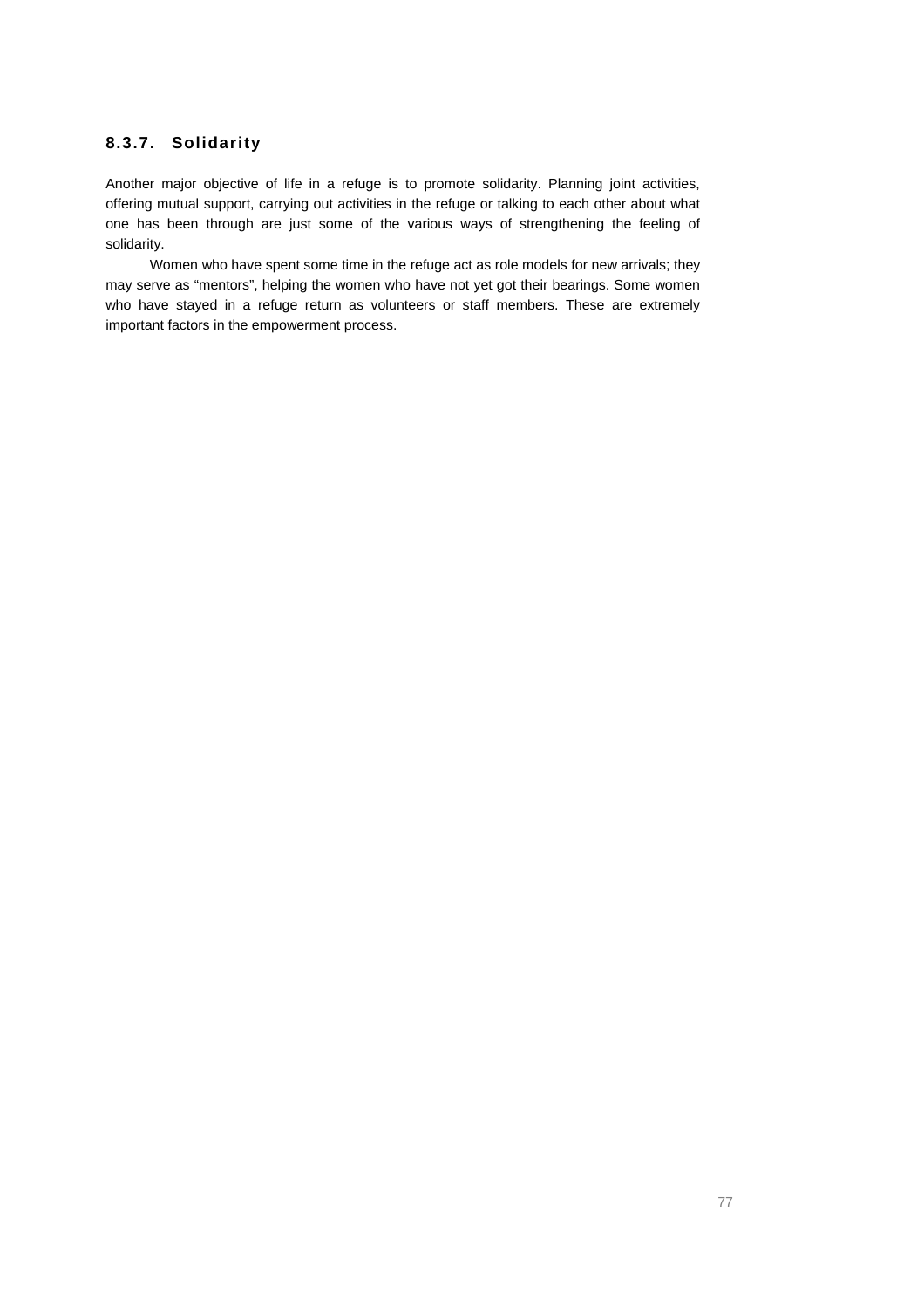### 8.3.7. Solidarity

Another major objective of life in a refuge is to promote solidarity. Planning joint activities, offering mutual support, carrying out activities in the refuge or talking to each other about what one has been through are just some of the various ways of strengthening the feeling of solidarity.

Women who have spent some time in the refuge act as role models for new arrivals; they may serve as "mentors", helping the women who have not yet got their bearings. Some women who have stayed in a refuge return as volunteers or staff members. These are extremely important factors in the empowerment process.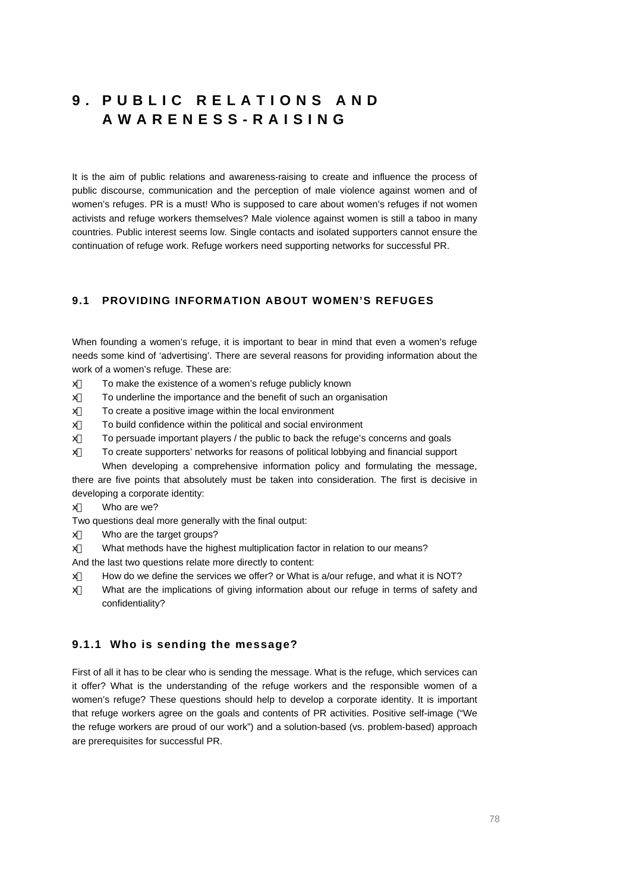# 9. PUBLIC RELATIONS AND AWARENESS-RAISING

It is the aim of public relations and awareness-raising to create and influence the process of public discourse, communication and the perception of male violence against women and of women's refuges. PR is a must! Who is supposed to care about women's refuges if not women activists and refuge workers themselves? Male violence against women is still a taboo in many countries. Public interest seems low. Single contacts and isolated supporters cannot ensure the continuation of refuge work. Refuge workers need supporting networks for successful PR.

## 9.1 PROVIDING INFORMATION ABOUT WOMEN'S REFUGES

When founding a women's refuge, it is important to bear in mind that even a women's refuge needs some kind of 'advertising'. There are several reasons for providing information about the work of a women's refuge. These are:

- To make the existence of a women's refuge publicly known
- To underline the importance and the benefit of such an organisation
- To create a positive image within the local environment
- To build confidence within the political and social environment
- To persuade important players / the public to back the refuge's concerns and goals
- To create supporters' networks for reasons of political lobbying and financial support

When developing a comprehensive information policy and formulating the message, there are five points that absolutely must be taken into consideration. The first is decisive in developing a corporate identity:

- Who are we?

Two questions deal more generally with the final output:

- Who are the target groups?
- What methods have the highest multiplication factor in relation to our means?

And the last two questions relate more directly to content:

- How do we define the services we offer? or What is a/our refuge, and what it is NOT?
- What are the implications of giving information about our refuge in terms of safety and confidentiality?

### 9.1.1 Who is sending the message?

First of all it has to be clear who is sending the message. What is the refuge, which services can it offer? What is the understanding of the refuge workers and the responsible women of a women's refuge? These questions should help to develop a corporate identity. It is important that refuge workers agree on the goals and contents of PR activities. Positive self-image ("We the refuge workers are proud of our work") and a solution-based (vs. problem-based) approach are prerequisites for successful PR.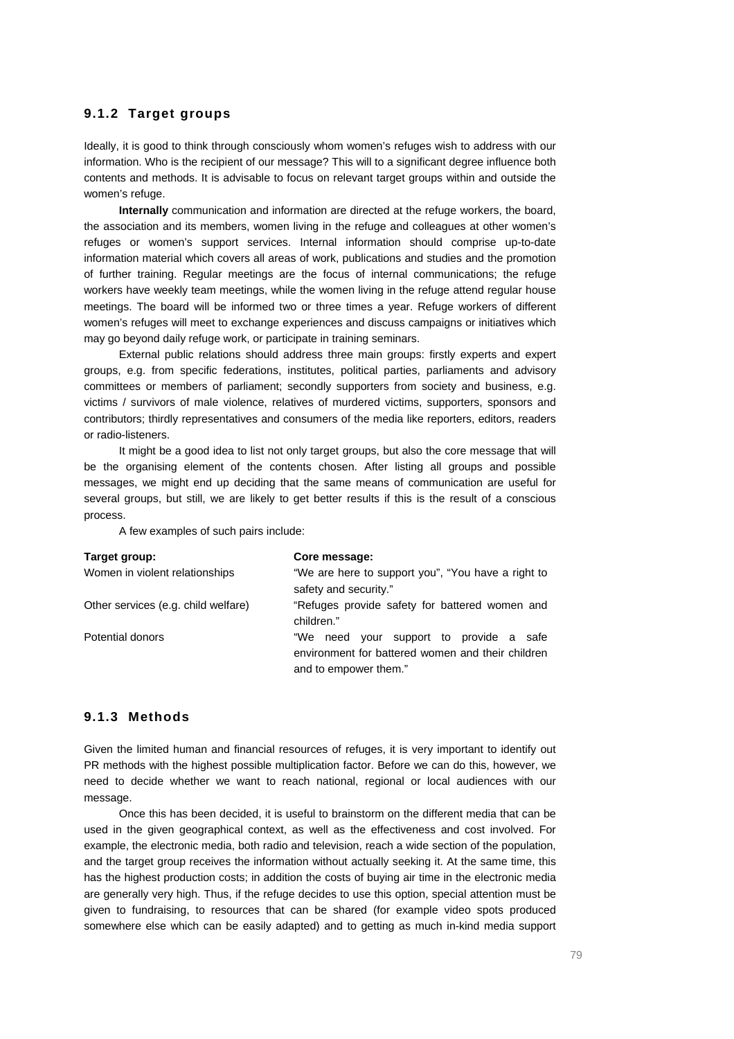### 9.1.2 Target groups

Ideally, it is good to think through consciously whom women's refuges wish to address with our information. Who is the recipient of our message? This will to a significant degree influence both contents and methods. It is advisable to focus on relevant target groups within and outside the women's refuge.

**Internally** communication and information are directed at the refuge workers, the board, the association and its members, women living in the refuge and colleagues at other women's refuges or women's support services. Internal information should comprise up-to-date information material which covers all areas of work, publications and studies and the promotion of further training. Regular meetings are the focus of internal communications; the refuge workers have weekly team meetings, while the women living in the refuge attend regular house meetings. The board will be informed two or three times a year. Refuge workers of different women's refuges will meet to exchange experiences and discuss campaigns or initiatives which may go beyond daily refuge work, or participate in training seminars.

External public relations should address three main groups: firstly experts and expert groups, e.g. from specific federations, institutes, political parties, parliaments and advisory committees or members of parliament; secondly supporters from society and business, e.g. victims / survivors of male violence, relatives of murdered victims, supporters, sponsors and contributors; thirdly representatives and consumers of the media like reporters, editors, readers or radio-listeners.

It might be a good idea to list not only target groups, but also the core message that will be the organising element of the contents chosen. After listing all groups and possible messages, we might end up deciding that the same means of communication are useful for several groups, but still, we are likely to get better results if this is the result of a conscious process.

A few examples of such pairs include:

| Target group: | Core message: |
|---|---|
| Women in violent relationships | "We are here to support you", "You have a right to safety and security." |
| Other services (e.g. child welfare) | "Refuges provide safety for battered women and children." |
| Potential donors | "We need your support to provide a safe environment for battered women and their children and to empower them." |

### 9.1.3 Methods

Given the limited human and financial resources of refuges, it is very important to identify out PR methods with the highest possible multiplication factor. Before we can do this, however, we need to decide whether we want to reach national, regional or local audiences with our message.

Once this has been decided, it is useful to brainstorm on the different media that can be used in the given geographical context, as well as the effectiveness and cost involved. For example, the electronic media, both radio and television, reach a wide section of the population, and the target group receives the information without actually seeking it. At the same time, this has the highest production costs; in addition the costs of buying air time in the electronic media are generally very high. Thus, if the refuge decides to use this option, special attention must be given to fundraising, to resources that can be shared (for example video spots produced somewhere else which can be easily adapted) and to getting as much in-kind media support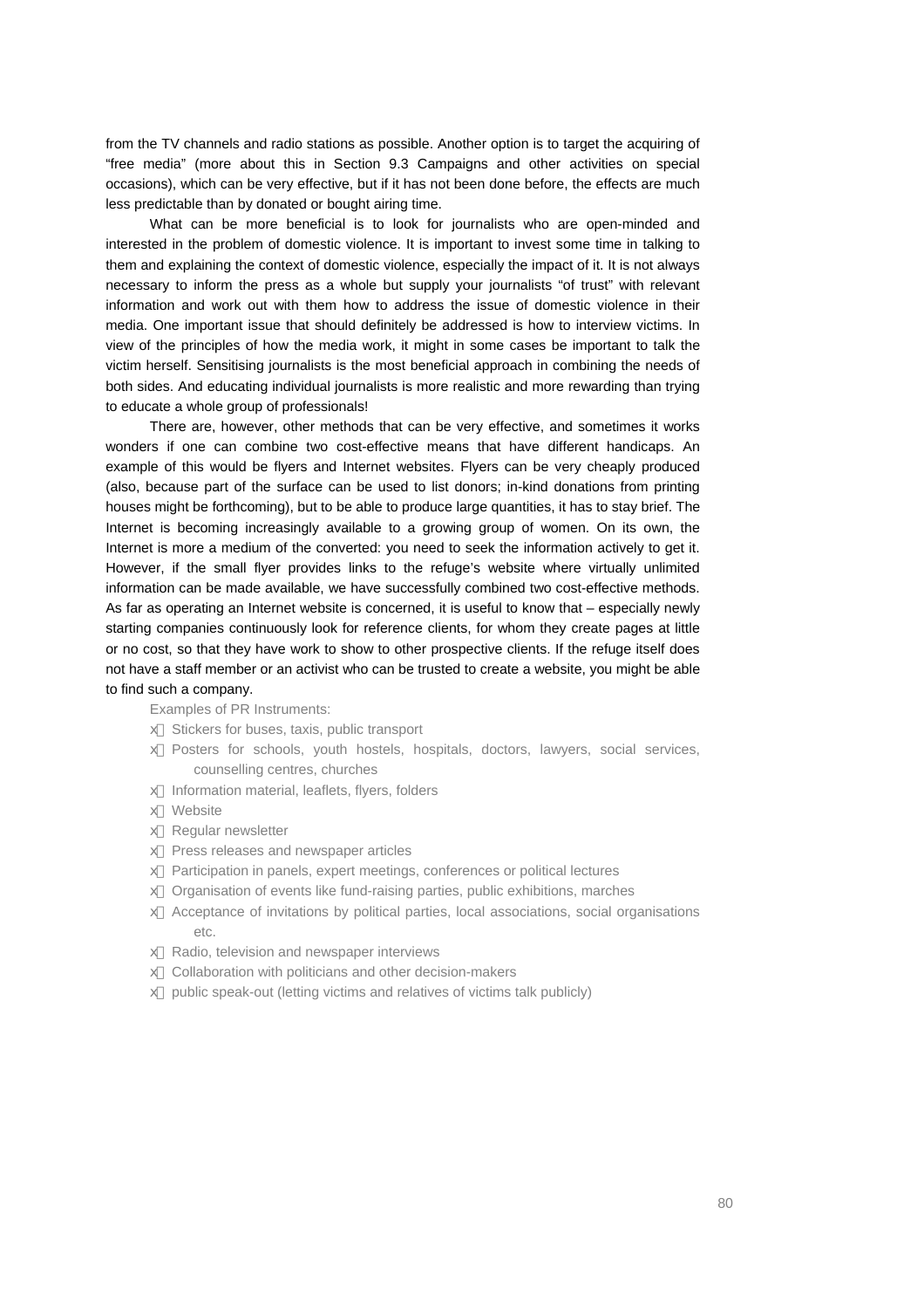from the TV channels and radio stations as possible. Another option is to target the acquiring of "free media" (more about this in Section 9.3 Campaigns and other activities on special occasions), which can be very effective, but if it has not been done before, the effects are much less predictable than by donated or bought airing time.

What can be more beneficial is to look for journalists who are open-minded and interested in the problem of domestic violence. It is important to invest some time in talking to them and explaining the context of domestic violence, especially the impact of it. It is not always necessary to inform the press as a whole but supply your journalists "of trust" with relevant information and work out with them how to address the issue of domestic violence in their media. One important issue that should definitely be addressed is how to interview victims. In view of the principles of how the media work, it might in some cases be important to talk the victim herself. Sensitising journalists is the most beneficial approach in combining the needs of both sides. And educating individual journalists is more realistic and more rewarding than trying to educate a whole group of professionals!

There are, however, other methods that can be very effective, and sometimes it works wonders if one can combine two cost-effective means that have different handicaps. An example of this would be flyers and Internet websites. Flyers can be very cheaply produced (also, because part of the surface can be used to list donors; in-kind donations from printing houses might be forthcoming), but to be able to produce large quantities, it has to stay brief. The Internet is becoming increasingly available to a growing group of women. On its own, the Internet is more a medium of the converted: you need to seek the information actively to get it. However, if the small flyer provides links to the refuge's website where virtually unlimited information can be made available, we have successfully combined two cost-effective methods. As far as operating an Internet website is concerned, it is useful to know that – especially newly starting companies continuously look for reference clients, for whom they create pages at little or no cost, so that they have work to show to other prospective clients. If the refuge itself does not have a staff member or an activist who can be trusted to create a website, you might be able to find such a company.

Examples of PR Instruments:

- Stickers for buses, taxis, public transport
- Posters for schools, youth hostels, hospitals, doctors, lawyers, social services, counselling centres, churches
- Information material, leaflets, flyers, folders
- Website
- Regular newsletter
- Press releases and newspaper articles
- Participation in panels, expert meetings, conferences or political lectures
- Organisation of events like fund-raising parties, public exhibitions, marches
- Acceptance of invitations by political parties, local associations, social organisations etc.
- Radio, television and newspaper interviews
- Collaboration with politicians and other decision-makers
- public speak-out (letting victims and relatives of victims talk publicly)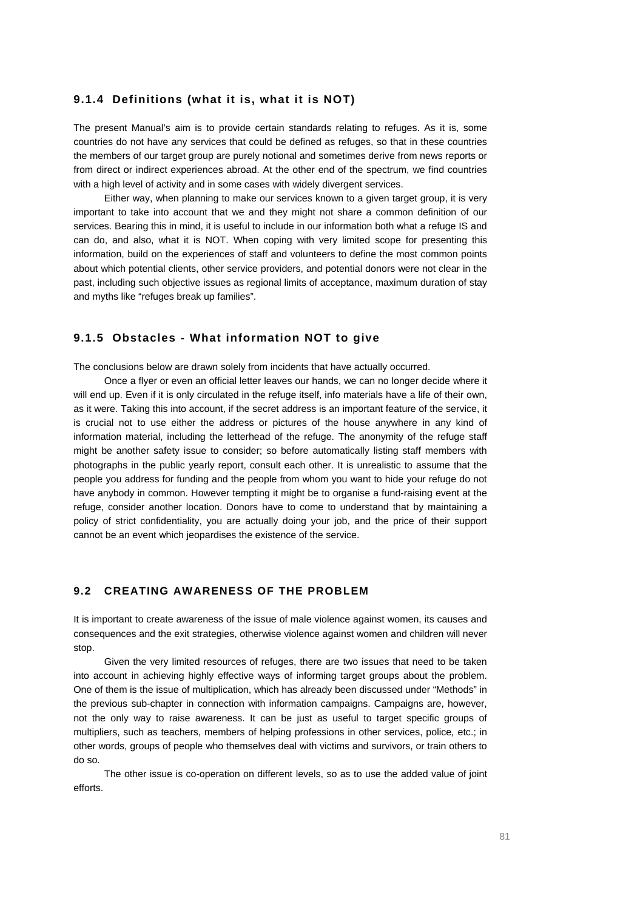### 9.1.4 Definitions (what it is, what it is NOT)

The present Manual's aim is to provide certain standards relating to refuges. As it is, some countries do not have any services that could be defined as refuges, so that in these countries the members of our target group are purely notional and sometimes derive from news reports or from direct or indirect experiences abroad. At the other end of the spectrum, we find countries with a high level of activity and in some cases with widely divergent services.

Either way, when planning to make our services known to a given target group, it is very important to take into account that we and they might not share a common definition of our services. Bearing this in mind, it is useful to include in our information both what a refuge IS and can do, and also, what it is NOT. When coping with very limited scope for presenting this information, build on the experiences of staff and volunteers to define the most common points about which potential clients, other service providers, and potential donors were not clear in the past, including such objective issues as regional limits of acceptance, maximum duration of stay and myths like "refuges break up families".

### 9.1.5 Obstacles - What information NOT to give

The conclusions below are drawn solely from incidents that have actually occurred.

Once a flyer or even an official letter leaves our hands, we can no longer decide where it will end up. Even if it is only circulated in the refuge itself, info materials have a life of their own, as it were. Taking this into account, if the secret address is an important feature of the service, it is crucial not to use either the address or pictures of the house anywhere in any kind of information material, including the letterhead of the refuge. The anonymity of the refuge staff might be another safety issue to consider; so before automatically listing staff members with photographs in the public yearly report, consult each other. It is unrealistic to assume that the people you address for funding and the people from whom you want to hide your refuge do not have anybody in common. However tempting it might be to organise a fund-raising event at the refuge, consider another location. Donors have to come to understand that by maintaining a policy of strict confidentiality, you are actually doing your job, and the price of their support cannot be an event which jeopardises the existence of the service.

## 9.2 CREATING AWARENESS OF THE PROBLEM

It is important to create awareness of the issue of male violence against women, its causes and consequences and the exit strategies, otherwise violence against women and children will never stop.

Given the very limited resources of refuges, there are two issues that need to be taken into account in achieving highly effective ways of informing target groups about the problem. One of them is the issue of multiplication, which has already been discussed under "Methods" in the previous sub-chapter in connection with information campaigns. Campaigns are, however, not the only way to raise awareness. It can be just as useful to target specific groups of multipliers, such as teachers, members of helping professions in other services, police, etc.; in other words, groups of people who themselves deal with victims and survivors, or train others to do so.

The other issue is co-operation on different levels, so as to use the added value of joint efforts.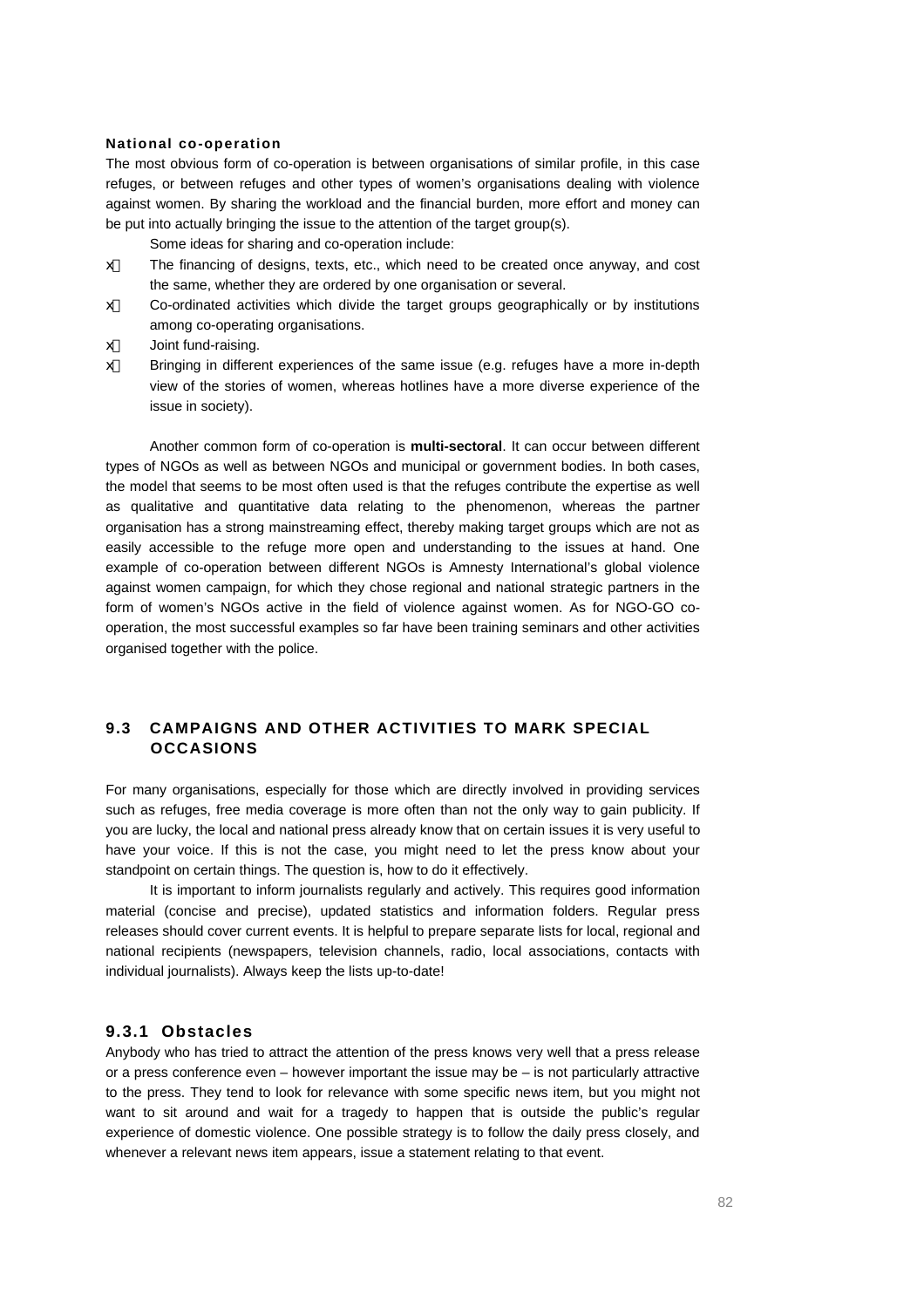**National co-operation**

The most obvious form of co-operation is between organisations of similar profile, in this case refuges, or between refuges and other types of women's organisations dealing with violence against women. By sharing the workload and the financial burden, more effort and money can be put into actually bringing the issue to the attention of the target group(s).

Some ideas for sharing and co-operation include:

- The financing of designs, texts, etc., which need to be created once anyway, and cost the same, whether they are ordered by one organisation or several.
- Co-ordinated activities which divide the target groups geographically or by institutions among co-operating organisations.
- Joint fund-raising.
- Bringing in different experiences of the same issue (e.g. refuges have a more in-depth view of the stories of women, whereas hotlines have a more diverse experience of the issue in society).

Another common form of co-operation is **multi-sectoral**. It can occur between different types of NGOs as well as between NGOs and municipal or government bodies. In both cases, the model that seems to be most often used is that the refuges contribute the expertise as well as qualitative and quantitative data relating to the phenomenon, whereas the partner organisation has a strong mainstreaming effect, thereby making target groups which are not as easily accessible to the refuge more open and understanding to the issues at hand. One example of co-operation between different NGOs is Amnesty International's global violence against women campaign, for which they chose regional and national strategic partners in the form of women's NGOs active in the field of violence against women. As for NGO-GO co-operation, the most successful examples so far have been training seminars and other activities organised together with the police.

## 9.3 CAMPAIGNS AND OTHER ACTIVITIES TO MARK SPECIAL OCCASIONS

For many organisations, especially for those which are directly involved in providing services such as refuges, free media coverage is more often than not the only way to gain publicity. If you are lucky, the local and national press already know that on certain issues it is very useful to have your voice. If this is not the case, you might need to let the press know about your standpoint on certain things. The question is, how to do it effectively.

It is important to inform journalists regularly and actively. This requires good information material (concise and precise), updated statistics and information folders. Regular press releases should cover current events. It is helpful to prepare separate lists for local, regional and national recipients (newspapers, television channels, radio, local associations, contacts with individual journalists). Always keep the lists up-to-date!

### 9.3.1 Obstacles

Anybody who has tried to attract the attention of the press knows very well that a press release or a press conference even – however important the issue may be – is not particularly attractive to the press. They tend to look for relevance with some specific news item, but you might not want to sit around and wait for a tragedy to happen that is outside the public's regular experience of domestic violence. One possible strategy is to follow the daily press closely, and whenever a relevant news item appears, issue a statement relating to that event.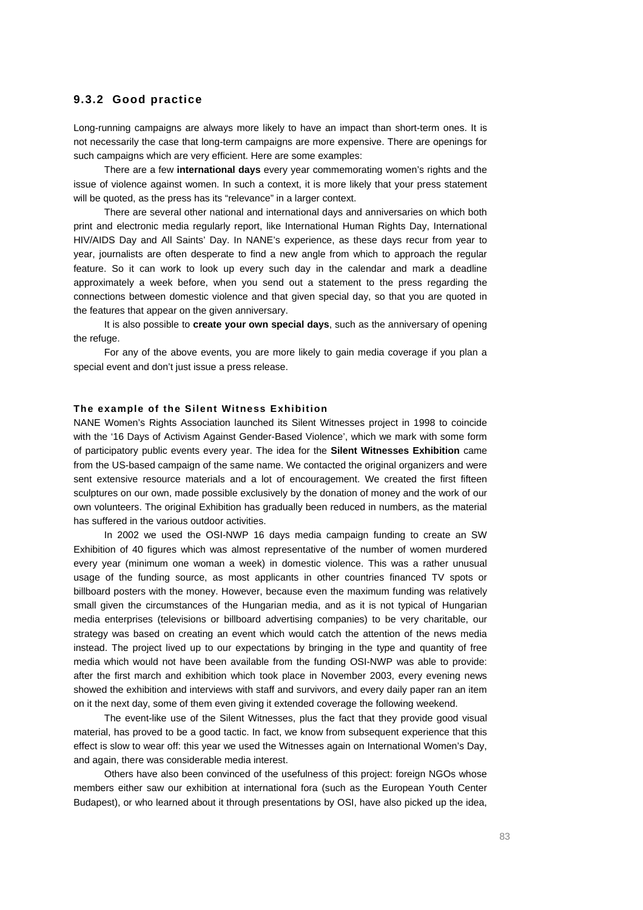### 9.3.2 Good practice

Long-running campaigns are always more likely to have an impact than short-term ones. It is not necessarily the case that long-term campaigns are more expensive. There are openings for such campaigns which are very efficient. Here are some examples:

There are a few **international days** every year commemorating women's rights and the issue of violence against women. In such a context, it is more likely that your press statement will be quoted, as the press has its "relevance" in a larger context.

There are several other national and international days and anniversaries on which both print and electronic media regularly report, like International Human Rights Day, International HIV/AIDS Day and All Saints' Day. In NANE's experience, as these days recur from year to year, journalists are often desperate to find a new angle from which to approach the regular feature. So it can work to look up every such day in the calendar and mark a deadline approximately a week before, when you send out a statement to the press regarding the connections between domestic violence and that given special day, so that you are quoted in the features that appear on the given anniversary.

It is also possible to **create your own special days**, such as the anniversary of opening the refuge.

For any of the above events, you are more likely to gain media coverage if you plan a special event and don't just issue a press release.

#### The example of the Silent Witness Exhibition

NANE Women's Rights Association launched its Silent Witnesses project in 1998 to coincide with the '16 Days of Activism Against Gender-Based Violence', which we mark with some form of participatory public events every year. The idea for the **Silent Witnesses Exhibition** came from the US-based campaign of the same name. We contacted the original organizers and were sent extensive resource materials and a lot of encouragement. We created the first fifteen sculptures on our own, made possible exclusively by the donation of money and the work of our own volunteers. The original Exhibition has gradually been reduced in numbers, as the material has suffered in the various outdoor activities.

In 2002 we used the OSI-NWP 16 days media campaign funding to create an SW Exhibition of 40 figures which was almost representative of the number of women murdered every year (minimum one woman a week) in domestic violence. This was a rather unusual usage of the funding source, as most applicants in other countries financed TV spots or billboard posters with the money. However, because even the maximum funding was relatively small given the circumstances of the Hungarian media, and as it is not typical of Hungarian media enterprises (televisions or billboard advertising companies) to be very charitable, our strategy was based on creating an event which would catch the attention of the news media instead. The project lived up to our expectations by bringing in the type and quantity of free media which would not have been available from the funding OSI-NWP was able to provide: after the first march and exhibition which took place in November 2003, every evening news showed the exhibition and interviews with staff and survivors, and every daily paper ran an item on it the next day, some of them even giving it extended coverage the following weekend.

The event-like use of the Silent Witnesses, plus the fact that they provide good visual material, has proved to be a good tactic. In fact, we know from subsequent experience that this effect is slow to wear off: this year we used the Witnesses again on International Women's Day, and again, there was considerable media interest.

Others have also been convinced of the usefulness of this project: foreign NGOs whose members either saw our exhibition at international fora (such as the European Youth Center Budapest), or who learned about it through presentations by OSI, have also picked up the idea,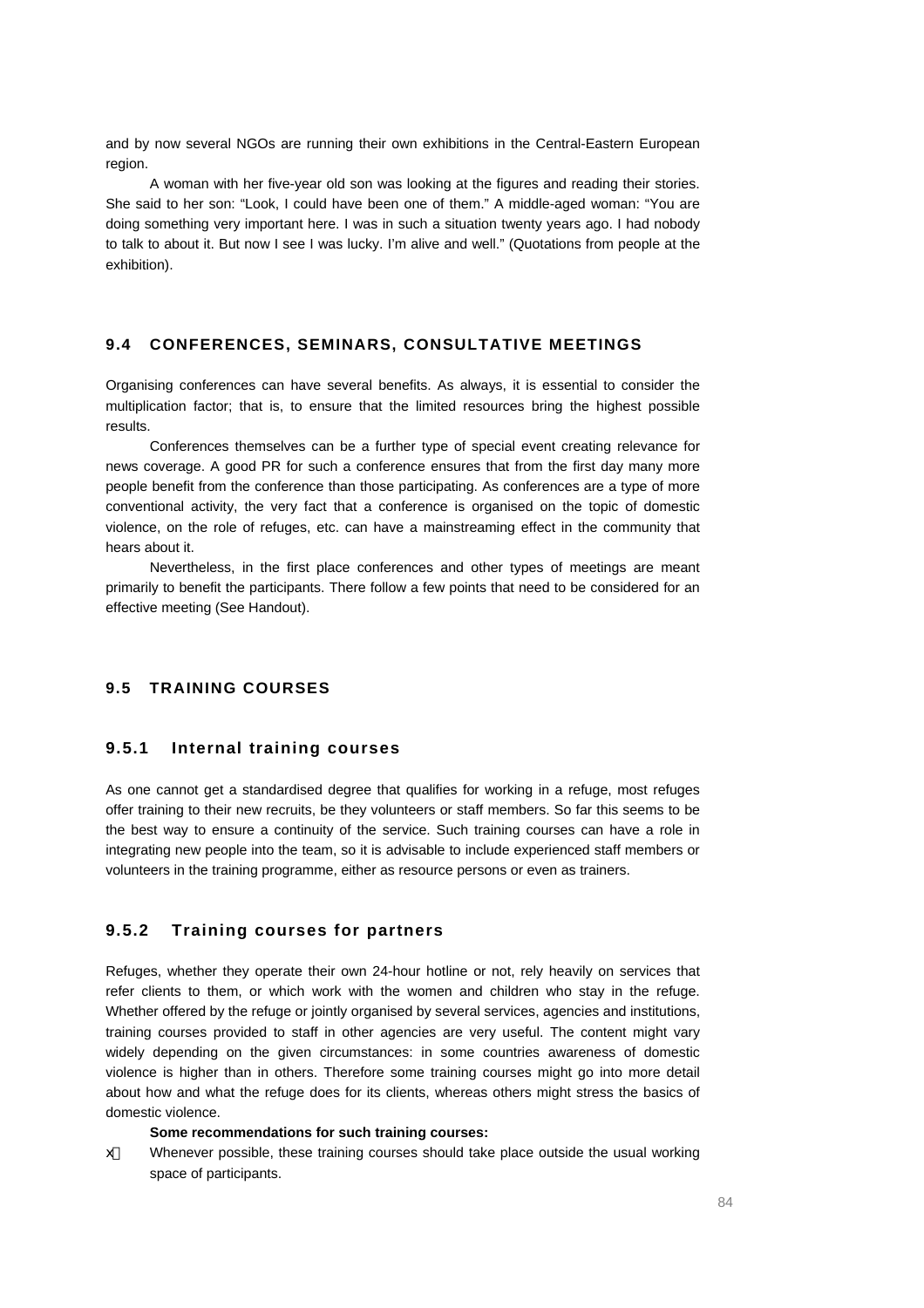and by now several NGOs are running their own exhibitions in the Central-Eastern European region.

A woman with her five-year old son was looking at the figures and reading their stories. She said to her son: “Look, I could have been one of them.” A middle-aged woman: “You are doing something very important here. I was in such a situation twenty years ago. I had nobody to talk to about it. But now I see I was lucky. I’m alive and well.” (Quotations from people at the exhibition).

## 9.4 CONFERENCES, SEMINARS, CONSULTATIVE MEETINGS

Organising conferences can have several benefits. As always, it is essential to consider the multiplication factor; that is, to ensure that the limited resources bring the highest possible results.

Conferences themselves can be a further type of special event creating relevance for news coverage. A good PR for such a conference ensures that from the first day many more people benefit from the conference than those participating. As conferences are a type of more conventional activity, the very fact that a conference is organised on the topic of domestic violence, on the role of refuges, etc. can have a mainstreaming effect in the community that hears about it.

Nevertheless, in the first place conferences and other types of meetings are meant primarily to benefit the participants. There follow a few points that need to be considered for an effective meeting (See Handout).

## 9.5 TRAINING COURSES

### 9.5.1 Internal training courses

As one cannot get a standardised degree that qualifies for working in a refuge, most refuges offer training to their new recruits, be they volunteers or staff members. So far this seems to be the best way to ensure a continuity of the service. Such training courses can have a role in integrating new people into the team, so it is advisable to include experienced staff members or volunteers in the training programme, either as resource persons or even as trainers.

### 9.5.2 Training courses for partners

Refuges, whether they operate their own 24-hour hotline or not, rely heavily on services that refer clients to them, or which work with the women and children who stay in the refuge. Whether offered by the refuge or jointly organised by several services, agencies and institutions, training courses provided to staff in other agencies are very useful. The content might vary widely depending on the given circumstances: in some countries awareness of domestic violence is higher than in others. Therefore some training courses might go into more detail about how and what the refuge does for its clients, whereas others might stress the basics of domestic violence.

**Some recommendations for such training courses:**

- Whenever possible, these training courses should take place outside the usual working space of participants.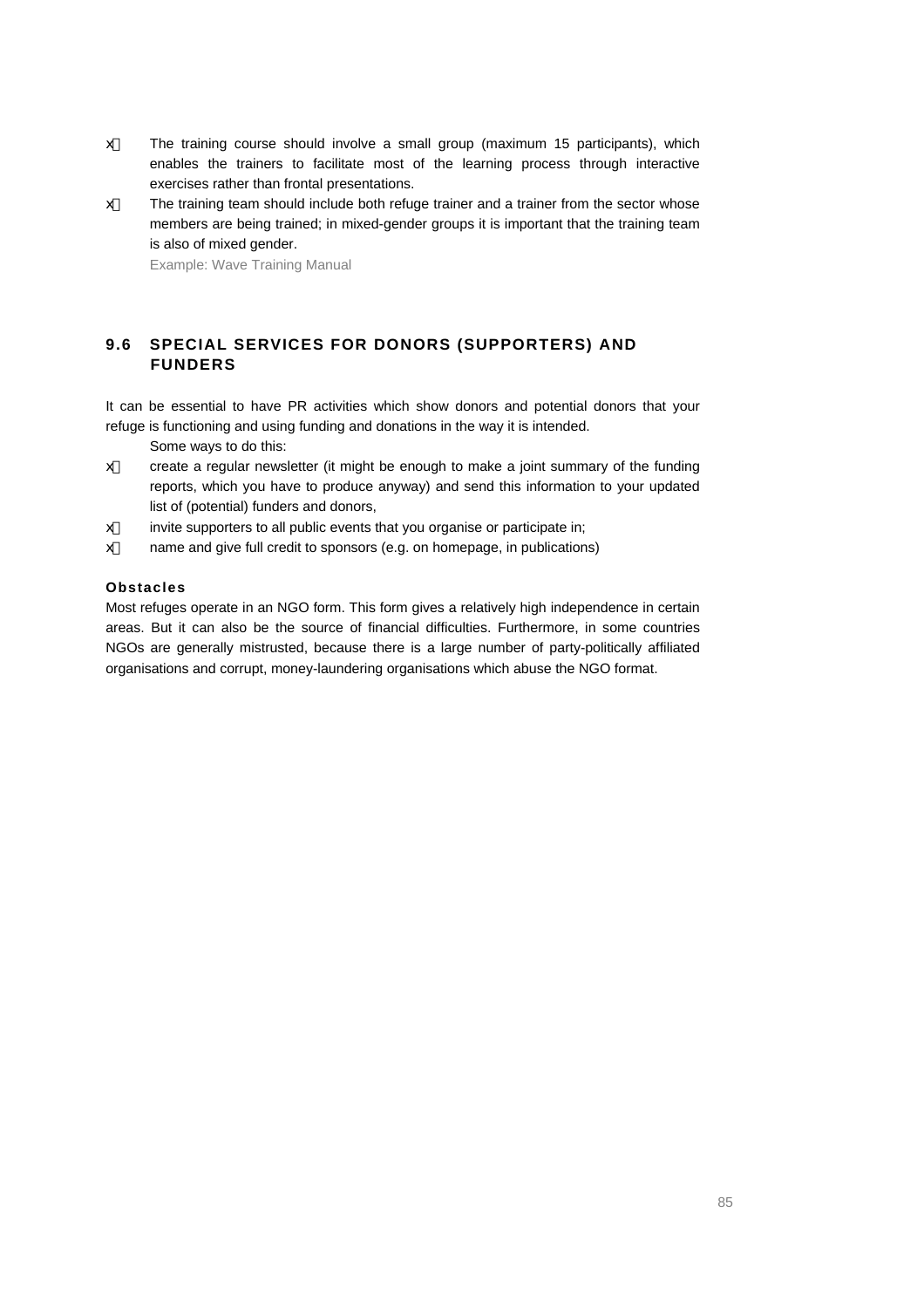- The training course should involve a small group (maximum 15 participants), which enables the trainers to facilitate most of the learning process through interactive exercises rather than frontal presentations.
- The training team should include both refuge trainer and a trainer from the sector whose members are being trained; in mixed-gender groups it is important that the training team is also of mixed gender.

  Example: Wave Training Manual

## 9.6 SPECIAL SERVICES FOR DONORS (SUPPORTERS) AND FUNDERS

It can be essential to have PR activities which show donors and potential donors that your refuge is functioning and using funding and donations in the way it is intended.

Some ways to do this:

- create a regular newsletter (it might be enough to make a joint summary of the funding reports, which you have to produce anyway) and send this information to your updated list of (potential) funders and donors,
- invite supporters to all public events that you organise or participate in;
- name and give full credit to sponsors (e.g. on homepage, in publications)

#### Obstacles

Most refuges operate in an NGO form. This form gives a relatively high independence in certain areas. But it can also be the source of financial difficulties. Furthermore, in some countries NGOs are generally mistrusted, because there is a large number of party-politically affiliated organisations and corrupt, money-laundering organisations which abuse the NGO format.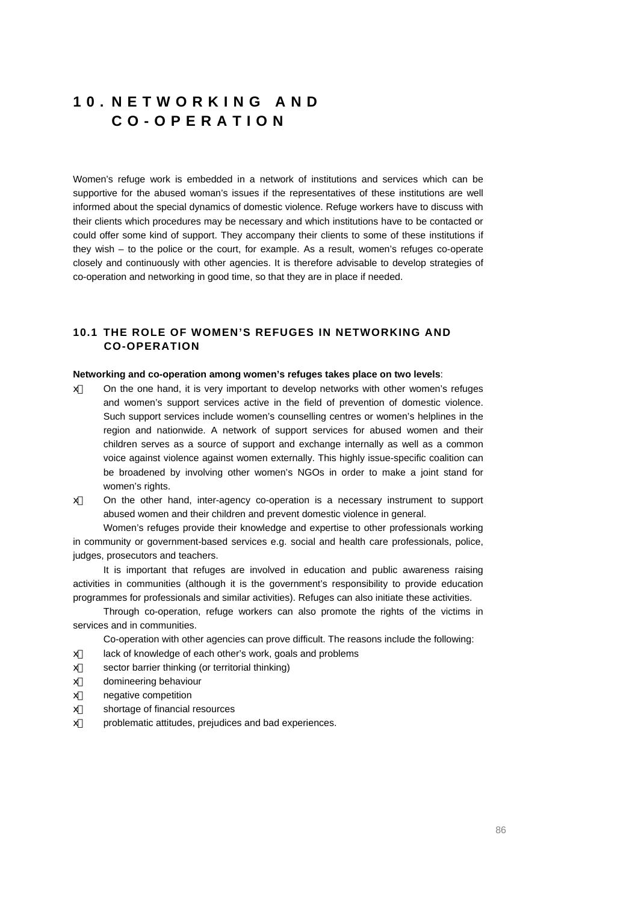# 10. NETWORKING AND CO-OPERATION

Women's refuge work is embedded in a network of institutions and services which can be supportive for the abused woman's issues if the representatives of these institutions are well informed about the special dynamics of domestic violence. Refuge workers have to discuss with their clients which procedures may be necessary and which institutions have to be contacted or could offer some kind of support. They accompany their clients to some of these institutions if they wish – to the police or the court, for example. As a result, women's refuges co-operate closely and continuously with other agencies. It is therefore advisable to develop strategies of co-operation and networking in good time, so that they are in place if needed.

## 10.1 THE ROLE OF WOMEN'S REFUGES IN NETWORKING AND CO-OPERATION

**Networking and co-operation among women's refuges takes place on two levels**:

- On the one hand, it is very important to develop networks with other women's refuges and women's support services active in the field of prevention of domestic violence. Such support services include women's counselling centres or women's helplines in the region and nationwide. A network of support services for abused women and their children serves as a source of support and exchange internally as well as a common voice against violence against women externally. This highly issue-specific coalition can be broadened by involving other women's NGOs in order to make a joint stand for women's rights.
- On the other hand, inter-agency co-operation is a necessary instrument to support abused women and their children and prevent domestic violence in general.

Women's refuges provide their knowledge and expertise to other professionals working in community or government-based services e.g. social and health care professionals, police, judges, prosecutors and teachers.

It is important that refuges are involved in education and public awareness raising activities in communities (although it is the government's responsibility to provide education programmes for professionals and similar activities). Refuges can also initiate these activities.

Through co-operation, refuge workers can also promote the rights of the victims in services and in communities.

Co-operation with other agencies can prove difficult. The reasons include the following:

- lack of knowledge of each other's work, goals and problems
- sector barrier thinking (or territorial thinking)
- domineering behaviour
- negative competition
- shortage of financial resources
- problematic attitudes, prejudices and bad experiences.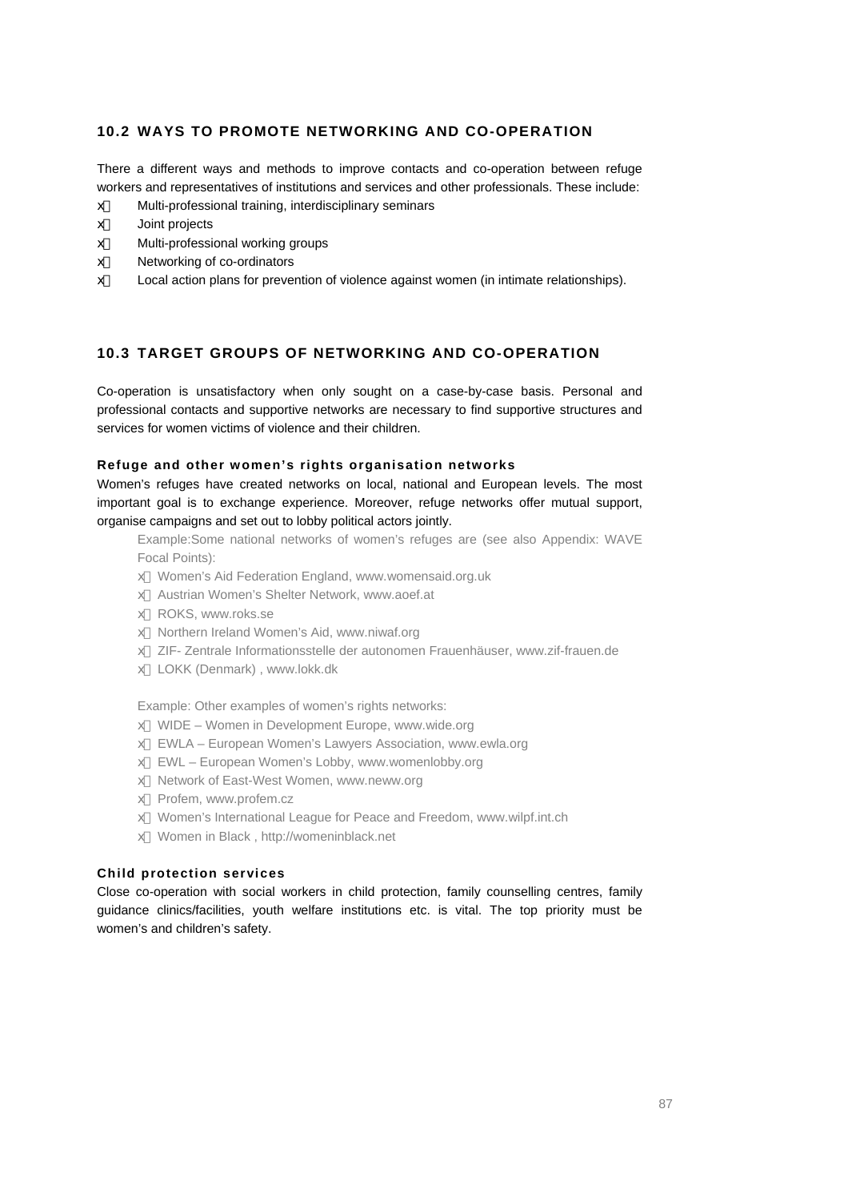## 10.2 WAYS TO PROMOTE NETWORKING AND CO-OPERATION

There a different ways and methods to improve contacts and co-operation between refuge workers and representatives of institutions and services and other professionals. These include:

- Multi-professional training, interdisciplinary seminars
- Joint projects
- Multi-professional working groups
- Networking of co-ordinators
- Local action plans for prevention of violence against women (in intimate relationships).

## 10.3 TARGET GROUPS OF NETWORKING AND CO-OPERATION

Co-operation is unsatisfactory when only sought on a case-by-case basis. Personal and professional contacts and supportive networks are necessary to find supportive structures and services for women victims of violence and their children.

**Refuge and other women's rights organisation networks**

Women's refuges have created networks on local, national and European levels. The most important goal is to exchange experience. Moreover, refuge networks offer mutual support, organise campaigns and set out to lobby political actors jointly.

> Example:Some national networks of women's refuges are (see also Appendix: WAVE Focal Points):
>
> - Women's Aid Federation England, www.womensaid.org.uk
> - Austrian Women's Shelter Network, www.aoef.at
> - ROKS, www.roks.se
> - Northern Ireland Women's Aid, www.niwaf.org
> - ZIF- Zentrale Informationsstelle der autonomen Frauenhäuser, www.zif-frauen.de
> - LOKK (Denmark) , www.lokk.dk
>
> Example: Other examples of women's rights networks:
>
> - WIDE – Women in Development Europe, www.wide.org
> - EWLA – European Women's Lawyers Association, www.ewla.org
> - EWL – European Women's Lobby, www.womenlobby.org
> - Network of East-West Women, www.neww.org
> - Profem, www.profem.cz
> - Women's International League for Peace and Freedom, www.wilpf.int.ch
> - Women in Black , http://womeninblack.net

**Child protection services**

Close co-operation with social workers in child protection, family counselling centres, family guidance clinics/facilities, youth welfare institutions etc. is vital. The top priority must be women's and children's safety.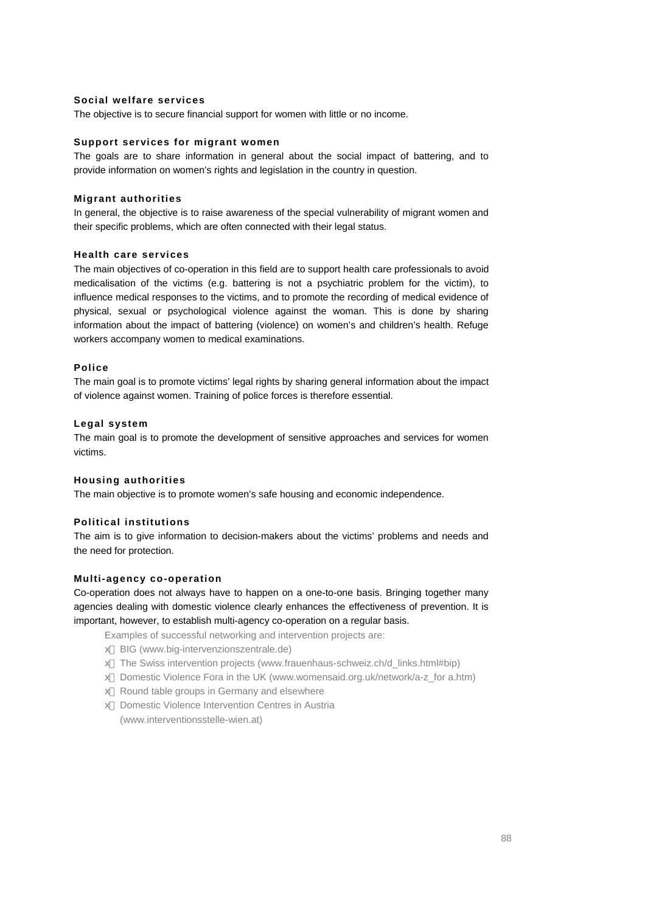### Social welfare services

The objective is to secure financial support for women with little or no income.

### Support services for migrant women

The goals are to share information in general about the social impact of battering, and to provide information on women's rights and legislation in the country in question.

### Migrant authorities

In general, the objective is to raise awareness of the special vulnerability of migrant women and their specific problems, which are often connected with their legal status.

### Health care services

The main objectives of co-operation in this field are to support health care professionals to avoid medicalisation of the victims (e.g. battering is not a psychiatric problem for the victim), to influence medical responses to the victims, and to promote the recording of medical evidence of physical, sexual or psychological violence against the woman. This is done by sharing information about the impact of battering (violence) on women's and children's health. Refuge workers accompany women to medical examinations.

### Police

The main goal is to promote victims' legal rights by sharing general information about the impact of violence against women. Training of police forces is therefore essential.

### Legal system

The main goal is to promote the development of sensitive approaches and services for women victims.

### Housing authorities

The main objective is to promote women's safe housing and economic independence.

### Political institutions

The aim is to give information to decision-makers about the victims' problems and needs and the need for protection.

### Multi-agency co-operation

Co-operation does not always have to happen on a one-to-one basis. Bringing together many agencies dealing with domestic violence clearly enhances the effectiveness of prevention. It is important, however, to establish multi-agency co-operation on a regular basis.

Examples of successful networking and intervention projects are:

- BIG (www.big-intervenzionszentrale.de)
- The Swiss intervention projects (www.frauenhaus-schweiz.ch/d_links.html#bip)
- Domestic Violence Fora in the UK (www.womensaid.org.uk/network/a-z_for a.htm)
- Round table groups in Germany and elsewhere
- Domestic Violence Intervention Centres in Austria (www.interventionsstelle-wien.at)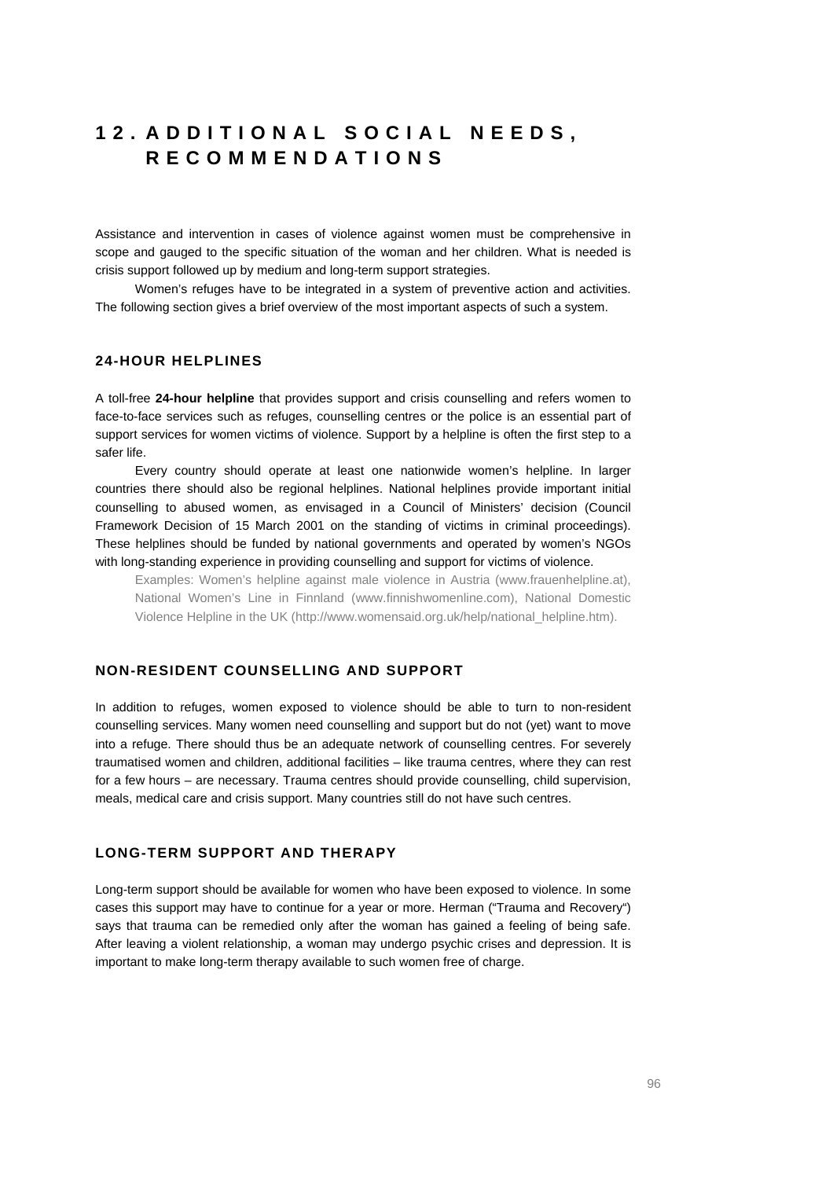# 12. ADDITIONAL SOCIAL NEEDS, RECOMMENDATIONS

Assistance and intervention in cases of violence against women must be comprehensive in scope and gauged to the specific situation of the woman and her children. What is needed is crisis support followed up by medium and long-term support strategies.

Women's refuges have to be integrated in a system of preventive action and activities. The following section gives a brief overview of the most important aspects of such a system.

## 24-HOUR HELPLINES

A toll-free **24-hour helpline** that provides support and crisis counselling and refers women to face-to-face services such as refuges, counselling centres or the police is an essential part of support services for women victims of violence. Support by a helpline is often the first step to a safer life.

Every country should operate at least one nationwide women's helpline. In larger countries there should also be regional helplines. National helplines provide important initial counselling to abused women, as envisaged in a Council of Ministers' decision (Council Framework Decision of 15 March 2001 on the standing of victims in criminal proceedings). These helplines should be funded by national governments and operated by women's NGOs with long-standing experience in providing counselling and support for victims of violence.

> Examples: Women's helpline against male violence in Austria (www.frauenhelpline.at), National Women's Line in Finnland (www.finnishwomenline.com), National Domestic Violence Helpline in the UK (http://www.womensaid.org.uk/help/national_helpline.htm).

## NON-RESIDENT COUNSELLING AND SUPPORT

In addition to refuges, women exposed to violence should be able to turn to non-resident counselling services. Many women need counselling and support but do not (yet) want to move into a refuge. There should thus be an adequate network of counselling centres. For severely traumatised women and children, additional facilities – like trauma centres, where they can rest for a few hours – are necessary. Trauma centres should provide counselling, child supervision, meals, medical care and crisis support. Many countries still do not have such centres.

## LONG-TERM SUPPORT AND THERAPY

Long-term support should be available for women who have been exposed to violence. In some cases this support may have to continue for a year or more. Herman ("Trauma and Recovery") says that trauma can be remedied only after the woman has gained a feeling of being safe. After leaving a violent relationship, a woman may undergo psychic crises and depression. It is important to make long-term therapy available to such women free of charge.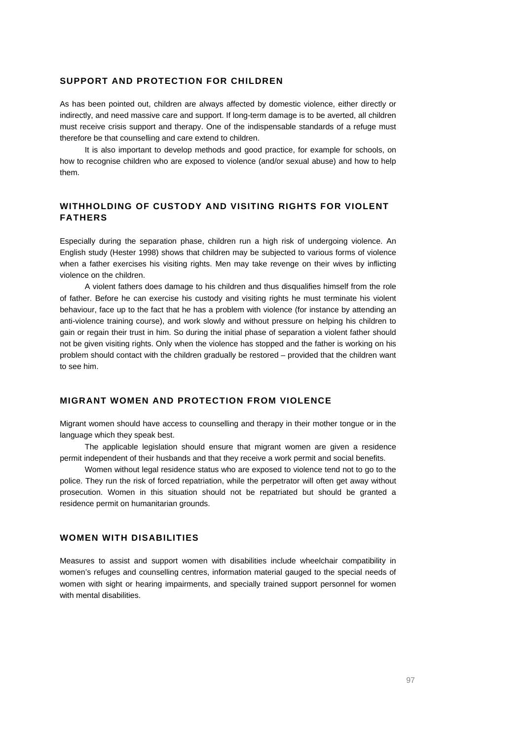## SUPPORT AND PROTECTION FOR CHILDREN

As has been pointed out, children are always affected by domestic violence, either directly or indirectly, and need massive care and support. If long-term damage is to be averted, all children must receive crisis support and therapy. One of the indispensable standards of a refuge must therefore be that counselling and care extend to children.

It is also important to develop methods and good practice, for example for schools, on how to recognise children who are exposed to violence (and/or sexual abuse) and how to help them.

## WITHHOLDING OF CUSTODY AND VISITING RIGHTS FOR VIOLENT FATHERS

Especially during the separation phase, children run a high risk of undergoing violence. An English study (Hester 1998) shows that children may be subjected to various forms of violence when a father exercises his visiting rights. Men may take revenge on their wives by inflicting violence on the children.

A violent fathers does damage to his children and thus disqualifies himself from the role of father. Before he can exercise his custody and visiting rights he must terminate his violent behaviour, face up to the fact that he has a problem with violence (for instance by attending an anti-violence training course), and work slowly and without pressure on helping his children to gain or regain their trust in him. So during the initial phase of separation a violent father should not be given visiting rights. Only when the violence has stopped and the father is working on his problem should contact with the children gradually be restored – provided that the children want to see him.

## MIGRANT WOMEN AND PROTECTION FROM VIOLENCE

Migrant women should have access to counselling and therapy in their mother tongue or in the language which they speak best.

The applicable legislation should ensure that migrant women are given a residence permit independent of their husbands and that they receive a work permit and social benefits.

Women without legal residence status who are exposed to violence tend not to go to the police. They run the risk of forced repatriation, while the perpetrator will often get away without prosecution. Women in this situation should not be repatriated but should be granted a residence permit on humanitarian grounds.

## WOMEN WITH DISABILITIES

Measures to assist and support women with disabilities include wheelchair compatibility in women's refuges and counselling centres, information material gauged to the special needs of women with sight or hearing impairments, and specially trained support personnel for women with mental disabilities.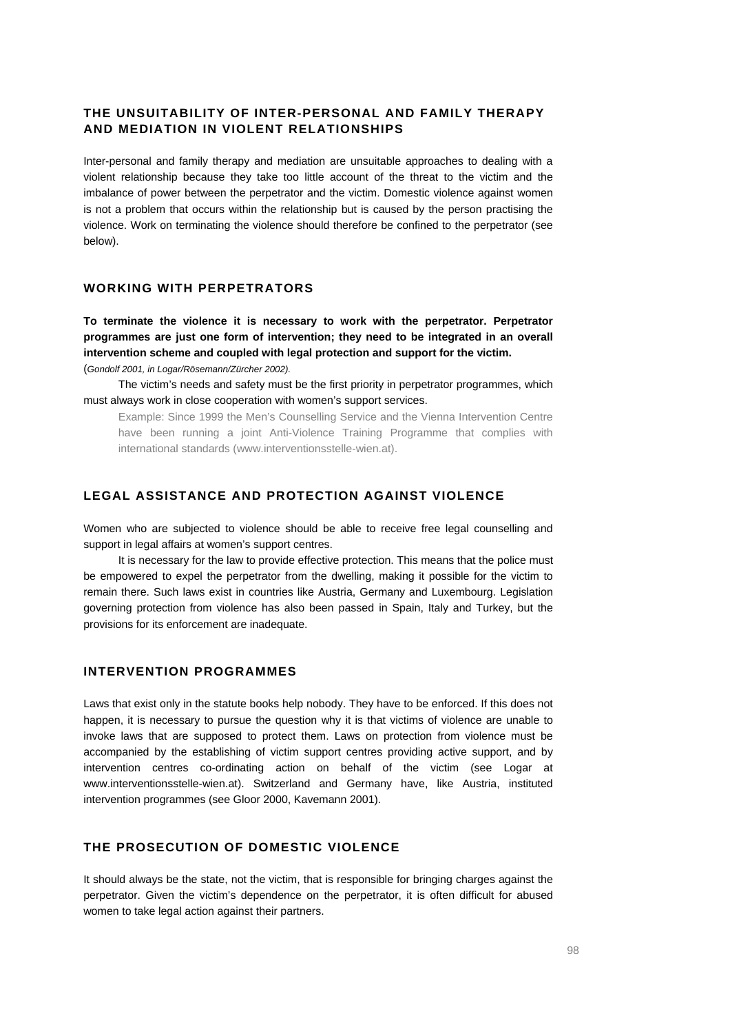## THE UNSUITABILITY OF INTER-PERSONAL AND FAMILY THERAPY AND MEDIATION IN VIOLENT RELATIONSHIPS

Inter-personal and family therapy and mediation are unsuitable approaches to dealing with a violent relationship because they take too little account of the threat to the victim and the imbalance of power between the perpetrator and the victim. Domestic violence against women is not a problem that occurs within the relationship but is caused by the person practising the violence. Work on terminating the violence should therefore be confined to the perpetrator (see below).

## WORKING WITH PERPETRATORS

**To terminate the violence it is necessary to work with the perpetrator. Perpetrator programmes are just one form of intervention; they need to be integrated in an overall intervention scheme and coupled with legal protection and support for the victim.**
(*Gondolf 2001, in Logar/Rösemann/Zürcher 2002).*

The victim's needs and safety must be the first priority in perpetrator programmes, which must always work in close cooperation with women's support services.

> Example: Since 1999 the Men's Counselling Service and the Vienna Intervention Centre have been running a joint Anti-Violence Training Programme that complies with international standards (www.interventionsstelle-wien.at).

## LEGAL ASSISTANCE AND PROTECTION AGAINST VIOLENCE

Women who are subjected to violence should be able to receive free legal counselling and support in legal affairs at women's support centres.

It is necessary for the law to provide effective protection. This means that the police must be empowered to expel the perpetrator from the dwelling, making it possible for the victim to remain there. Such laws exist in countries like Austria, Germany and Luxembourg. Legislation governing protection from violence has also been passed in Spain, Italy and Turkey, but the provisions for its enforcement are inadequate.

## INTERVENTION PROGRAMMES

Laws that exist only in the statute books help nobody. They have to be enforced. If this does not happen, it is necessary to pursue the question why it is that victims of violence are unable to invoke laws that are supposed to protect them. Laws on protection from violence must be accompanied by the establishing of victim support centres providing active support, and by intervention centres co-ordinating action on behalf of the victim (see Logar at www.interventionsstelle-wien.at). Switzerland and Germany have, like Austria, instituted intervention programmes (see Gloor 2000, Kavemann 2001).

## THE PROSECUTION OF DOMESTIC VIOLENCE

It should always be the state, not the victim, that is responsible for bringing charges against the perpetrator. Given the victim's dependence on the perpetrator, it is often difficult for abused women to take legal action against their partners.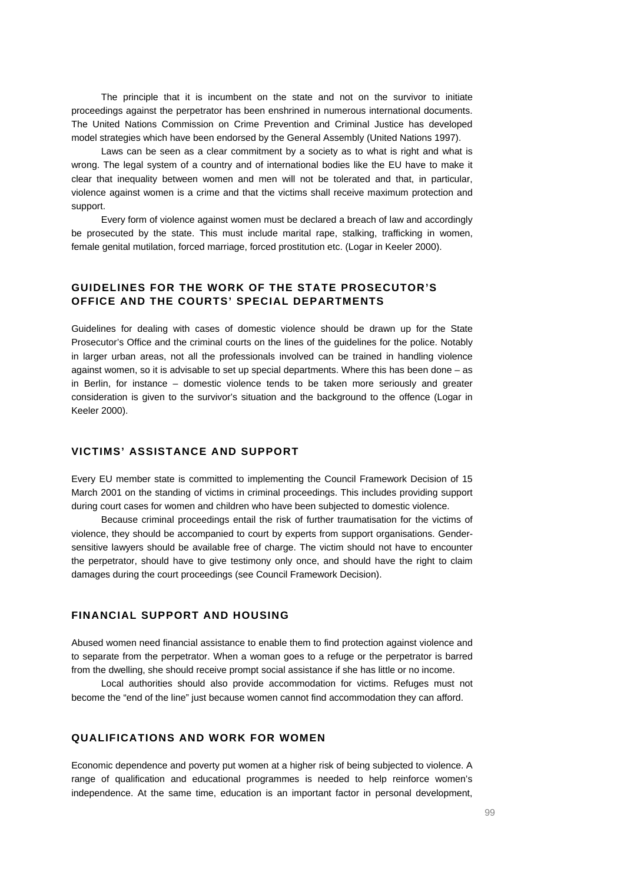The principle that it is incumbent on the state and not on the survivor to initiate proceedings against the perpetrator has been enshrined in numerous international documents. The United Nations Commission on Crime Prevention and Criminal Justice has developed model strategies which have been endorsed by the General Assembly (United Nations 1997).

Laws can be seen as a clear commitment by a society as to what is right and what is wrong. The legal system of a country and of international bodies like the EU have to make it clear that inequality between women and men will not be tolerated and that, in particular, violence against women is a crime and that the victims shall receive maximum protection and support.

Every form of violence against women must be declared a breach of law and accordingly be prosecuted by the state. This must include marital rape, stalking, trafficking in women, female genital mutilation, forced marriage, forced prostitution etc. (Logar in Keeler 2000).

## GUIDELINES FOR THE WORK OF THE STATE PROSECUTOR'S OFFICE AND THE COURTS' SPECIAL DEPARTMENTS

Guidelines for dealing with cases of domestic violence should be drawn up for the State Prosecutor's Office and the criminal courts on the lines of the guidelines for the police. Notably in larger urban areas, not all the professionals involved can be trained in handling violence against women, so it is advisable to set up special departments. Where this has been done – as in Berlin, for instance – domestic violence tends to be taken more seriously and greater consideration is given to the survivor's situation and the background to the offence (Logar in Keeler 2000).

## VICTIMS' ASSISTANCE AND SUPPORT

Every EU member state is committed to implementing the Council Framework Decision of 15 March 2001 on the standing of victims in criminal proceedings. This includes providing support during court cases for women and children who have been subjected to domestic violence.

Because criminal proceedings entail the risk of further traumatisation for the victims of violence, they should be accompanied to court by experts from support organisations. Gender-sensitive lawyers should be available free of charge. The victim should not have to encounter the perpetrator, should have to give testimony only once, and should have the right to claim damages during the court proceedings (see Council Framework Decision).

## FINANCIAL SUPPORT AND HOUSING

Abused women need financial assistance to enable them to find protection against violence and to separate from the perpetrator. When a woman goes to a refuge or the perpetrator is barred from the dwelling, she should receive prompt social assistance if she has little or no income.

Local authorities should also provide accommodation for victims. Refuges must not become the "end of the line" just because women cannot find accommodation they can afford.

## QUALIFICATIONS AND WORK FOR WOMEN

Economic dependence and poverty put women at a higher risk of being subjected to violence. A range of qualification and educational programmes is needed to help reinforce women's independence. At the same time, education is an important factor in personal development,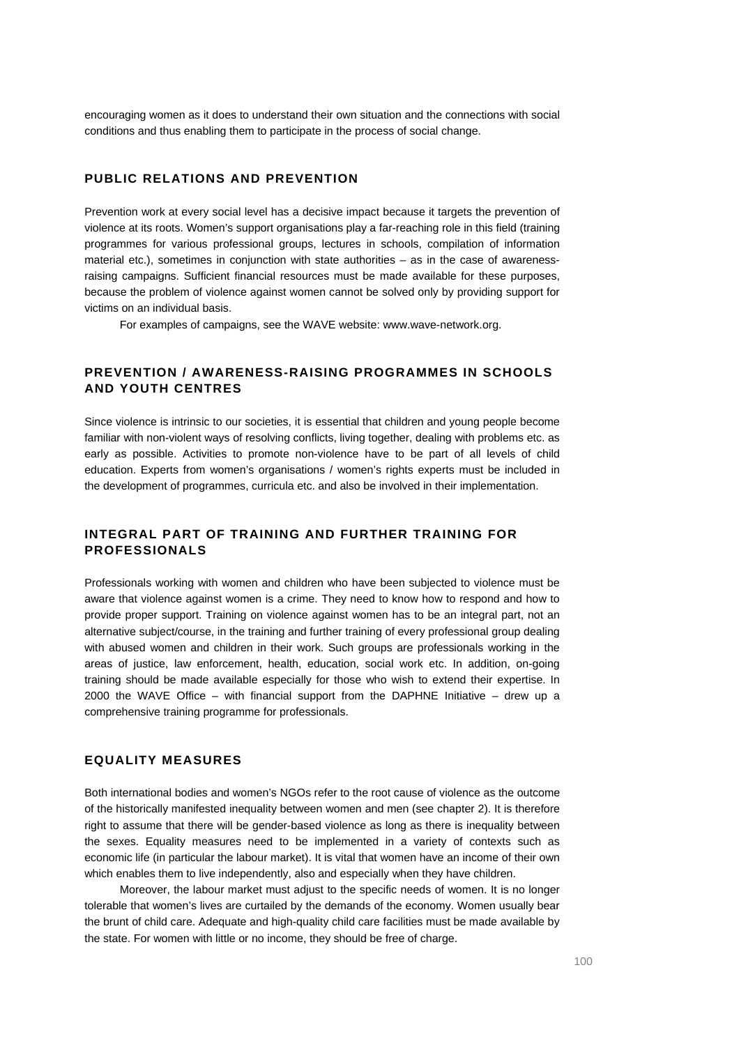encouraging women as it does to understand their own situation and the connections with social conditions and thus enabling them to participate in the process of social change.

## PUBLIC RELATIONS AND PREVENTION

Prevention work at every social level has a decisive impact because it targets the prevention of violence at its roots. Women's support organisations play a far-reaching role in this field (training programmes for various professional groups, lectures in schools, compilation of information material etc.), sometimes in conjunction with state authorities – as in the case of awareness-raising campaigns. Sufficient financial resources must be made available for these purposes, because the problem of violence against women cannot be solved only by providing support for victims on an individual basis.

For examples of campaigns, see the WAVE website: www.wave-network.org.

## PREVENTION / AWARENESS-RAISING PROGRAMMES IN SCHOOLS AND YOUTH CENTRES

Since violence is intrinsic to our societies, it is essential that children and young people become familiar with non-violent ways of resolving conflicts, living together, dealing with problems etc. as early as possible. Activities to promote non-violence have to be part of all levels of child education. Experts from women's organisations / women's rights experts must be included in the development of programmes, curricula etc. and also be involved in their implementation.

## INTEGRAL PART OF TRAINING AND FURTHER TRAINING FOR PROFESSIONALS

Professionals working with women and children who have been subjected to violence must be aware that violence against women is a crime. They need to know how to respond and how to provide proper support. Training on violence against women has to be an integral part, not an alternative subject/course, in the training and further training of every professional group dealing with abused women and children in their work. Such groups are professionals working in the areas of justice, law enforcement, health, education, social work etc. In addition, on-going training should be made available especially for those who wish to extend their expertise. In 2000 the WAVE Office – with financial support from the DAPHNE Initiative – drew up a comprehensive training programme for professionals.

## EQUALITY MEASURES

Both international bodies and women's NGOs refer to the root cause of violence as the outcome of the historically manifested inequality between women and men (see chapter 2). It is therefore right to assume that there will be gender-based violence as long as there is inequality between the sexes. Equality measures need to be implemented in a variety of contexts such as economic life (in particular the labour market). It is vital that women have an income of their own which enables them to live independently, also and especially when they have children.

Moreover, the labour market must adjust to the specific needs of women. It is no longer tolerable that women's lives are curtailed by the demands of the economy. Women usually bear the brunt of child care. Adequate and high-quality child care facilities must be made available by the state. For women with little or no income, they should be free of charge.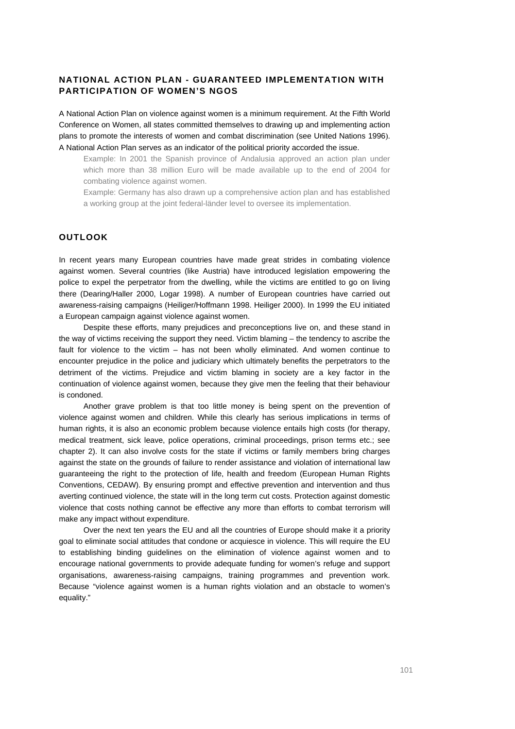## NATIONAL ACTION PLAN - GUARANTEED IMPLEMENTATION WITH PARTICIPATION OF WOMEN'S NGOS

A National Action Plan on violence against women is a minimum requirement. At the Fifth World Conference on Women, all states committed themselves to drawing up and implementing action plans to promote the interests of women and combat discrimination (see United Nations 1996). A National Action Plan serves as an indicator of the political priority accorded the issue.

> Example: In 2001 the Spanish province of Andalusia approved an action plan under which more than 38 million Euro will be made available up to the end of 2004 for combating violence against women.
>
> Example: Germany has also drawn up a comprehensive action plan and has established a working group at the joint federal-länder level to oversee its implementation.

## OUTLOOK

In recent years many European countries have made great strides in combating violence against women. Several countries (like Austria) have introduced legislation empowering the police to expel the perpetrator from the dwelling, while the victims are entitled to go on living there (Dearing/Haller 2000, Logar 1998). A number of European countries have carried out awareness-raising campaigns (Heiliger/Hoffmann 1998. Heiliger 2000). In 1999 the EU initiated a European campaign against violence against women.

Despite these efforts, many prejudices and preconceptions live on, and these stand in the way of victims receiving the support they need. Victim blaming – the tendency to ascribe the fault for violence to the victim – has not been wholly eliminated. And women continue to encounter prejudice in the police and judiciary which ultimately benefits the perpetrators to the detriment of the victims. Prejudice and victim blaming in society are a key factor in the continuation of violence against women, because they give men the feeling that their behaviour is condoned.

Another grave problem is that too little money is being spent on the prevention of violence against women and children. While this clearly has serious implications in terms of human rights, it is also an economic problem because violence entails high costs (for therapy, medical treatment, sick leave, police operations, criminal proceedings, prison terms etc.; see chapter 2). It can also involve costs for the state if victims or family members bring charges against the state on the grounds of failure to render assistance and violation of international law guaranteeing the right to the protection of life, health and freedom (European Human Rights Conventions, CEDAW). By ensuring prompt and effective prevention and intervention and thus averting continued violence, the state will in the long term cut costs. Protection against domestic violence that costs nothing cannot be effective any more than efforts to combat terrorism will make any impact without expenditure.

Over the next ten years the EU and all the countries of Europe should make it a priority goal to eliminate social attitudes that condone or acquiesce in violence. This will require the EU to establishing binding guidelines on the elimination of violence against women and to encourage national governments to provide adequate funding for women's refuge and support organisations, awareness-raising campaigns, training programmes and prevention work. Because "violence against women is a human rights violation and an obstacle to women's equality."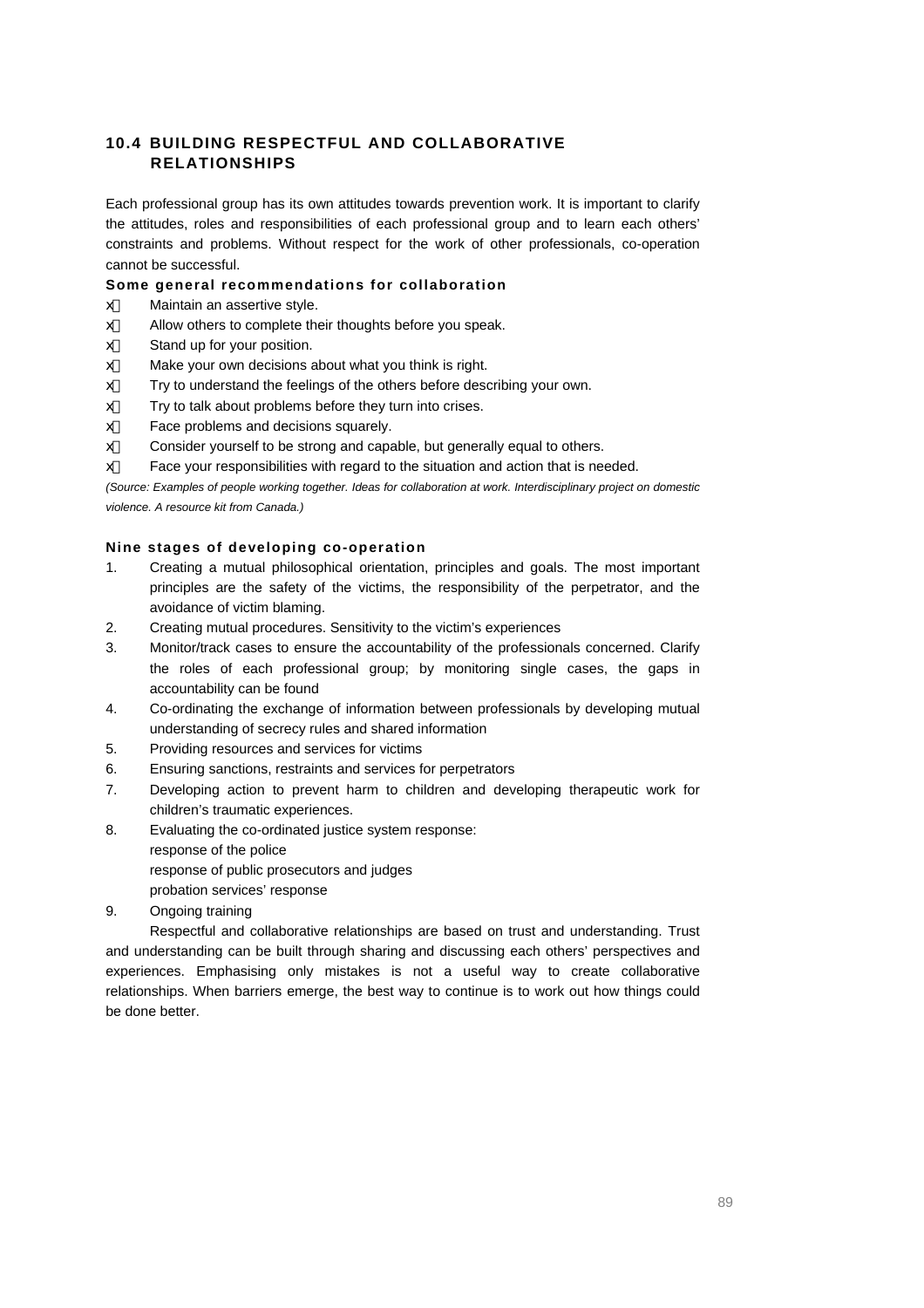## 10.4 BUILDING RESPECTFUL AND COLLABORATIVE RELATIONSHIPS

Each professional group has its own attitudes towards prevention work. It is important to clarify the attitudes, roles and responsibilities of each professional group and to learn each others' constraints and problems. Without respect for the work of other professionals, co-operation cannot be successful.

**Some general recommendations for collaboration**

- Maintain an assertive style.
- Allow others to complete their thoughts before you speak.
- Stand up for your position.
- Make your own decisions about what you think is right.
- Try to understand the feelings of the others before describing your own.
- Try to talk about problems before they turn into crises.
- Face problems and decisions squarely.
- Consider yourself to be strong and capable, but generally equal to others.
- Face your responsibilities with regard to the situation and action that is needed.

*(Source: Examples of people working together. Ideas for collaboration at work. Interdisciplinary project on domestic violence. A resource kit from Canada.)*

**Nine stages of developing co-operation**

1. Creating a mutual philosophical orientation, principles and goals. The most important principles are the safety of the victims, the responsibility of the perpetrator, and the avoidance of victim blaming.
2. Creating mutual procedures. Sensitivity to the victim's experiences
3. Monitor/track cases to ensure the accountability of the professionals concerned. Clarify the roles of each professional group; by monitoring single cases, the gaps in accountability can be found
4. Co-ordinating the exchange of information between professionals by developing mutual understanding of secrecy rules and shared information
5. Providing resources and services for victims
6. Ensuring sanctions, restraints and services for perpetrators
7. Developing action to prevent harm to children and developing therapeutic work for children's traumatic experiences.
8. Evaluating the co-ordinated justice system response:
   response of the police
   response of public prosecutors and judges
   probation services' response
9. Ongoing training

Respectful and collaborative relationships are based on trust and understanding. Trust and understanding can be built through sharing and discussing each others' perspectives and experiences. Emphasising only mistakes is not a useful way to create collaborative relationships. When barriers emerge, the best way to continue is to work out how things could be done better.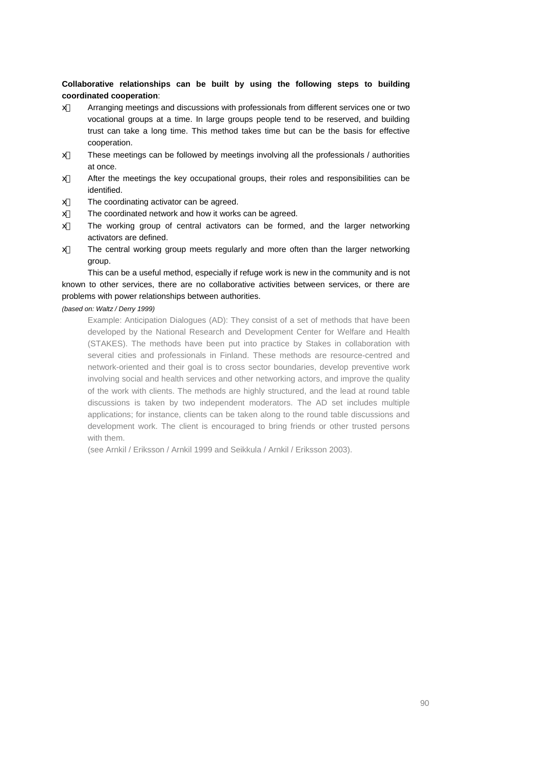**Collaborative relationships can be built by using the following steps to building coordinated cooperation**:

- Arranging meetings and discussions with professionals from different services one or two vocational groups at a time. In large groups people tend to be reserved, and building trust can take a long time. This method takes time but can be the basis for effective cooperation.
- These meetings can be followed by meetings involving all the professionals / authorities at once.
- After the meetings the key occupational groups, their roles and responsibilities can be identified.
- The coordinating activator can be agreed.
- The coordinated network and how it works can be agreed.
- The working group of central activators can be formed, and the larger networking activators are defined.
- The central working group meets regularly and more often than the larger networking group.

This can be a useful method, especially if refuge work is new in the community and is not known to other services, there are no collaborative activities between services, or there are problems with power relationships between authorities.

*(based on: Waltz / Derry 1999)*

> Example: Anticipation Dialogues (AD): They consist of a set of methods that have been developed by the National Research and Development Center for Welfare and Health (STAKES). The methods have been put into practice by Stakes in collaboration with several cities and professionals in Finland. These methods are resource-centred and network-oriented and their goal is to cross sector boundaries, develop preventive work involving social and health services and other networking actors, and improve the quality of the work with clients. The methods are highly structured, and the lead at round table discussions is taken by two independent moderators. The AD set includes multiple applications; for instance, clients can be taken along to the round table discussions and development work. The client is encouraged to bring friends or other trusted persons with them.
>
> (see Arnkil / Eriksson / Arnkil 1999 and Seikkula / Arnkil / Eriksson 2003).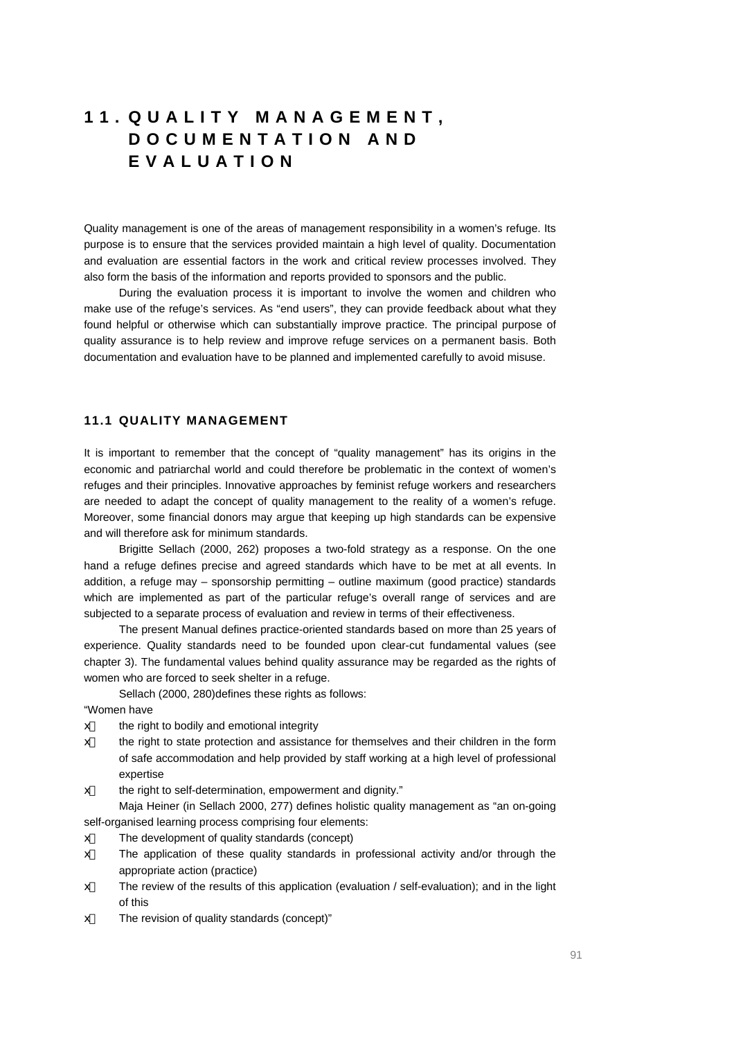# 11. QUALITY MANAGEMENT, DOCUMENTATION AND EVALUATION

Quality management is one of the areas of management responsibility in a women's refuge. Its purpose is to ensure that the services provided maintain a high level of quality. Documentation and evaluation are essential factors in the work and critical review processes involved. They also form the basis of the information and reports provided to sponsors and the public.

During the evaluation process it is important to involve the women and children who make use of the refuge's services. As "end users", they can provide feedback about what they found helpful or otherwise which can substantially improve practice. The principal purpose of quality assurance is to help review and improve refuge services on a permanent basis. Both documentation and evaluation have to be planned and implemented carefully to avoid misuse.

## 11.1 QUALITY MANAGEMENT

It is important to remember that the concept of "quality management" has its origins in the economic and patriarchal world and could therefore be problematic in the context of women's refuges and their principles. Innovative approaches by feminist refuge workers and researchers are needed to adapt the concept of quality management to the reality of a women's refuge. Moreover, some financial donors may argue that keeping up high standards can be expensive and will therefore ask for minimum standards.

Brigitte Sellach (2000, 262) proposes a two-fold strategy as a response. On the one hand a refuge defines precise and agreed standards which have to be met at all events. In addition, a refuge may – sponsorship permitting – outline maximum (good practice) standards which are implemented as part of the particular refuge's overall range of services and are subjected to a separate process of evaluation and review in terms of their effectiveness.

The present Manual defines practice-oriented standards based on more than 25 years of experience. Quality standards need to be founded upon clear-cut fundamental values (see chapter 3). The fundamental values behind quality assurance may be regarded as the rights of women who are forced to seek shelter in a refuge.

Sellach (2000, 280)defines these rights as follows:

"Women have

- the right to bodily and emotional integrity
- the right to state protection and assistance for themselves and their children in the form of safe accommodation and help provided by staff working at a high level of professional expertise
- the right to self-determination, empowerment and dignity."

Maja Heiner (in Sellach 2000, 277) defines holistic quality management as "an on-going self-organised learning process comprising four elements:

- The development of quality standards (concept)
- The application of these quality standards in professional activity and/or through the appropriate action (practice)
- The review of the results of this application (evaluation / self-evaluation); and in the light of this
- The revision of quality standards (concept)"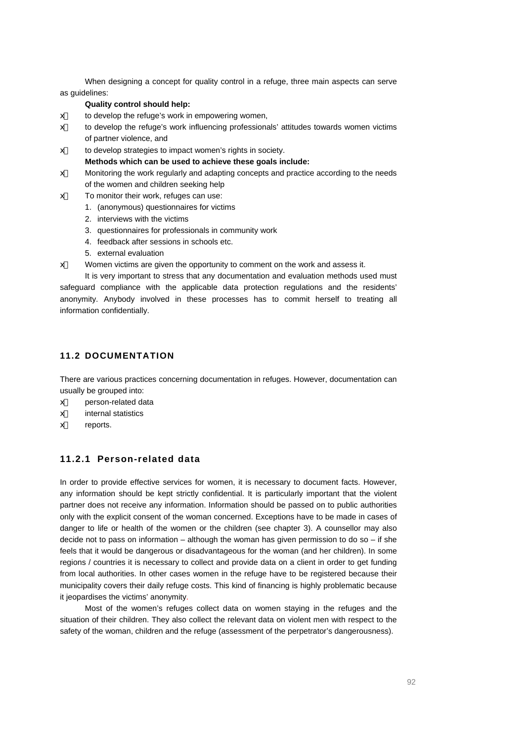When designing a concept for quality control in a refuge, three main aspects can serve as guidelines:

**Quality control should help:**

- to develop the refuge's work in empowering women,
- to develop the refuge's work influencing professionals' attitudes towards women victims of partner violence, and
- to develop strategies to impact women's rights in society.

**Methods which can be used to achieve these goals include:**

- Monitoring the work regularly and adapting concepts and practice according to the needs of the women and children seeking help
- To monitor their work, refuges can use:
  1. (anonymous) questionnaires for victims
  2. interviews with the victims
  3. questionnaires for professionals in community work
  4. feedback after sessions in schools etc.
  5. external evaluation
- Women victims are given the opportunity to comment on the work and assess it.

It is very important to stress that any documentation and evaluation methods used must safeguard compliance with the applicable data protection regulations and the residents' anonymity. Anybody involved in these processes has to commit herself to treating all information confidentially.

## 11.2 DOCUMENTATION

There are various practices concerning documentation in refuges. However, documentation can usually be grouped into:

- person-related data
- internal statistics
- reports.

### 11.2.1 Person-related data

In order to provide effective services for women, it is necessary to document facts. However, any information should be kept strictly confidential. It is particularly important that the violent partner does not receive any information. Information should be passed on to public authorities only with the explicit consent of the woman concerned. Exceptions have to be made in cases of danger to life or health of the women or the children (see chapter 3). A counsellor may also decide not to pass on information – although the woman has given permission to do so – if she feels that it would be dangerous or disadvantageous for the woman (and her children). In some regions / countries it is necessary to collect and provide data on a client in order to get funding from local authorities. In other cases women in the refuge have to be registered because their municipality covers their daily refuge costs. This kind of financing is highly problematic because it jeopardises the victims' anonymity.

Most of the women's refuges collect data on women staying in the refuges and the situation of their children. They also collect the relevant data on violent men with respect to the safety of the woman, children and the refuge (assessment of the perpetrator's dangerousness).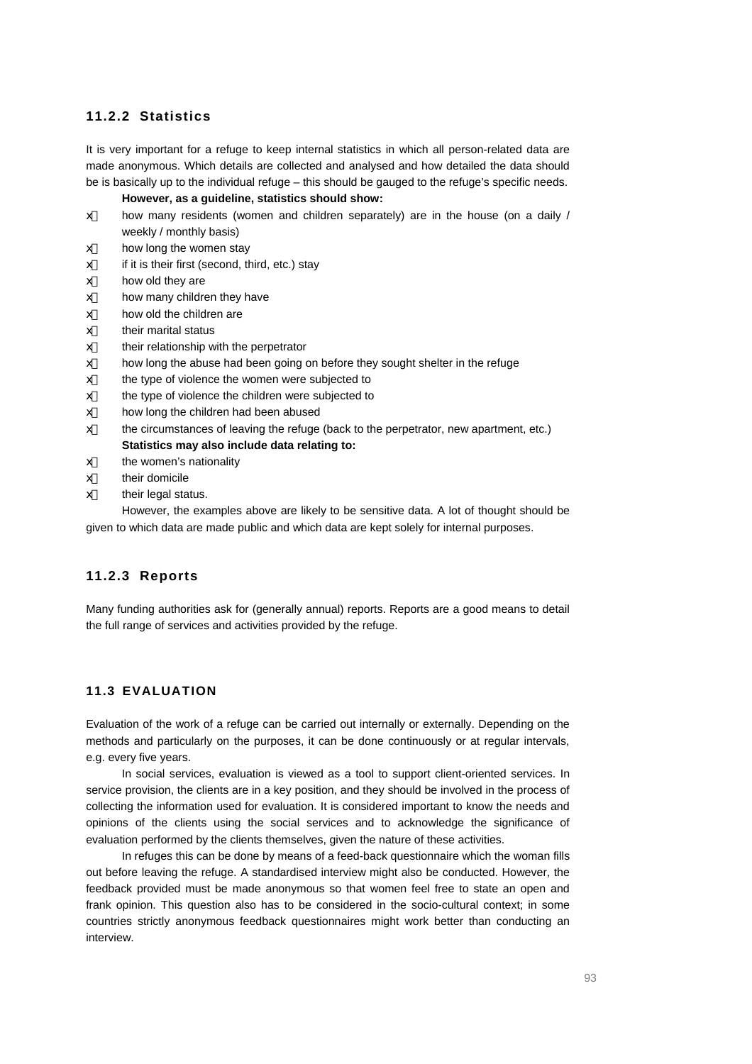### 11.2.2 Statistics

It is very important for a refuge to keep internal statistics in which all person-related data are made anonymous. Which details are collected and analysed and how detailed the data should be is basically up to the individual refuge – this should be gauged to the refuge's specific needs.

**However, as a guideline, statistics should show:**

- how many residents (women and children separately) are in the house (on a daily / weekly / monthly basis)
- how long the women stay
- if it is their first (second, third, etc.) stay
- how old they are
- how many children they have
- how old the children are
- their marital status
- their relationship with the perpetrator
- how long the abuse had been going on before they sought shelter in the refuge
- the type of violence the women were subjected to
- the type of violence the children were subjected to
- how long the children had been abused
- the circumstances of leaving the refuge (back to the perpetrator, new apartment, etc.)

**Statistics may also include data relating to:**

- the women's nationality
- their domicile
- their legal status.

However, the examples above are likely to be sensitive data. A lot of thought should be given to which data are made public and which data are kept solely for internal purposes.

### 11.2.3 Reports

Many funding authorities ask for (generally annual) reports. Reports are a good means to detail the full range of services and activities provided by the refuge.

## 11.3 EVALUATION

Evaluation of the work of a refuge can be carried out internally or externally. Depending on the methods and particularly on the purposes, it can be done continuously or at regular intervals, e.g. every five years.

In social services, evaluation is viewed as a tool to support client-oriented services. In service provision, the clients are in a key position, and they should be involved in the process of collecting the information used for evaluation. It is considered important to know the needs and opinions of the clients using the social services and to acknowledge the significance of evaluation performed by the clients themselves, given the nature of these activities.

In refuges this can be done by means of a feed-back questionnaire which the woman fills out before leaving the refuge. A standardised interview might also be conducted. However, the feedback provided must be made anonymous so that women feel free to state an open and frank opinion. This question also has to be considered in the socio-cultural context; in some countries strictly anonymous feedback questionnaires might work better than conducting an interview.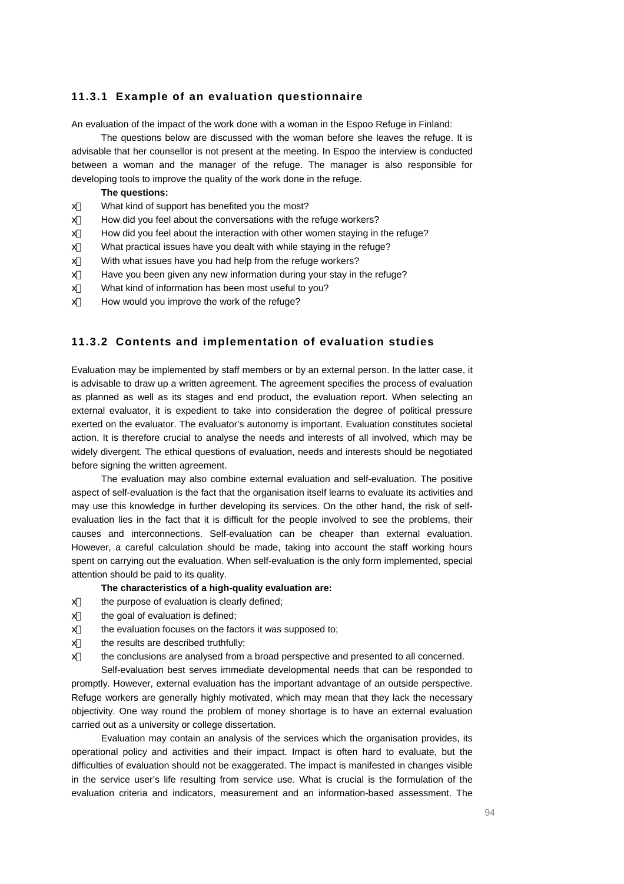### 11.3.1 Example of an evaluation questionnaire

An evaluation of the impact of the work done with a woman in the Espoo Refuge in Finland:

The questions below are discussed with the woman before she leaves the refuge. It is advisable that her counsellor is not present at the meeting. In Espoo the interview is conducted between a woman and the manager of the refuge. The manager is also responsible for developing tools to improve the quality of the work done in the refuge.

**The questions:**

- What kind of support has benefited you the most?
- How did you feel about the conversations with the refuge workers?
- How did you feel about the interaction with other women staying in the refuge?
- What practical issues have you dealt with while staying in the refuge?
- With what issues have you had help from the refuge workers?
- Have you been given any new information during your stay in the refuge?
- What kind of information has been most useful to you?
- How would you improve the work of the refuge?

### 11.3.2 Contents and implementation of evaluation studies

Evaluation may be implemented by staff members or by an external person. In the latter case, it is advisable to draw up a written agreement. The agreement specifies the process of evaluation as planned as well as its stages and end product, the evaluation report. When selecting an external evaluator, it is expedient to take into consideration the degree of political pressure exerted on the evaluator. The evaluator's autonomy is important. Evaluation constitutes societal action. It is therefore crucial to analyse the needs and interests of all involved, which may be widely divergent. The ethical questions of evaluation, needs and interests should be negotiated before signing the written agreement.

The evaluation may also combine external evaluation and self-evaluation. The positive aspect of self-evaluation is the fact that the organisation itself learns to evaluate its activities and may use this knowledge in further developing its services. On the other hand, the risk of self-evaluation lies in the fact that it is difficult for the people involved to see the problems, their causes and interconnections. Self-evaluation can be cheaper than external evaluation. However, a careful calculation should be made, taking into account the staff working hours spent on carrying out the evaluation. When self-evaluation is the only form implemented, special attention should be paid to its quality.

**The characteristics of a high-quality evaluation are:**

- the purpose of evaluation is clearly defined;
- the goal of evaluation is defined;
- the evaluation focuses on the factors it was supposed to;
- the results are described truthfully;
- the conclusions are analysed from a broad perspective and presented to all concerned.

Self-evaluation best serves immediate developmental needs that can be responded to promptly. However, external evaluation has the important advantage of an outside perspective. Refuge workers are generally highly motivated, which may mean that they lack the necessary objectivity. One way round the problem of money shortage is to have an external evaluation carried out as a university or college dissertation.

Evaluation may contain an analysis of the services which the organisation provides, its operational policy and activities and their impact. Impact is often hard to evaluate, but the difficulties of evaluation should not be exaggerated. The impact is manifested in changes visible in the service user's life resulting from service use. What is crucial is the formulation of the evaluation criteria and indicators, measurement and an information-based assessment. The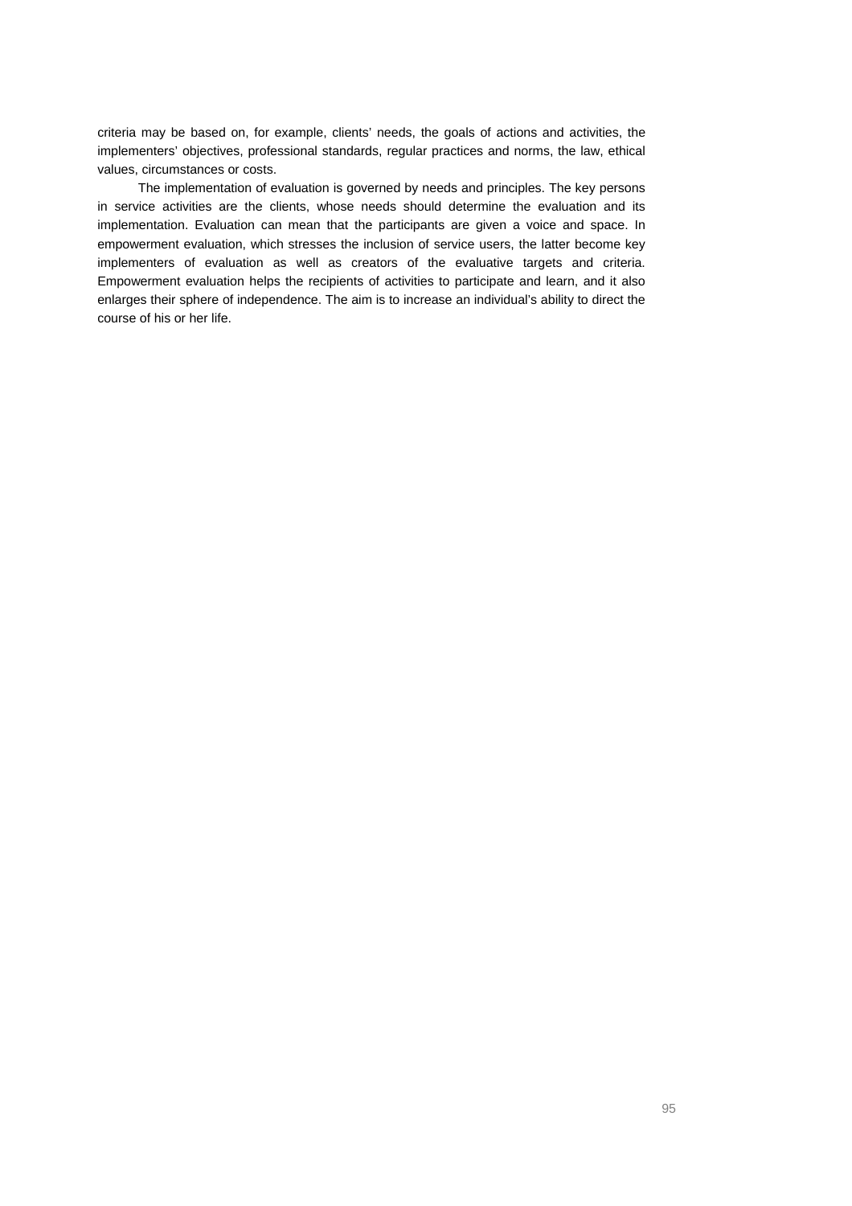criteria may be based on, for example, clients' needs, the goals of actions and activities, the implementers' objectives, professional standards, regular practices and norms, the law, ethical values, circumstances or costs.

The implementation of evaluation is governed by needs and principles. The key persons in service activities are the clients, whose needs should determine the evaluation and its implementation. Evaluation can mean that the participants are given a voice and space. In empowerment evaluation, which stresses the inclusion of service users, the latter become key implementers of evaluation as well as creators of the evaluative targets and criteria. Empowerment evaluation helps the recipients of activities to participate and learn, and it also enlarges their sphere of independence. The aim is to increase an individual's ability to direct the course of his or her life.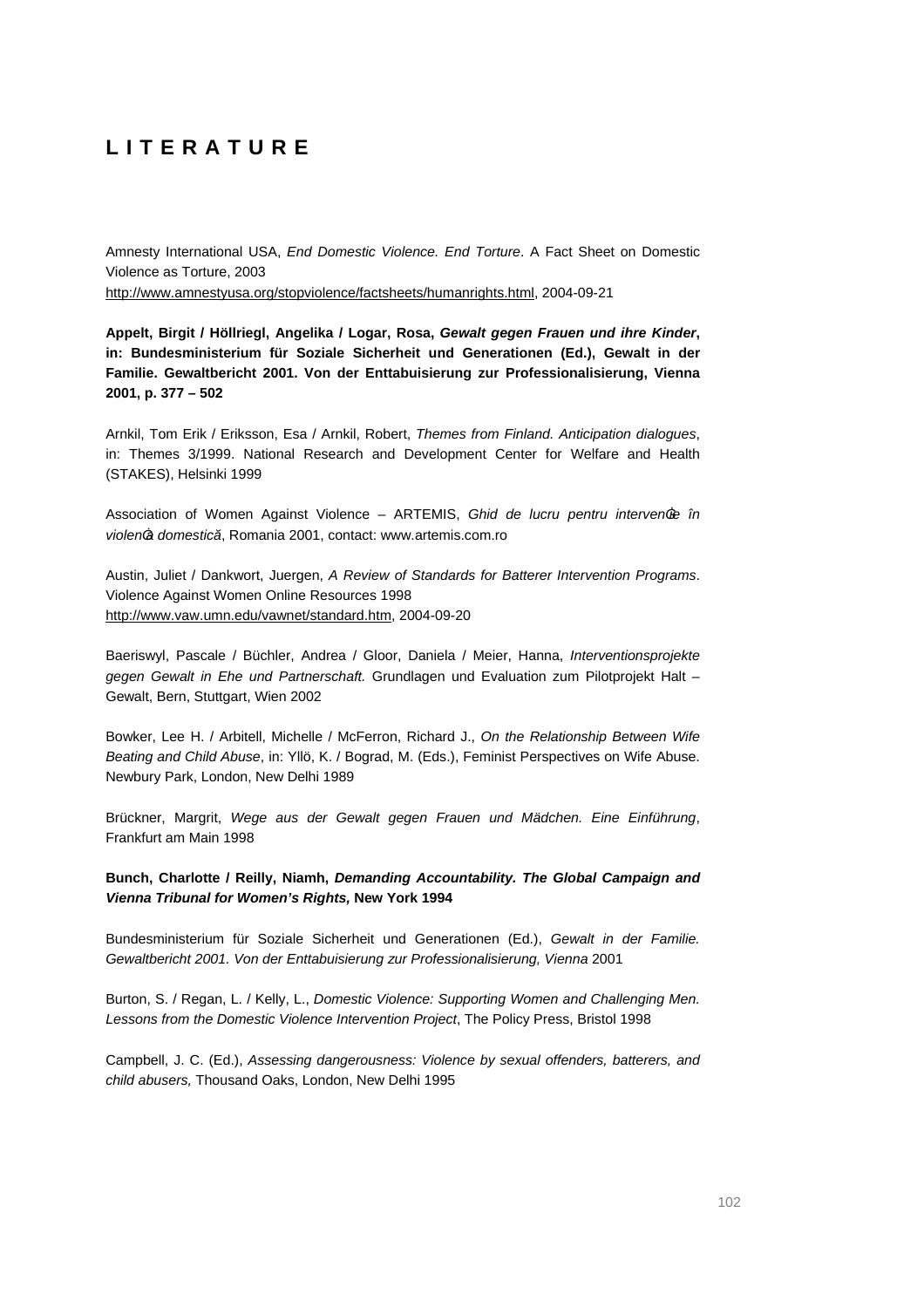# L I T E R A T U R E

Amnesty International USA, *End Domestic Violence. End Torture*. A Fact Sheet on Domestic Violence as Torture, 2003
http://www.amnestyusa.org/stopviolence/factsheets/humanrights.html, 2004-09-21

**Appelt, Birgit / Höllriegl, Angelika / Logar, Rosa, *Gewalt gegen Frauen und ihre Kinder*, in: Bundesministerium für Soziale Sicherheit und Generationen (Ed.), Gewalt in der Familie. Gewaltbericht 2001. Von der Enttabuisierung zur Professionalisierung, Vienna 2001, p. 377 – 502**

Arnkil, Tom Erik / Eriksson, Esa / Arnkil, Robert, *Themes from Finland. Anticipation dialogues*, in: Themes 3/1999. National Research and Development Center for Welfare and Health (STAKES), Helsinki 1999

Association of Women Against Violence – ARTEMIS, *Ghid de lucru pentru intervenţie în violenţă domestică*, Romania 2001, contact: www.artemis.com.ro

Austin, Juliet / Dankwort, Juergen, *A Review of Standards for Batterer Intervention Programs*. Violence Against Women Online Resources 1998
http://www.vaw.umn.edu/vawnet/standard.htm, 2004-09-20

Baeriswyl, Pascale / Büchler, Andrea / Gloor, Daniela / Meier, Hanna, *Interventionsprojekte gegen Gewalt in Ehe und Partnerschaft.* Grundlagen und Evaluation zum Pilotprojekt Halt – Gewalt, Bern, Stuttgart, Wien 2002

Bowker, Lee H. / Arbitell, Michelle / McFerron, Richard J., *On the Relationship Between Wife Beating and Child Abuse*, in: Yllö, K. / Bograd, M. (Eds.), Feminist Perspectives on Wife Abuse. Newbury Park, London, New Delhi 1989

Brückner, Margrit, *Wege aus der Gewalt gegen Frauen und Mädchen. Eine Einführung*, Frankfurt am Main 1998

**Bunch, Charlotte / Reilly, Niamh, *Demanding Accountability. The Global Campaign and Vienna Tribunal for Women's Rights,* New York 1994**

Bundesministerium für Soziale Sicherheit und Generationen (Ed.), *Gewalt in der Familie. Gewaltbericht 2001. Von der Enttabuisierung zur Professionalisierung, Vienna* 2001

Burton, S. / Regan, L. / Kelly, L., *Domestic Violence: Supporting Women and Challenging Men. Lessons from the Domestic Violence Intervention Project*, The Policy Press, Bristol 1998

Campbell, J. C. (Ed.), *Assessing dangerousness: Violence by sexual offenders, batterers, and child abusers,* Thousand Oaks, London, New Delhi 1995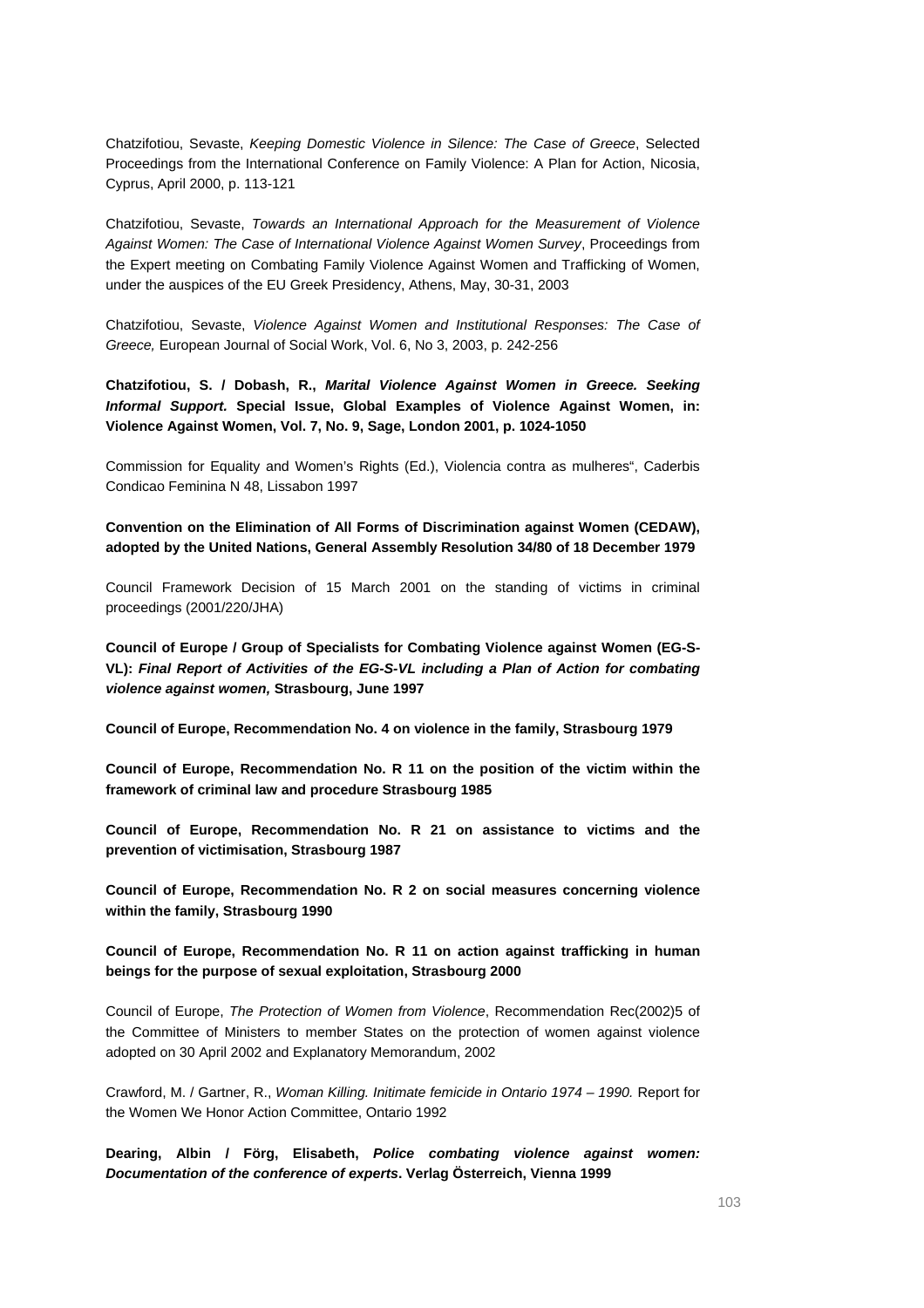Chatzifotiou, Sevaste, *Keeping Domestic Violence in Silence: The Case of Greece*, Selected Proceedings from the International Conference on Family Violence: A Plan for Action, Nicosia, Cyprus, April 2000, p. 113-121

Chatzifotiou, Sevaste, *Towards an International Approach for the Measurement of Violence Against Women: The Case of International Violence Against Women Survey*, Proceedings from the Expert meeting on Combating Family Violence Against Women and Trafficking of Women, under the auspices of the EU Greek Presidency, Athens, May, 30-31, 2003

Chatzifotiou, Sevaste, *Violence Against Women and Institutional Responses: The Case of Greece,* European Journal of Social Work, Vol. 6, No 3, 2003, p. 242-256

**Chatzifotiou, S. / Dobash, R., *Marital Violence Against Women in Greece. Seeking Informal Support*. Special Issue, Global Examples of Violence Against Women, in: Violence Against Women, Vol. 7, No. 9, Sage, London 2001, p. 1024-1050**

Commission for Equality and Women's Rights (Ed.), Violencia contra as mulheres", Caderbis Condicao Feminina N 48, Lissabon 1997

**Convention on the Elimination of All Forms of Discrimination against Women (CEDAW), adopted by the United Nations, General Assembly Resolution 34/80 of 18 December 1979**

Council Framework Decision of 15 March 2001 on the standing of victims in criminal proceedings (2001/220/JHA)

**Council of Europe / Group of Specialists for Combating Violence against Women (EG-S-VL): *Final Report of Activities of the EG-S-VL including a Plan of Action for combating violence against women,* Strasbourg, June 1997**

**Council of Europe, Recommendation No. 4 on violence in the family, Strasbourg 1979**

**Council of Europe, Recommendation No. R 11 on the position of the victim within the framework of criminal law and procedure Strasbourg 1985**

**Council of Europe, Recommendation No. R 21 on assistance to victims and the prevention of victimisation, Strasbourg 1987**

**Council of Europe, Recommendation No. R 2 on social measures concerning violence within the family, Strasbourg 1990**

**Council of Europe, Recommendation No. R 11 on action against trafficking in human beings for the purpose of sexual exploitation, Strasbourg 2000**

Council of Europe, *The Protection of Women from Violence*, Recommendation Rec(2002)5 of the Committee of Ministers to member States on the protection of women against violence adopted on 30 April 2002 and Explanatory Memorandum, 2002

Crawford, M. / Gartner, R., *Woman Killing. Initimate femicide in Ontario 1974 – 1990.* Report for the Women We Honor Action Committee, Ontario 1992

**Dearing, Albin / Förg, Elisabeth, *Police combating violence against women: Documentation of the conference of experts*. Verlag Österreich, Vienna 1999**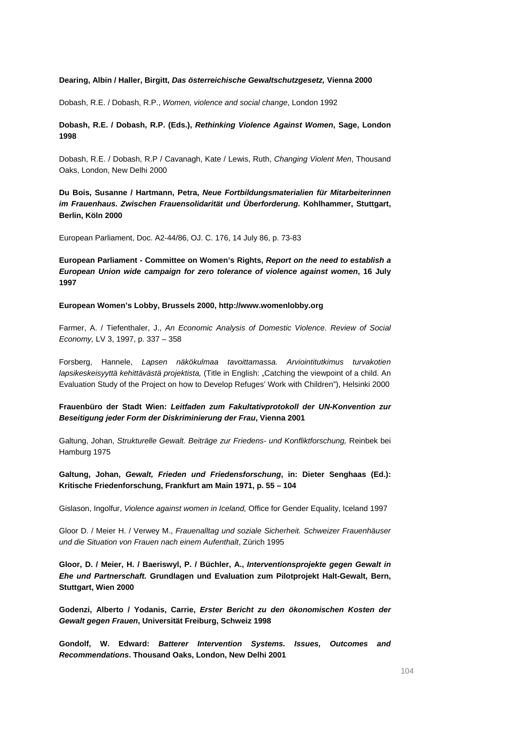**Dearing, Albin / Haller, Birgitt, *Das österreichische Gewaltschutzgesetz,* Vienna 2000**

Dobash, R.E. / Dobash, R.P., *Women, violence and social change*, London 1992

**Dobash, R.E. / Dobash, R.P. (Eds.), *Rethinking Violence Against Women*, Sage, London 1998**

Dobash, R.E. / Dobash, R.P / Cavanagh, Kate / Lewis, Ruth, *Changing Violent Men*, Thousand Oaks, London, New Delhi 2000

**Du Bois, Susanne / Hartmann, Petra, *Neue Fortbildungsmaterialien für Mitarbeiterinnen im Frauenhaus. Zwischen Frauensolidarität und Überforderung.* Kohlhammer, Stuttgart, Berlin, Köln 2000**

European Parliament, Doc. A2-44/86, OJ. C. 176, 14 July 86, p. 73-83

**European Parliament - Committee on Women's Rights, *Report on the need to establish a European Union wide campaign for zero tolerance of violence against women*, 16 July 1997**

**European Women's Lobby, Brussels 2000, http://www.womenlobby.org**

Farmer, A. / Tiefenthaler, J., *An Economic Analysis of Domestic Violence. Review of Social Economy,* LV 3, 1997, p. 337 – 358

Forsberg, Hannele, *Lapsen näkökulmaa tavoittamassa. Arviointitutkimus turvakotien lapsikeskeisyyttä kehittävästä projektista,* (Title in English: „Catching the viewpoint of a child. An Evaluation Study of the Project on how to Develop Refuges' Work with Children"), Helsinki 2000

**Frauenbüro der Stadt Wien: *Leitfaden zum Fakultativprotokoll der UN-Konvention zur Beseitigung jeder Form der Diskriminierung der Frau*, Vienna 2001**

Galtung, Johan, *Strukturelle Gewalt. Beiträge zur Friedens- und Konfliktforschung,* Reinbek bei Hamburg 1975

**Galtung, Johan, *Gewalt, Frieden und Friedensforschung*, in: Dieter Senghaas (Ed.): Kritische Friedenforschung, Frankfurt am Main 1971, p. 55 – 104**

Gislason, Ingolfur, *Violence against women in Iceland,* Office for Gender Equality, Iceland 1997

Gloor D. / Meier H. / Verwey M., *Frauenalltag und soziale Sicherheit. Schweizer Frauenhäuser und die Situation von Frauen nach einem Aufenthalt*, Zürich 1995

**Gloor, D. / Meier, H. / Baeriswyl, P. / Büchler, A., *Interventionsprojekte gegen Gewalt in Ehe und Partnerschaft.* Grundlagen und Evaluation zum Pilotprojekt Halt-Gewalt, Bern, Stuttgart, Wien 2000**

**Godenzi, Alberto / Yodanis, Carrie, *Erster Bericht zu den ökonomischen Kosten der Gewalt gegen Frauen*, Universität Freiburg, Schweiz 1998**

**Gondolf, W. Edward: *Batterer Intervention Systems. Issues, Outcomes and Recommendations*. Thousand Oaks, London, New Delhi 2001**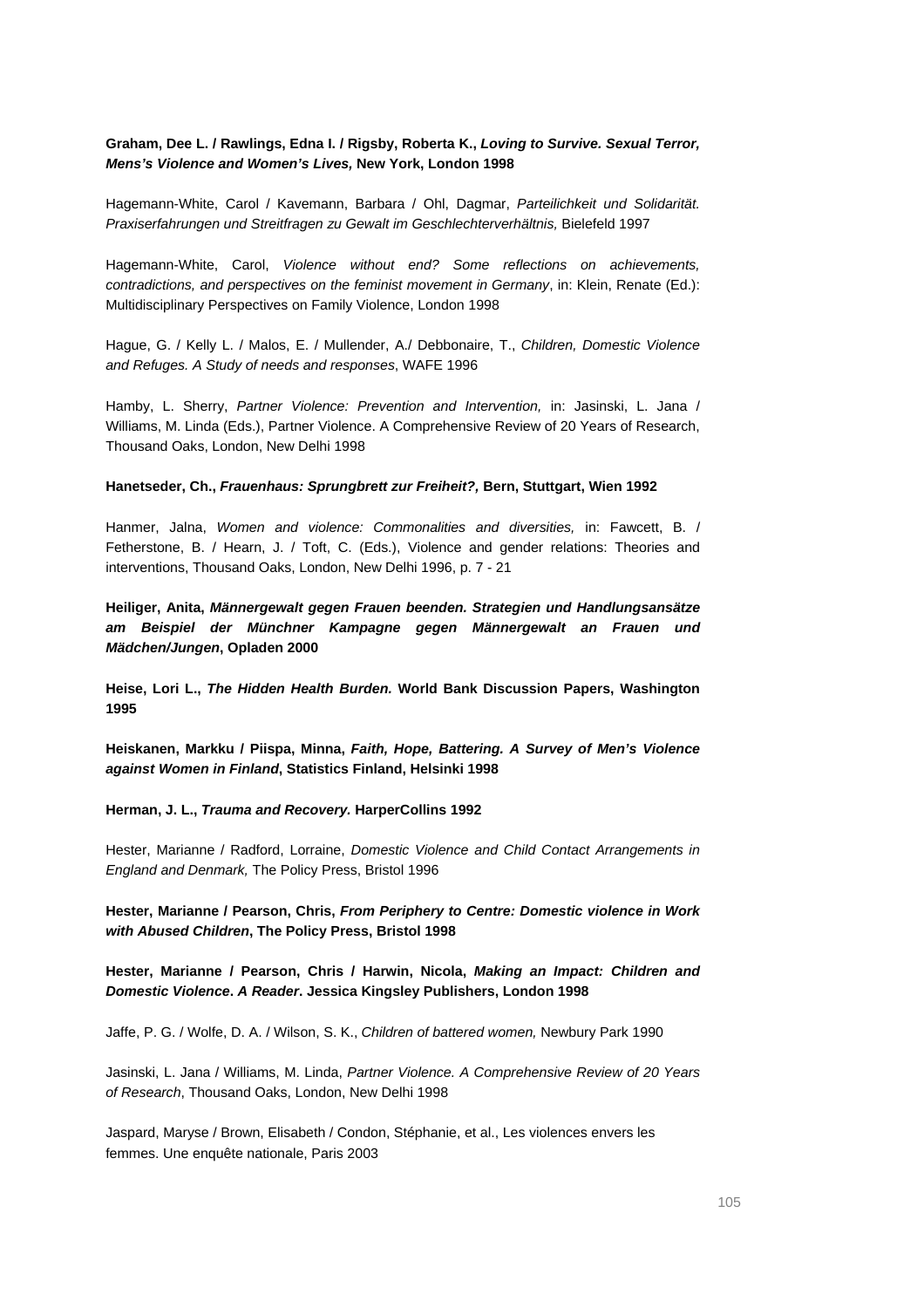**Graham, Dee L. / Rawlings, Edna I. / Rigsby, Roberta K., *Loving to Survive. Sexual Terror, Mens's Violence and Women's Lives,* New York, London 1998**

Hagemann-White, Carol / Kavemann, Barbara / Ohl, Dagmar, *Parteilichkeit und Solidarität. Praxiserfahrungen und Streitfragen zu Gewalt im Geschlechterverhältnis,* Bielefeld 1997

Hagemann-White, Carol, *Violence without end? Some reflections on achievements, contradictions, and perspectives on the feminist movement in Germany*, in: Klein, Renate (Ed.): Multidisciplinary Perspectives on Family Violence, London 1998

Hague, G. / Kelly L. / Malos, E. / Mullender, A./ Debbonaire, T., *Children, Domestic Violence and Refuges. A Study of needs and responses*, WAFE 1996

Hamby, L. Sherry, *Partner Violence: Prevention and Intervention,* in: Jasinski, L. Jana / Williams, M. Linda (Eds.), Partner Violence. A Comprehensive Review of 20 Years of Research, Thousand Oaks, London, New Delhi 1998

**Hanetseder, Ch., *Frauenhaus: Sprungbrett zur Freiheit?,* Bern, Stuttgart, Wien 1992**

Hanmer, Jalna, *Women and violence: Commonalities and diversities,* in: Fawcett, B. / Fetherstone, B. / Hearn, J. / Toft, C. (Eds.), Violence and gender relations: Theories and interventions, Thousand Oaks, London, New Delhi 1996, p. 7 - 21

**Heiliger, Anita, *Männergewalt gegen Frauen beenden. Strategien und Handlungsansätze am Beispiel der Münchner Kampagne gegen Männergewalt an Frauen und Mädchen/Jungen*, Opladen 2000**

**Heise, Lori L., *The Hidden Health Burden.* World Bank Discussion Papers, Washington 1995**

**Heiskanen, Markku / Piispa, Minna, *Faith, Hope, Battering. A Survey of Men's Violence against Women in Finland*, Statistics Finland, Helsinki 1998**

**Herman, J. L., *Trauma and Recovery.* HarperCollins 1992**

Hester, Marianne / Radford, Lorraine, *Domestic Violence and Child Contact Arrangements in England and Denmark,* The Policy Press, Bristol 1996

**Hester, Marianne / Pearson, Chris, *From Periphery to Centre: Domestic violence in Work with Abused Children*, The Policy Press, Bristol 1998**

**Hester, Marianne / Pearson, Chris / Harwin, Nicola, *Making an Impact: Children and Domestic Violence. A Reader*. Jessica Kingsley Publishers, London 1998**

Jaffe, P. G. / Wolfe, D. A. / Wilson, S. K., *Children of battered women,* Newbury Park 1990

Jasinski, L. Jana / Williams, M. Linda, *Partner Violence. A Comprehensive Review of 20 Years of Research*, Thousand Oaks, London, New Delhi 1998

Jaspard, Maryse / Brown, Elisabeth / Condon, Stéphanie, et al., Les violences envers les femmes. Une enquête nationale, Paris 2003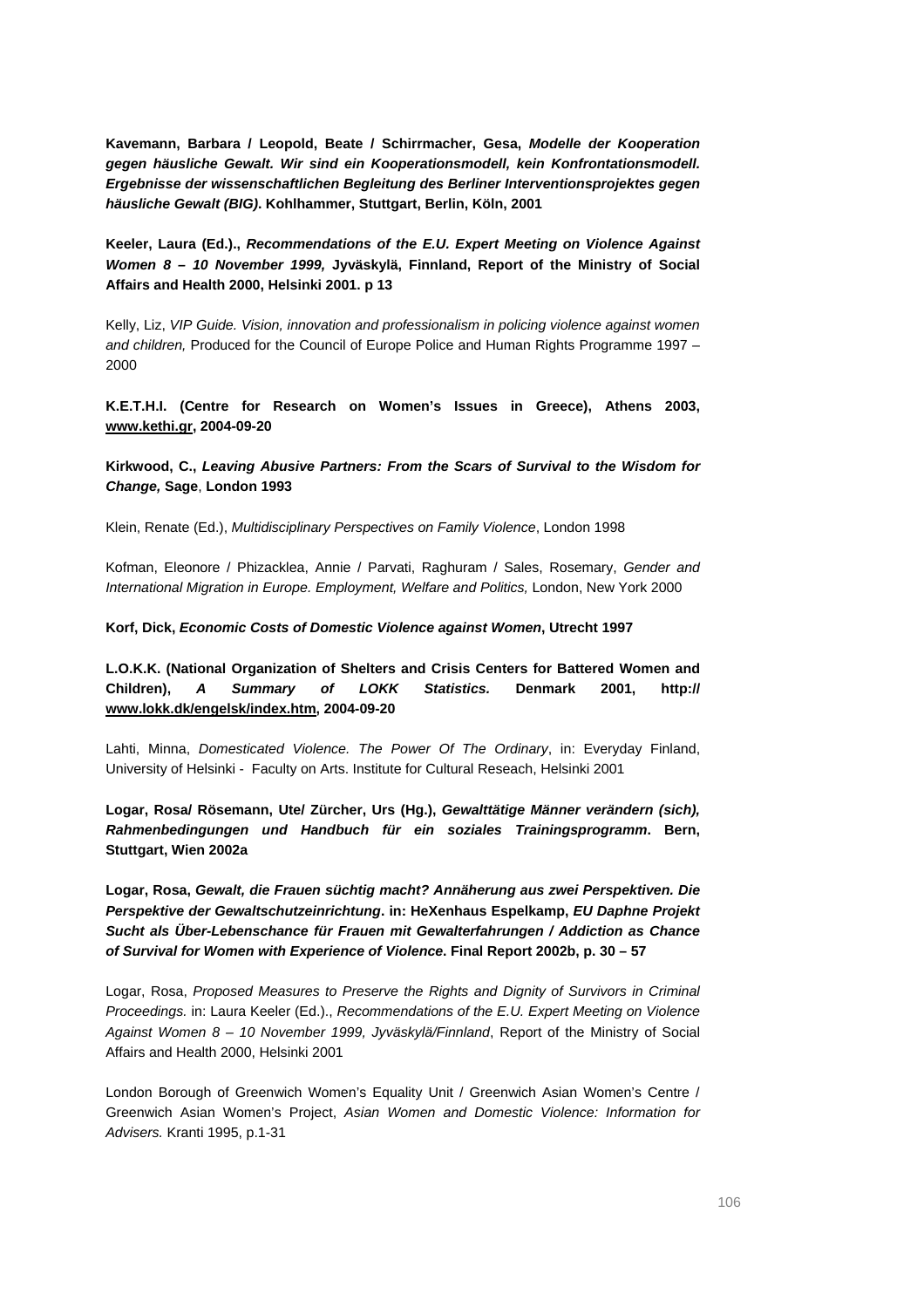**Kavemann, Barbara / Leopold, Beate / Schirrmacher, Gesa, *Modelle der Kooperation gegen häusliche Gewalt. Wir sind ein Kooperationsmodell, kein Konfrontationsmodell. Ergebnisse der wissenschaftlichen Begleitung des Berliner Interventionsprojektes gegen häusliche Gewalt (BIG)*. Kohlhammer, Stuttgart, Berlin, Köln, 2001**

**Keeler, Laura (Ed.)., *Recommendations of the E.U. Expert Meeting on Violence Against Women 8 – 10 November 1999,* Jyväskylä, Finnland, Report of the Ministry of Social Affairs and Health 2000, Helsinki 2001. p 13**

Kelly, Liz, *VIP Guide. Vision, innovation and professionalism in policing violence against women and children,* Produced for the Council of Europe Police and Human Rights Programme 1997 – 2000

**K.E.T.H.I. (Centre for Research on Women's Issues in Greece), Athens 2003, www.kethi.gr, 2004-09-20**

**Kirkwood, C., *Leaving Abusive Partners: From the Scars of Survival to the Wisdom for Change,* Sage, London 1993**

Klein, Renate (Ed.), *Multidisciplinary Perspectives on Family Violence*, London 1998

Kofman, Eleonore / Phizacklea, Annie / Parvati, Raghuram / Sales, Rosemary, *Gender and International Migration in Europe. Employment, Welfare and Politics,* London, New York 2000

**Korf, Dick, *Economic Costs of Domestic Violence against Women*, Utrecht 1997**

**L.O.K.K. (National Organization of Shelters and Crisis Centers for Battered Women and Children), *A Summary of LOKK Statistics.* Denmark 2001, http:// www.lokk.dk/engelsk/index.htm, 2004-09-20**

Lahti, Minna, *Domesticated Violence. The Power Of The Ordinary*, in: Everyday Finland, University of Helsinki - Faculty on Arts. Institute for Cultural Reseach, Helsinki 2001

**Logar, Rosa/ Rösemann, Ute/ Zürcher, Urs (Hg.), *Gewalttätige Männer verändern (sich), Rahmenbedingungen und Handbuch für ein soziales Trainingsprogramm*. Bern, Stuttgart, Wien 2002a**

**Logar, Rosa, *Gewalt, die Frauen süchtig macht? Annäherung aus zwei Perspektiven. Die Perspektive der Gewaltschutzeinrichtung*. in: HeXenhaus Espelkamp, *EU Daphne Projekt Sucht als Über-Lebenschance für Frauen mit Gewalterfahrungen / Addiction as Chance of Survival for Women with Experience of Violence*. Final Report 2002b, p. 30 – 57**

Logar, Rosa, *Proposed Measures to Preserve the Rights and Dignity of Survivors in Criminal Proceedings.* in: Laura Keeler (Ed.)., *Recommendations of the E.U. Expert Meeting on Violence Against Women 8 – 10 November 1999, Jyväskylä/Finnland*, Report of the Ministry of Social Affairs and Health 2000, Helsinki 2001

London Borough of Greenwich Women's Equality Unit / Greenwich Asian Women's Centre / Greenwich Asian Women's Project, *Asian Women and Domestic Violence: Information for Advisers.* Kranti 1995, p.1-31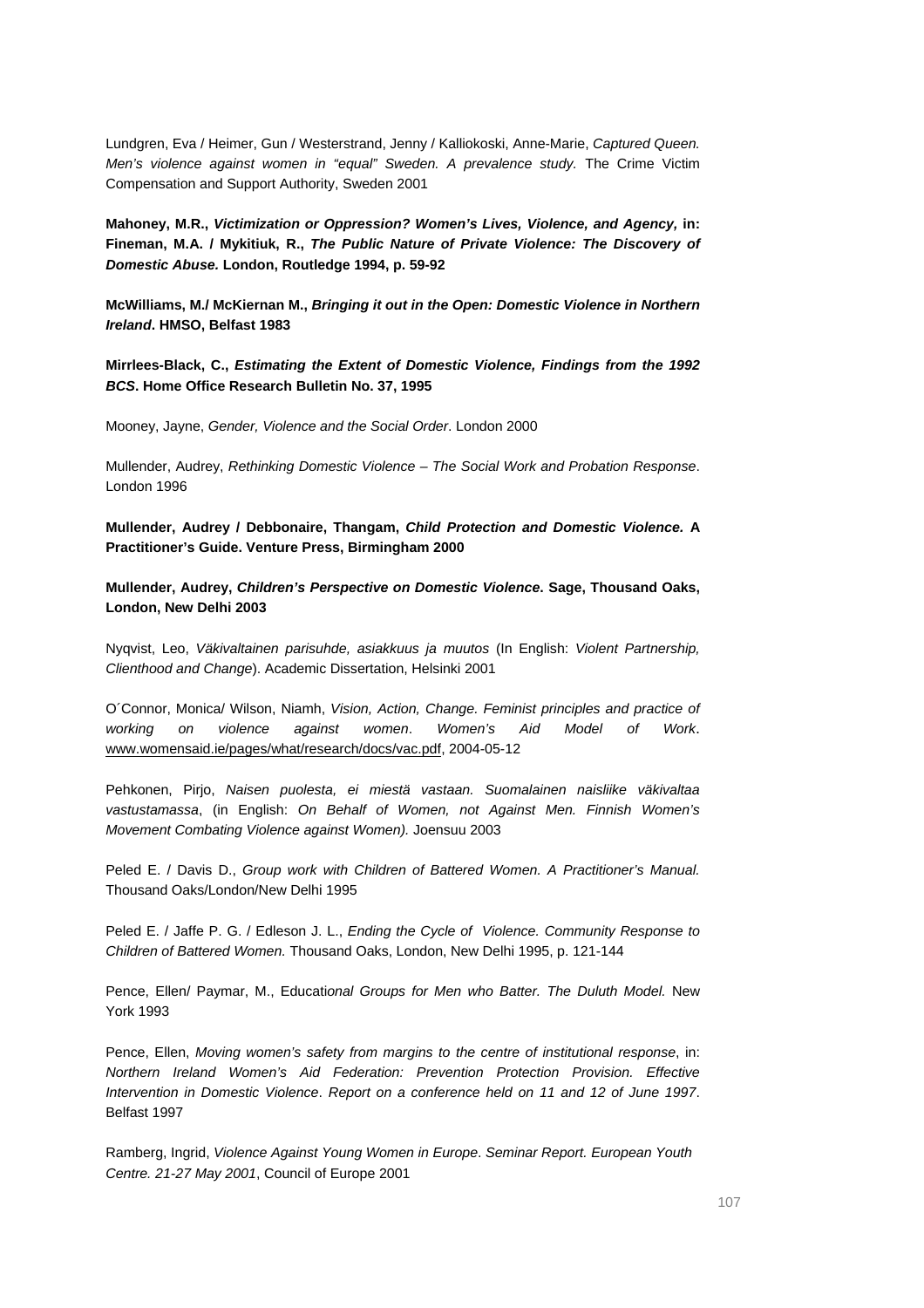Lundgren, Eva / Heimer, Gun / Westerstrand, Jenny / Kalliokoski, Anne-Marie, *Captured Queen. Men's violence against women in "equal" Sweden. A prevalence study.* The Crime Victim Compensation and Support Authority, Sweden 2001

**Mahoney, M.R., *Victimization or Oppression? Women's Lives, Violence, and Agency,* in: Fineman, M.A. / Mykitiuk, R., *The Public Nature of Private Violence: The Discovery of Domestic Abuse.* London, Routledge 1994, p. 59-92**

**McWilliams, M./ McKiernan M., *Bringing it out in the Open: Domestic Violence in Northern Ireland*. HMSO, Belfast 1983**

**Mirrlees-Black, C., *Estimating the Extent of Domestic Violence, Findings from the 1992 BCS*. Home Office Research Bulletin No. 37, 1995**

Mooney, Jayne, *Gender, Violence and the Social Order*. London 2000

Mullender, Audrey, *Rethinking Domestic Violence – The Social Work and Probation Response*. London 1996

**Mullender, Audrey / Debbonaire, Thangam, *Child Protection and Domestic Violence.* A Practitioner's Guide. Venture Press, Birmingham 2000**

**Mullender, Audrey, *Children's Perspective on Domestic Violence*. Sage, Thousand Oaks, London, New Delhi 2003**

Nyqvist, Leo, *Väkivaltainen parisuhde, asiakkuus ja muutos* (In English: *Violent Partnership, Clienthood and Change*). Academic Dissertation, Helsinki 2001

O´Connor, Monica/ Wilson, Niamh, *Vision, Action, Change. Feminist principles and practice of working on violence against women*. *Women's Aid Model of Work*. www.womensaid.ie/pages/what/research/docs/vac.pdf, 2004-05-12

Pehkonen, Pirjo, *Naisen puolesta, ei miestä vastaan. Suomalainen naisliike väkivaltaa vastustamassa*, (in English: *On Behalf of Women, not Against Men. Finnish Women's Movement Combating Violence against Women).* Joensuu 2003

Peled E. / Davis D., *Group work with Children of Battered Women. A Practitioner's Manual.* Thousand Oaks/London/New Delhi 1995

Peled E. / Jaffe P. G. / Edleson J. L., *Ending the Cycle of Violence. Community Response to Children of Battered Women.* Thousand Oaks, London, New Delhi 1995, p. 121-144

Pence, Ellen/ Paymar, M., Educati*onal Groups for Men who Batter. The Duluth Model.* New York 1993

Pence, Ellen, *Moving women's safety from margins to the centre of institutional response*, in: *Northern Ireland Women's Aid Federation: Prevention Protection Provision. Effective Intervention in Domestic Violence*. *Report on a conference held on 11 and 12 of June 1997*. Belfast 1997

Ramberg, Ingrid, *Violence Against Young Women in Europe. Seminar Report. European Youth Centre. 21-27 May 2001*, Council of Europe 2001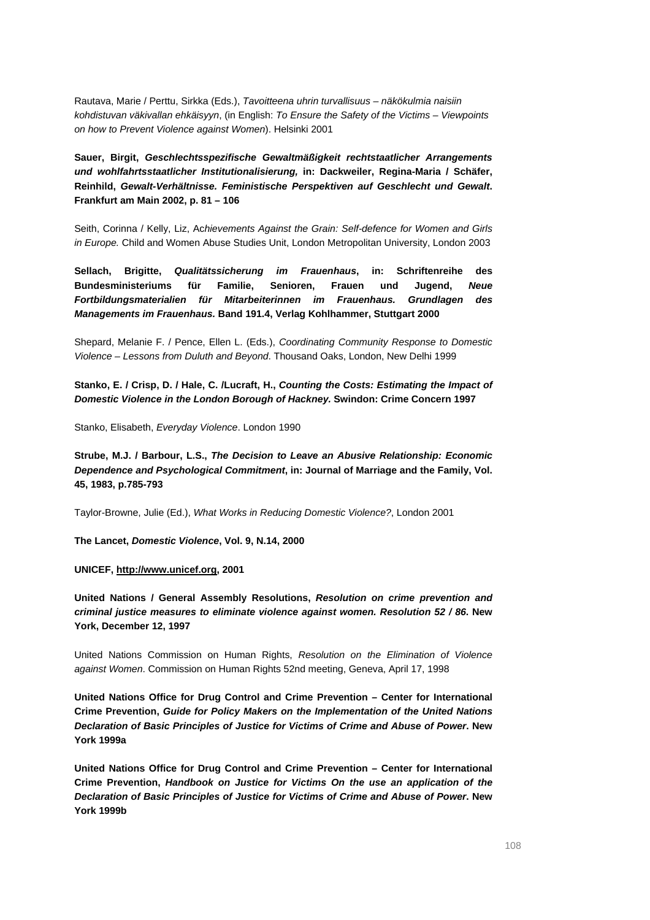Rautava, Marie / Perttu, Sirkka (Eds.), *Tavoitteena uhrin turvallisuus – näkökulmia naisiin kohdistuvan väkivallan ehkäisyyn*, (in English: *To Ensure the Safety of the Victims – Viewpoints on how to Prevent Violence against Women*). Helsinki 2001

**Sauer, Birgit, *Geschlechtsspezifische Gewaltmäßigkeit rechtstaatlicher Arrangements und wohlfahrtsstaatlicher Institutionalisierung,* in: Dackweiler, Regina-Maria / Schäfer, Reinhild, *Gewalt-Verhältnisse. Feministische Perspektiven auf Geschlecht und Gewalt*. Frankfurt am Main 2002, p. 81 – 106**

Seith, Corinna / Kelly, Liz, A*chievements Against the Grain: Self-defence for Women and Girls in Europe.* Child and Women Abuse Studies Unit, London Metropolitan University, London 2003

**Sellach, Brigitte, *Qualitätssicherung im Frauenhaus*, in: Schriftenreihe des Bundesministeriums für Familie, Senioren, Frauen und Jugend, *Neue Fortbildungsmaterialien für Mitarbeiterinnen im Frauenhaus. Grundlagen des Managements im Frauenhaus.* Band 191.4, Verlag Kohlhammer, Stuttgart 2000**

Shepard, Melanie F. / Pence, Ellen L. (Eds.), *Coordinating Community Response to Domestic Violence – Lessons from Duluth and Beyond*. Thousand Oaks, London, New Delhi 1999

**Stanko, E. / Crisp, D. / Hale, C. /Lucraft, H., *Counting the Costs: Estimating the Impact of Domestic Violence in the London Borough of Hackney.* Swindon: Crime Concern 1997**

Stanko, Elisabeth, *Everyday Violence*. London 1990

**Strube, M.J. / Barbour, L.S., *The Decision to Leave an Abusive Relationship: Economic Dependence and Psychological Commitment*, in: Journal of Marriage and the Family, Vol. 45, 1983, p.785-793**

Taylor-Browne, Julie (Ed.), *What Works in Reducing Domestic Violence?*, London 2001

**The Lancet, *Domestic Violence*, Vol. 9, N.14, 2000**

**UNICEF, http://www.unicef.org, 2001**

**United Nations / General Assembly Resolutions, *Resolution on crime prevention and criminal justice measures to eliminate violence against women. Resolution 52 / 86*. New York, December 12, 1997**

United Nations Commission on Human Rights, *Resolution on the Elimination of Violence against Women*. Commission on Human Rights 52nd meeting, Geneva, April 17, 1998

**United Nations Office for Drug Control and Crime Prevention – Center for International Crime Prevention, *Guide for Policy Makers on the Implementation of the United Nations Declaration of Basic Principles of Justice for Victims of Crime and Abuse of Power*. New York 1999a**

**United Nations Office for Drug Control and Crime Prevention – Center for International Crime Prevention, *Handbook on Justice for Victims On the use an application of the Declaration of Basic Principles of Justice for Victims of Crime and Abuse of Power*. New York 1999b**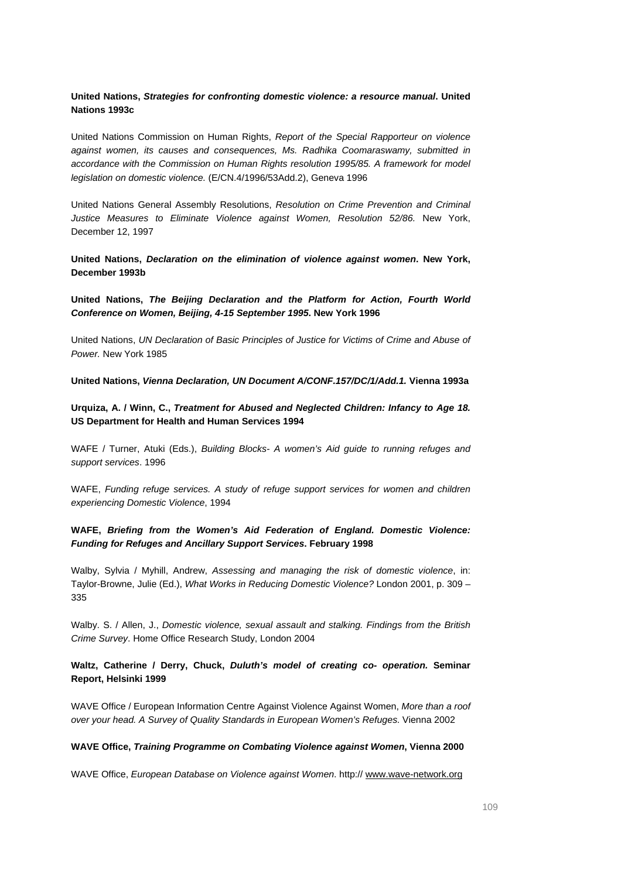**United Nations, *Strategies for confronting domestic violence: a resource manual*. United Nations 1993c**

United Nations Commission on Human Rights, *Report of the Special Rapporteur on violence against women, its causes and consequences, Ms. Radhika Coomaraswamy, submitted in accordance with the Commission on Human Rights resolution 1995/85. A framework for model legislation on domestic violence.* (E/CN.4/1996/53Add.2), Geneva 1996

United Nations General Assembly Resolutions, *Resolution on Crime Prevention and Criminal Justice Measures to Eliminate Violence against Women, Resolution 52/86.* New York, December 12, 1997

**United Nations, *Declaration on the elimination of violence against women*. New York, December 1993b**

**United Nations, *The Beijing Declaration and the Platform for Action, Fourth World Conference on Women, Beijing, 4-15 September 1995*. New York 1996**

United Nations, *UN Declaration of Basic Principles of Justice for Victims of Crime and Abuse of Power.* New York 1985

**United Nations, *Vienna Declaration, UN Document A/CONF.157/DC/1/Add.1.* Vienna 1993a**

**Urquiza, A. / Winn, C., *Treatment for Abused and Neglected Children: Infancy to Age 18.* US Department for Health and Human Services 1994**

WAFE / Turner, Atuki (Eds.), *Building Blocks- A women's Aid guide to running refuges and support services*. 1996

WAFE, *Funding refuge services. A study of refuge support services for women and children experiencing Domestic Violence*, 1994

**WAFE, *Briefing from the Women's Aid Federation of England. Domestic Violence: Funding for Refuges and Ancillary Support Services*. February 1998**

Walby, Sylvia / Myhill, Andrew, *Assessing and managing the risk of domestic violence*, in: Taylor-Browne, Julie (Ed.), *What Works in Reducing Domestic Violence?* London 2001, p. 309 – 335

Walby. S. / Allen, J., *Domestic violence, sexual assault and stalking. Findings from the British Crime Survey*. Home Office Research Study, London 2004

**Waltz, Catherine / Derry, Chuck, *Duluth's model of creating co- operation.* Seminar Report, Helsinki 1999**

WAVE Office / European Information Centre Against Violence Against Women, *More than a roof over your head. A Survey of Quality Standards in European Women's Refuges*. Vienna 2002

**WAVE Office, *Training Programme on Combating Violence against Women*, Vienna 2000**

WAVE Office, *European Database on Violence against Women*. http:// www.wave-network.org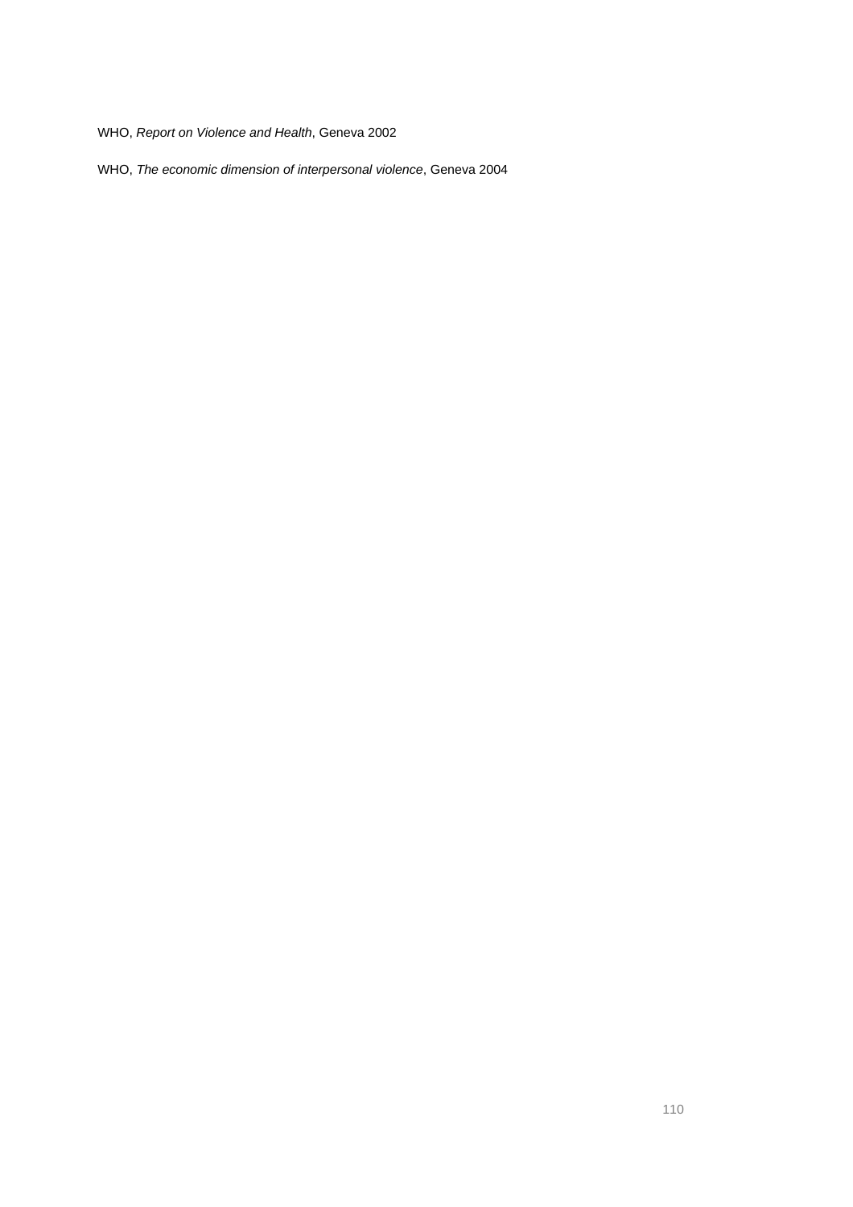WHO, *Report on Violence and Health*, Geneva 2002

WHO, *The economic dimension of interpersonal violence*, Geneva 2004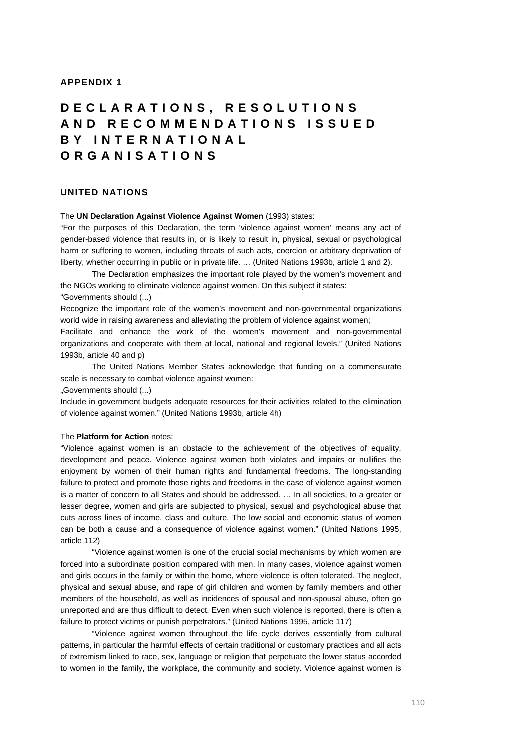**APPENDIX 1**

# DECLARATIONS, RESOLUTIONS AND RECOMMENDATIONS ISSUED BY INTERNATIONAL ORGANISATIONS

## UNITED NATIONS

The **UN Declaration Against Violence Against Women** (1993) states:

"For the purposes of this Declaration, the term 'violence against women' means any act of gender-based violence that results in, or is likely to result in, physical, sexual or psychological harm or suffering to women, including threats of such acts, coercion or arbitrary deprivation of liberty, whether occurring in public or in private life. … (United Nations 1993b, article 1 and 2).

The Declaration emphasizes the important role played by the women's movement and the NGOs working to eliminate violence against women. On this subject it states:

"Governments should (...)

Recognize the important role of the women's movement and non-governmental organizations world wide in raising awareness and alleviating the problem of violence against women;

Facilitate and enhance the work of the women's movement and non-governmental organizations and cooperate with them at local, national and regional levels." (United Nations 1993b, article 40 and p)

The United Nations Member States acknowledge that funding on a commensurate scale is necessary to combat violence against women:

„Governments should (...)

Include in government budgets adequate resources for their activities related to the elimination of violence against women." (United Nations 1993b, article 4h)

The **Platform for Action** notes:

"Violence against women is an obstacle to the achievement of the objectives of equality, development and peace. Violence against women both violates and impairs or nullifies the enjoyment by women of their human rights and fundamental freedoms. The long-standing failure to protect and promote those rights and freedoms in the case of violence against women is a matter of concern to all States and should be addressed. … In all societies, to a greater or lesser degree, women and girls are subjected to physical, sexual and psychological abuse that cuts across lines of income, class and culture. The low social and economic status of women can be both a cause and a consequence of violence against women." (United Nations 1995, article 112)

"Violence against women is one of the crucial social mechanisms by which women are forced into a subordinate position compared with men. In many cases, violence against women and girls occurs in the family or within the home, where violence is often tolerated. The neglect, physical and sexual abuse, and rape of girl children and women by family members and other members of the household, as well as incidences of spousal and non-spousal abuse, often go unreported and are thus difficult to detect. Even when such violence is reported, there is often a failure to protect victims or punish perpetrators." (United Nations 1995, article 117)

"Violence against women throughout the life cycle derives essentially from cultural patterns, in particular the harmful effects of certain traditional or customary practices and all acts of extremism linked to race, sex, language or religion that perpetuate the lower status accorded to women in the family, the workplace, the community and society. Violence against women is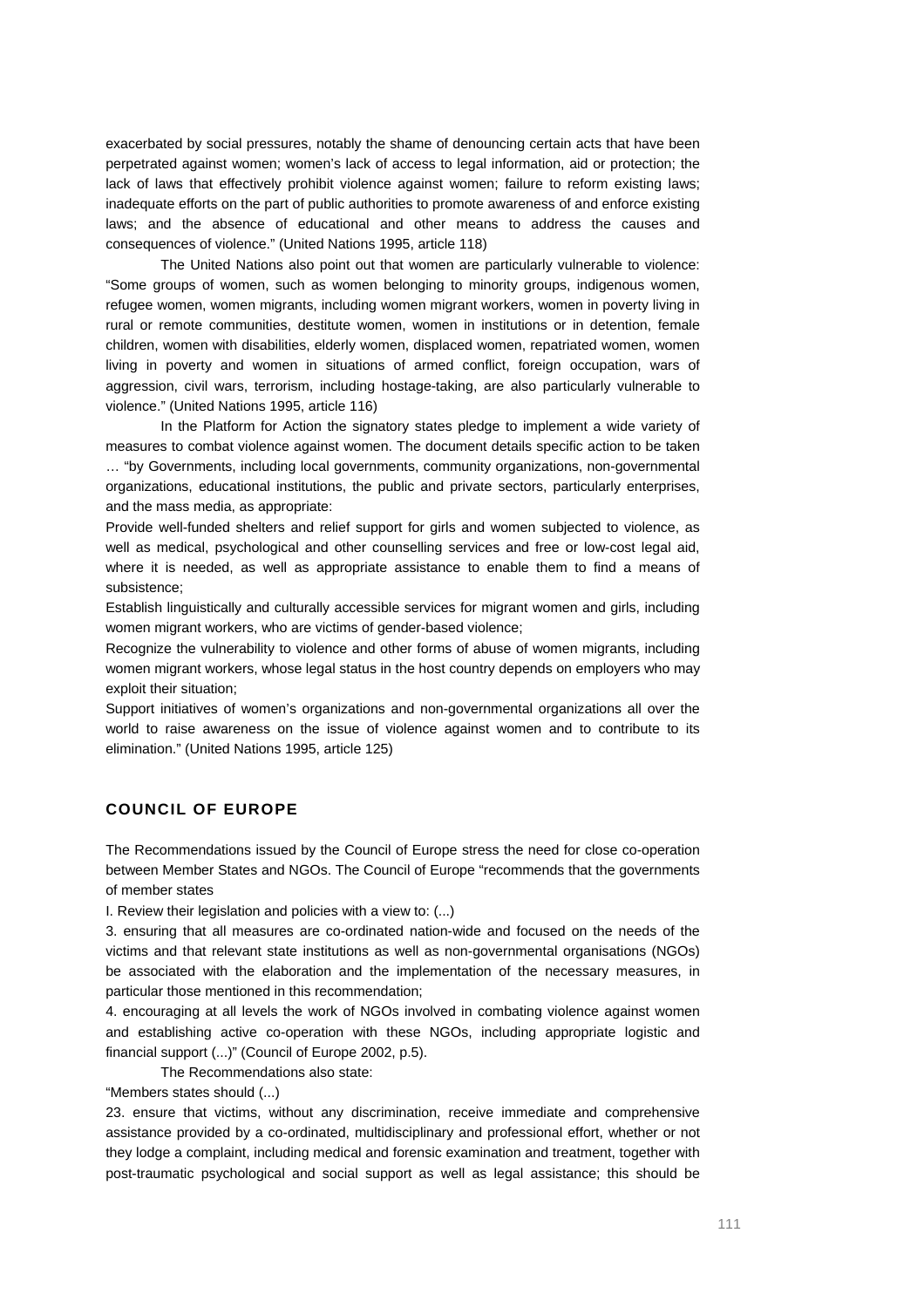exacerbated by social pressures, notably the shame of denouncing certain acts that have been perpetrated against women; women's lack of access to legal information, aid or protection; the lack of laws that effectively prohibit violence against women; failure to reform existing laws; inadequate efforts on the part of public authorities to promote awareness of and enforce existing laws; and the absence of educational and other means to address the causes and consequences of violence." (United Nations 1995, article 118)

The United Nations also point out that women are particularly vulnerable to violence: "Some groups of women, such as women belonging to minority groups, indigenous women, refugee women, women migrants, including women migrant workers, women in poverty living in rural or remote communities, destitute women, women in institutions or in detention, female children, women with disabilities, elderly women, displaced women, repatriated women, women living in poverty and women in situations of armed conflict, foreign occupation, wars of aggression, civil wars, terrorism, including hostage-taking, are also particularly vulnerable to violence." (United Nations 1995, article 116)

In the Platform for Action the signatory states pledge to implement a wide variety of measures to combat violence against women. The document details specific action to be taken … "by Governments, including local governments, community organizations, non-governmental organizations, educational institutions, the public and private sectors, particularly enterprises, and the mass media, as appropriate:

Provide well-funded shelters and relief support for girls and women subjected to violence, as well as medical, psychological and other counselling services and free or low-cost legal aid, where it is needed, as well as appropriate assistance to enable them to find a means of subsistence;

Establish linguistically and culturally accessible services for migrant women and girls, including women migrant workers, who are victims of gender-based violence;

Recognize the vulnerability to violence and other forms of abuse of women migrants, including women migrant workers, whose legal status in the host country depends on employers who may exploit their situation;

Support initiatives of women's organizations and non-governmental organizations all over the world to raise awareness on the issue of violence against women and to contribute to its elimination." (United Nations 1995, article 125)

## COUNCIL OF EUROPE

The Recommendations issued by the Council of Europe stress the need for close co-operation between Member States and NGOs. The Council of Europe "recommends that the governments of member states

I. Review their legislation and policies with a view to: (...)

3. ensuring that all measures are co-ordinated nation-wide and focused on the needs of the victims and that relevant state institutions as well as non-governmental organisations (NGOs) be associated with the elaboration and the implementation of the necessary measures, in particular those mentioned in this recommendation;

4. encouraging at all levels the work of NGOs involved in combating violence against women and establishing active co-operation with these NGOs, including appropriate logistic and financial support (...)" (Council of Europe 2002, p.5).

The Recommendations also state:

"Members states should (...)

23. ensure that victims, without any discrimination, receive immediate and comprehensive assistance provided by a co-ordinated, multidisciplinary and professional effort, whether or not they lodge a complaint, including medical and forensic examination and treatment, together with post-traumatic psychological and social support as well as legal assistance; this should be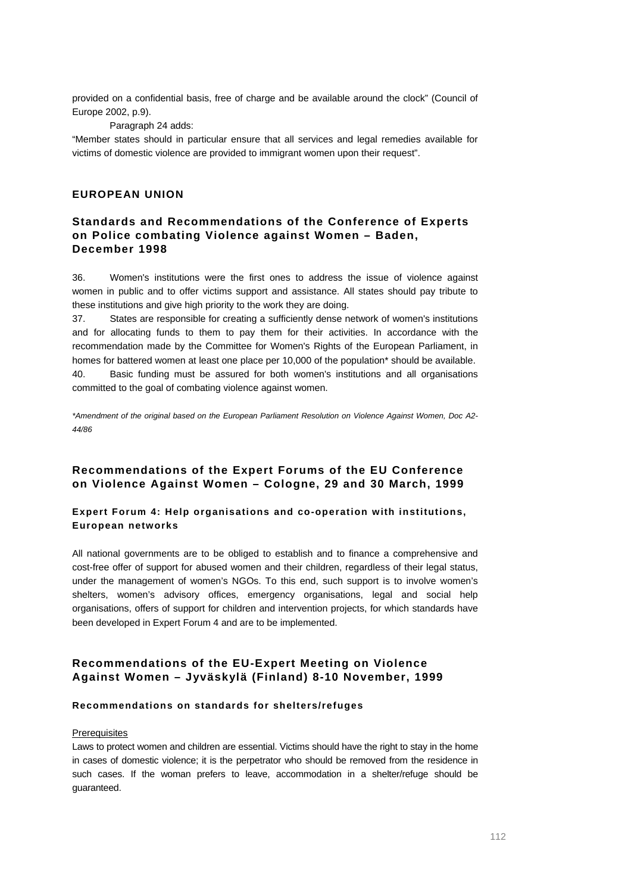provided on a confidential basis, free of charge and be available around the clock" (Council of Europe 2002, p.9).

Paragraph 24 adds:

"Member states should in particular ensure that all services and legal remedies available for victims of domestic violence are provided to immigrant women upon their request".

## EUROPEAN UNION

### Standards and Recommendations of the Conference of Experts on Police combating Violence against Women – Baden, December 1998

36. Women's institutions were the first ones to address the issue of violence against women in public and to offer victims support and assistance. All states should pay tribute to these institutions and give high priority to the work they are doing.

37. States are responsible for creating a sufficiently dense network of women's institutions and for allocating funds to them to pay them for their activities. In accordance with the recommendation made by the Committee for Women's Rights of the European Parliament, in homes for battered women at least one place per 10,000 of the population* should be available.

40. Basic funding must be assured for both women's institutions and all organisations committed to the goal of combating violence against women.

*\*Amendment of the original based on the European Parliament Resolution on Violence Against Women, Doc A2-44/86*

### Recommendations of the Expert Forums of the EU Conference on Violence Against Women – Cologne, 29 and 30 March, 1999

#### Expert Forum 4: Help organisations and co-operation with institutions, European networks

All national governments are to be obliged to establish and to finance a comprehensive and cost-free offer of support for abused women and their children, regardless of their legal status, under the management of women's NGOs. To this end, such support is to involve women's shelters, women's advisory offices, emergency organisations, legal and social help organisations, offers of support for children and intervention projects, for which standards have been developed in Expert Forum 4 and are to be implemented.

### Recommendations of the EU-Expert Meeting on Violence Against Women – Jyväskylä (Finland) 8-10 November, 1999

#### Recommendations on standards for shelters/refuges

<u>Prerequisites</u>

Laws to protect women and children are essential. Victims should have the right to stay in the home in cases of domestic violence; it is the perpetrator who should be removed from the residence in such cases. If the woman prefers to leave, accommodation in a shelter/refuge should be guaranteed.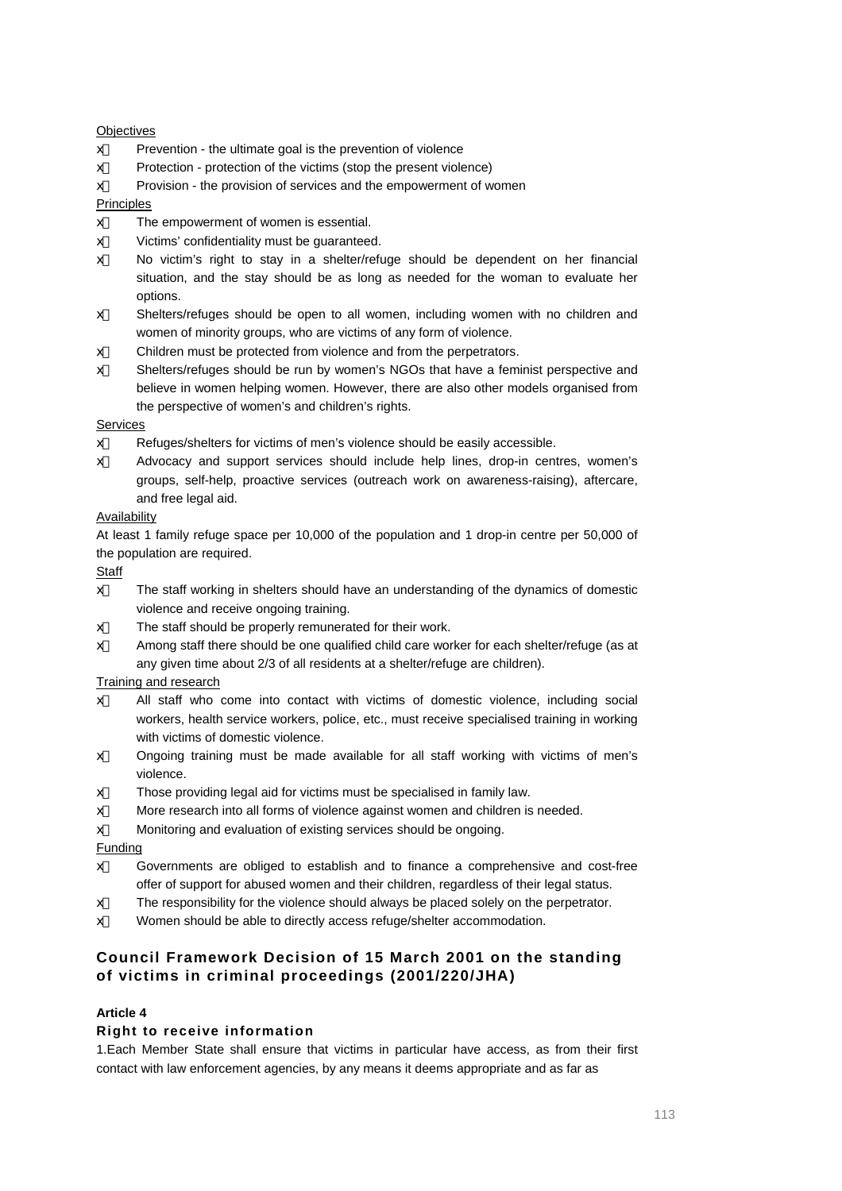<u>Objectives</u>

- Prevention - the ultimate goal is the prevention of violence
- Protection - protection of the victims (stop the present violence)
- Provision - the provision of services and the empowerment of women

<u>Principles</u>

- The empowerment of women is essential.
- Victims' confidentiality must be guaranteed.
- No victim's right to stay in a shelter/refuge should be dependent on her financial situation, and the stay should be as long as needed for the woman to evaluate her options.
- Shelters/refuges should be open to all women, including women with no children and women of minority groups, who are victims of any form of violence.
- Children must be protected from violence and from the perpetrators.
- Shelters/refuges should be run by women's NGOs that have a feminist perspective and believe in women helping women. However, there are also other models organised from the perspective of women's and children's rights.

<u>Services</u>

- Refuges/shelters for victims of men's violence should be easily accessible.
- Advocacy and support services should include help lines, drop-in centres, women's groups, self-help, proactive services (outreach work on awareness-raising), aftercare, and free legal aid.

<u>Availability</u>

At least 1 family refuge space per 10,000 of the population and 1 drop-in centre per 50,000 of the population are required.

<u>Staff</u>

- The staff working in shelters should have an understanding of the dynamics of domestic violence and receive ongoing training.
- The staff should be properly remunerated for their work.
- Among staff there should be one qualified child care worker for each shelter/refuge (as at any given time about 2/3 of all residents at a shelter/refuge are children).

<u>Training and research</u>

- All staff who come into contact with victims of domestic violence, including social workers, health service workers, police, etc., must receive specialised training in working with victims of domestic violence.
- Ongoing training must be made available for all staff working with victims of men's violence.
- Those providing legal aid for victims must be specialised in family law.
- More research into all forms of violence against women and children is needed.
- Monitoring and evaluation of existing services should be ongoing.

<u>Funding</u>

- Governments are obliged to establish and to finance a comprehensive and cost-free offer of support for abused women and their children, regardless of their legal status.
- The responsibility for the violence should always be placed solely on the perpetrator.
- Women should be able to directly access refuge/shelter accommodation.

## Council Framework Decision of 15 March 2001 on the standing of victims in criminal proceedings (2001/220/JHA)

**Article 4**

### Right to receive information

1.Each Member State shall ensure that victims in particular have access, as from their first contact with law enforcement agencies, by any means it deems appropriate and as far as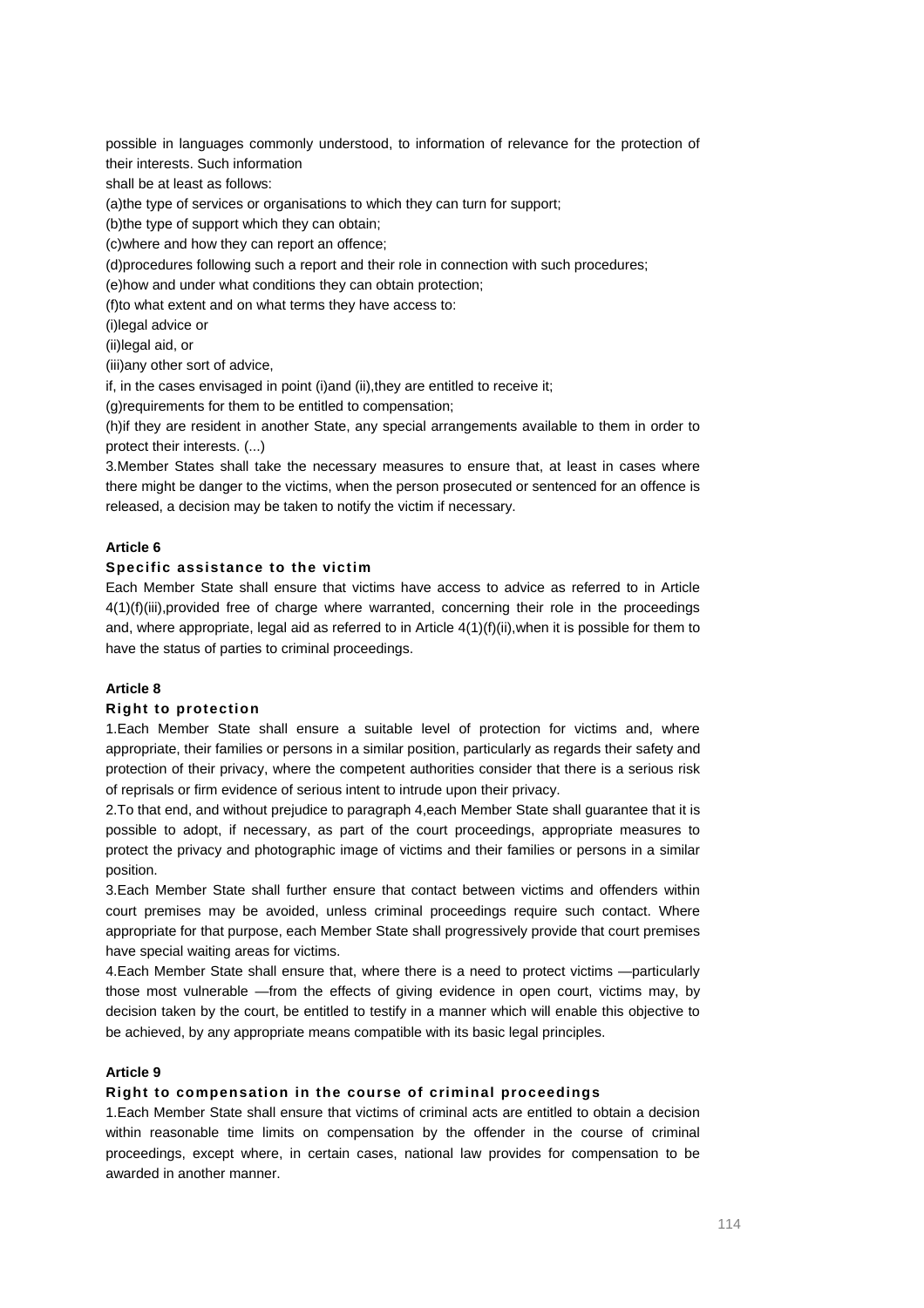possible in languages commonly understood, to information of relevance for the protection of their interests. Such information

shall be at least as follows:

(a)the type of services or organisations to which they can turn for support;

(b)the type of support which they can obtain;

(c)where and how they can report an offence;

(d)procedures following such a report and their role in connection with such procedures;

(e)how and under what conditions they can obtain protection;

(f)to what extent and on what terms they have access to:

(i)legal advice or

(ii)legal aid, or

(iii)any other sort of advice,

if, in the cases envisaged in point (i)and (ii),they are entitled to receive it;

(g)requirements for them to be entitled to compensation;

(h)if they are resident in another State, any special arrangements available to them in order to protect their interests. (...)

3.Member States shall take the necessary measures to ensure that, at least in cases where there might be danger to the victims, when the person prosecuted or sentenced for an offence is released, a decision may be taken to notify the victim if necessary.

**Article 6**

**Specific assistance to the victim**

Each Member State shall ensure that victims have access to advice as referred to in Article 4(1)(f)(iii),provided free of charge where warranted, concerning their role in the proceedings and, where appropriate, legal aid as referred to in Article 4(1)(f)(ii),when it is possible for them to have the status of parties to criminal proceedings.

**Article 8**

**Right to protection**

1.Each Member State shall ensure a suitable level of protection for victims and, where appropriate, their families or persons in a similar position, particularly as regards their safety and protection of their privacy, where the competent authorities consider that there is a serious risk of reprisals or firm evidence of serious intent to intrude upon their privacy.

2.To that end, and without prejudice to paragraph 4,each Member State shall guarantee that it is possible to adopt, if necessary, as part of the court proceedings, appropriate measures to protect the privacy and photographic image of victims and their families or persons in a similar position.

3.Each Member State shall further ensure that contact between victims and offenders within court premises may be avoided, unless criminal proceedings require such contact. Where appropriate for that purpose, each Member State shall progressively provide that court premises have special waiting areas for victims.

4.Each Member State shall ensure that, where there is a need to protect victims —particularly those most vulnerable —from the effects of giving evidence in open court, victims may, by decision taken by the court, be entitled to testify in a manner which will enable this objective to be achieved, by any appropriate means compatible with its basic legal principles.

**Article 9**

**Right to compensation in the course of criminal proceedings**

1.Each Member State shall ensure that victims of criminal acts are entitled to obtain a decision within reasonable time limits on compensation by the offender in the course of criminal proceedings, except where, in certain cases, national law provides for compensation to be awarded in another manner.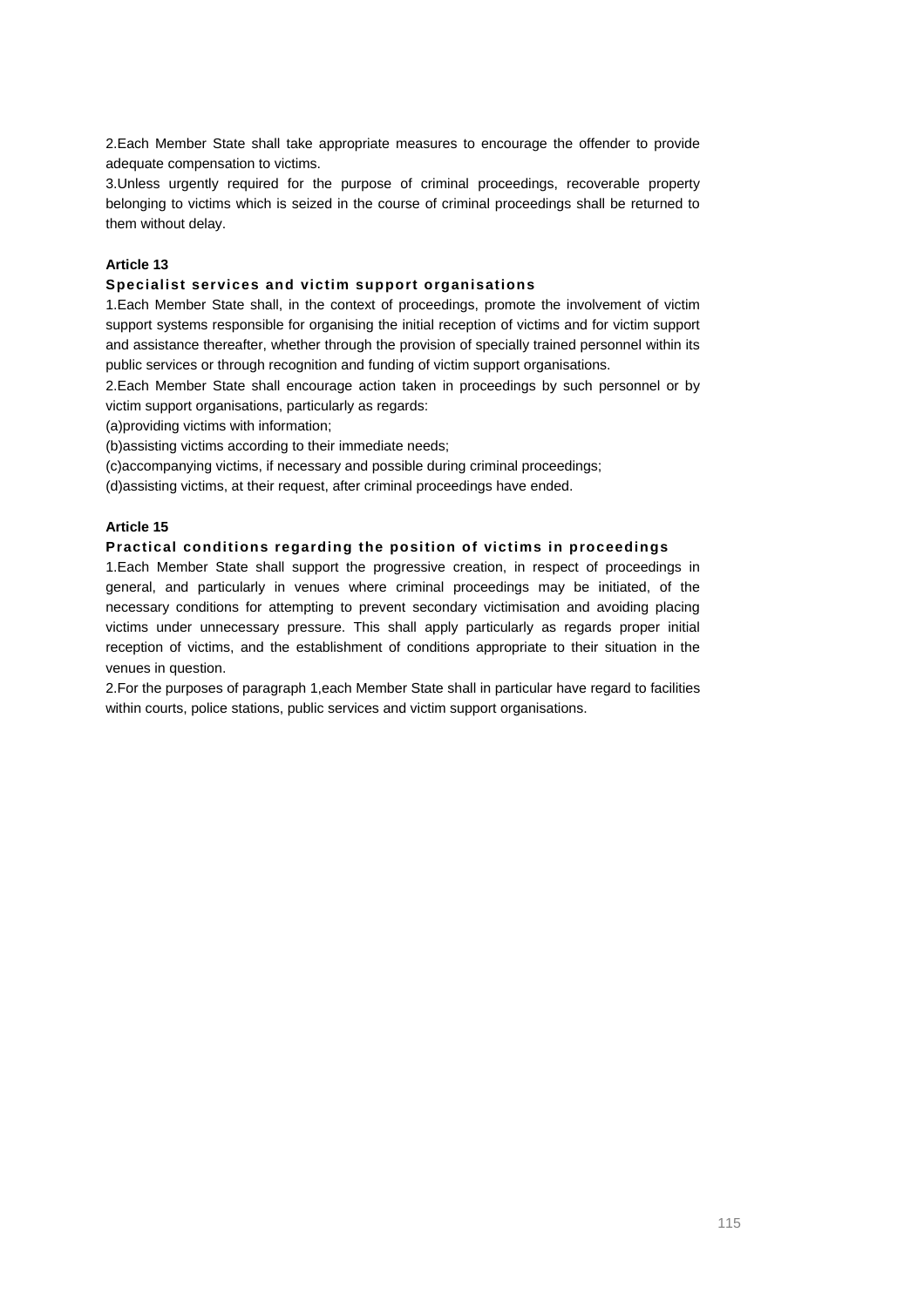2.Each Member State shall take appropriate measures to encourage the offender to provide adequate compensation to victims.

3.Unless urgently required for the purpose of criminal proceedings, recoverable property belonging to victims which is seized in the course of criminal proceedings shall be returned to them without delay.

**Article 13**

**Specialist services and victim support organisations**

1.Each Member State shall, in the context of proceedings, promote the involvement of victim support systems responsible for organising the initial reception of victims and for victim support and assistance thereafter, whether through the provision of specially trained personnel within its public services or through recognition and funding of victim support organisations.

2.Each Member State shall encourage action taken in proceedings by such personnel or by victim support organisations, particularly as regards:

(a)providing victims with information;

(b)assisting victims according to their immediate needs;

(c)accompanying victims, if necessary and possible during criminal proceedings;

(d)assisting victims, at their request, after criminal proceedings have ended.

**Article 15**

**Practical conditions regarding the position of victims in proceedings**

1.Each Member State shall support the progressive creation, in respect of proceedings in general, and particularly in venues where criminal proceedings may be initiated, of the necessary conditions for attempting to prevent secondary victimisation and avoiding placing victims under unnecessary pressure. This shall apply particularly as regards proper initial reception of victims, and the establishment of conditions appropriate to their situation in the venues in question.

2.For the purposes of paragraph 1,each Member State shall in particular have regard to facilities within courts, police stations, public services and victim support organisations.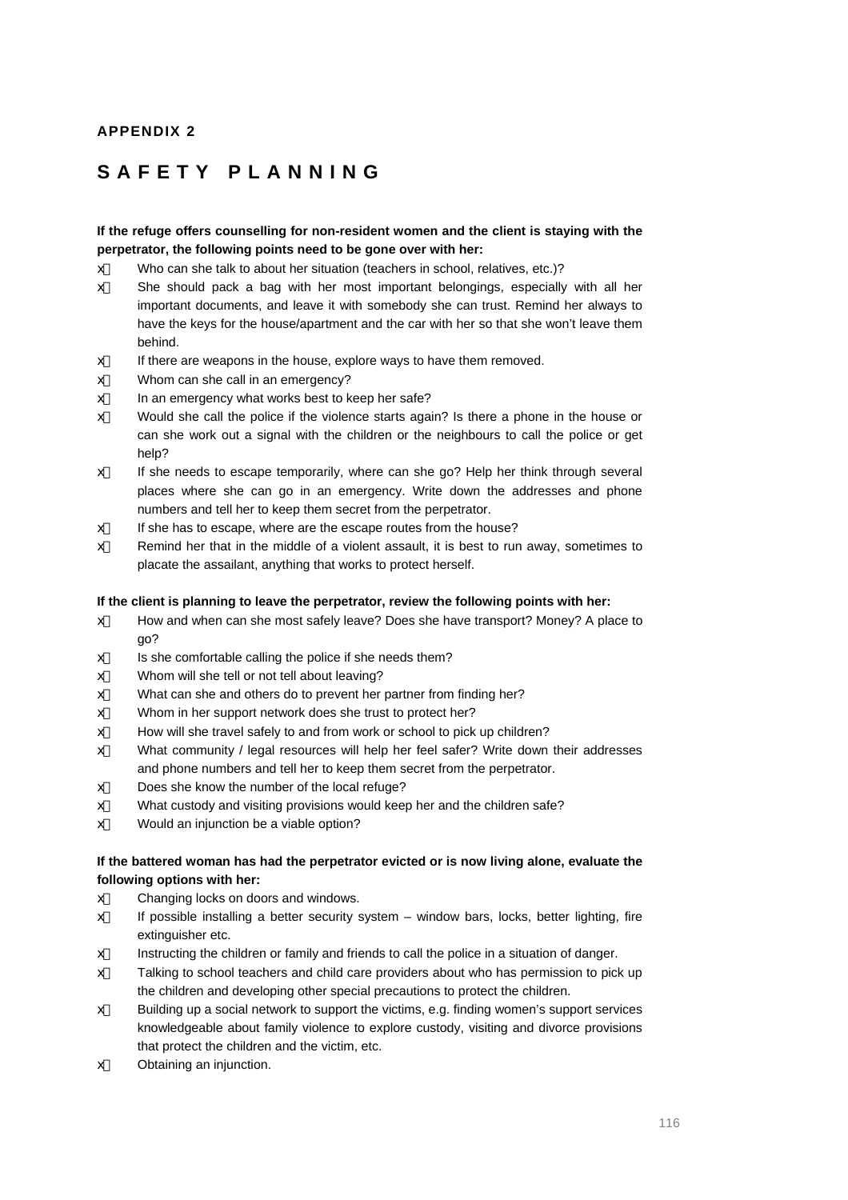**APPENDIX 2**

# SAFETY PLANNING

**If the refuge offers counselling for non-resident women and the client is staying with the perpetrator, the following points need to be gone over with her:**

- Who can she talk to about her situation (teachers in school, relatives, etc.)?
- She should pack a bag with her most important belongings, especially with all her important documents, and leave it with somebody she can trust. Remind her always to have the keys for the house/apartment and the car with her so that she won't leave them behind.
- If there are weapons in the house, explore ways to have them removed.
- Whom can she call in an emergency?
- In an emergency what works best to keep her safe?
- Would she call the police if the violence starts again? Is there a phone in the house or can she work out a signal with the children or the neighbours to call the police or get help?
- If she needs to escape temporarily, where can she go? Help her think through several places where she can go in an emergency. Write down the addresses and phone numbers and tell her to keep them secret from the perpetrator.
- If she has to escape, where are the escape routes from the house?
- Remind her that in the middle of a violent assault, it is best to run away, sometimes to placate the assailant, anything that works to protect herself.

**If the client is planning to leave the perpetrator, review the following points with her:**

- How and when can she most safely leave? Does she have transport? Money? A place to go?
- Is she comfortable calling the police if she needs them?
- Whom will she tell or not tell about leaving?
- What can she and others do to prevent her partner from finding her?
- Whom in her support network does she trust to protect her?
- How will she travel safely to and from work or school to pick up children?
- What community / legal resources will help her feel safer? Write down their addresses and phone numbers and tell her to keep them secret from the perpetrator.
- Does she know the number of the local refuge?
- What custody and visiting provisions would keep her and the children safe?
- Would an injunction be a viable option?

**If the battered woman has had the perpetrator evicted or is now living alone, evaluate the following options with her:**

- Changing locks on doors and windows.
- If possible installing a better security system – window bars, locks, better lighting, fire extinguisher etc.
- Instructing the children or family and friends to call the police in a situation of danger.
- Talking to school teachers and child care providers about who has permission to pick up the children and developing other special precautions to protect the children.
- Building up a social network to support the victims, e.g. finding women's support services knowledgeable about family violence to explore custody, visiting and divorce provisions that protect the children and the victim, etc.
- Obtaining an injunction.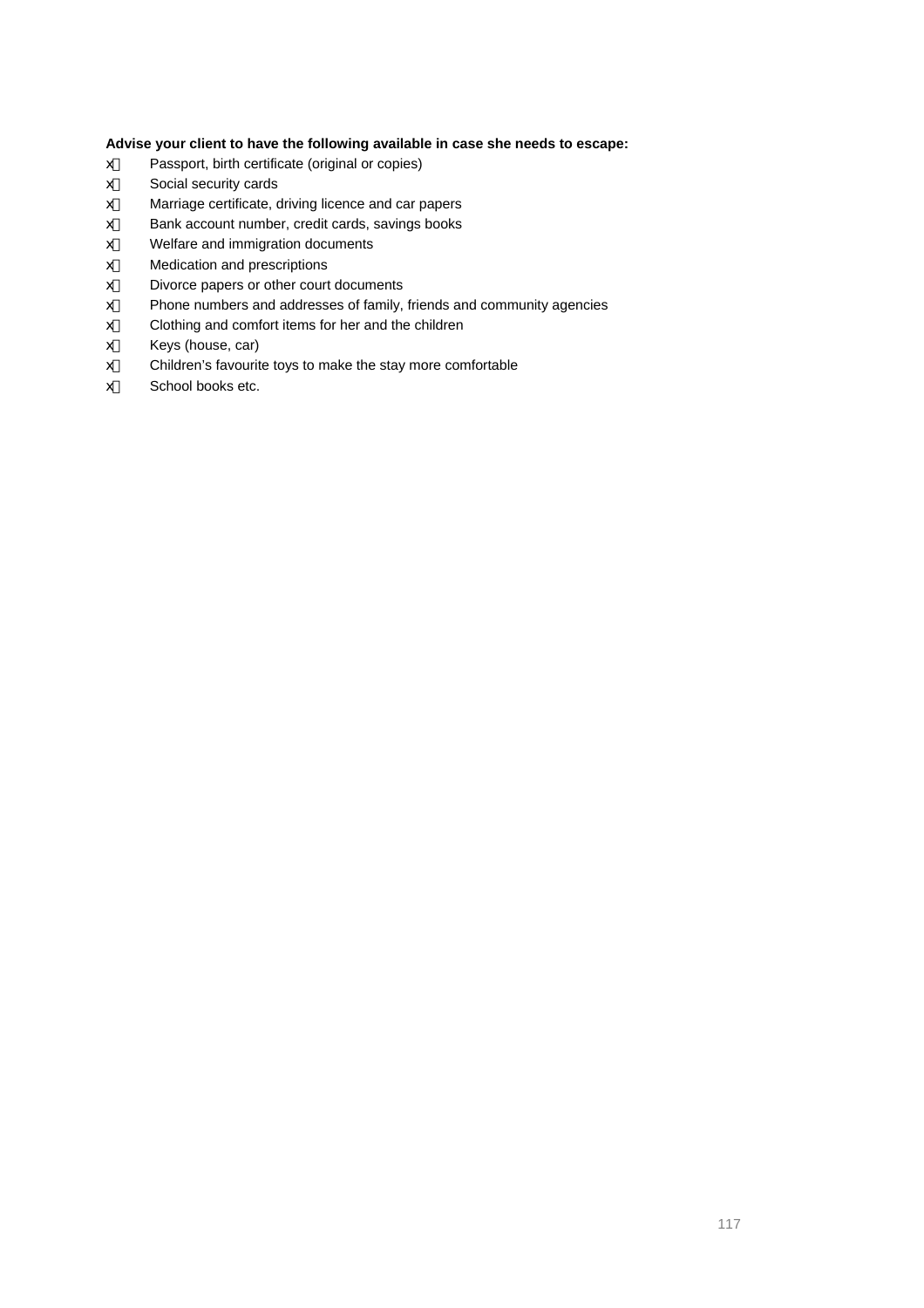**Advise your client to have the following available in case she needs to escape:**

- Passport, birth certificate (original or copies)
- Social security cards
- Marriage certificate, driving licence and car papers
- Bank account number, credit cards, savings books
- Welfare and immigration documents
- Medication and prescriptions
- Divorce papers or other court documents
- Phone numbers and addresses of family, friends and community agencies
- Clothing and comfort items for her and the children
- Keys (house, car)
- Children's favourite toys to make the stay more comfortable
- School books etc.